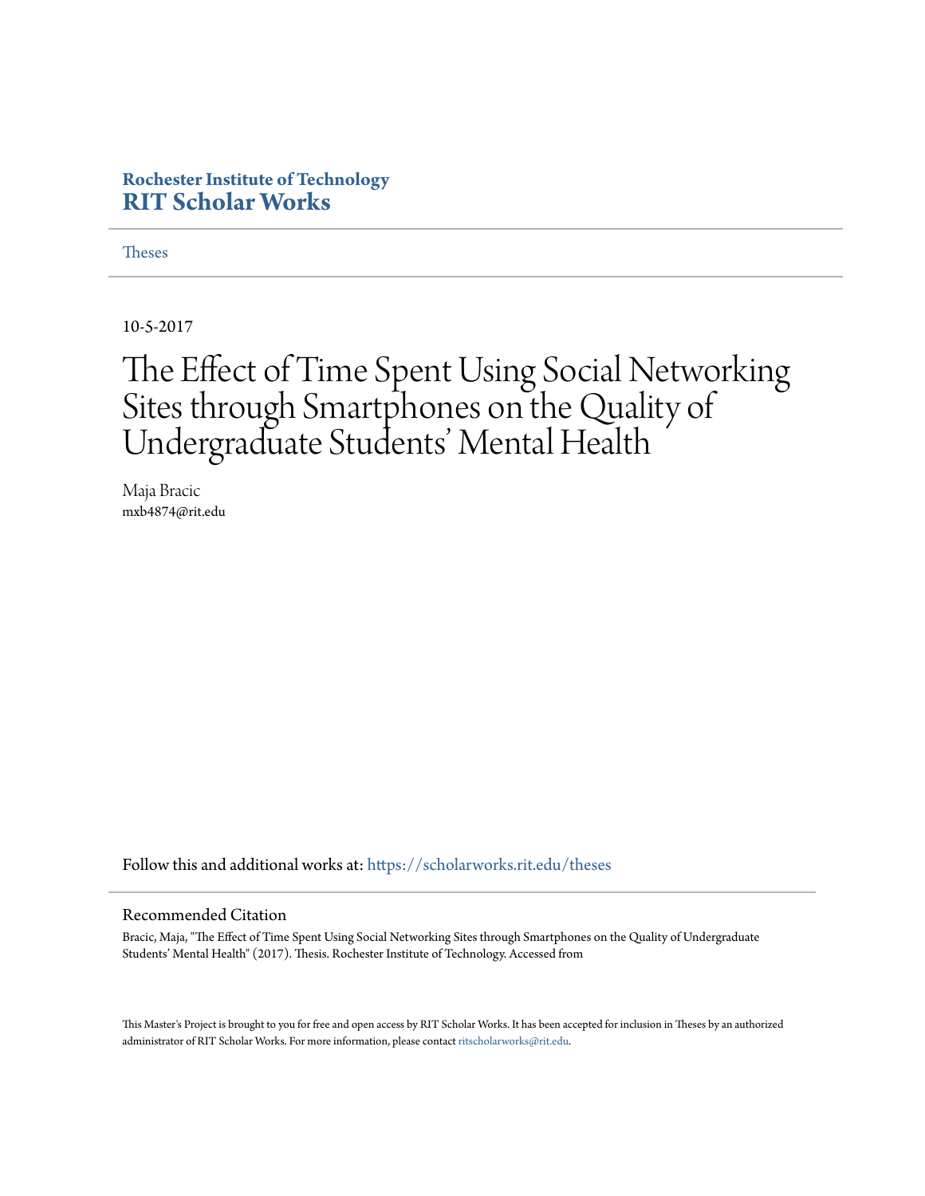**Rochester Institute of Technology**
# RIT Scholar Works

Theses

---

10-5-2017

# The Effect of Time Spent Using Social Networking Sites through Smartphones on the Quality of Undergraduate Students' Mental Health

Maja Bracic
mxb4874@rit.edu

Follow this and additional works at: https://scholarworks.rit.edu/theses

---

## Recommended Citation

Bracic, Maja, "The Effect of Time Spent Using Social Networking Sites through Smartphones on the Quality of Undergraduate Students' Mental Health" (2017). Thesis. Rochester Institute of Technology. Accessed from

This Master's Project is brought to you for free and open access by RIT Scholar Works. It has been accepted for inclusion in Theses by an authorized administrator of RIT Scholar Works. For more information, please contact ritscholarworks@rit.edu.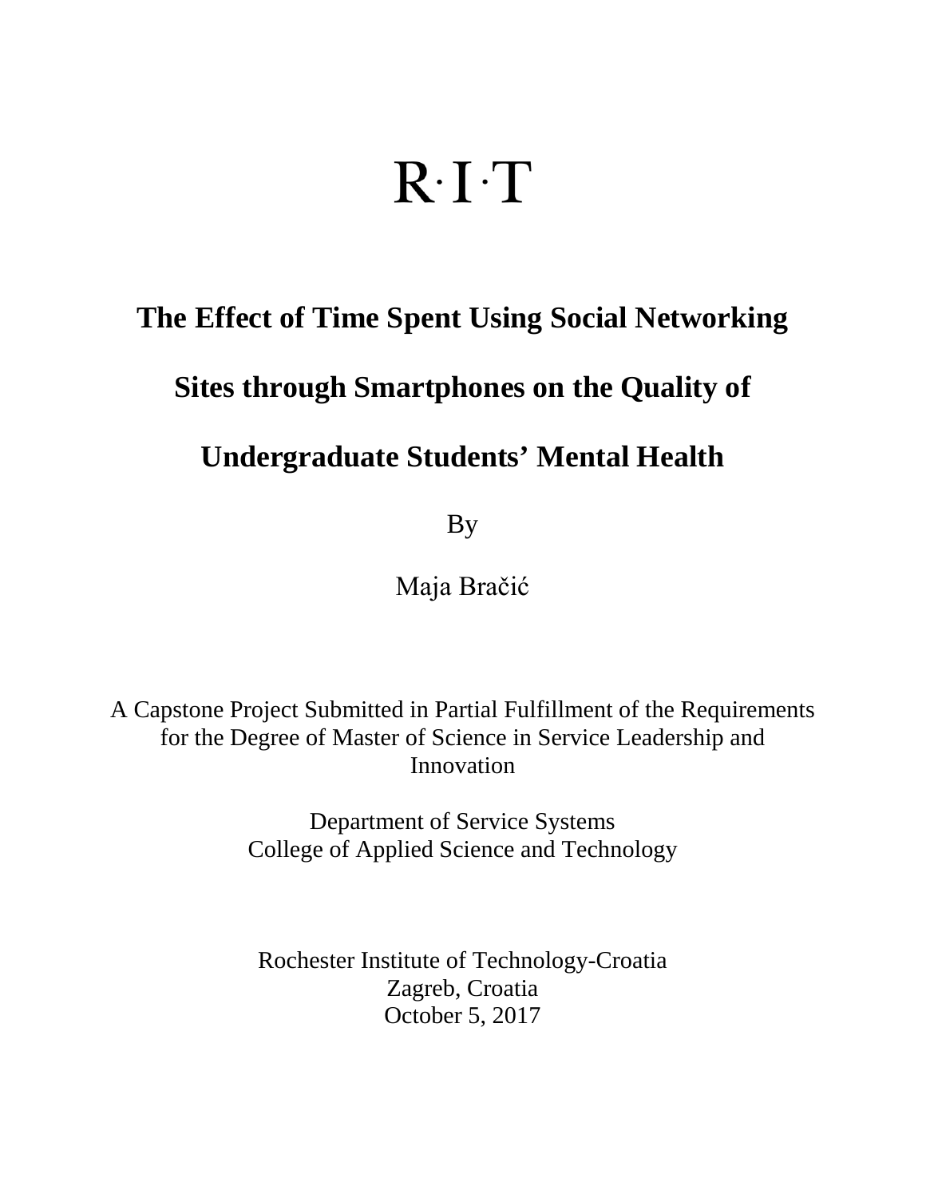R·I·T

# The Effect of Time Spent Using Social Networking Sites through Smartphones on the Quality of Undergraduate Students' Mental Health

By

Maja Bračić

A Capstone Project Submitted in Partial Fulfillment of the Requirements for the Degree of Master of Science in Service Leadership and Innovation

Department of Service Systems
College of Applied Science and Technology

Rochester Institute of Technology-Croatia
Zagreb, Croatia
October 5, 2017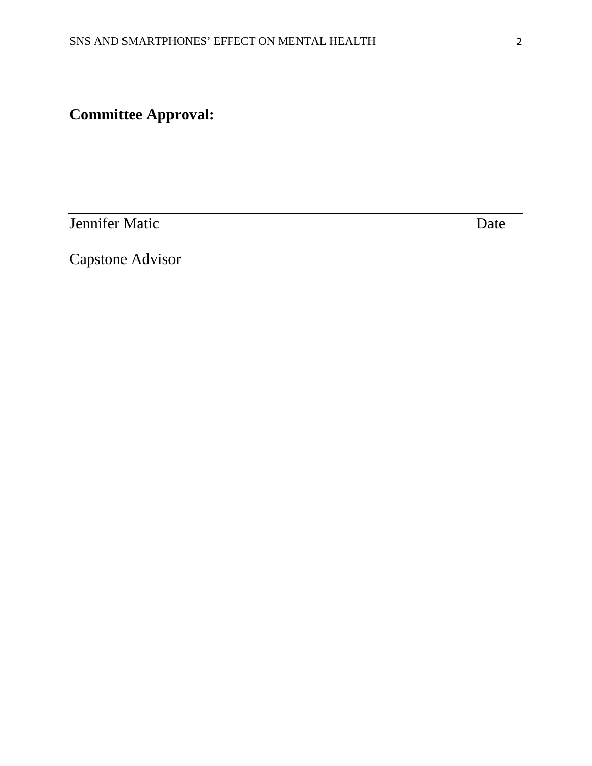**Committee Approval:**

\_\_\_\_\_\_\_\_\_\_\_\_\_\_\_\_\_\_\_\_\_\_\_\_\_\_\_\_\_\_\_\_\_\_\_\_\_\_\_\_\_\_\_\_\_\_\_\_\_\_\_\_\_\_\_\_\_\_

Jennifer Matic Date

Capstone Advisor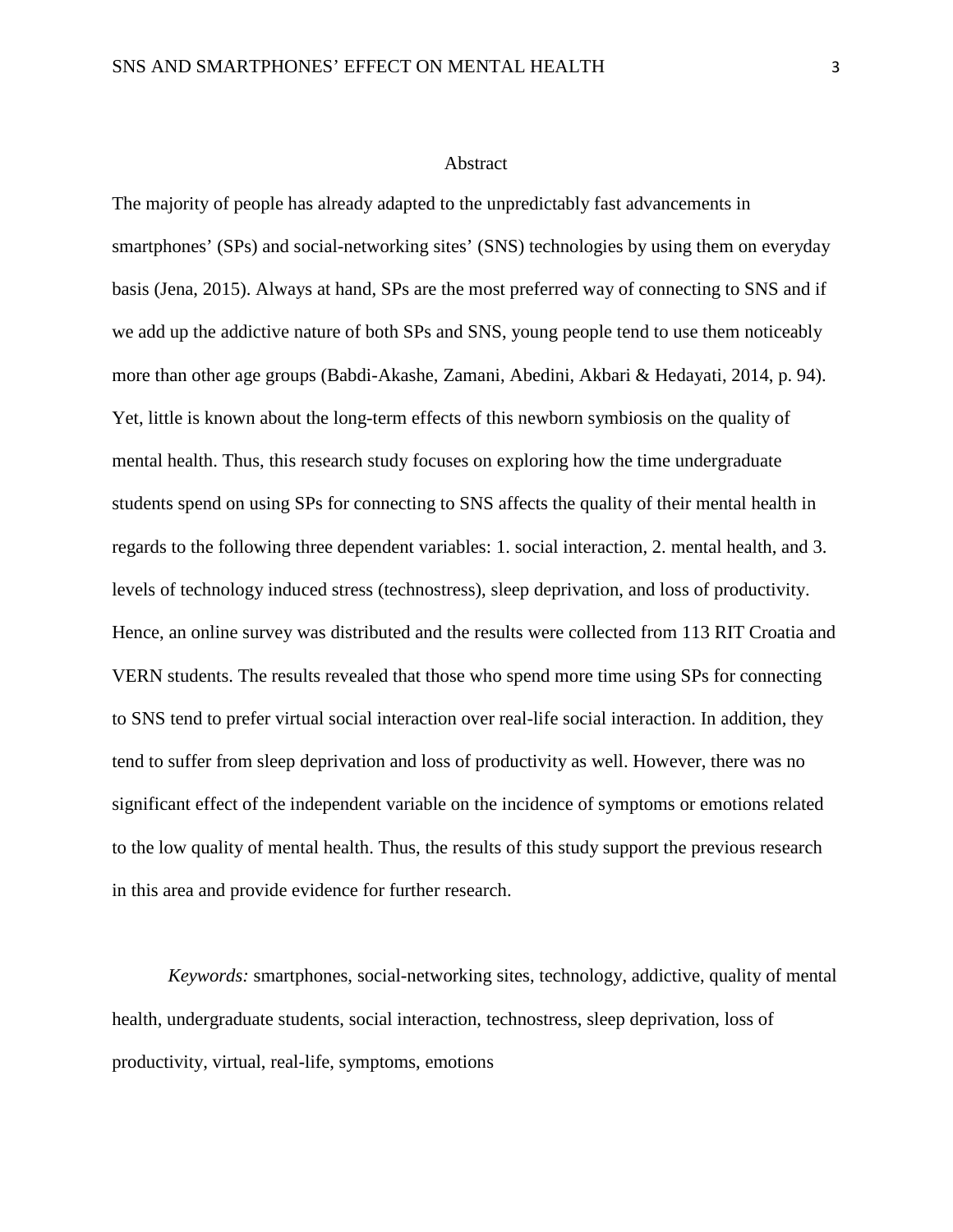# Abstract

The majority of people has already adapted to the unpredictably fast advancements in smartphones' (SPs) and social-networking sites' (SNS) technologies by using them on everyday basis (Jena, 2015). Always at hand, SPs are the most preferred way of connecting to SNS and if we add up the addictive nature of both SPs and SNS, young people tend to use them noticeably more than other age groups (Babdi-Akashe, Zamani, Abedini, Akbari & Hedayati, 2014, p. 94). Yet, little is known about the long-term effects of this newborn symbiosis on the quality of mental health. Thus, this research study focuses on exploring how the time undergraduate students spend on using SPs for connecting to SNS affects the quality of their mental health in regards to the following three dependent variables: 1. social interaction, 2. mental health, and 3. levels of technology induced stress (technostress), sleep deprivation, and loss of productivity. Hence, an online survey was distributed and the results were collected from 113 RIT Croatia and VERN students. The results revealed that those who spend more time using SPs for connecting to SNS tend to prefer virtual social interaction over real-life social interaction. In addition, they tend to suffer from sleep deprivation and loss of productivity as well. However, there was no significant effect of the independent variable on the incidence of symptoms or emotions related to the low quality of mental health. Thus, the results of this study support the previous research in this area and provide evidence for further research.

*Keywords:* smartphones, social-networking sites, technology, addictive, quality of mental health, undergraduate students, social interaction, technostress, sleep deprivation, loss of productivity, virtual, real-life, symptoms, emotions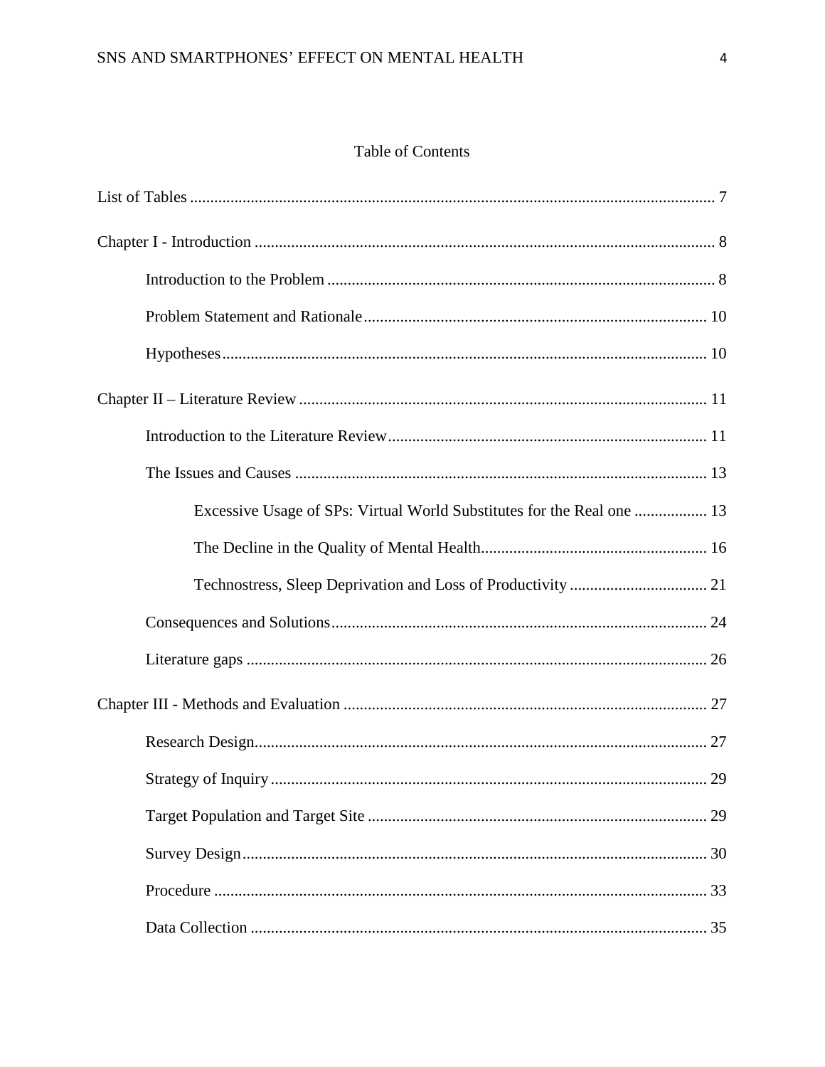# Table of Contents

List of Tables ..... 7

Chapter I - Introduction ..... 8

- Introduction to the Problem ..... 8
- Problem Statement and Rationale ..... 10
- Hypotheses ..... 10

Chapter II – Literature Review ..... 11

- Introduction to the Literature Review ..... 11
- The Issues and Causes ..... 13
  - Excessive Usage of SPs: Virtual World Substitutes for the Real one ..... 13
  - The Decline in the Quality of Mental Health ..... 16
  - Technostress, Sleep Deprivation and Loss of Productivity ..... 21
- Consequences and Solutions ..... 24
- Literature gaps ..... 26

Chapter III - Methods and Evaluation ..... 27

- Research Design ..... 27
- Strategy of Inquiry ..... 29
- Target Population and Target Site ..... 29
- Survey Design ..... 30
- Procedure ..... 33
- Data Collection ..... 35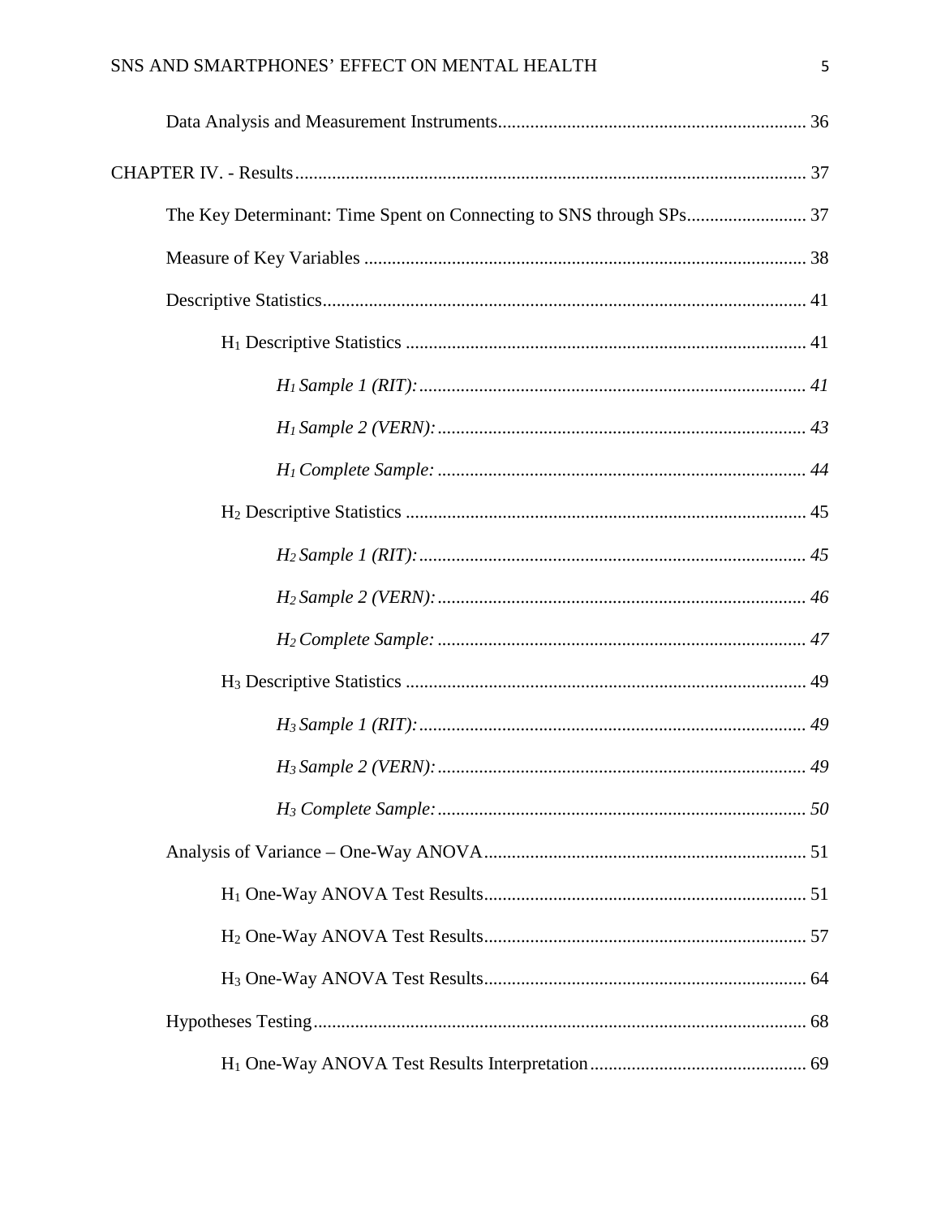Data Analysis and Measurement Instruments .................................................................. 36

CHAPTER IV. - Results ............................................................................................... 37

The Key Determinant: Time Spent on Connecting to SNS through SPs .......................... 37

Measure of Key Variables ............................................................................................ 38

Descriptive Statistics .................................................................................................... 41

$H_1$ Descriptive Statistics ........................................................................................ 41

*$H_1$ Sample 1 (RIT): ........................................................................................ 41*

*$H_1$ Sample 2 (VERN): ..................................................................................... 43*

*$H_1$ Complete Sample: ..................................................................................... 44*

$H_2$ Descriptive Statistics ........................................................................................ 45

*$H_2$ Sample 1 (RIT): ........................................................................................ 45*

*$H_2$ Sample 2 (VERN): ..................................................................................... 46*

*$H_2$ Complete Sample: ..................................................................................... 47*

$H_3$ Descriptive Statistics ........................................................................................ 49

*$H_3$ Sample 1 (RIT): ........................................................................................ 49*

*$H_3$ Sample 2 (VERN): ..................................................................................... 49*

*$H_3$ Complete Sample: ..................................................................................... 50*

Analysis of Variance – One-Way ANOVA ..................................................................... 51

$H_1$ One-Way ANOVA Test Results ......................................................................... 51

$H_2$ One-Way ANOVA Test Results ......................................................................... 57

$H_3$ One-Way ANOVA Test Results ......................................................................... 64

Hypotheses Testing ...................................................................................................... 68

$H_1$ One-Way ANOVA Test Results Interpretation ................................................... 69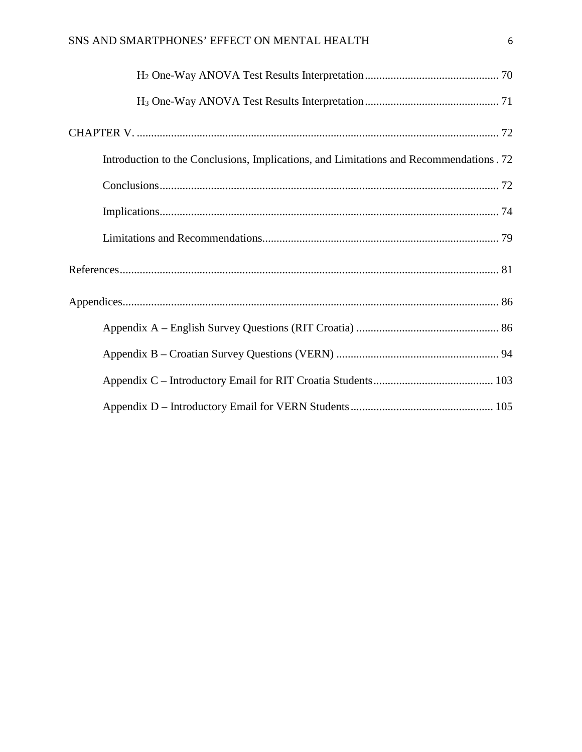$H_2$ One-Way ANOVA Test Results Interpretation ... 70

$H_3$ One-Way ANOVA Test Results Interpretation ... 71

CHAPTER V. ... 72

Introduction to the Conclusions, Implications, and Limitations and Recommendations . 72

Conclusions ... 72

Implications ... 74

Limitations and Recommendations ... 79

References ... 81

Appendices ... 86

Appendix A – English Survey Questions (RIT Croatia) ... 86

Appendix B – Croatian Survey Questions (VERN) ... 94

Appendix C – Introductory Email for RIT Croatia Students ... 103

Appendix D – Introductory Email for VERN Students ... 105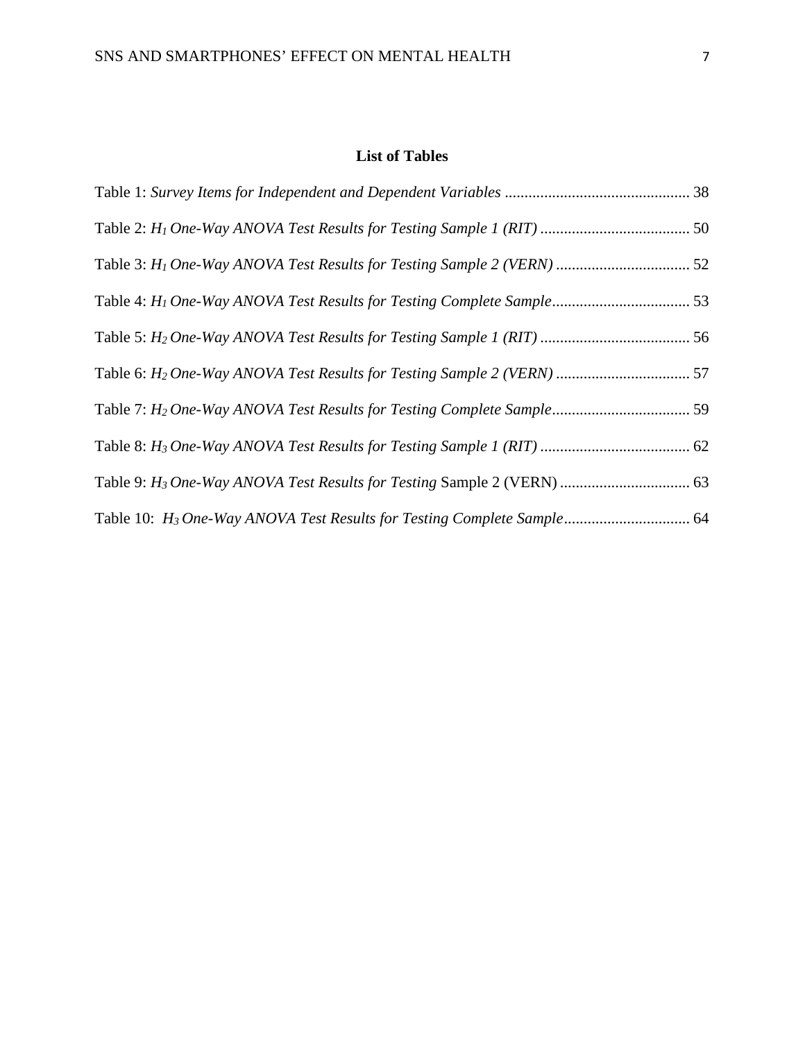## List of Tables

Table 1: *Survey Items for Independent and Dependent Variables* .............................................. 38

Table 2: *$H_1$ One-Way ANOVA Test Results for Testing Sample 1 (RIT)* ...................................... 50

Table 3: *$H_1$ One-Way ANOVA Test Results for Testing Sample 2 (VERN)* .................................. 52

Table 4: *$H_1$ One-Way ANOVA Test Results for Testing Complete Sample*................................... 53

Table 5: *$H_2$ One-Way ANOVA Test Results for Testing Sample 1 (RIT)* ...................................... 56

Table 6: *$H_2$ One-Way ANOVA Test Results for Testing Sample 2 (VERN)* .................................. 57

Table 7: *$H_2$ One-Way ANOVA Test Results for Testing Complete Sample*................................... 59

Table 8: *$H_3$ One-Way ANOVA Test Results for Testing Sample 1 (RIT)* ...................................... 62

Table 9: *$H_3$ One-Way ANOVA Test Results for Testing* Sample 2 (VERN) ................................. 63

Table 10: *$H_3$ One-Way ANOVA Test Results for Testing Complete Sample*................................ 64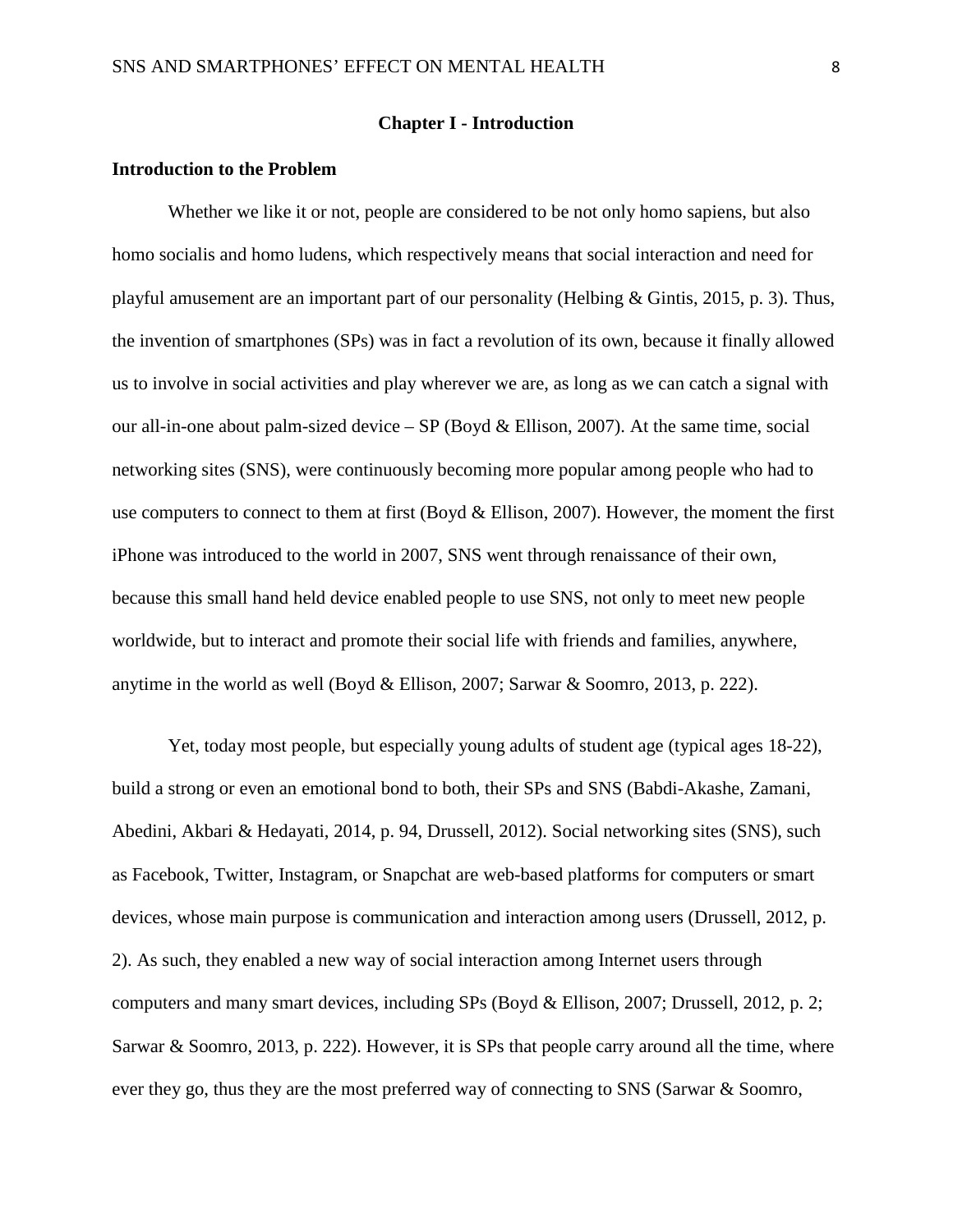# Chapter I - Introduction

## Introduction to the Problem

Whether we like it or not, people are considered to be not only homo sapiens, but also homo socialis and homo ludens, which respectively means that social interaction and need for playful amusement are an important part of our personality (Helbing & Gintis, 2015, p. 3). Thus, the invention of smartphones (SPs) was in fact a revolution of its own, because it finally allowed us to involve in social activities and play wherever we are, as long as we can catch a signal with our all-in-one about palm-sized device – SP (Boyd & Ellison, 2007). At the same time, social networking sites (SNS), were continuously becoming more popular among people who had to use computers to connect to them at first (Boyd & Ellison, 2007). However, the moment the first iPhone was introduced to the world in 2007, SNS went through renaissance of their own, because this small hand held device enabled people to use SNS, not only to meet new people worldwide, but to interact and promote their social life with friends and families, anywhere, anytime in the world as well (Boyd & Ellison, 2007; Sarwar & Soomro, 2013, p. 222).

Yet, today most people, but especially young adults of student age (typical ages 18-22), build a strong or even an emotional bond to both, their SPs and SNS (Babdi-Akashe, Zamani, Abedini, Akbari & Hedayati, 2014, p. 94, Drussell, 2012). Social networking sites (SNS), such as Facebook, Twitter, Instagram, or Snapchat are web-based platforms for computers or smart devices, whose main purpose is communication and interaction among users (Drussell, 2012, p. 2). As such, they enabled a new way of social interaction among Internet users through computers and many smart devices, including SPs (Boyd & Ellison, 2007; Drussell, 2012, p. 2; Sarwar & Soomro, 2013, p. 222). However, it is SPs that people carry around all the time, where ever they go, thus they are the most preferred way of connecting to SNS (Sarwar & Soomro,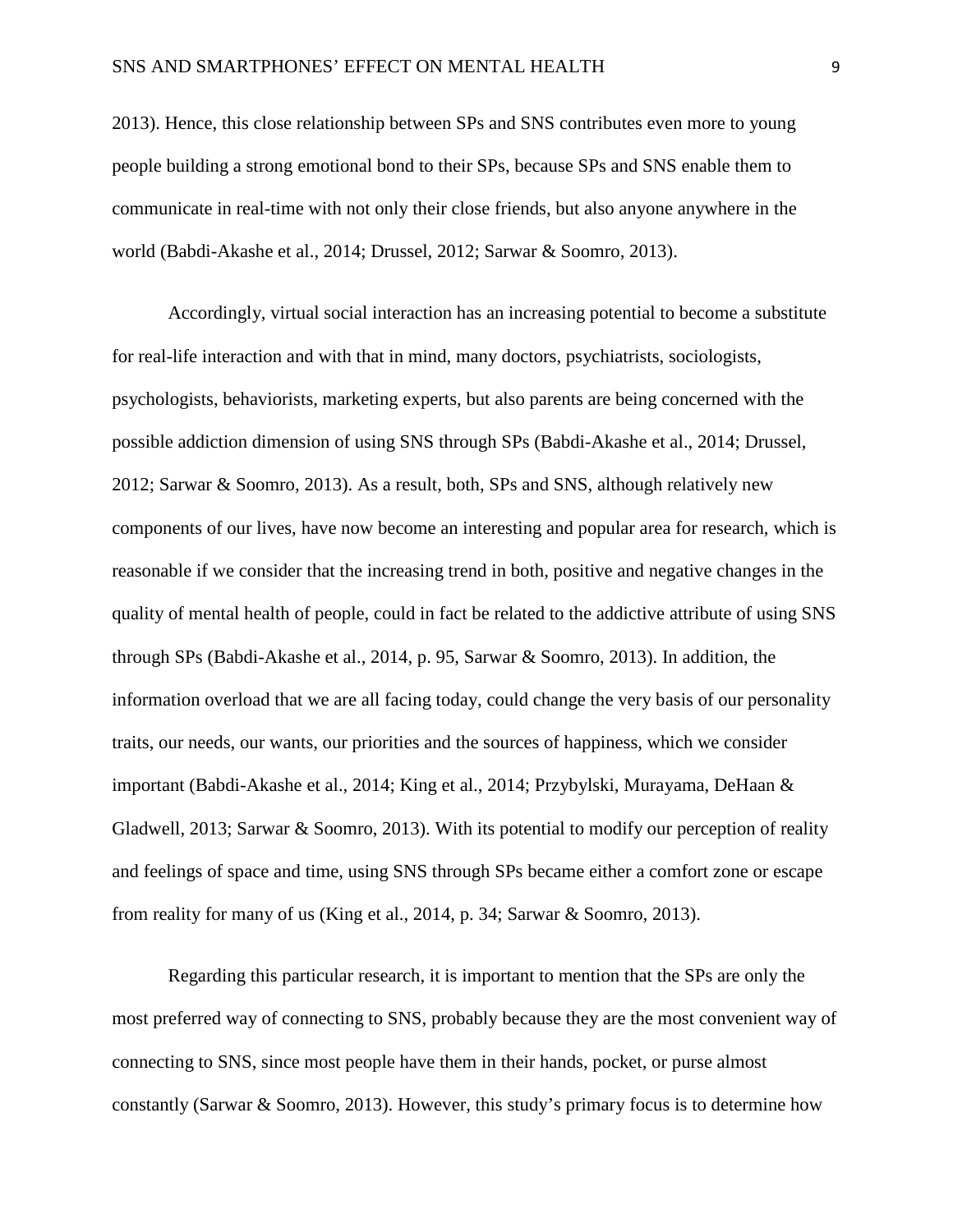2013). Hence, this close relationship between SPs and SNS contributes even more to young people building a strong emotional bond to their SPs, because SPs and SNS enable them to communicate in real-time with not only their close friends, but also anyone anywhere in the world (Babdi-Akashe et al., 2014; Drussel, 2012; Sarwar & Soomro, 2013).

Accordingly, virtual social interaction has an increasing potential to become a substitute for real-life interaction and with that in mind, many doctors, psychiatrists, sociologists, psychologists, behaviorists, marketing experts, but also parents are being concerned with the possible addiction dimension of using SNS through SPs (Babdi-Akashe et al., 2014; Drussel, 2012; Sarwar & Soomro, 2013). As a result, both, SPs and SNS, although relatively new components of our lives, have now become an interesting and popular area for research, which is reasonable if we consider that the increasing trend in both, positive and negative changes in the quality of mental health of people, could in fact be related to the addictive attribute of using SNS through SPs (Babdi-Akashe et al., 2014, p. 95, Sarwar & Soomro, 2013). In addition, the information overload that we are all facing today, could change the very basis of our personality traits, our needs, our wants, our priorities and the sources of happiness, which we consider important (Babdi-Akashe et al., 2014; King et al., 2014; Przybylski, Murayama, DeHaan & Gladwell, 2013; Sarwar & Soomro, 2013). With its potential to modify our perception of reality and feelings of space and time, using SNS through SPs became either a comfort zone or escape from reality for many of us (King et al., 2014, p. 34; Sarwar & Soomro, 2013).

Regarding this particular research, it is important to mention that the SPs are only the most preferred way of connecting to SNS, probably because they are the most convenient way of connecting to SNS, since most people have them in their hands, pocket, or purse almost constantly (Sarwar & Soomro, 2013). However, this study's primary focus is to determine how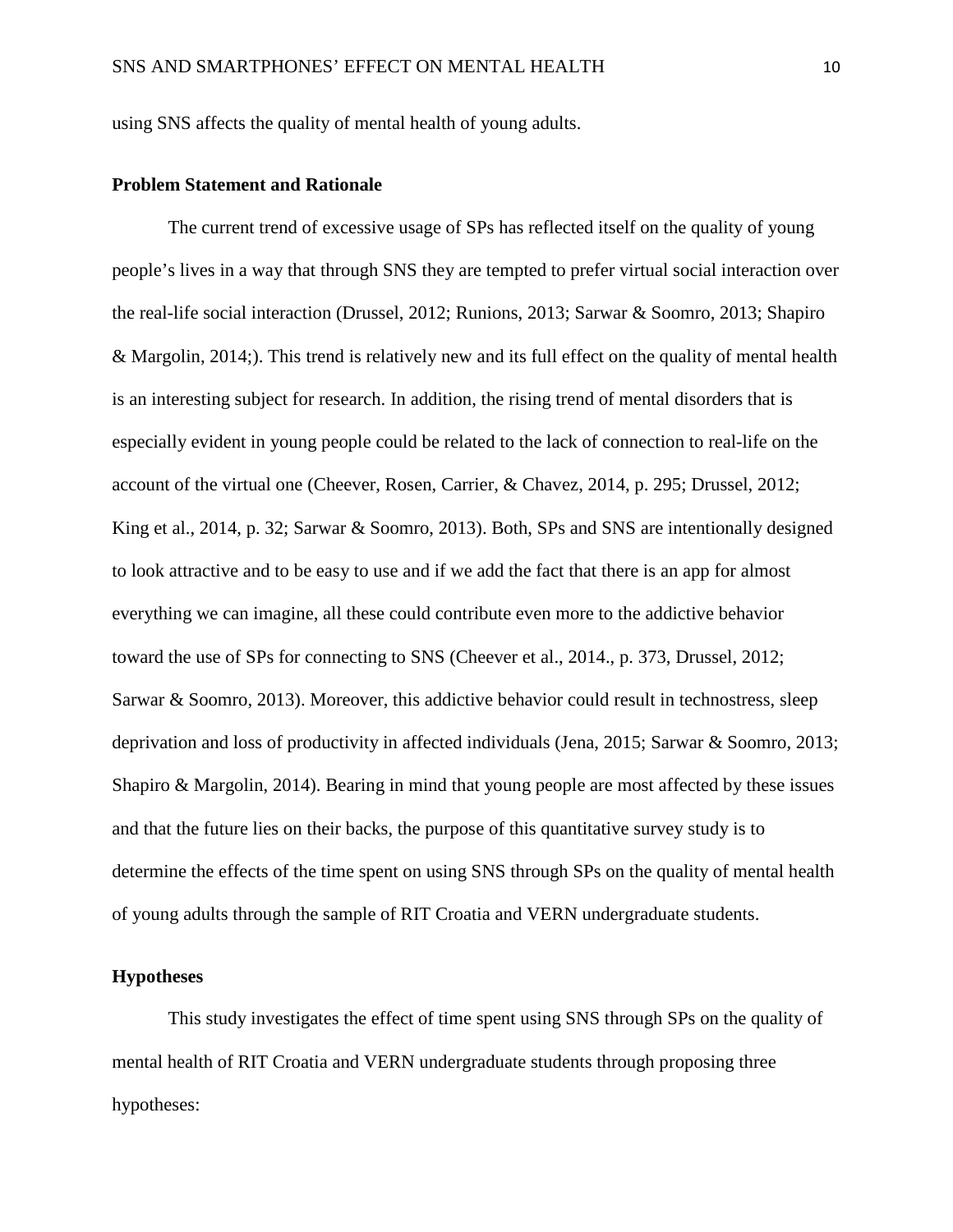using SNS affects the quality of mental health of young adults.

**Problem Statement and Rationale**

The current trend of excessive usage of SPs has reflected itself on the quality of young people's lives in a way that through SNS they are tempted to prefer virtual social interaction over the real-life social interaction (Drussel, 2012; Runions, 2013; Sarwar & Soomro, 2013; Shapiro & Margolin, 2014;). This trend is relatively new and its full effect on the quality of mental health is an interesting subject for research. In addition, the rising trend of mental disorders that is especially evident in young people could be related to the lack of connection to real-life on the account of the virtual one (Cheever, Rosen, Carrier, & Chavez, 2014, p. 295; Drussel, 2012; King et al., 2014, p. 32; Sarwar & Soomro, 2013). Both, SPs and SNS are intentionally designed to look attractive and to be easy to use and if we add the fact that there is an app for almost everything we can imagine, all these could contribute even more to the addictive behavior toward the use of SPs for connecting to SNS (Cheever et al., 2014., p. 373, Drussel, 2012; Sarwar & Soomro, 2013). Moreover, this addictive behavior could result in technostress, sleep deprivation and loss of productivity in affected individuals (Jena, 2015; Sarwar & Soomro, 2013; Shapiro & Margolin, 2014). Bearing in mind that young people are most affected by these issues and that the future lies on their backs, the purpose of this quantitative survey study is to determine the effects of the time spent on using SNS through SPs on the quality of mental health of young adults through the sample of RIT Croatia and VERN undergraduate students.

**Hypotheses**

This study investigates the effect of time spent using SNS through SPs on the quality of mental health of RIT Croatia and VERN undergraduate students through proposing three hypotheses: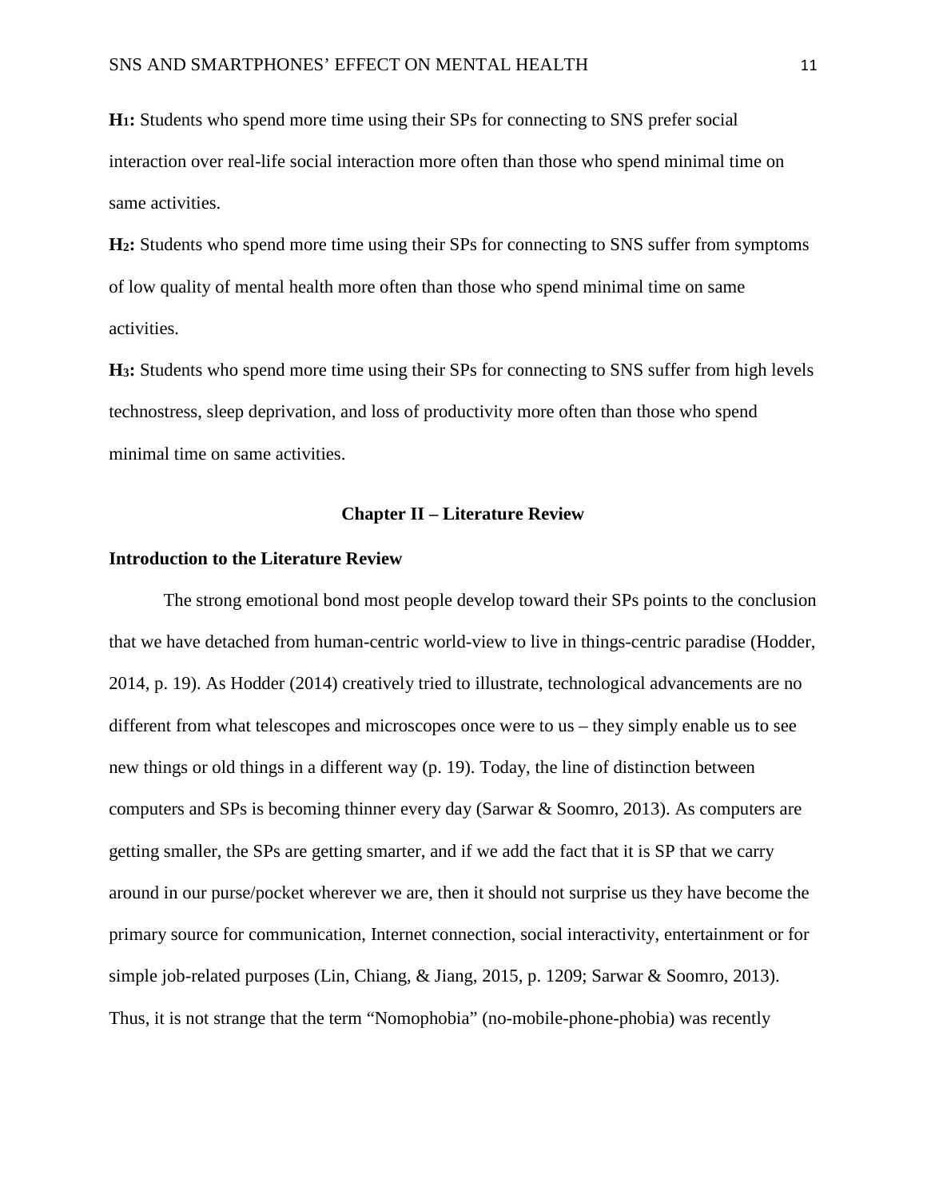**H$_1$:** Students who spend more time using their SPs for connecting to SNS prefer social interaction over real-life social interaction more often than those who spend minimal time on same activities.

**H$_2$:** Students who spend more time using their SPs for connecting to SNS suffer from symptoms of low quality of mental health more often than those who spend minimal time on same activities.

**H$_3$:** Students who spend more time using their SPs for connecting to SNS suffer from high levels technostress, sleep deprivation, and loss of productivity more often than those who spend minimal time on same activities.

## Chapter II – Literature Review

### Introduction to the Literature Review

The strong emotional bond most people develop toward their SPs points to the conclusion that we have detached from human-centric world-view to live in things-centric paradise (Hodder, 2014, p. 19). As Hodder (2014) creatively tried to illustrate, technological advancements are no different from what telescopes and microscopes once were to us – they simply enable us to see new things or old things in a different way (p. 19). Today, the line of distinction between computers and SPs is becoming thinner every day (Sarwar & Soomro, 2013). As computers are getting smaller, the SPs are getting smarter, and if we add the fact that it is SP that we carry around in our purse/pocket wherever we are, then it should not surprise us they have become the primary source for communication, Internet connection, social interactivity, entertainment or for simple job-related purposes (Lin, Chiang, & Jiang, 2015, p. 1209; Sarwar & Soomro, 2013). Thus, it is not strange that the term "Nomophobia" (no-mobile-phone-phobia) was recently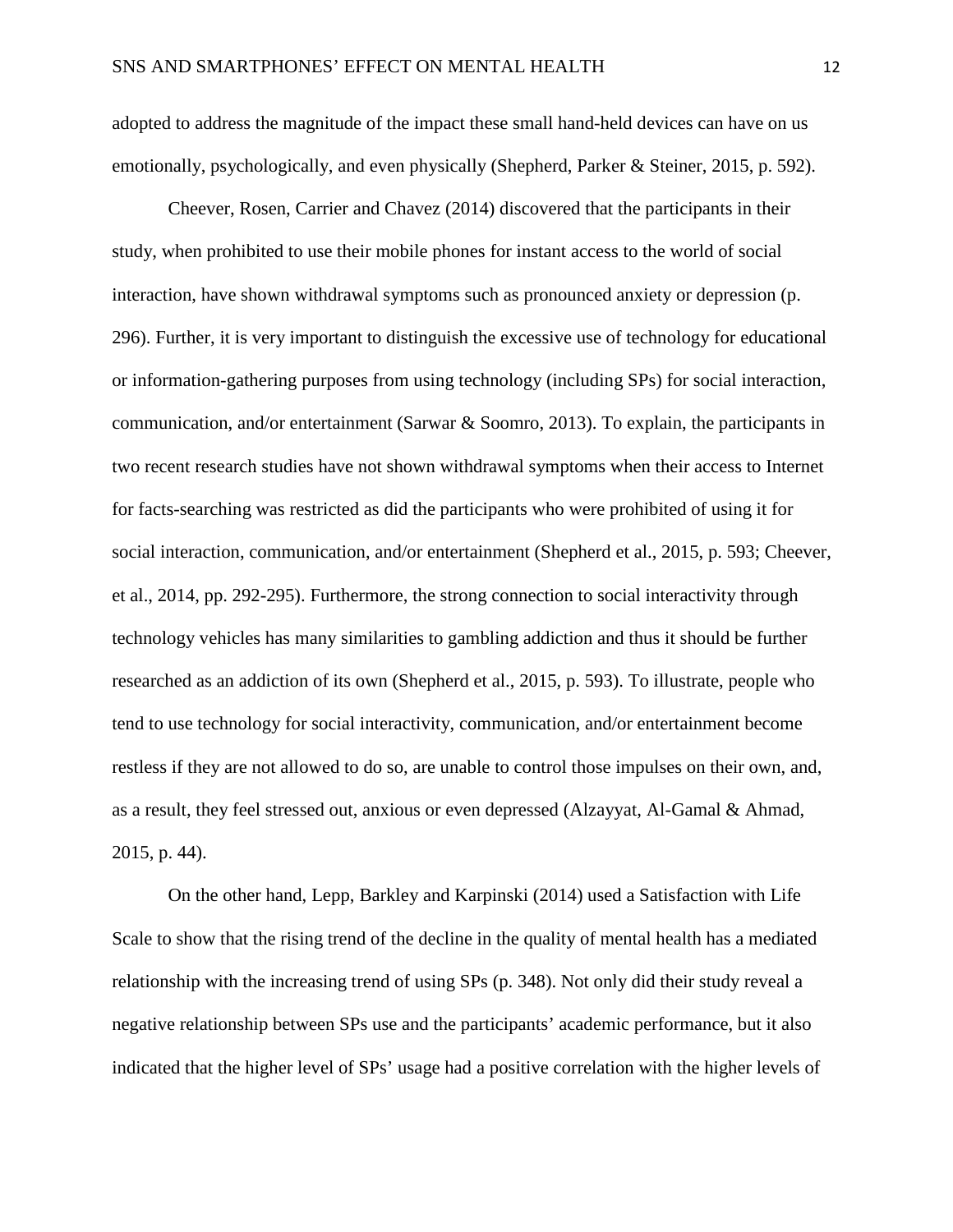adopted to address the magnitude of the impact these small hand-held devices can have on us emotionally, psychologically, and even physically (Shepherd, Parker & Steiner, 2015, p. 592).

Cheever, Rosen, Carrier and Chavez (2014) discovered that the participants in their study, when prohibited to use their mobile phones for instant access to the world of social interaction, have shown withdrawal symptoms such as pronounced anxiety or depression (p. 296). Further, it is very important to distinguish the excessive use of technology for educational or information-gathering purposes from using technology (including SPs) for social interaction, communication, and/or entertainment (Sarwar & Soomro, 2013). To explain, the participants in two recent research studies have not shown withdrawal symptoms when their access to Internet for facts-searching was restricted as did the participants who were prohibited of using it for social interaction, communication, and/or entertainment (Shepherd et al., 2015, p. 593; Cheever, et al., 2014, pp. 292-295). Furthermore, the strong connection to social interactivity through technology vehicles has many similarities to gambling addiction and thus it should be further researched as an addiction of its own (Shepherd et al., 2015, p. 593). To illustrate, people who tend to use technology for social interactivity, communication, and/or entertainment become restless if they are not allowed to do so, are unable to control those impulses on their own, and, as a result, they feel stressed out, anxious or even depressed (Alzayyat, Al-Gamal & Ahmad, 2015, p. 44).

On the other hand, Lepp, Barkley and Karpinski (2014) used a Satisfaction with Life Scale to show that the rising trend of the decline in the quality of mental health has a mediated relationship with the increasing trend of using SPs (p. 348). Not only did their study reveal a negative relationship between SPs use and the participants' academic performance, but it also indicated that the higher level of SPs' usage had a positive correlation with the higher levels of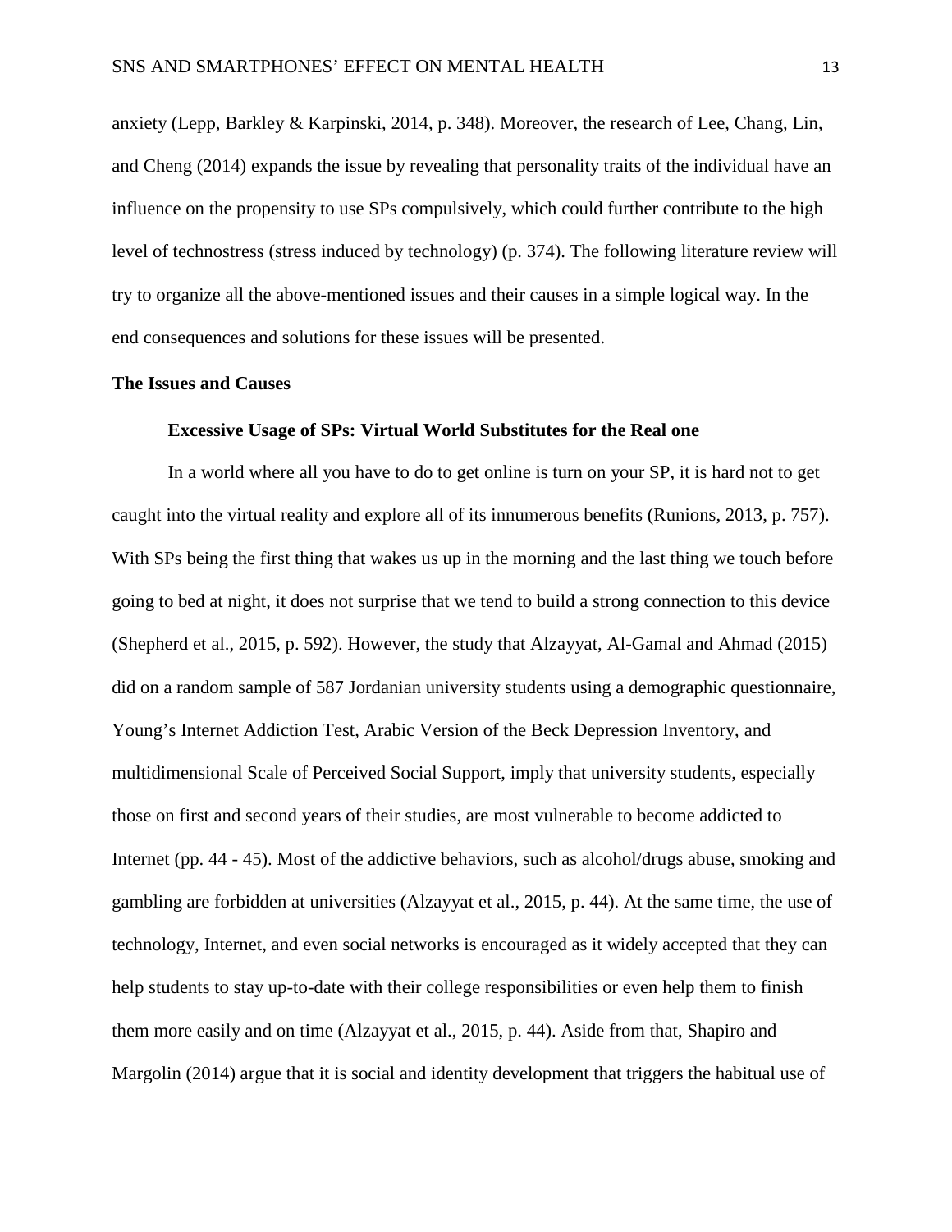anxiety (Lepp, Barkley & Karpinski, 2014, p. 348). Moreover, the research of Lee, Chang, Lin, and Cheng (2014) expands the issue by revealing that personality traits of the individual have an influence on the propensity to use SPs compulsively, which could further contribute to the high level of technostress (stress induced by technology) (p. 374). The following literature review will try to organize all the above-mentioned issues and their causes in a simple logical way. In the end consequences and solutions for these issues will be presented.

## The Issues and Causes

### Excessive Usage of SPs: Virtual World Substitutes for the Real one

In a world where all you have to do to get online is turn on your SP, it is hard not to get caught into the virtual reality and explore all of its innumerous benefits (Runions, 2013, p. 757). With SPs being the first thing that wakes us up in the morning and the last thing we touch before going to bed at night, it does not surprise that we tend to build a strong connection to this device (Shepherd et al., 2015, p. 592). However, the study that Alzayyat, Al-Gamal and Ahmad (2015) did on a random sample of 587 Jordanian university students using a demographic questionnaire, Young's Internet Addiction Test, Arabic Version of the Beck Depression Inventory, and multidimensional Scale of Perceived Social Support, imply that university students, especially those on first and second years of their studies, are most vulnerable to become addicted to Internet (pp. 44 - 45). Most of the addictive behaviors, such as alcohol/drugs abuse, smoking and gambling are forbidden at universities (Alzayyat et al., 2015, p. 44). At the same time, the use of technology, Internet, and even social networks is encouraged as it widely accepted that they can help students to stay up-to-date with their college responsibilities or even help them to finish them more easily and on time (Alzayyat et al., 2015, p. 44). Aside from that, Shapiro and Margolin (2014) argue that it is social and identity development that triggers the habitual use of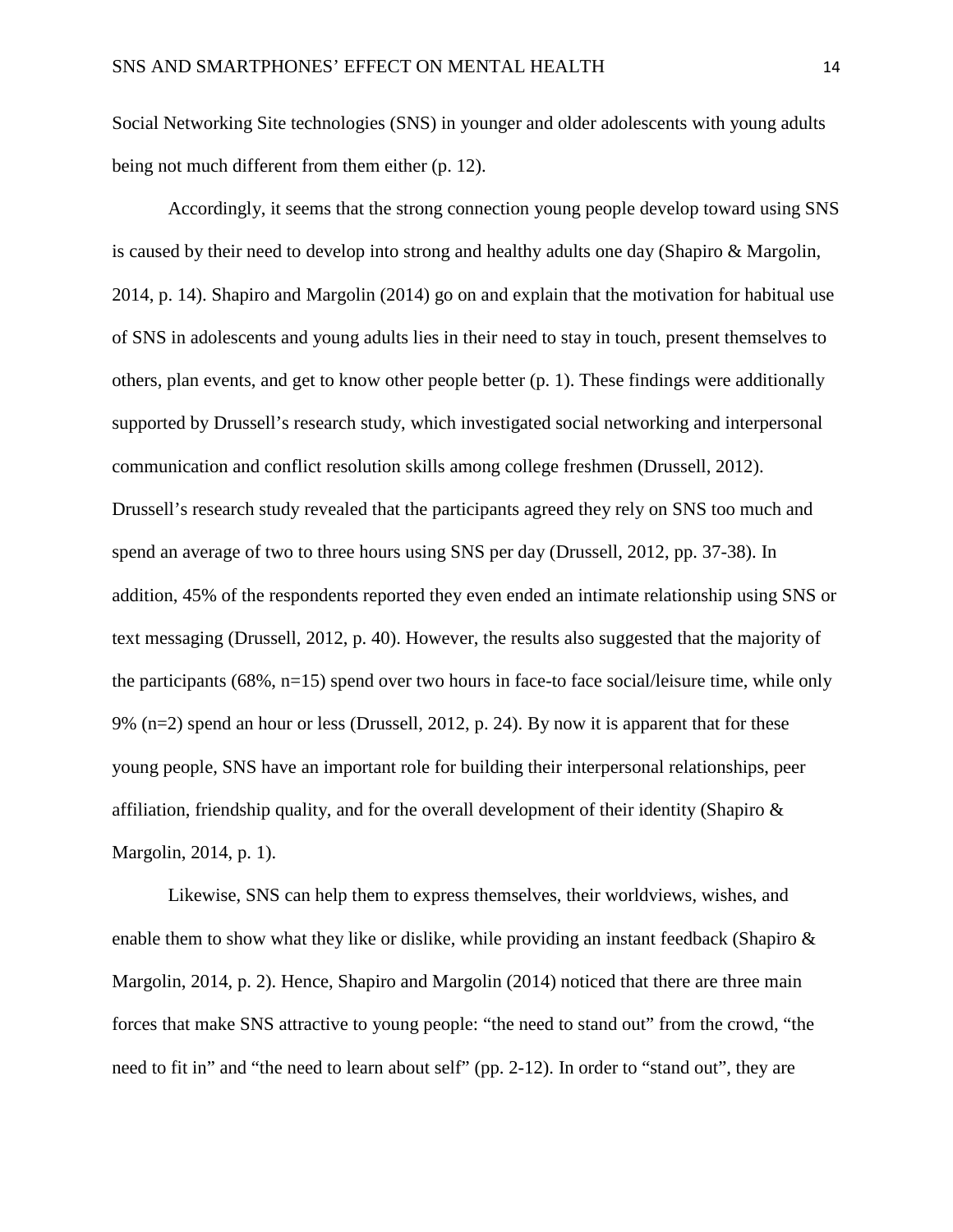Social Networking Site technologies (SNS) in younger and older adolescents with young adults being not much different from them either (p. 12).

Accordingly, it seems that the strong connection young people develop toward using SNS is caused by their need to develop into strong and healthy adults one day (Shapiro & Margolin, 2014, p. 14). Shapiro and Margolin (2014) go on and explain that the motivation for habitual use of SNS in adolescents and young adults lies in their need to stay in touch, present themselves to others, plan events, and get to know other people better (p. 1). These findings were additionally supported by Drussell's research study, which investigated social networking and interpersonal communication and conflict resolution skills among college freshmen (Drussell, 2012). Drussell's research study revealed that the participants agreed they rely on SNS too much and spend an average of two to three hours using SNS per day (Drussell, 2012, pp. 37-38). In addition, 45% of the respondents reported they even ended an intimate relationship using SNS or text messaging (Drussell, 2012, p. 40). However, the results also suggested that the majority of the participants (68%, n=15) spend over two hours in face-to face social/leisure time, while only 9% (n=2) spend an hour or less (Drussell, 2012, p. 24). By now it is apparent that for these young people, SNS have an important role for building their interpersonal relationships, peer affiliation, friendship quality, and for the overall development of their identity (Shapiro & Margolin, 2014, p. 1).

Likewise, SNS can help them to express themselves, their worldviews, wishes, and enable them to show what they like or dislike, while providing an instant feedback (Shapiro & Margolin, 2014, p. 2). Hence, Shapiro and Margolin (2014) noticed that there are three main forces that make SNS attractive to young people: "the need to stand out" from the crowd, "the need to fit in" and "the need to learn about self" (pp. 2-12). In order to "stand out", they are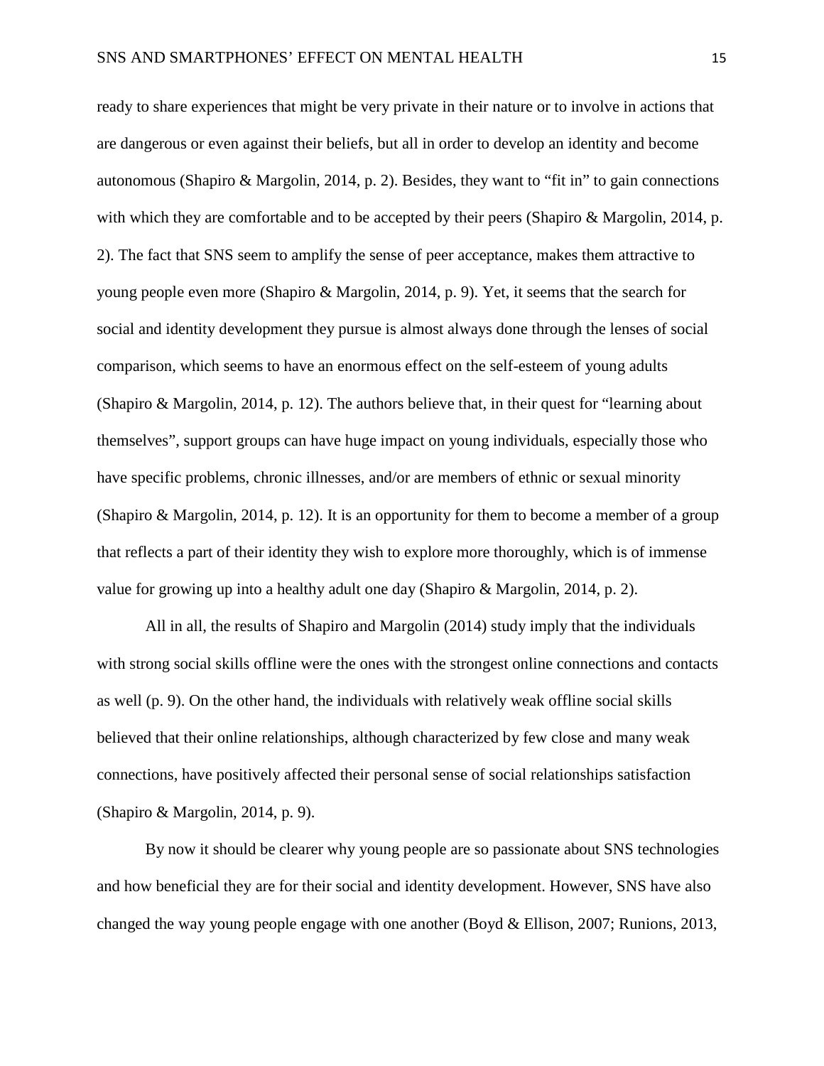ready to share experiences that might be very private in their nature or to involve in actions that are dangerous or even against their beliefs, but all in order to develop an identity and become autonomous (Shapiro & Margolin, 2014, p. 2). Besides, they want to "fit in" to gain connections with which they are comfortable and to be accepted by their peers (Shapiro & Margolin, 2014, p. 2). The fact that SNS seem to amplify the sense of peer acceptance, makes them attractive to young people even more (Shapiro & Margolin, 2014, p. 9). Yet, it seems that the search for social and identity development they pursue is almost always done through the lenses of social comparison, which seems to have an enormous effect on the self-esteem of young adults (Shapiro & Margolin, 2014, p. 12). The authors believe that, in their quest for "learning about themselves", support groups can have huge impact on young individuals, especially those who have specific problems, chronic illnesses, and/or are members of ethnic or sexual minority (Shapiro & Margolin, 2014, p. 12). It is an opportunity for them to become a member of a group that reflects a part of their identity they wish to explore more thoroughly, which is of immense value for growing up into a healthy adult one day (Shapiro & Margolin, 2014, p. 2).

All in all, the results of Shapiro and Margolin (2014) study imply that the individuals with strong social skills offline were the ones with the strongest online connections and contacts as well (p. 9). On the other hand, the individuals with relatively weak offline social skills believed that their online relationships, although characterized by few close and many weak connections, have positively affected their personal sense of social relationships satisfaction (Shapiro & Margolin, 2014, p. 9).

By now it should be clearer why young people are so passionate about SNS technologies and how beneficial they are for their social and identity development. However, SNS have also changed the way young people engage with one another (Boyd & Ellison, 2007; Runions, 2013,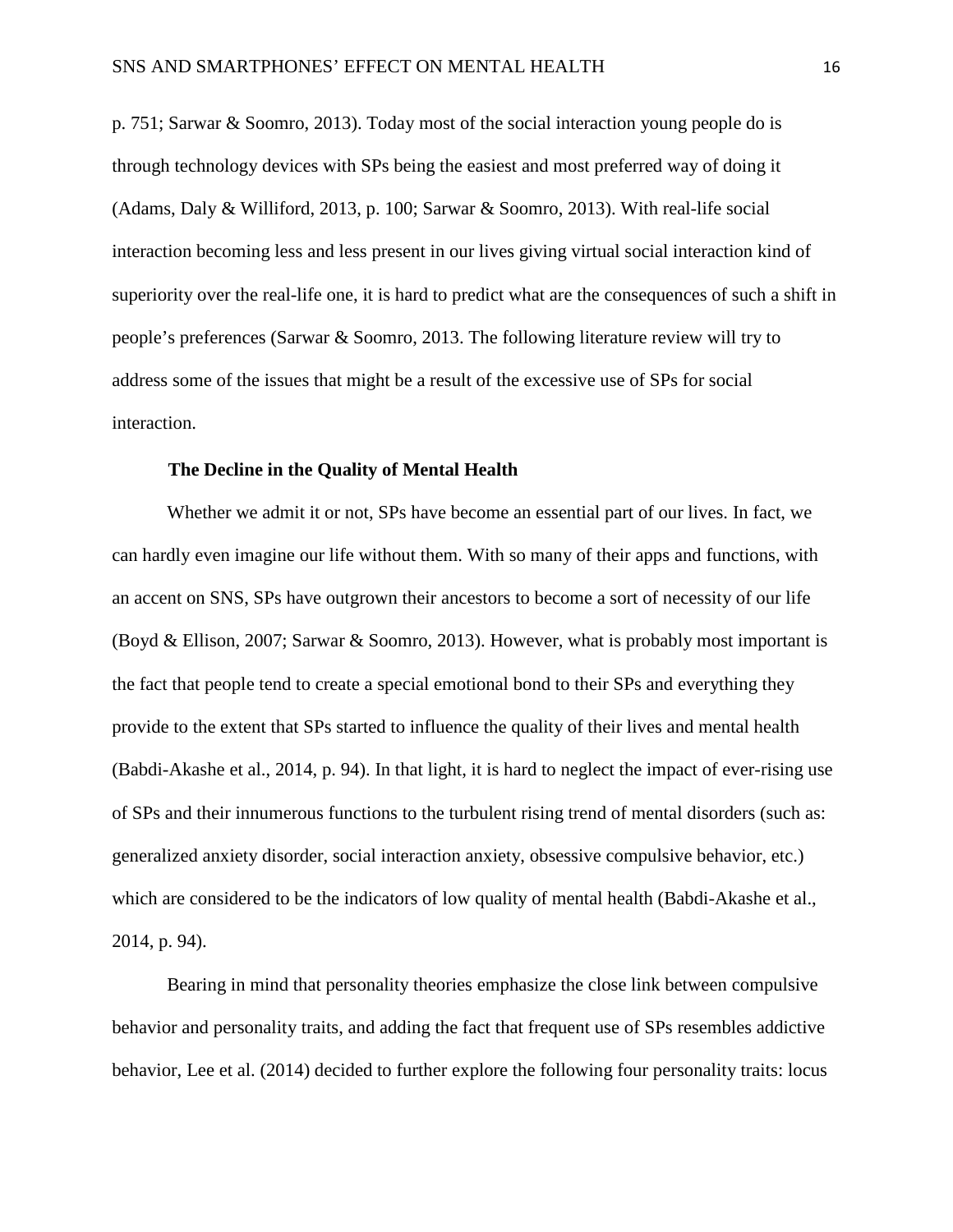p. 751; Sarwar & Soomro, 2013). Today most of the social interaction young people do is through technology devices with SPs being the easiest and most preferred way of doing it (Adams, Daly & Williford, 2013, p. 100; Sarwar & Soomro, 2013). With real-life social interaction becoming less and less present in our lives giving virtual social interaction kind of superiority over the real-life one, it is hard to predict what are the consequences of such a shift in people's preferences (Sarwar & Soomro, 2013. The following literature review will try to address some of the issues that might be a result of the excessive use of SPs for social interaction.

**The Decline in the Quality of Mental Health**

Whether we admit it or not, SPs have become an essential part of our lives. In fact, we can hardly even imagine our life without them. With so many of their apps and functions, with an accent on SNS, SPs have outgrown their ancestors to become a sort of necessity of our life (Boyd & Ellison, 2007; Sarwar & Soomro, 2013). However, what is probably most important is the fact that people tend to create a special emotional bond to their SPs and everything they provide to the extent that SPs started to influence the quality of their lives and mental health (Babdi-Akashe et al., 2014, p. 94). In that light, it is hard to neglect the impact of ever-rising use of SPs and their innumerous functions to the turbulent rising trend of mental disorders (such as: generalized anxiety disorder, social interaction anxiety, obsessive compulsive behavior, etc.) which are considered to be the indicators of low quality of mental health (Babdi-Akashe et al., 2014, p. 94).

Bearing in mind that personality theories emphasize the close link between compulsive behavior and personality traits, and adding the fact that frequent use of SPs resembles addictive behavior, Lee et al. (2014) decided to further explore the following four personality traits: locus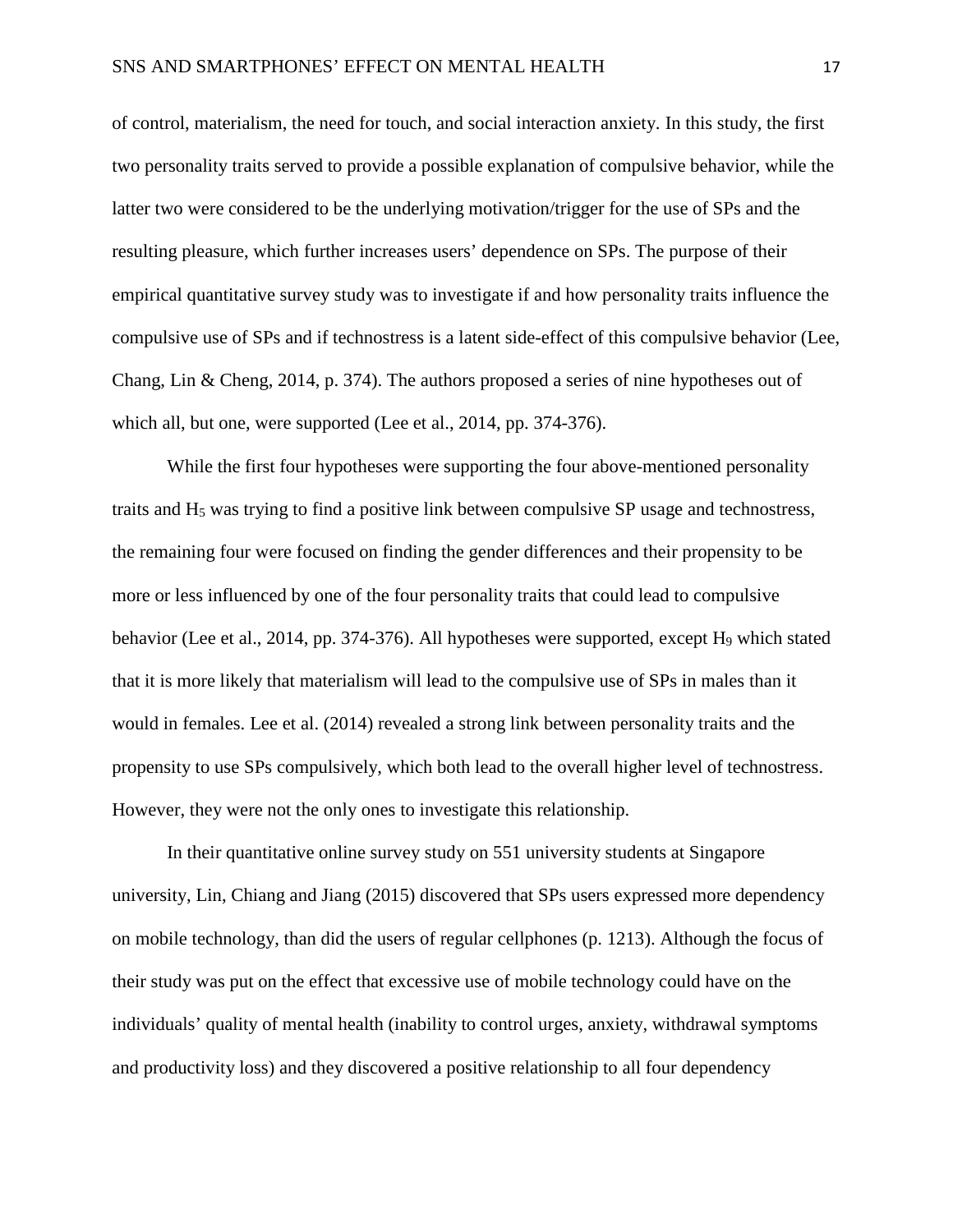of control, materialism, the need for touch, and social interaction anxiety. In this study, the first two personality traits served to provide a possible explanation of compulsive behavior, while the latter two were considered to be the underlying motivation/trigger for the use of SPs and the resulting pleasure, which further increases users' dependence on SPs. The purpose of their empirical quantitative survey study was to investigate if and how personality traits influence the compulsive use of SPs and if technostress is a latent side-effect of this compulsive behavior (Lee, Chang, Lin & Cheng, 2014, p. 374). The authors proposed a series of nine hypotheses out of which all, but one, were supported (Lee et al., 2014, pp. 374-376).

While the first four hypotheses were supporting the four above-mentioned personality traits and $H_5$ was trying to find a positive link between compulsive SP usage and technostress, the remaining four were focused on finding the gender differences and their propensity to be more or less influenced by one of the four personality traits that could lead to compulsive behavior (Lee et al., 2014, pp. 374-376). All hypotheses were supported, except $H_9$ which stated that it is more likely that materialism will lead to the compulsive use of SPs in males than it would in females. Lee et al. (2014) revealed a strong link between personality traits and the propensity to use SPs compulsively, which both lead to the overall higher level of technostress. However, they were not the only ones to investigate this relationship.

In their quantitative online survey study on 551 university students at Singapore university, Lin, Chiang and Jiang (2015) discovered that SPs users expressed more dependency on mobile technology, than did the users of regular cellphones (p. 1213). Although the focus of their study was put on the effect that excessive use of mobile technology could have on the individuals' quality of mental health (inability to control urges, anxiety, withdrawal symptoms and productivity loss) and they discovered a positive relationship to all four dependency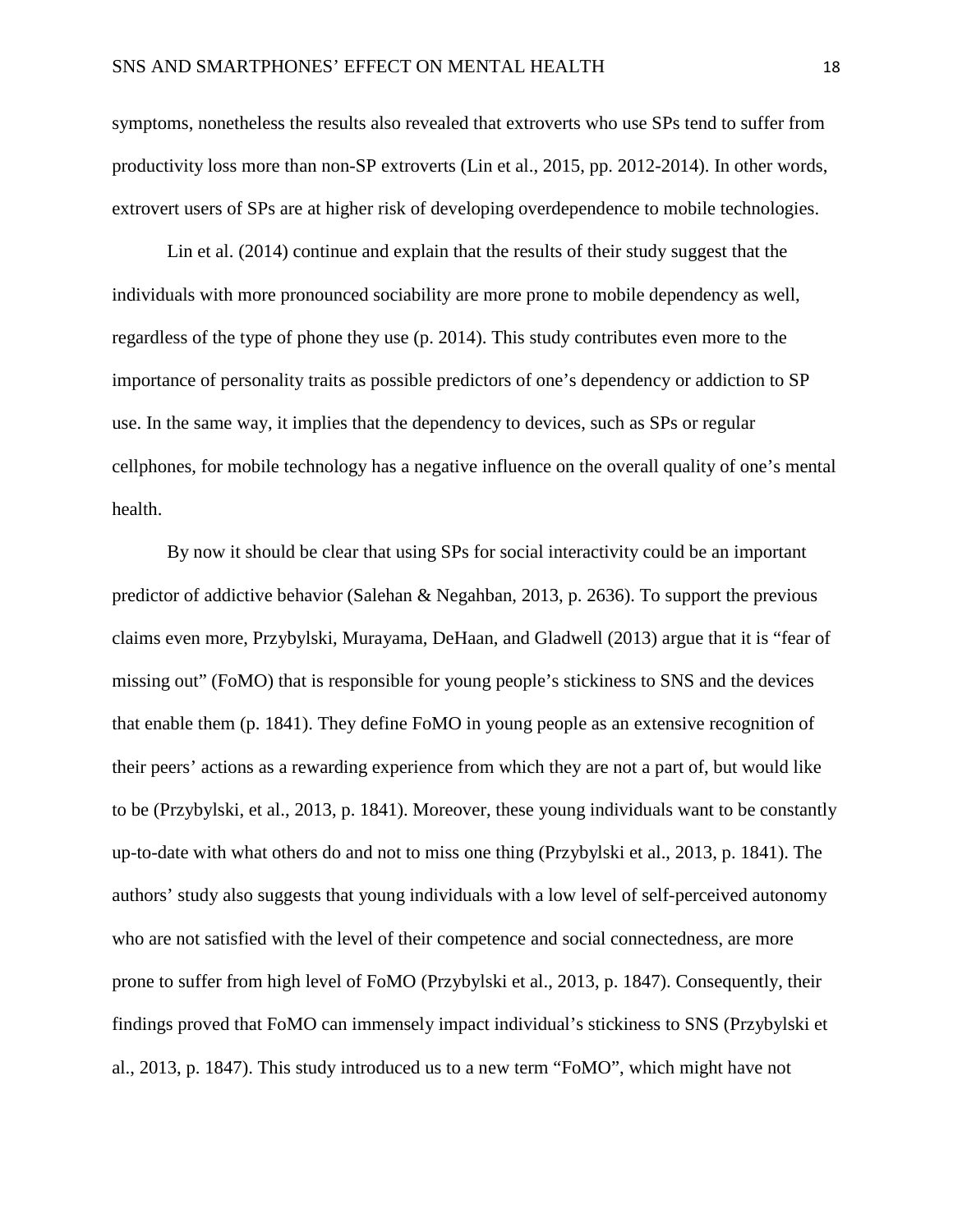symptoms, nonetheless the results also revealed that extroverts who use SPs tend to suffer from productivity loss more than non-SP extroverts (Lin et al., 2015, pp. 2012-2014). In other words, extrovert users of SPs are at higher risk of developing overdependence to mobile technologies.

Lin et al. (2014) continue and explain that the results of their study suggest that the individuals with more pronounced sociability are more prone to mobile dependency as well, regardless of the type of phone they use (p. 2014). This study contributes even more to the importance of personality traits as possible predictors of one's dependency or addiction to SP use. In the same way, it implies that the dependency to devices, such as SPs or regular cellphones, for mobile technology has a negative influence on the overall quality of one's mental health.

By now it should be clear that using SPs for social interactivity could be an important predictor of addictive behavior (Salehan & Negahban, 2013, p. 2636). To support the previous claims even more, Przybylski, Murayama, DeHaan, and Gladwell (2013) argue that it is "fear of missing out" (FoMO) that is responsible for young people's stickiness to SNS and the devices that enable them (p. 1841). They define FoMO in young people as an extensive recognition of their peers' actions as a rewarding experience from which they are not a part of, but would like to be (Przybylski, et al., 2013, p. 1841). Moreover, these young individuals want to be constantly up-to-date with what others do and not to miss one thing (Przybylski et al., 2013, p. 1841). The authors' study also suggests that young individuals with a low level of self-perceived autonomy who are not satisfied with the level of their competence and social connectedness, are more prone to suffer from high level of FoMO (Przybylski et al., 2013, p. 1847). Consequently, their findings proved that FoMO can immensely impact individual's stickiness to SNS (Przybylski et al., 2013, p. 1847). This study introduced us to a new term "FoMO", which might have not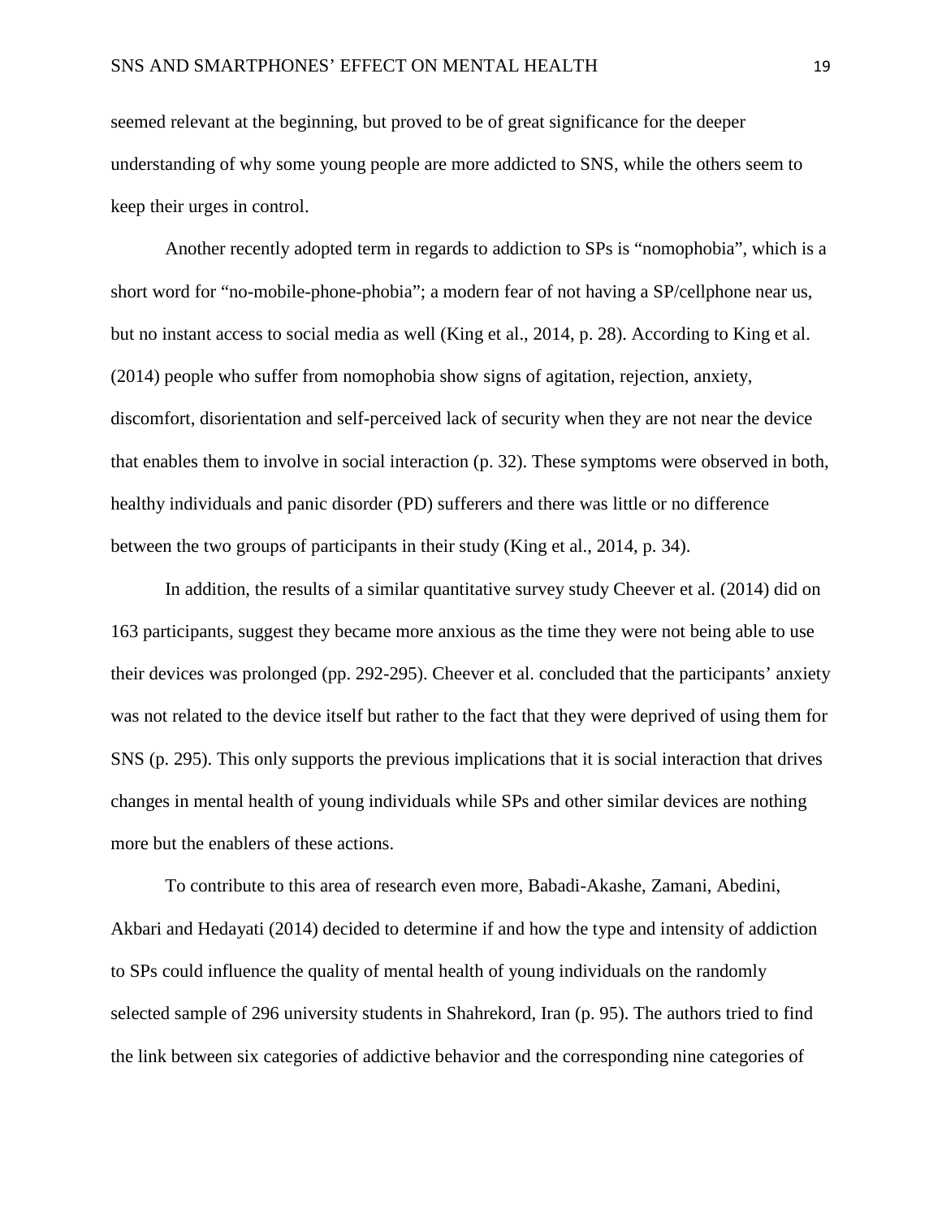seemed relevant at the beginning, but proved to be of great significance for the deeper understanding of why some young people are more addicted to SNS, while the others seem to keep their urges in control.

Another recently adopted term in regards to addiction to SPs is "nomophobia", which is a short word for "no-mobile-phone-phobia"; a modern fear of not having a SP/cellphone near us, but no instant access to social media as well (King et al., 2014, p. 28). According to King et al. (2014) people who suffer from nomophobia show signs of agitation, rejection, anxiety, discomfort, disorientation and self-perceived lack of security when they are not near the device that enables them to involve in social interaction (p. 32). These symptoms were observed in both, healthy individuals and panic disorder (PD) sufferers and there was little or no difference between the two groups of participants in their study (King et al., 2014, p. 34).

In addition, the results of a similar quantitative survey study Cheever et al. (2014) did on 163 participants, suggest they became more anxious as the time they were not being able to use their devices was prolonged (pp. 292-295). Cheever et al. concluded that the participants' anxiety was not related to the device itself but rather to the fact that they were deprived of using them for SNS (p. 295). This only supports the previous implications that it is social interaction that drives changes in mental health of young individuals while SPs and other similar devices are nothing more but the enablers of these actions.

To contribute to this area of research even more, Babadi-Akashe, Zamani, Abedini, Akbari and Hedayati (2014) decided to determine if and how the type and intensity of addiction to SPs could influence the quality of mental health of young individuals on the randomly selected sample of 296 university students in Shahrekord, Iran (p. 95). The authors tried to find the link between six categories of addictive behavior and the corresponding nine categories of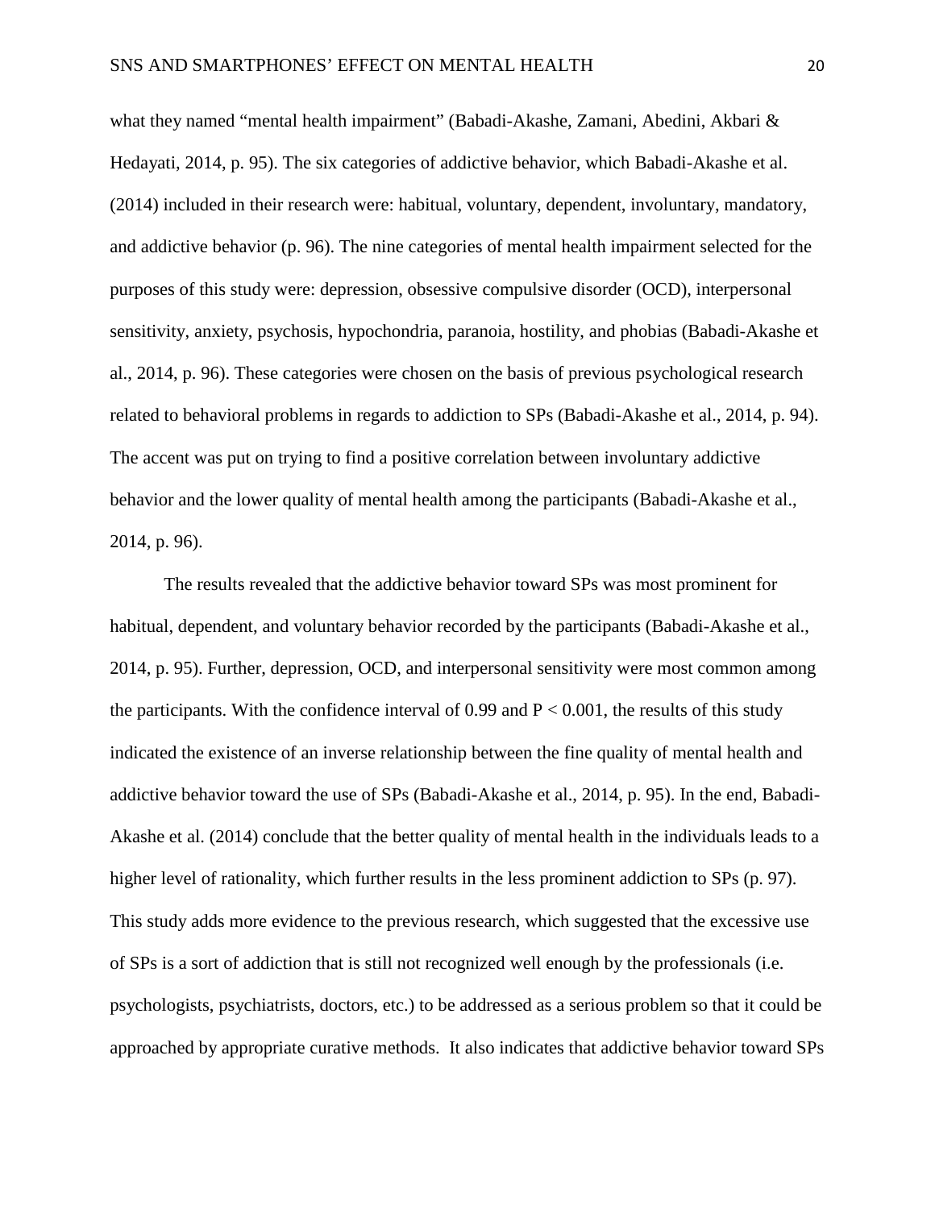what they named “mental health impairment” (Babadi-Akashe, Zamani, Abedini, Akbari & Hedayati, 2014, p. 95). The six categories of addictive behavior, which Babadi-Akashe et al. (2014) included in their research were: habitual, voluntary, dependent, involuntary, mandatory, and addictive behavior (p. 96). The nine categories of mental health impairment selected for the purposes of this study were: depression, obsessive compulsive disorder (OCD), interpersonal sensitivity, anxiety, psychosis, hypochondria, paranoia, hostility, and phobias (Babadi-Akashe et al., 2014, p. 96). These categories were chosen on the basis of previous psychological research related to behavioral problems in regards to addiction to SPs (Babadi-Akashe et al., 2014, p. 94). The accent was put on trying to find a positive correlation between involuntary addictive behavior and the lower quality of mental health among the participants (Babadi-Akashe et al., 2014, p. 96).

The results revealed that the addictive behavior toward SPs was most prominent for habitual, dependent, and voluntary behavior recorded by the participants (Babadi-Akashe et al., 2014, p. 95). Further, depression, OCD, and interpersonal sensitivity were most common among the participants. With the confidence interval of 0.99 and $P < 0.001$, the results of this study indicated the existence of an inverse relationship between the fine quality of mental health and addictive behavior toward the use of SPs (Babadi-Akashe et al., 2014, p. 95). In the end, Babadi-Akashe et al. (2014) conclude that the better quality of mental health in the individuals leads to a higher level of rationality, which further results in the less prominent addiction to SPs (p. 97). This study adds more evidence to the previous research, which suggested that the excessive use of SPs is a sort of addiction that is still not recognized well enough by the professionals (i.e. psychologists, psychiatrists, doctors, etc.) to be addressed as a serious problem so that it could be approached by appropriate curative methods. It also indicates that addictive behavior toward SPs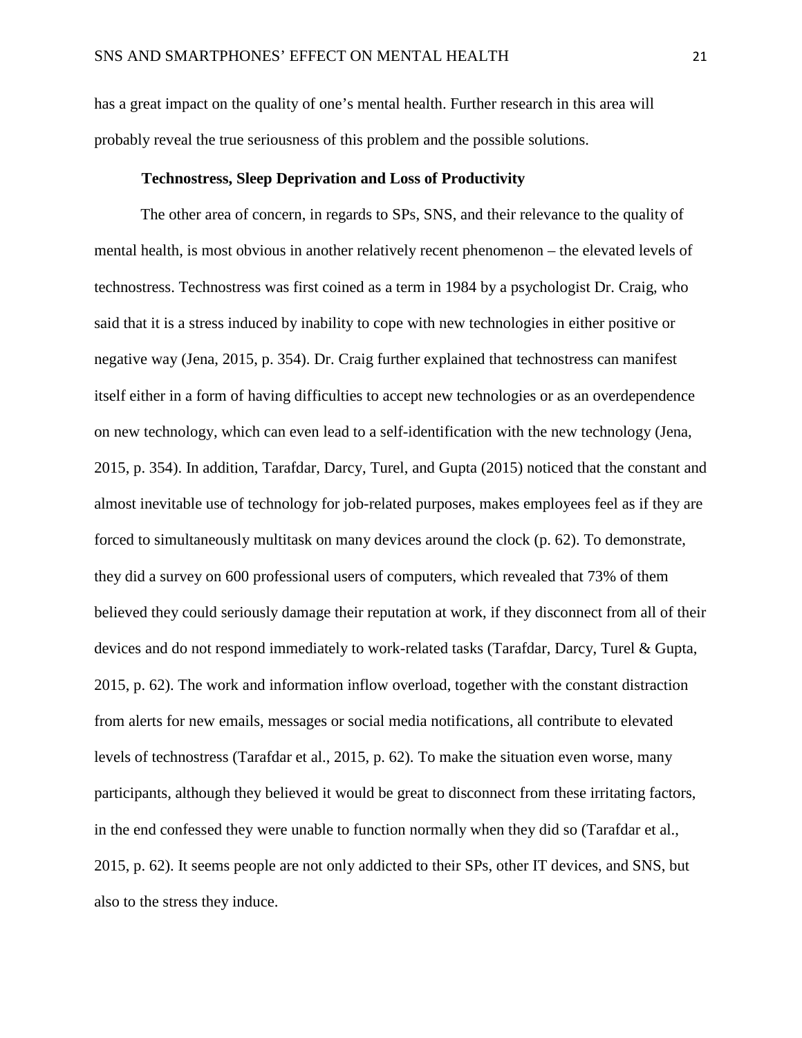has a great impact on the quality of one's mental health. Further research in this area will probably reveal the true seriousness of this problem and the possible solutions.

**Technostress, Sleep Deprivation and Loss of Productivity**

The other area of concern, in regards to SPs, SNS, and their relevance to the quality of mental health, is most obvious in another relatively recent phenomenon – the elevated levels of technostress. Technostress was first coined as a term in 1984 by a psychologist Dr. Craig, who said that it is a stress induced by inability to cope with new technologies in either positive or negative way (Jena, 2015, p. 354). Dr. Craig further explained that technostress can manifest itself either in a form of having difficulties to accept new technologies or as an overdependence on new technology, which can even lead to a self-identification with the new technology (Jena, 2015, p. 354). In addition, Tarafdar, Darcy, Turel, and Gupta (2015) noticed that the constant and almost inevitable use of technology for job-related purposes, makes employees feel as if they are forced to simultaneously multitask on many devices around the clock (p. 62). To demonstrate, they did a survey on 600 professional users of computers, which revealed that 73% of them believed they could seriously damage their reputation at work, if they disconnect from all of their devices and do not respond immediately to work-related tasks (Tarafdar, Darcy, Turel & Gupta, 2015, p. 62). The work and information inflow overload, together with the constant distraction from alerts for new emails, messages or social media notifications, all contribute to elevated levels of technostress (Tarafdar et al., 2015, p. 62). To make the situation even worse, many participants, although they believed it would be great to disconnect from these irritating factors, in the end confessed they were unable to function normally when they did so (Tarafdar et al., 2015, p. 62). It seems people are not only addicted to their SPs, other IT devices, and SNS, but also to the stress they induce.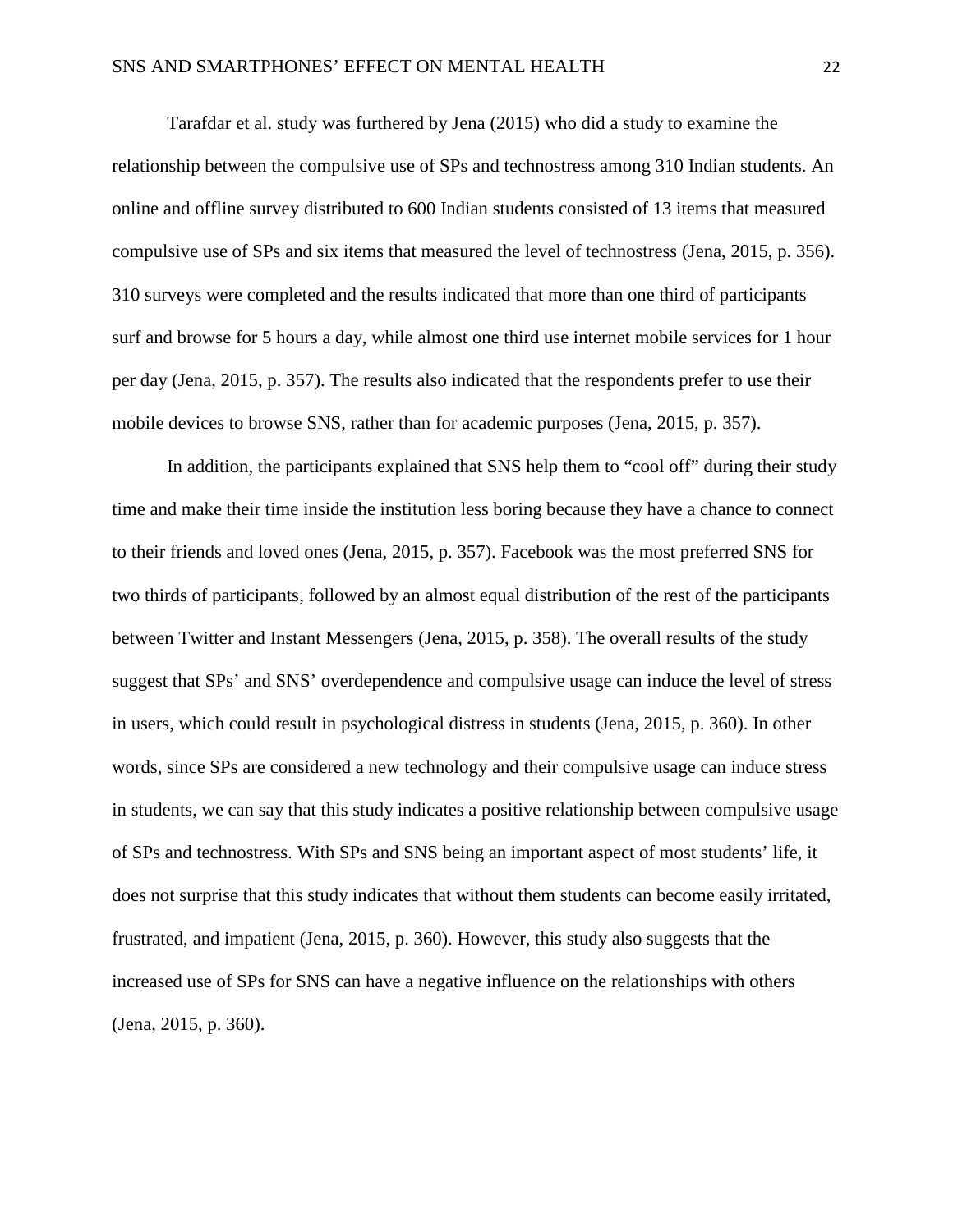Tarafdar et al. study was furthered by Jena (2015) who did a study to examine the relationship between the compulsive use of SPs and technostress among 310 Indian students. An online and offline survey distributed to 600 Indian students consisted of 13 items that measured compulsive use of SPs and six items that measured the level of technostress (Jena, 2015, p. 356). 310 surveys were completed and the results indicated that more than one third of participants surf and browse for 5 hours a day, while almost one third use internet mobile services for 1 hour per day (Jena, 2015, p. 357). The results also indicated that the respondents prefer to use their mobile devices to browse SNS, rather than for academic purposes (Jena, 2015, p. 357).

In addition, the participants explained that SNS help them to "cool off" during their study time and make their time inside the institution less boring because they have a chance to connect to their friends and loved ones (Jena, 2015, p. 357). Facebook was the most preferred SNS for two thirds of participants, followed by an almost equal distribution of the rest of the participants between Twitter and Instant Messengers (Jena, 2015, p. 358). The overall results of the study suggest that SPs' and SNS' overdependence and compulsive usage can induce the level of stress in users, which could result in psychological distress in students (Jena, 2015, p. 360). In other words, since SPs are considered a new technology and their compulsive usage can induce stress in students, we can say that this study indicates a positive relationship between compulsive usage of SPs and technostress. With SPs and SNS being an important aspect of most students' life, it does not surprise that this study indicates that without them students can become easily irritated, frustrated, and impatient (Jena, 2015, p. 360). However, this study also suggests that the increased use of SPs for SNS can have a negative influence on the relationships with others (Jena, 2015, p. 360).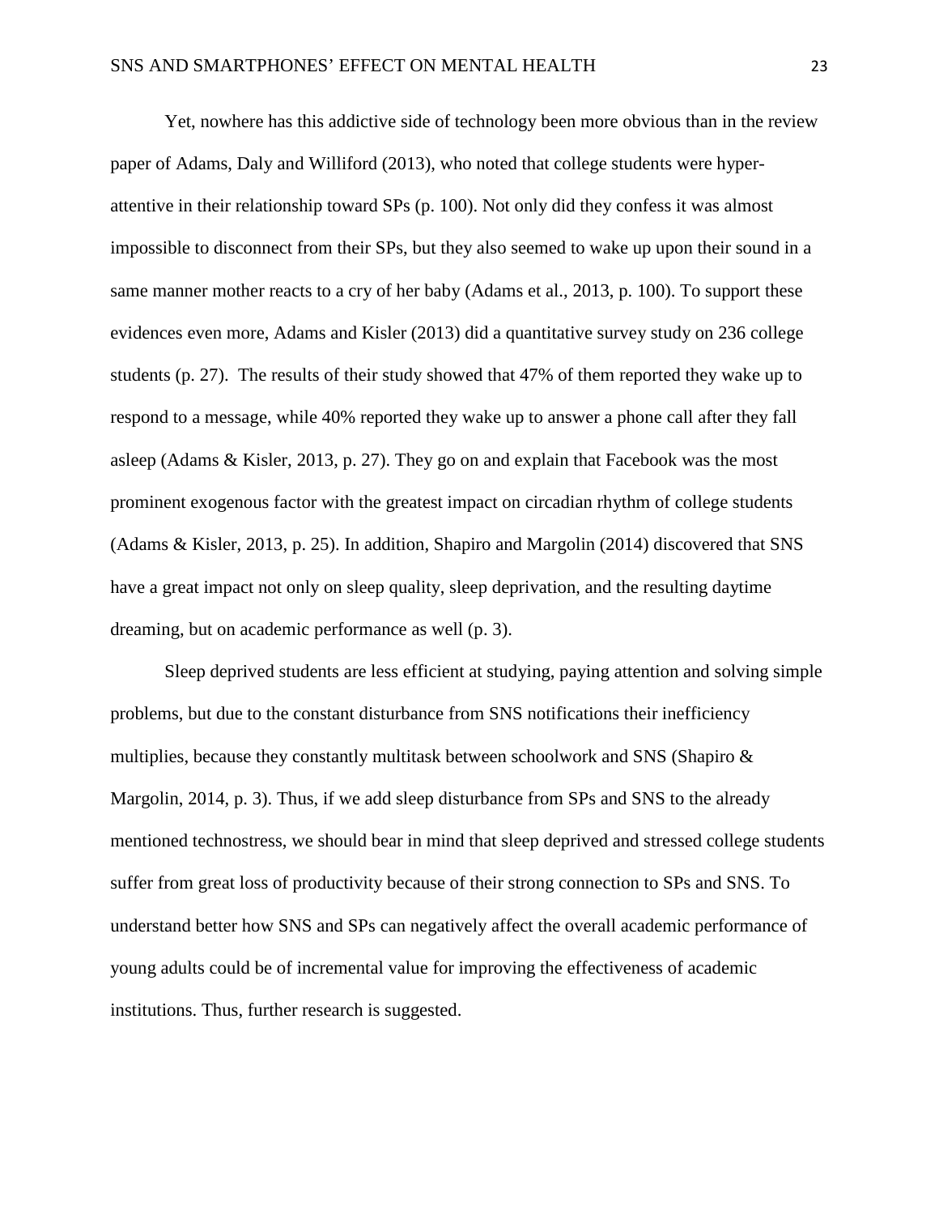Yet, nowhere has this addictive side of technology been more obvious than in the review paper of Adams, Daly and Williford (2013), who noted that college students were hyper-attentive in their relationship toward SPs (p. 100). Not only did they confess it was almost impossible to disconnect from their SPs, but they also seemed to wake up upon their sound in a same manner mother reacts to a cry of her baby (Adams et al., 2013, p. 100). To support these evidences even more, Adams and Kisler (2013) did a quantitative survey study on 236 college students (p. 27). The results of their study showed that 47% of them reported they wake up to respond to a message, while 40% reported they wake up to answer a phone call after they fall asleep (Adams & Kisler, 2013, p. 27). They go on and explain that Facebook was the most prominent exogenous factor with the greatest impact on circadian rhythm of college students (Adams & Kisler, 2013, p. 25). In addition, Shapiro and Margolin (2014) discovered that SNS have a great impact not only on sleep quality, sleep deprivation, and the resulting daytime dreaming, but on academic performance as well (p. 3).

Sleep deprived students are less efficient at studying, paying attention and solving simple problems, but due to the constant disturbance from SNS notifications their inefficiency multiplies, because they constantly multitask between schoolwork and SNS (Shapiro & Margolin, 2014, p. 3). Thus, if we add sleep disturbance from SPs and SNS to the already mentioned technostress, we should bear in mind that sleep deprived and stressed college students suffer from great loss of productivity because of their strong connection to SPs and SNS. To understand better how SNS and SPs can negatively affect the overall academic performance of young adults could be of incremental value for improving the effectiveness of academic institutions. Thus, further research is suggested.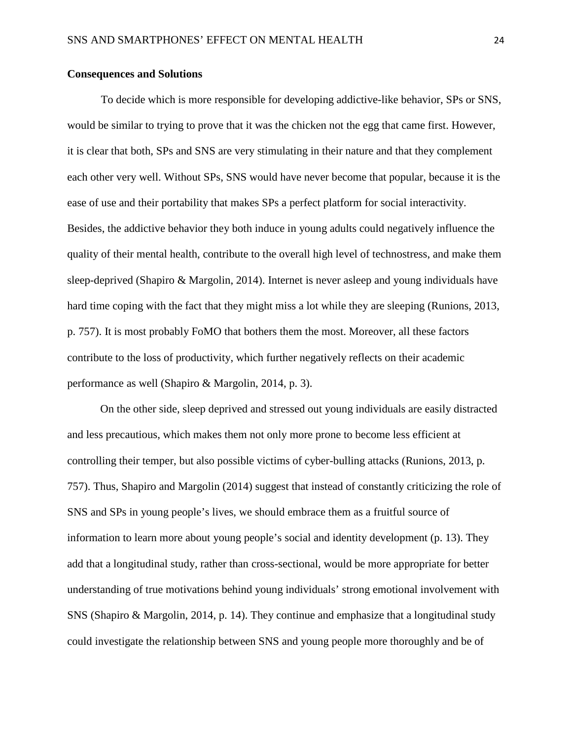**Consequences and Solutions**

To decide which is more responsible for developing addictive-like behavior, SPs or SNS, would be similar to trying to prove that it was the chicken not the egg that came first. However, it is clear that both, SPs and SNS are very stimulating in their nature and that they complement each other very well. Without SPs, SNS would have never become that popular, because it is the ease of use and their portability that makes SPs a perfect platform for social interactivity. Besides, the addictive behavior they both induce in young adults could negatively influence the quality of their mental health, contribute to the overall high level of technostress, and make them sleep-deprived (Shapiro & Margolin, 2014). Internet is never asleep and young individuals have hard time coping with the fact that they might miss a lot while they are sleeping (Runions, 2013, p. 757). It is most probably FoMO that bothers them the most. Moreover, all these factors contribute to the loss of productivity, which further negatively reflects on their academic performance as well (Shapiro & Margolin, 2014, p. 3).

On the other side, sleep deprived and stressed out young individuals are easily distracted and less precautious, which makes them not only more prone to become less efficient at controlling their temper, but also possible victims of cyber-bulling attacks (Runions, 2013, p. 757). Thus, Shapiro and Margolin (2014) suggest that instead of constantly criticizing the role of SNS and SPs in young people's lives, we should embrace them as a fruitful source of information to learn more about young people's social and identity development (p. 13). They add that a longitudinal study, rather than cross-sectional, would be more appropriate for better understanding of true motivations behind young individuals' strong emotional involvement with SNS (Shapiro & Margolin, 2014, p. 14). They continue and emphasize that a longitudinal study could investigate the relationship between SNS and young people more thoroughly and be of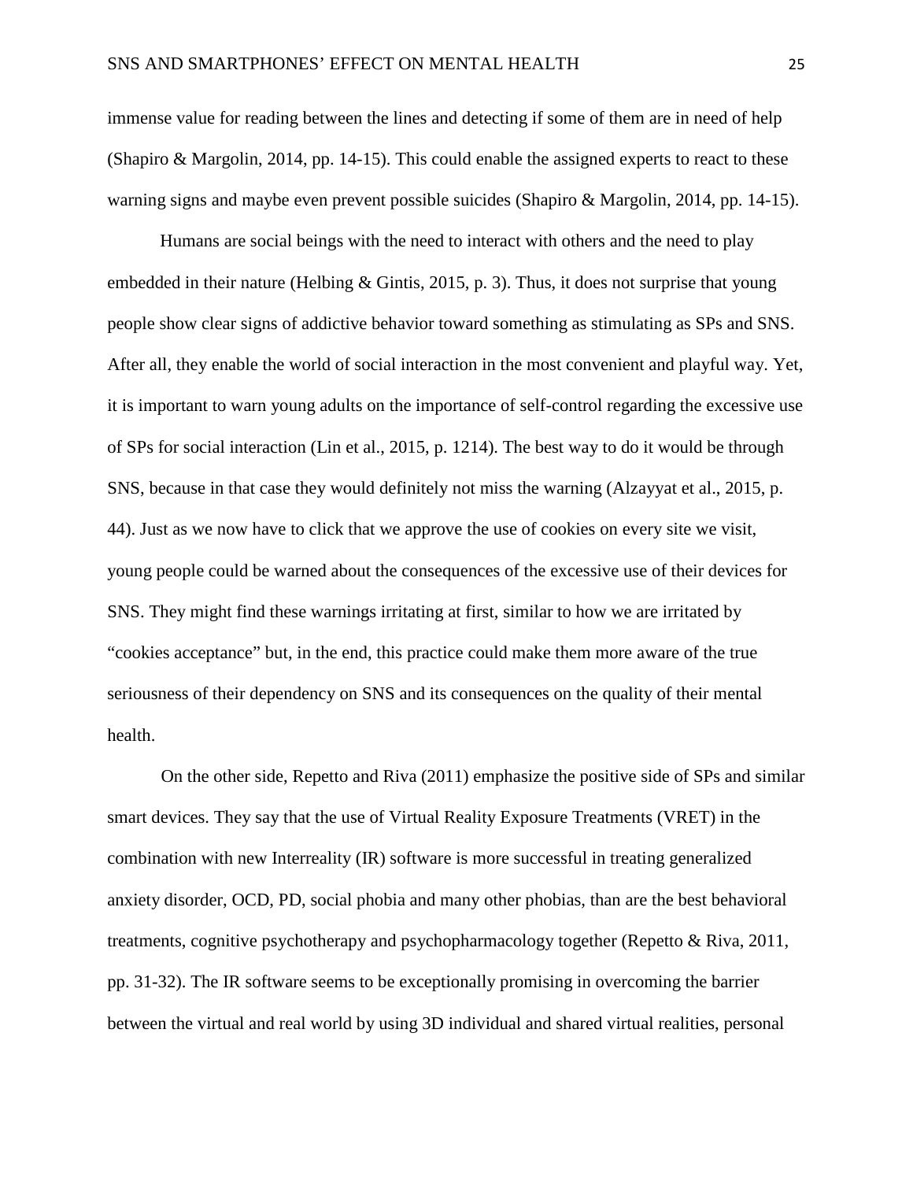immense value for reading between the lines and detecting if some of them are in need of help (Shapiro & Margolin, 2014, pp. 14-15). This could enable the assigned experts to react to these warning signs and maybe even prevent possible suicides (Shapiro & Margolin, 2014, pp. 14-15).

Humans are social beings with the need to interact with others and the need to play embedded in their nature (Helbing & Gintis, 2015, p. 3). Thus, it does not surprise that young people show clear signs of addictive behavior toward something as stimulating as SPs and SNS. After all, they enable the world of social interaction in the most convenient and playful way. Yet, it is important to warn young adults on the importance of self-control regarding the excessive use of SPs for social interaction (Lin et al., 2015, p. 1214). The best way to do it would be through SNS, because in that case they would definitely not miss the warning (Alzayyat et al., 2015, p. 44). Just as we now have to click that we approve the use of cookies on every site we visit, young people could be warned about the consequences of the excessive use of their devices for SNS. They might find these warnings irritating at first, similar to how we are irritated by "cookies acceptance" but, in the end, this practice could make them more aware of the true seriousness of their dependency on SNS and its consequences on the quality of their mental health.

On the other side, Repetto and Riva (2011) emphasize the positive side of SPs and similar smart devices. They say that the use of Virtual Reality Exposure Treatments (VRET) in the combination with new Interreality (IR) software is more successful in treating generalized anxiety disorder, OCD, PD, social phobia and many other phobias, than are the best behavioral treatments, cognitive psychotherapy and psychopharmacology together (Repetto & Riva, 2011, pp. 31-32). The IR software seems to be exceptionally promising in overcoming the barrier between the virtual and real world by using 3D individual and shared virtual realities, personal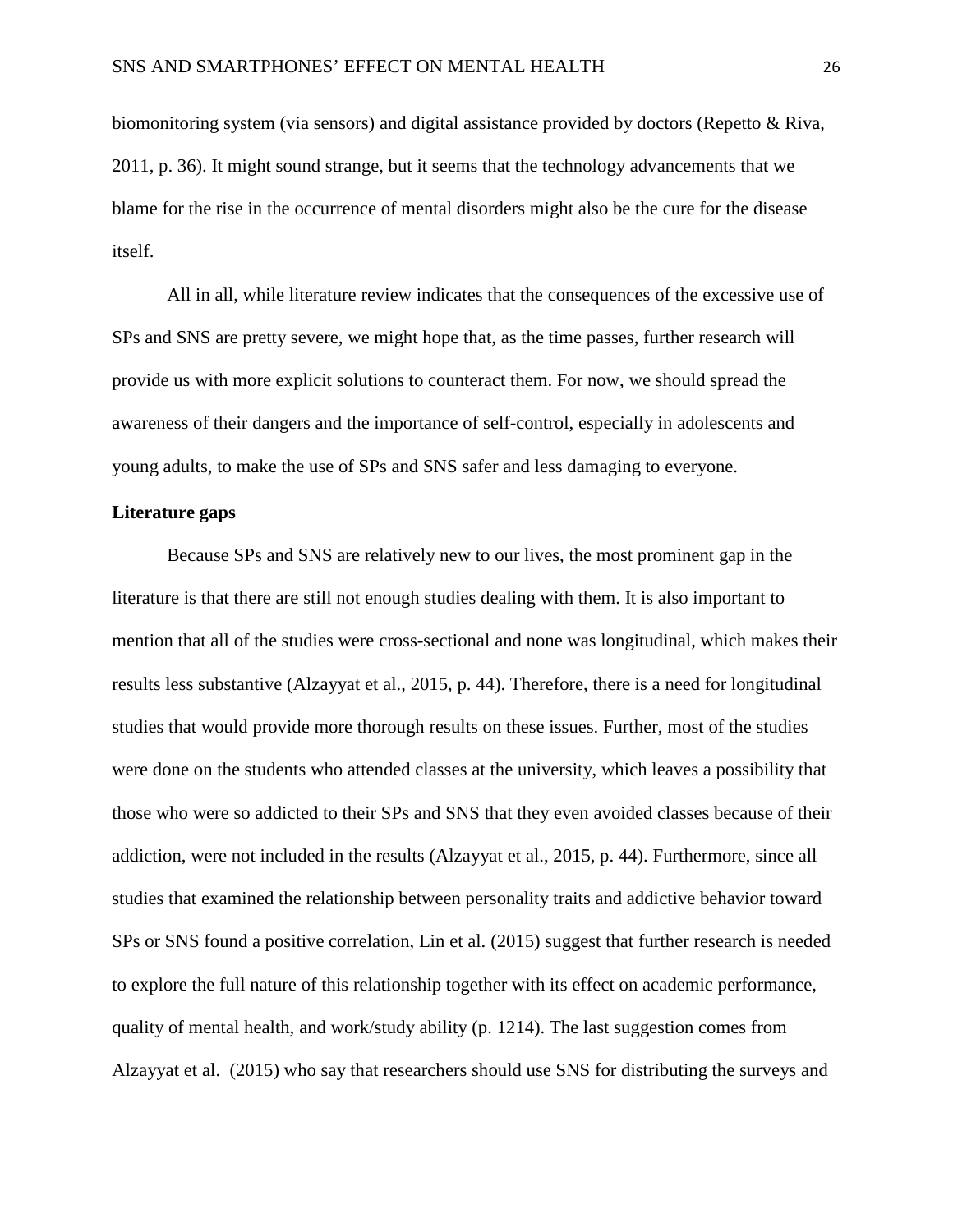biomonitoring system (via sensors) and digital assistance provided by doctors (Repetto & Riva, 2011, p. 36). It might sound strange, but it seems that the technology advancements that we blame for the rise in the occurrence of mental disorders might also be the cure for the disease itself.

All in all, while literature review indicates that the consequences of the excessive use of SPs and SNS are pretty severe, we might hope that, as the time passes, further research will provide us with more explicit solutions to counteract them. For now, we should spread the awareness of their dangers and the importance of self-control, especially in adolescents and young adults, to make the use of SPs and SNS safer and less damaging to everyone.

**Literature gaps**

Because SPs and SNS are relatively new to our lives, the most prominent gap in the literature is that there are still not enough studies dealing with them. It is also important to mention that all of the studies were cross-sectional and none was longitudinal, which makes their results less substantive (Alzayyat et al., 2015, p. 44). Therefore, there is a need for longitudinal studies that would provide more thorough results on these issues. Further, most of the studies were done on the students who attended classes at the university, which leaves a possibility that those who were so addicted to their SPs and SNS that they even avoided classes because of their addiction, were not included in the results (Alzayyat et al., 2015, p. 44). Furthermore, since all studies that examined the relationship between personality traits and addictive behavior toward SPs or SNS found a positive correlation, Lin et al. (2015) suggest that further research is needed to explore the full nature of this relationship together with its effect on academic performance, quality of mental health, and work/study ability (p. 1214). The last suggestion comes from Alzayyat et al. (2015) who say that researchers should use SNS for distributing the surveys and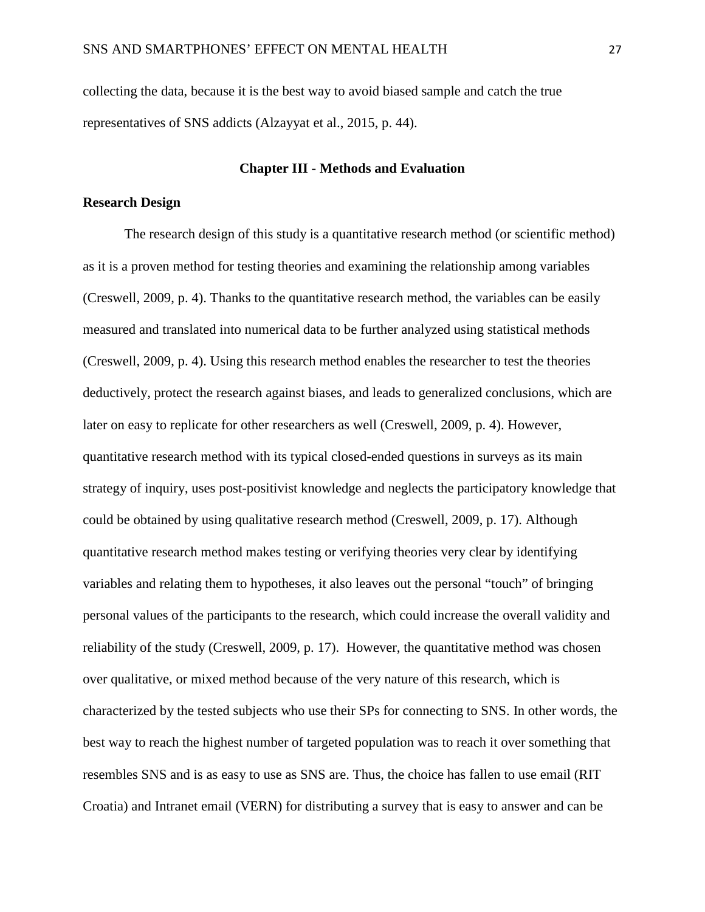collecting the data, because it is the best way to avoid biased sample and catch the true representatives of SNS addicts (Alzayyat et al., 2015, p. 44).

## Chapter III - Methods and Evaluation

### Research Design

The research design of this study is a quantitative research method (or scientific method) as it is a proven method for testing theories and examining the relationship among variables (Creswell, 2009, p. 4). Thanks to the quantitative research method, the variables can be easily measured and translated into numerical data to be further analyzed using statistical methods (Creswell, 2009, p. 4). Using this research method enables the researcher to test the theories deductively, protect the research against biases, and leads to generalized conclusions, which are later on easy to replicate for other researchers as well (Creswell, 2009, p. 4). However, quantitative research method with its typical closed-ended questions in surveys as its main strategy of inquiry, uses post-positivist knowledge and neglects the participatory knowledge that could be obtained by using qualitative research method (Creswell, 2009, p. 17). Although quantitative research method makes testing or verifying theories very clear by identifying variables and relating them to hypotheses, it also leaves out the personal "touch" of bringing personal values of the participants to the research, which could increase the overall validity and reliability of the study (Creswell, 2009, p. 17). However, the quantitative method was chosen over qualitative, or mixed method because of the very nature of this research, which is characterized by the tested subjects who use their SPs for connecting to SNS. In other words, the best way to reach the highest number of targeted population was to reach it over something that resembles SNS and is as easy to use as SNS are. Thus, the choice has fallen to use email (RIT Croatia) and Intranet email (VERN) for distributing a survey that is easy to answer and can be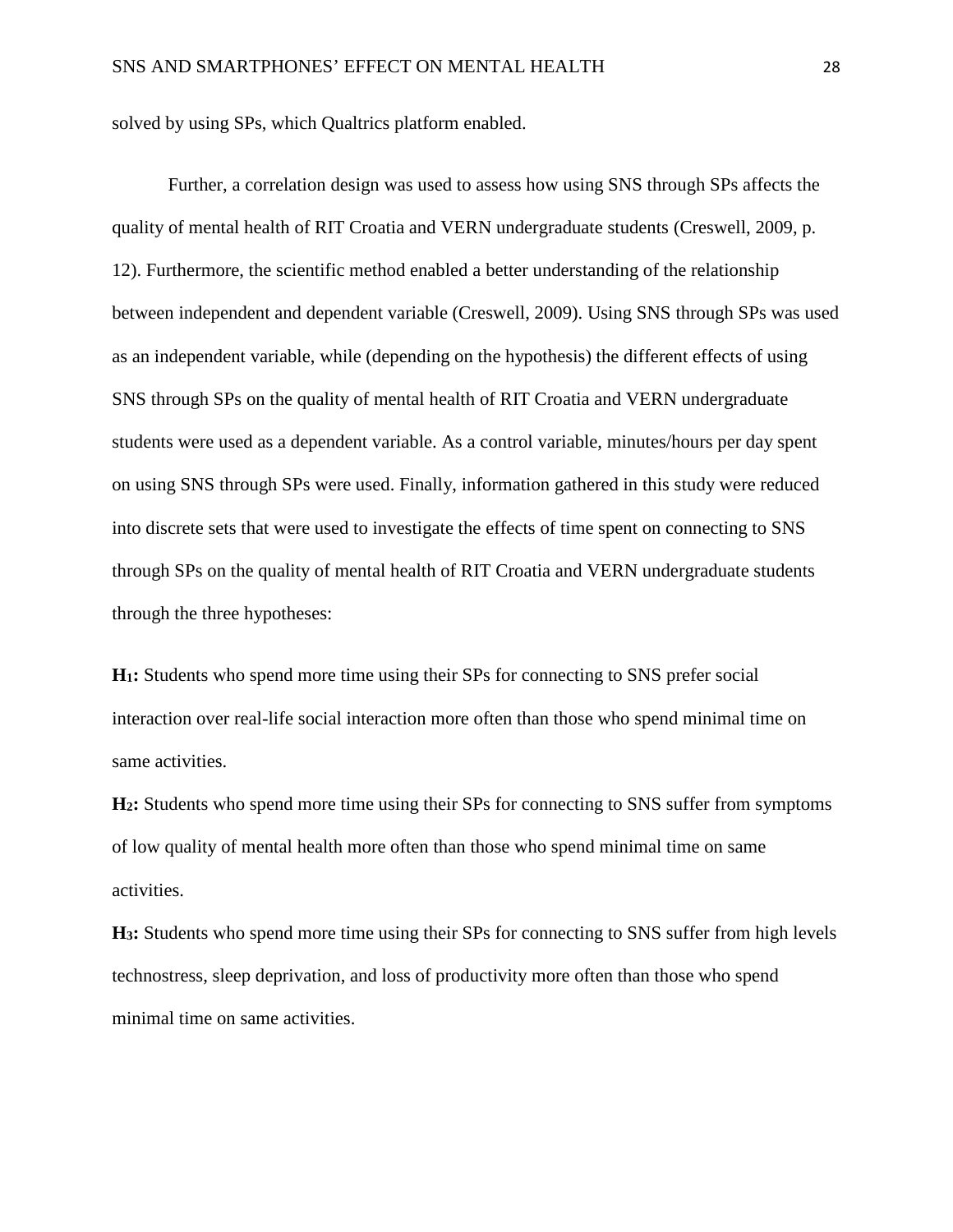solved by using SPs, which Qualtrics platform enabled.

Further, a correlation design was used to assess how using SNS through SPs affects the quality of mental health of RIT Croatia and VERN undergraduate students (Creswell, 2009, p. 12). Furthermore, the scientific method enabled a better understanding of the relationship between independent and dependent variable (Creswell, 2009). Using SNS through SPs was used as an independent variable, while (depending on the hypothesis) the different effects of using SNS through SPs on the quality of mental health of RIT Croatia and VERN undergraduate students were used as a dependent variable. As a control variable, minutes/hours per day spent on using SNS through SPs were used. Finally, information gathered in this study were reduced into discrete sets that were used to investigate the effects of time spent on connecting to SNS through SPs on the quality of mental health of RIT Croatia and VERN undergraduate students through the three hypotheses:

**$H_1$:** Students who spend more time using their SPs for connecting to SNS prefer social interaction over real-life social interaction more often than those who spend minimal time on same activities.

**$H_2$:** Students who spend more time using their SPs for connecting to SNS suffer from symptoms of low quality of mental health more often than those who spend minimal time on same activities.

**$H_3$:** Students who spend more time using their SPs for connecting to SNS suffer from high levels technostress, sleep deprivation, and loss of productivity more often than those who spend minimal time on same activities.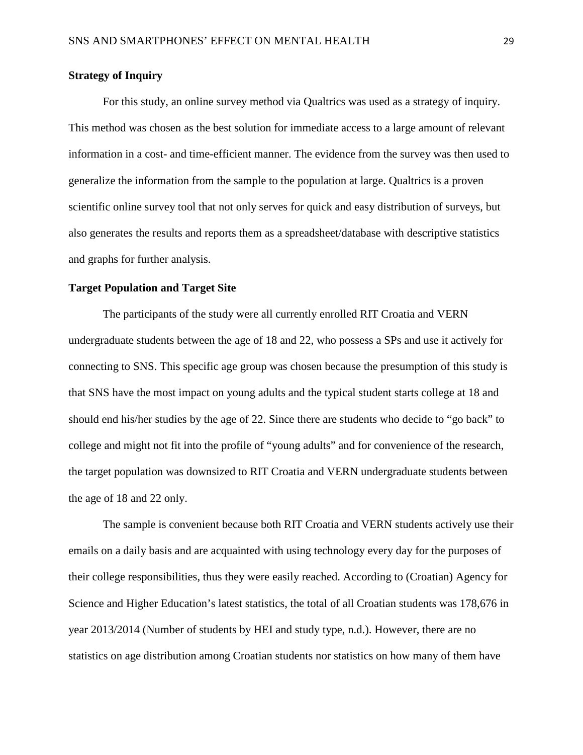**Strategy of Inquiry**

For this study, an online survey method via Qualtrics was used as a strategy of inquiry. This method was chosen as the best solution for immediate access to a large amount of relevant information in a cost- and time-efficient manner. The evidence from the survey was then used to generalize the information from the sample to the population at large. Qualtrics is a proven scientific online survey tool that not only serves for quick and easy distribution of surveys, but also generates the results and reports them as a spreadsheet/database with descriptive statistics and graphs for further analysis.

**Target Population and Target Site**

The participants of the study were all currently enrolled RIT Croatia and VERN undergraduate students between the age of 18 and 22, who possess a SPs and use it actively for connecting to SNS. This specific age group was chosen because the presumption of this study is that SNS have the most impact on young adults and the typical student starts college at 18 and should end his/her studies by the age of 22. Since there are students who decide to "go back" to college and might not fit into the profile of "young adults" and for convenience of the research, the target population was downsized to RIT Croatia and VERN undergraduate students between the age of 18 and 22 only.

The sample is convenient because both RIT Croatia and VERN students actively use their emails on a daily basis and are acquainted with using technology every day for the purposes of their college responsibilities, thus they were easily reached. According to (Croatian) Agency for Science and Higher Education's latest statistics, the total of all Croatian students was 178,676 in year 2013/2014 (Number of students by HEI and study type, n.d.). However, there are no statistics on age distribution among Croatian students nor statistics on how many of them have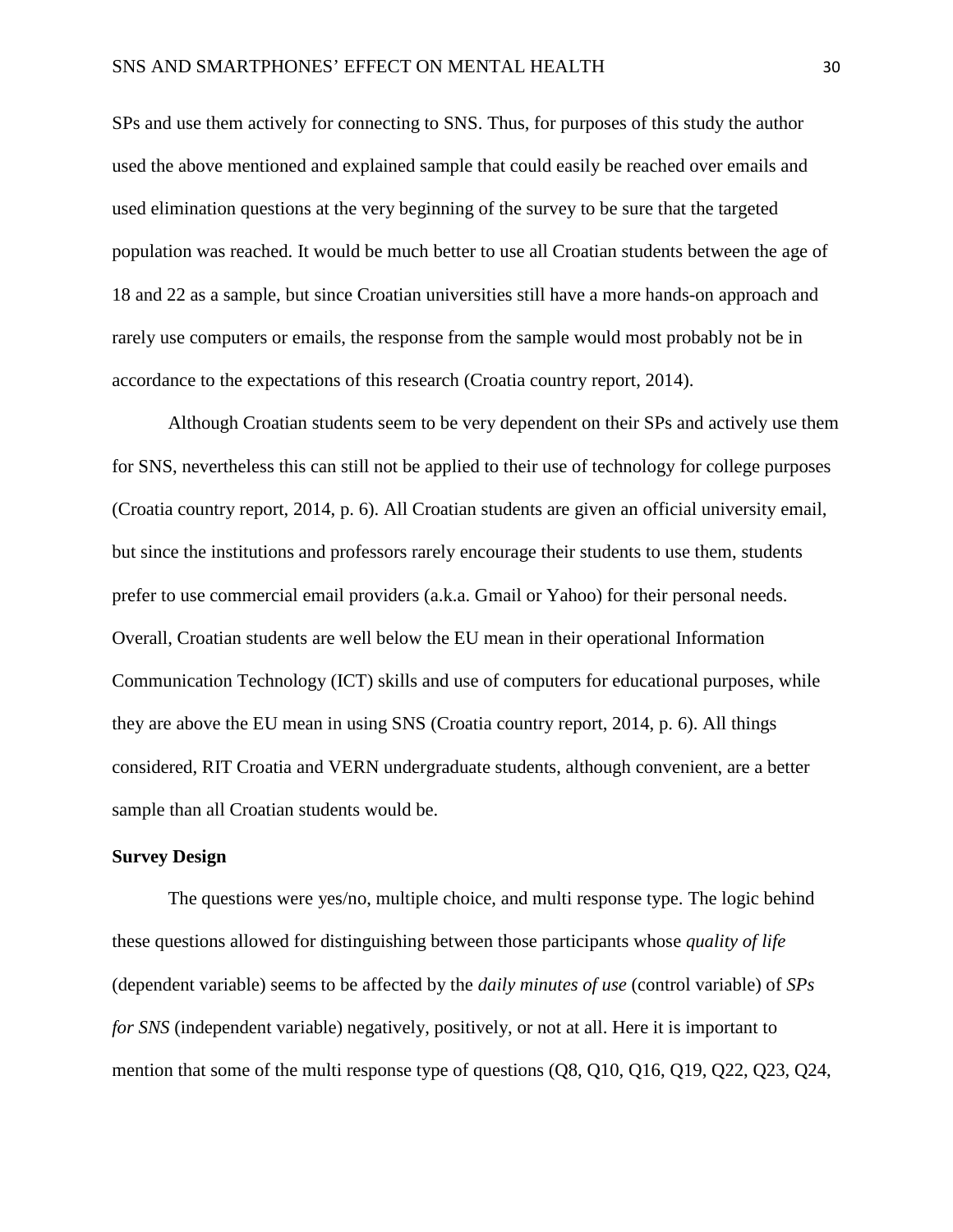SPs and use them actively for connecting to SNS. Thus, for purposes of this study the author used the above mentioned and explained sample that could easily be reached over emails and used elimination questions at the very beginning of the survey to be sure that the targeted population was reached. It would be much better to use all Croatian students between the age of 18 and 22 as a sample, but since Croatian universities still have a more hands-on approach and rarely use computers or emails, the response from the sample would most probably not be in accordance to the expectations of this research (Croatia country report, 2014).

Although Croatian students seem to be very dependent on their SPs and actively use them for SNS, nevertheless this can still not be applied to their use of technology for college purposes (Croatia country report, 2014, p. 6). All Croatian students are given an official university email, but since the institutions and professors rarely encourage their students to use them, students prefer to use commercial email providers (a.k.a. Gmail or Yahoo) for their personal needs. Overall, Croatian students are well below the EU mean in their operational Information Communication Technology (ICT) skills and use of computers for educational purposes, while they are above the EU mean in using SNS (Croatia country report, 2014, p. 6). All things considered, RIT Croatia and VERN undergraduate students, although convenient, are a better sample than all Croatian students would be.

**Survey Design**

The questions were yes/no, multiple choice, and multi response type. The logic behind these questions allowed for distinguishing between those participants whose *quality of life* (dependent variable) seems to be affected by the *daily minutes of use* (control variable) of *SPs for SNS* (independent variable) negatively, positively, or not at all. Here it is important to mention that some of the multi response type of questions (Q8, Q10, Q16, Q19, Q22, Q23, Q24,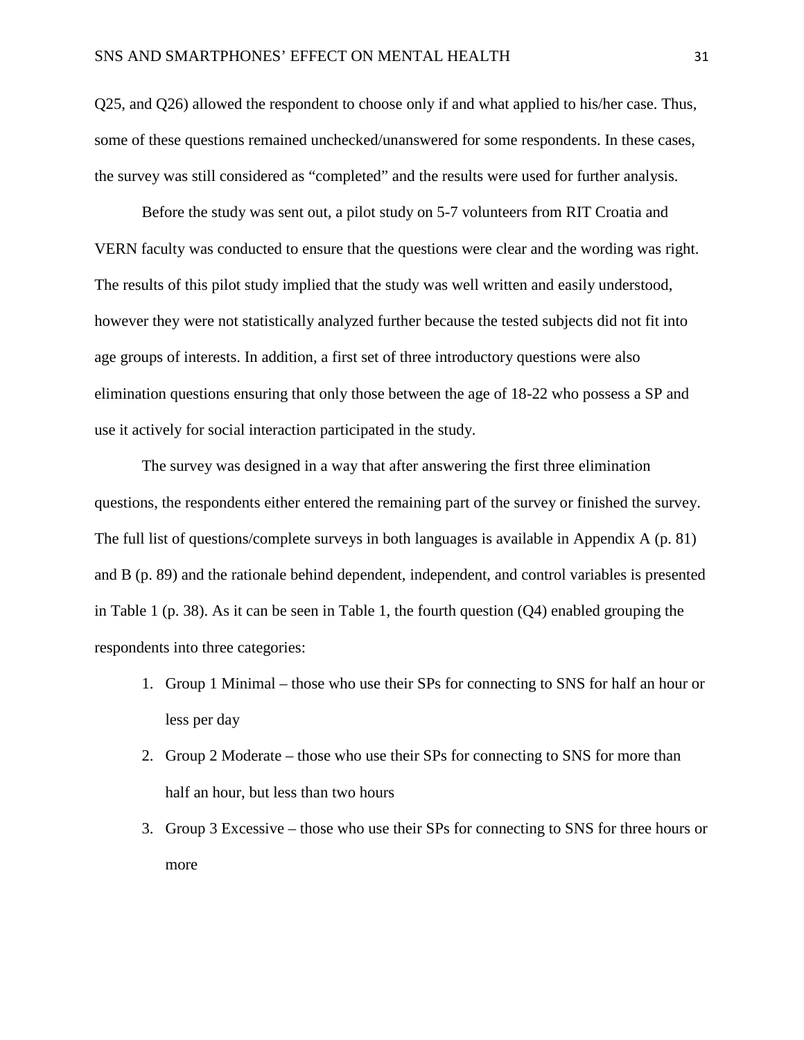Q25, and Q26) allowed the respondent to choose only if and what applied to his/her case. Thus, some of these questions remained unchecked/unanswered for some respondents. In these cases, the survey was still considered as "completed" and the results were used for further analysis.

Before the study was sent out, a pilot study on 5-7 volunteers from RIT Croatia and VERN faculty was conducted to ensure that the questions were clear and the wording was right. The results of this pilot study implied that the study was well written and easily understood, however they were not statistically analyzed further because the tested subjects did not fit into age groups of interests. In addition, a first set of three introductory questions were also elimination questions ensuring that only those between the age of 18-22 who possess a SP and use it actively for social interaction participated in the study.

The survey was designed in a way that after answering the first three elimination questions, the respondents either entered the remaining part of the survey or finished the survey. The full list of questions/complete surveys in both languages is available in Appendix A (p. 81) and B (p. 89) and the rationale behind dependent, independent, and control variables is presented in Table 1 (p. 38). As it can be seen in Table 1, the fourth question (Q4) enabled grouping the respondents into three categories:

1. Group 1 Minimal – those who use their SPs for connecting to SNS for half an hour or less per day
2. Group 2 Moderate – those who use their SPs for connecting to SNS for more than half an hour, but less than two hours
3. Group 3 Excessive – those who use their SPs for connecting to SNS for three hours or more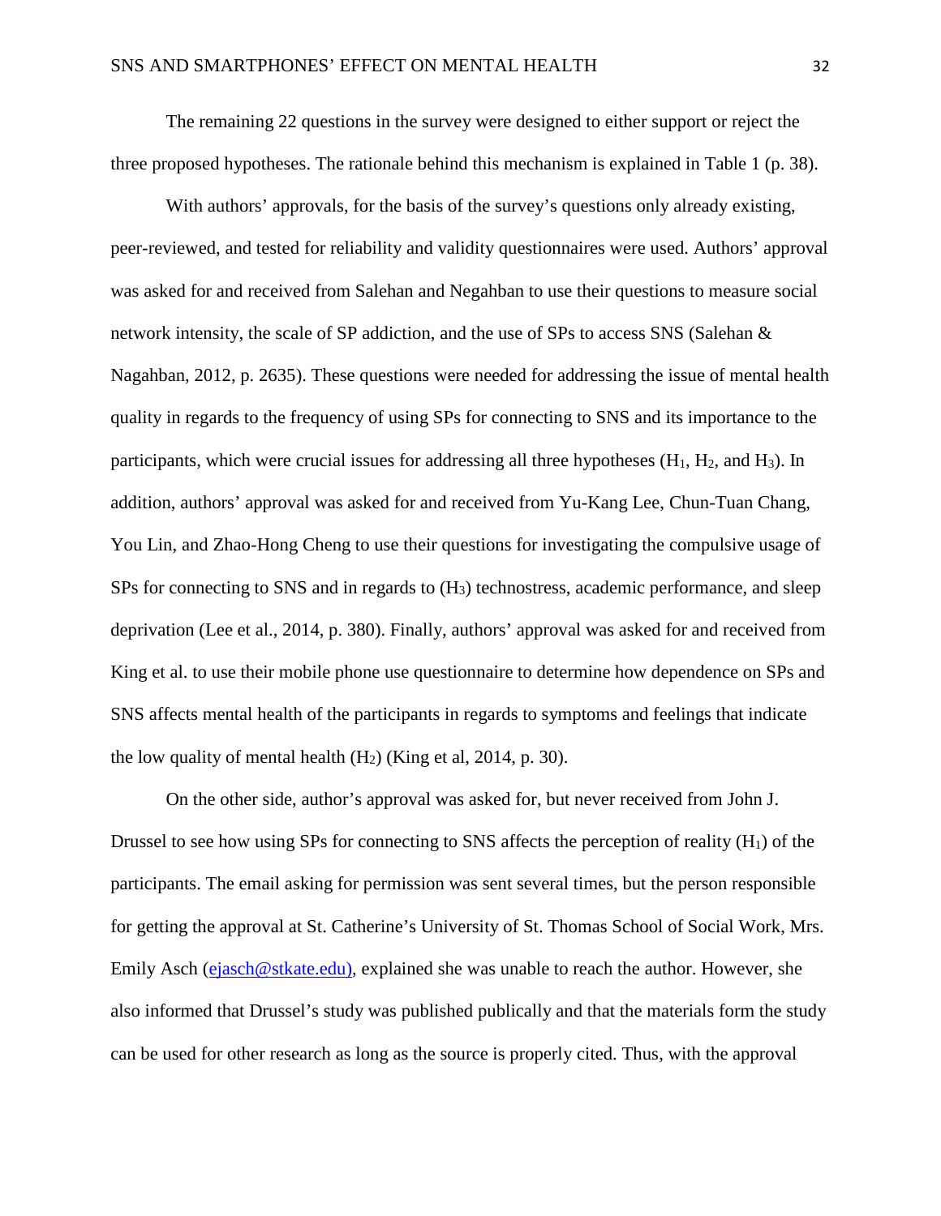The remaining 22 questions in the survey were designed to either support or reject the three proposed hypotheses. The rationale behind this mechanism is explained in Table 1 (p. 38).

With authors' approvals, for the basis of the survey's questions only already existing, peer-reviewed, and tested for reliability and validity questionnaires were used. Authors' approval was asked for and received from Salehan and Negahban to use their questions to measure social network intensity, the scale of SP addiction, and the use of SPs to access SNS (Salehan & Nagahban, 2012, p. 2635). These questions were needed for addressing the issue of mental health quality in regards to the frequency of using SPs for connecting to SNS and its importance to the participants, which were crucial issues for addressing all three hypotheses ($H_1$, $H_2$, and $H_3$). In addition, authors' approval was asked for and received from Yu-Kang Lee, Chun-Tuan Chang, You Lin, and Zhao-Hong Cheng to use their questions for investigating the compulsive usage of SPs for connecting to SNS and in regards to ($H_3$) technostress, academic performance, and sleep deprivation (Lee et al., 2014, p. 380). Finally, authors' approval was asked for and received from King et al. to use their mobile phone use questionnaire to determine how dependence on SPs and SNS affects mental health of the participants in regards to symptoms and feelings that indicate the low quality of mental health ($H_2$) (King et al, 2014, p. 30).

On the other side, author's approval was asked for, but never received from John J. Drussel to see how using SPs for connecting to SNS affects the perception of reality ($H_1$) of the participants. The email asking for permission was sent several times, but the person responsible for getting the approval at St. Catherine's University of St. Thomas School of Social Work, Mrs. Emily Asch (ejasch@stkate.edu), explained she was unable to reach the author. However, she also informed that Drussel's study was published publically and that the materials form the study can be used for other research as long as the source is properly cited. Thus, with the approval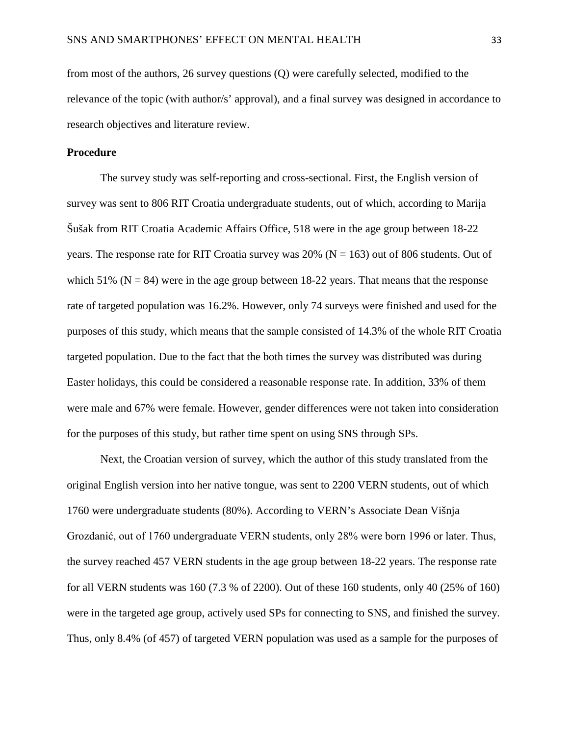from most of the authors, 26 survey questions (Q) were carefully selected, modified to the relevance of the topic (with author/s' approval), and a final survey was designed in accordance to research objectives and literature review.

**Procedure**

The survey study was self-reporting and cross-sectional. First, the English version of survey was sent to 806 RIT Croatia undergraduate students, out of which, according to Marija Šušak from RIT Croatia Academic Affairs Office, 518 were in the age group between 18-22 years. The response rate for RIT Croatia survey was 20% (N = 163) out of 806 students. Out of which 51% (N = 84) were in the age group between 18-22 years. That means that the response rate of targeted population was 16.2%. However, only 74 surveys were finished and used for the purposes of this study, which means that the sample consisted of 14.3% of the whole RIT Croatia targeted population. Due to the fact that the both times the survey was distributed was during Easter holidays, this could be considered a reasonable response rate. In addition, 33% of them were male and 67% were female. However, gender differences were not taken into consideration for the purposes of this study, but rather time spent on using SNS through SPs.

Next, the Croatian version of survey, which the author of this study translated from the original English version into her native tongue, was sent to 2200 VERN students, out of which 1760 were undergraduate students (80%). According to VERN's Associate Dean Višnja Grozdanić, out of 1760 undergraduate VERN students, only 28% were born 1996 or later. Thus, the survey reached 457 VERN students in the age group between 18-22 years. The response rate for all VERN students was 160 (7.3 % of 2200). Out of these 160 students, only 40 (25% of 160) were in the targeted age group, actively used SPs for connecting to SNS, and finished the survey. Thus, only 8.4% (of 457) of targeted VERN population was used as a sample for the purposes of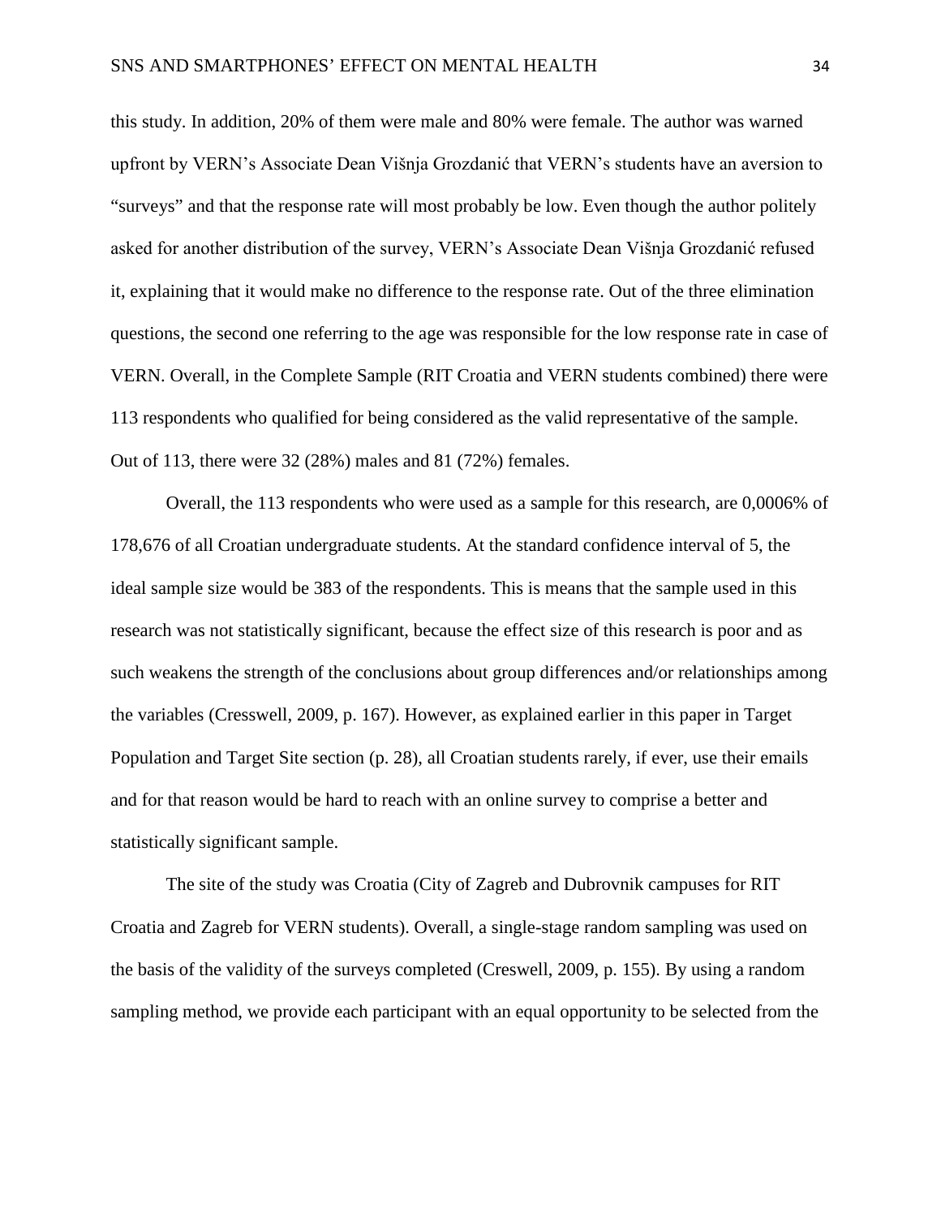this study. In addition, 20% of them were male and 80% were female. The author was warned upfront by VERN's Associate Dean Višnja Grozdanić that VERN's students have an aversion to "surveys" and that the response rate will most probably be low. Even though the author politely asked for another distribution of the survey, VERN's Associate Dean Višnja Grozdanić refused it, explaining that it would make no difference to the response rate. Out of the three elimination questions, the second one referring to the age was responsible for the low response rate in case of VERN. Overall, in the Complete Sample (RIT Croatia and VERN students combined) there were 113 respondents who qualified for being considered as the valid representative of the sample. Out of 113, there were 32 (28%) males and 81 (72%) females.

Overall, the 113 respondents who were used as a sample for this research, are 0,0006% of 178,676 of all Croatian undergraduate students. At the standard confidence interval of 5, the ideal sample size would be 383 of the respondents. This is means that the sample used in this research was not statistically significant, because the effect size of this research is poor and as such weakens the strength of the conclusions about group differences and/or relationships among the variables (Cresswell, 2009, p. 167). However, as explained earlier in this paper in Target Population and Target Site section (p. 28), all Croatian students rarely, if ever, use their emails and for that reason would be hard to reach with an online survey to comprise a better and statistically significant sample.

The site of the study was Croatia (City of Zagreb and Dubrovnik campuses for RIT Croatia and Zagreb for VERN students). Overall, a single-stage random sampling was used on the basis of the validity of the surveys completed (Creswell, 2009, p. 155). By using a random sampling method, we provide each participant with an equal opportunity to be selected from the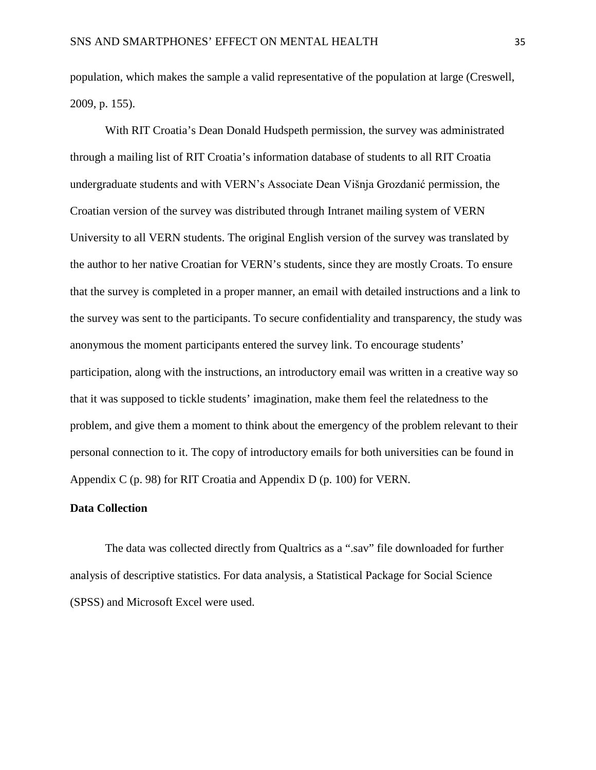population, which makes the sample a valid representative of the population at large (Creswell, 2009, p. 155).

With RIT Croatia's Dean Donald Hudspeth permission, the survey was administrated through a mailing list of RIT Croatia's information database of students to all RIT Croatia undergraduate students and with VERN's Associate Dean Višnja Grozdanić permission, the Croatian version of the survey was distributed through Intranet mailing system of VERN University to all VERN students. The original English version of the survey was translated by the author to her native Croatian for VERN's students, since they are mostly Croats. To ensure that the survey is completed in a proper manner, an email with detailed instructions and a link to the survey was sent to the participants. To secure confidentiality and transparency, the study was anonymous the moment participants entered the survey link. To encourage students' participation, along with the instructions, an introductory email was written in a creative way so that it was supposed to tickle students' imagination, make them feel the relatedness to the problem, and give them a moment to think about the emergency of the problem relevant to their personal connection to it. The copy of introductory emails for both universities can be found in Appendix C (p. 98) for RIT Croatia and Appendix D (p. 100) for VERN.

**Data Collection**

The data was collected directly from Qualtrics as a ".sav" file downloaded for further analysis of descriptive statistics. For data analysis, a Statistical Package for Social Science (SPSS) and Microsoft Excel were used.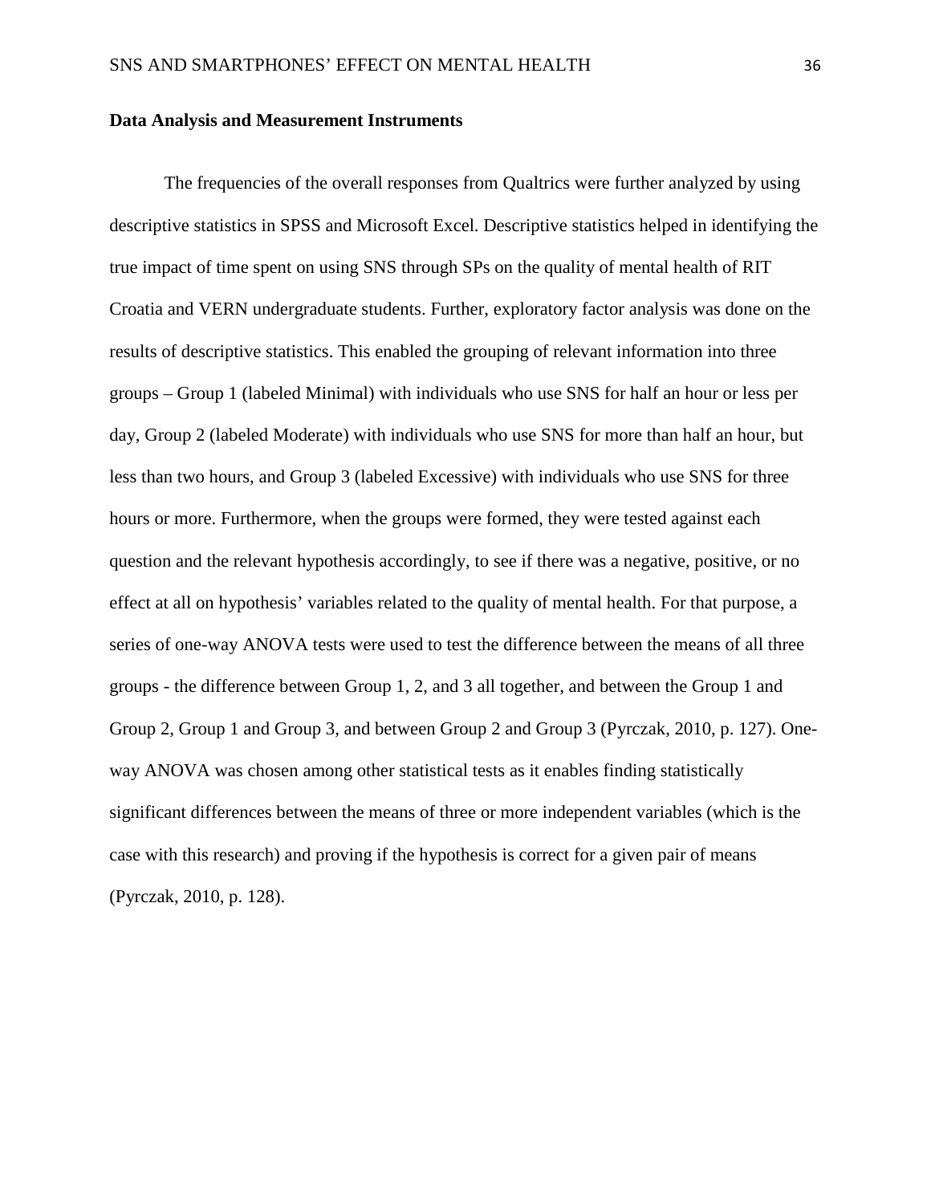**Data Analysis and Measurement Instruments**

The frequencies of the overall responses from Qualtrics were further analyzed by using descriptive statistics in SPSS and Microsoft Excel. Descriptive statistics helped in identifying the true impact of time spent on using SNS through SPs on the quality of mental health of RIT Croatia and VERN undergraduate students. Further, exploratory factor analysis was done on the results of descriptive statistics. This enabled the grouping of relevant information into three groups – Group 1 (labeled Minimal) with individuals who use SNS for half an hour or less per day, Group 2 (labeled Moderate) with individuals who use SNS for more than half an hour, but less than two hours, and Group 3 (labeled Excessive) with individuals who use SNS for three hours or more. Furthermore, when the groups were formed, they were tested against each question and the relevant hypothesis accordingly, to see if there was a negative, positive, or no effect at all on hypothesis' variables related to the quality of mental health. For that purpose, a series of one-way ANOVA tests were used to test the difference between the means of all three groups - the difference between Group 1, 2, and 3 all together, and between the Group 1 and Group 2, Group 1 and Group 3, and between Group 2 and Group 3 (Pyrczak, 2010, p. 127). One-way ANOVA was chosen among other statistical tests as it enables finding statistically significant differences between the means of three or more independent variables (which is the case with this research) and proving if the hypothesis is correct for a given pair of means (Pyrczak, 2010, p. 128).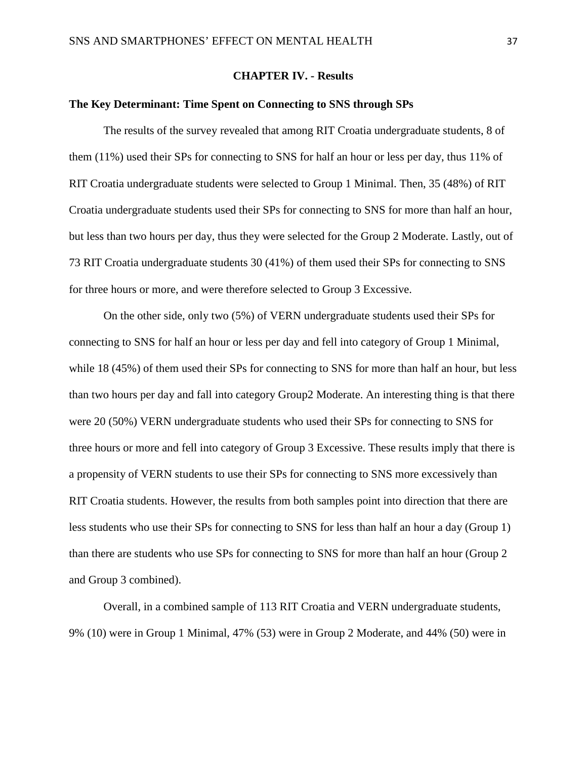## CHAPTER IV. - Results

### The Key Determinant: Time Spent on Connecting to SNS through SPs

The results of the survey revealed that among RIT Croatia undergraduate students, 8 of them (11%) used their SPs for connecting to SNS for half an hour or less per day, thus 11% of RIT Croatia undergraduate students were selected to Group 1 Minimal. Then, 35 (48%) of RIT Croatia undergraduate students used their SPs for connecting to SNS for more than half an hour, but less than two hours per day, thus they were selected for the Group 2 Moderate. Lastly, out of 73 RIT Croatia undergraduate students 30 (41%) of them used their SPs for connecting to SNS for three hours or more, and were therefore selected to Group 3 Excessive.

On the other side, only two (5%) of VERN undergraduate students used their SPs for connecting to SNS for half an hour or less per day and fell into category of Group 1 Minimal, while 18 (45%) of them used their SPs for connecting to SNS for more than half an hour, but less than two hours per day and fall into category Group2 Moderate. An interesting thing is that there were 20 (50%) VERN undergraduate students who used their SPs for connecting to SNS for three hours or more and fell into category of Group 3 Excessive. These results imply that there is a propensity of VERN students to use their SPs for connecting to SNS more excessively than RIT Croatia students. However, the results from both samples point into direction that there are less students who use their SPs for connecting to SNS for less than half an hour a day (Group 1) than there are students who use SPs for connecting to SNS for more than half an hour (Group 2 and Group 3 combined).

Overall, in a combined sample of 113 RIT Croatia and VERN undergraduate students, 9% (10) were in Group 1 Minimal, 47% (53) were in Group 2 Moderate, and 44% (50) were in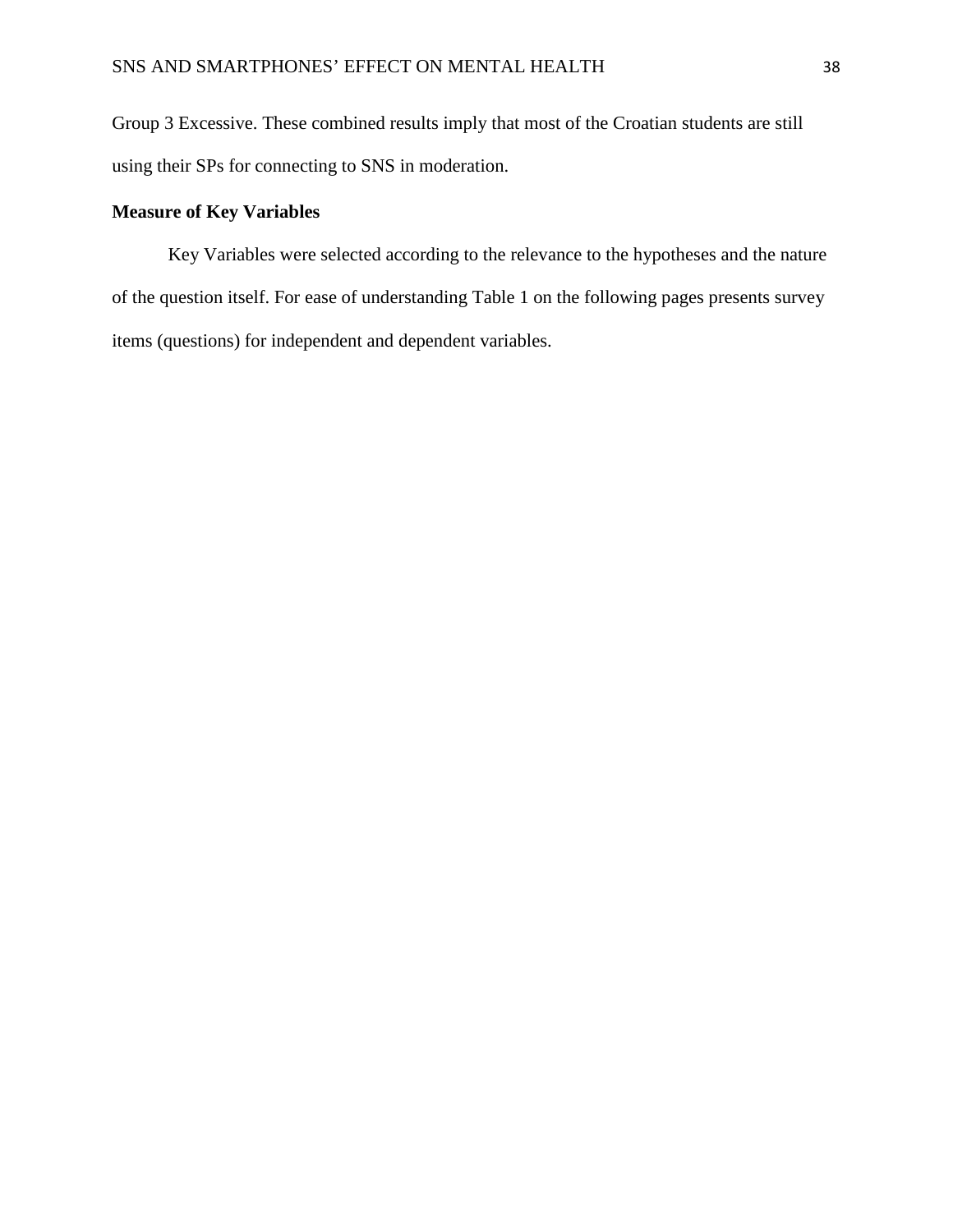Group 3 Excessive. These combined results imply that most of the Croatian students are still using their SPs for connecting to SNS in moderation.

### Measure of Key Variables

Key Variables were selected according to the relevance to the hypotheses and the nature of the question itself. For ease of understanding Table 1 on the following pages presents survey items (questions) for independent and dependent variables.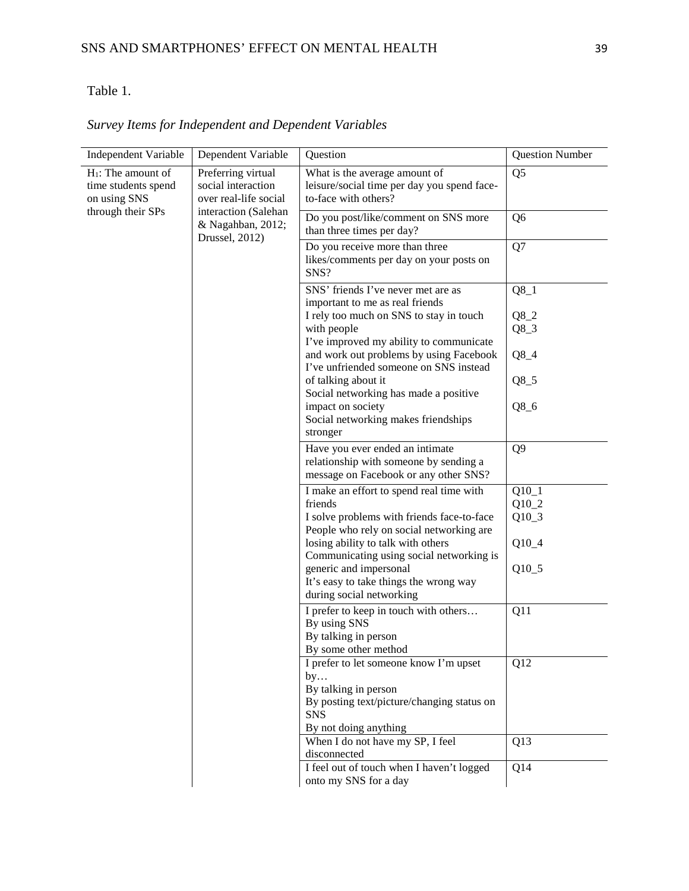Table 1.

*Survey Items for Independent and Dependent Variables*

| Independent Variable | Dependent Variable | Question | Question Number |
|---|---|---|---|
| $H_1$: The amount of time students spend on using SNS through their SPs | Preferring virtual social interaction over real-life social interaction (Salehan & Nagahban, 2012; Drussel, 2012) | What is the average amount of leisure/social time per day you spend face-to-face with others? | Q5 |
| | | Do you post/like/comment on SNS more than three times per day? | Q6 |
| | | Do you receive more than three likes/comments per day on your posts on SNS? | Q7 |
| | | SNS' friends I've never met are as important to me as real friends<br>I rely too much on SNS to stay in touch with people<br>I've improved my ability to communicate and work out problems by using Facebook<br>I've unfriended someone on SNS instead of talking about it<br>Social networking has made a positive impact on society<br>Social networking makes friendships stronger | Q8_1<br>Q8_2<br>Q8_3<br>Q8_4<br>Q8_5<br>Q8_6 |
| | | Have you ever ended an intimate relationship with someone by sending a message on Facebook or any other SNS? | Q9 |
| | | I make an effort to spend real time with friends<br>I solve problems with friends face-to-face<br>People who rely on social networking are losing ability to talk with others<br>Communicating using social networking is generic and impersonal<br>It's easy to take things the wrong way during social networking | Q10_1<br>Q10_2<br>Q10_3<br>Q10_4<br>Q10_5 |
| | | I prefer to keep in touch with others…<br>By using SNS<br>By talking in person<br>By some other method | Q11 |
| | | I prefer to let someone know I'm upset by…<br>By talking in person<br>By posting text/picture/changing status on SNS<br>By not doing anything | Q12 |
| | | When I do not have my SP, I feel disconnected | Q13 |
| | | I feel out of touch when I haven't logged onto my SNS for a day | Q14 |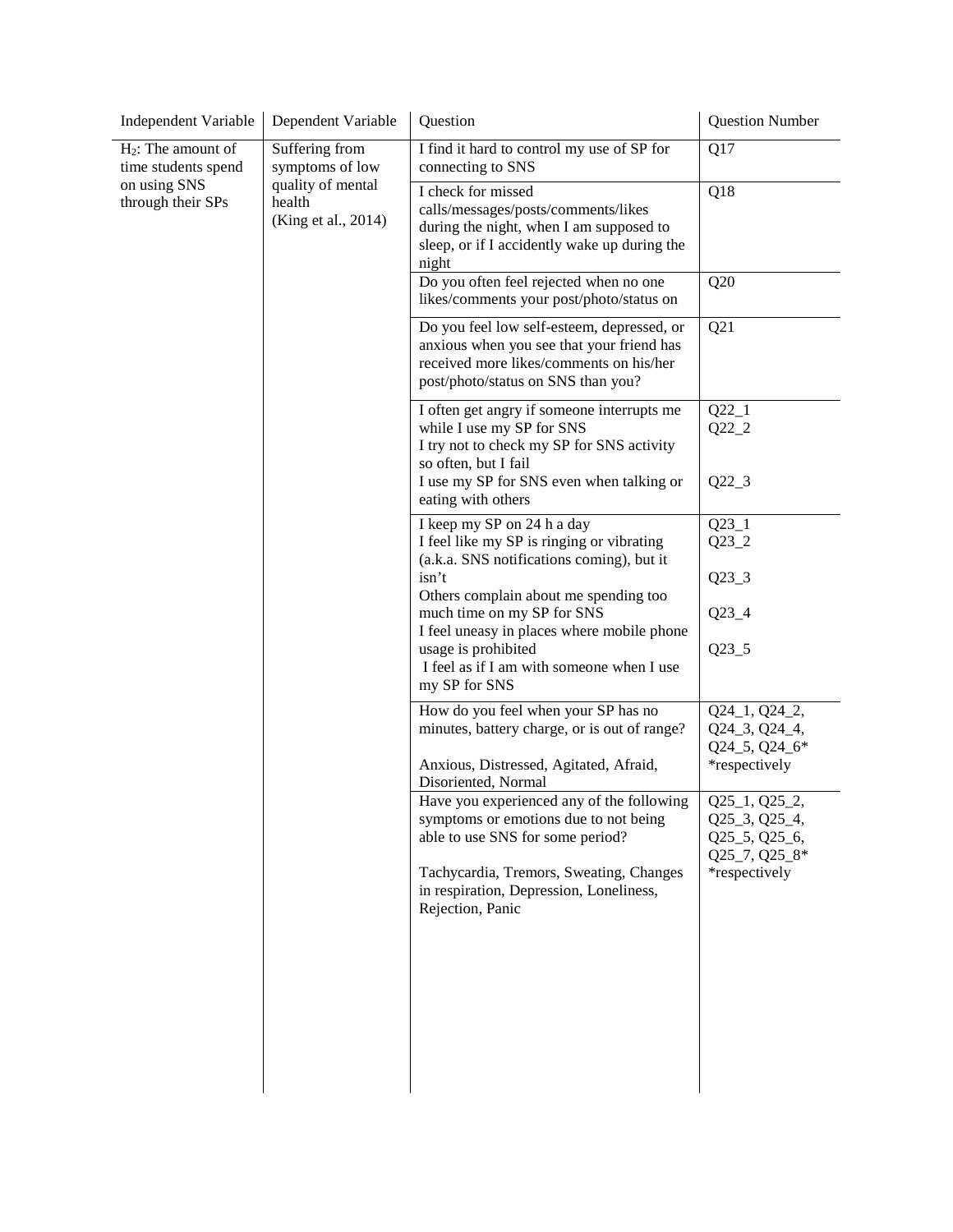| Independent Variable | Dependent Variable | Question | Question Number |
| --- | --- | --- | --- |
| $H_2$: The amount of time students spend on using SNS through their SPs | Suffering from symptoms of low quality of mental health (King et al., 2014) | I find it hard to control my use of SP for connecting to SNS | Q17 |
| | | I check for missed calls/messages/posts/comments/likes during the night, when I am supposed to sleep, or if I accidently wake up during the night | Q18 |
| | | Do you often feel rejected when no one likes/comments your post/photo/status on | Q20 |
| | | Do you feel low self-esteem, depressed, or anxious when you see that your friend has received more likes/comments on his/her post/photo/status on SNS than you? | Q21 |
| | | I often get angry if someone interrupts me while I use my SP for SNS<br>I try not to check my SP for SNS activity so often, but I fail<br>I use my SP for SNS even when talking or eating with others | Q22_1<br>Q22_2<br>Q22_3 |
| | | I keep my SP on 24 h a day<br>I feel like my SP is ringing or vibrating (a.k.a. SNS notifications coming), but it isn't<br>Others complain about me spending too much time on my SP for SNS<br>I feel uneasy in places where mobile phone usage is prohibited<br>I feel as if I am with someone when I use my SP for SNS | Q23_1<br>Q23_2<br>Q23_3<br>Q23_4<br>Q23_5 |
| | | How do you feel when your SP has no minutes, battery charge, or is out of range?<br><br>Anxious, Distressed, Agitated, Afraid, Disoriented, Normal | Q24_1, Q24_2, Q24_3, Q24_4, Q24_5, Q24_6*<br>*respectively |
| | | Have you experienced any of the following symptoms or emotions due to not being able to use SNS for some period?<br><br>Tachycardia, Tremors, Sweating, Changes in respiration, Depression, Loneliness, Rejection, Panic | Q25_1, Q25_2, Q25_3, Q25_4, Q25_5, Q25_6, Q25_7, Q25_8*<br>*respectively |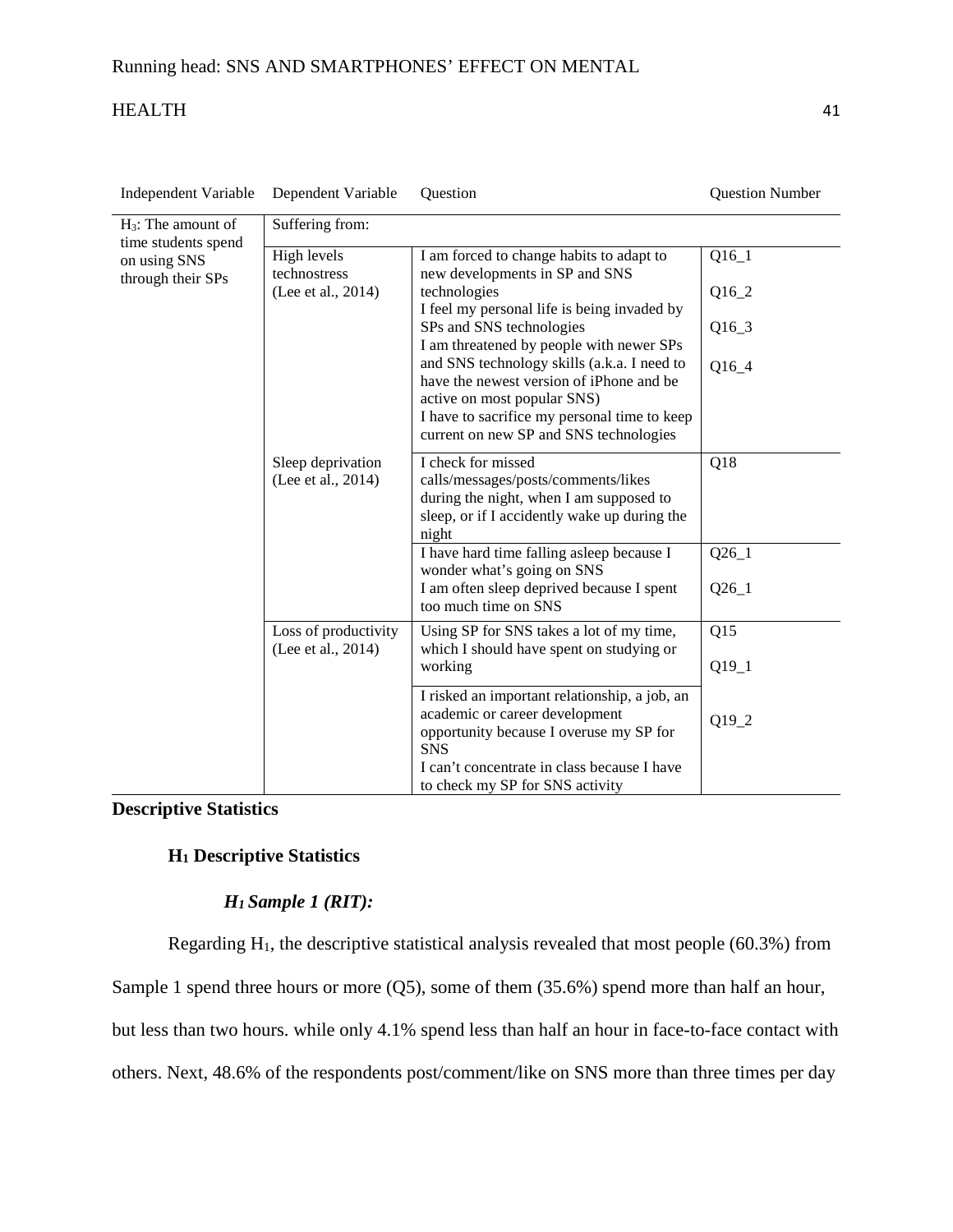| Independent Variable | Dependent Variable | Question | Question Number |
| --- | --- | --- | --- |
| $H_3$: The amount of time students spend on using SNS through their SPs | Suffering from: | | |
| | High levels technostress (Lee et al., 2014) | I am forced to change habits to adapt to new developments in SP and SNS technologies<br>I feel my personal life is being invaded by SPs and SNS technologies<br>I am threatened by people with newer SPs and SNS technology skills (a.k.a. I need to have the newest version of iPhone and be active on most popular SNS)<br>I have to sacrifice my personal time to keep current on new SP and SNS technologies | Q16_1<br>Q16_2<br>Q16_3<br>Q16_4 |
| | Sleep deprivation (Lee et al., 2014) | I check for missed calls/messages/posts/comments/likes during the night, when I am supposed to sleep, or if I accidently wake up during the night | Q18 |
| | | I have hard time falling asleep because I wonder what's going on SNS<br>I am often sleep deprived because I spent too much time on SNS | Q26_1<br>Q26_1 |
| | Loss of productivity (Lee et al., 2014) | Using SP for SNS takes a lot of my time, which I should have spent on studying or working | Q15<br>Q19_1 |
| | | I risked an important relationship, a job, an academic or career development opportunity because I overuse my SP for SNS<br>I can't concentrate in class because I have to check my SP for SNS activity | Q19_2 |

## Descriptive Statistics

### $H_1$ Descriptive Statistics

#### *$H_1$ Sample 1 (RIT):*

Regarding $H_1$, the descriptive statistical analysis revealed that most people (60.3%) from Sample 1 spend three hours or more (Q5), some of them (35.6%) spend more than half an hour, but less than two hours. while only 4.1% spend less than half an hour in face-to-face contact with others. Next, 48.6% of the respondents post/comment/like on SNS more than three times per day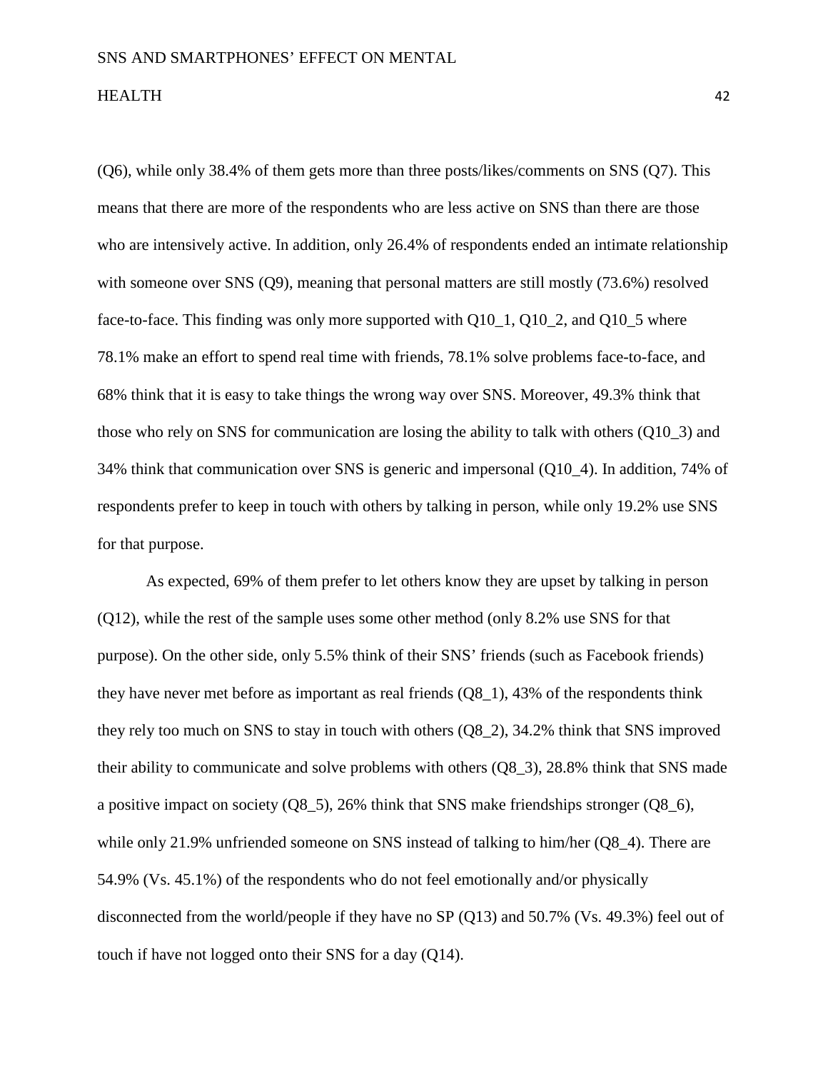(Q6), while only 38.4% of them gets more than three posts/likes/comments on SNS (Q7). This means that there are more of the respondents who are less active on SNS than there are those who are intensively active. In addition, only 26.4% of respondents ended an intimate relationship with someone over SNS (Q9), meaning that personal matters are still mostly (73.6%) resolved face-to-face. This finding was only more supported with Q10_1, Q10_2, and Q10_5 where 78.1% make an effort to spend real time with friends, 78.1% solve problems face-to-face, and 68% think that it is easy to take things the wrong way over SNS. Moreover, 49.3% think that those who rely on SNS for communication are losing the ability to talk with others (Q10_3) and 34% think that communication over SNS is generic and impersonal (Q10_4). In addition, 74% of respondents prefer to keep in touch with others by talking in person, while only 19.2% use SNS for that purpose.

As expected, 69% of them prefer to let others know they are upset by talking in person (Q12), while the rest of the sample uses some other method (only 8.2% use SNS for that purpose). On the other side, only 5.5% think of their SNS' friends (such as Facebook friends) they have never met before as important as real friends (Q8_1), 43% of the respondents think they rely too much on SNS to stay in touch with others (Q8_2), 34.2% think that SNS improved their ability to communicate and solve problems with others (Q8_3), 28.8% think that SNS made a positive impact on society (Q8_5), 26% think that SNS make friendships stronger (Q8_6), while only 21.9% unfriended someone on SNS instead of talking to him/her (Q8_4). There are 54.9% (Vs. 45.1%) of the respondents who do not feel emotionally and/or physically disconnected from the world/people if they have no SP (Q13) and 50.7% (Vs. 49.3%) feel out of touch if have not logged onto their SNS for a day (Q14).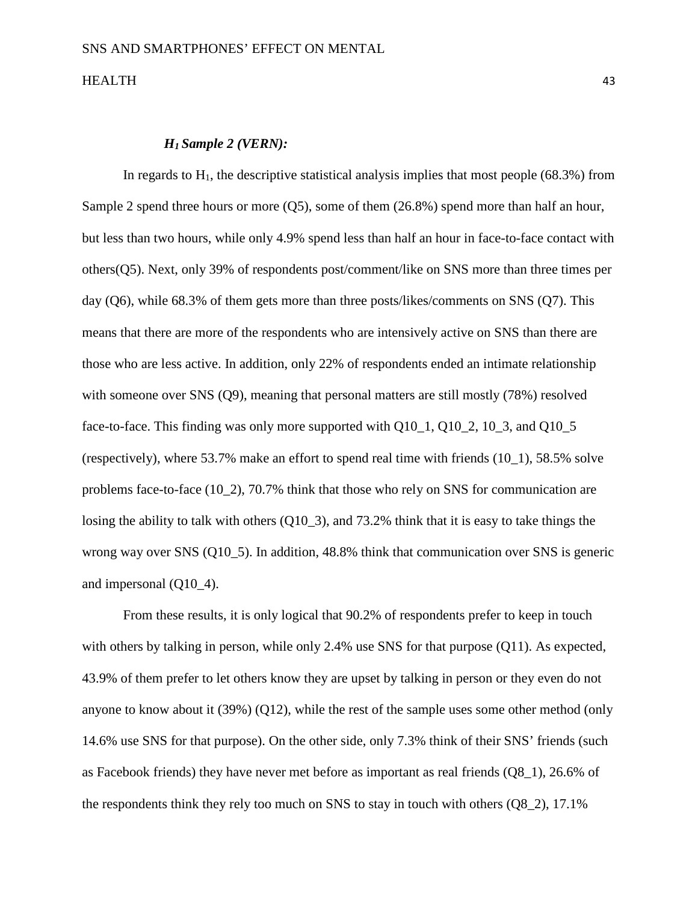#### *$H_1$ Sample 2 (VERN):*

In regards to $H_1$, the descriptive statistical analysis implies that most people (68.3%) from Sample 2 spend three hours or more (Q5), some of them (26.8%) spend more than half an hour, but less than two hours, while only 4.9% spend less than half an hour in face-to-face contact with others(Q5). Next, only 39% of respondents post/comment/like on SNS more than three times per day (Q6), while 68.3% of them gets more than three posts/likes/comments on SNS (Q7). This means that there are more of the respondents who are intensively active on SNS than there are those who are less active. In addition, only 22% of respondents ended an intimate relationship with someone over SNS (Q9), meaning that personal matters are still mostly (78%) resolved face-to-face. This finding was only more supported with Q10_1, Q10_2, 10_3, and Q10_5 (respectively), where 53.7% make an effort to spend real time with friends (10_1), 58.5% solve problems face-to-face (10_2), 70.7% think that those who rely on SNS for communication are losing the ability to talk with others (Q10_3), and 73.2% think that it is easy to take things the wrong way over SNS (Q10_5). In addition, 48.8% think that communication over SNS is generic and impersonal (Q10_4).

From these results, it is only logical that 90.2% of respondents prefer to keep in touch with others by talking in person, while only 2.4% use SNS for that purpose (Q11). As expected, 43.9% of them prefer to let others know they are upset by talking in person or they even do not anyone to know about it (39%) (Q12), while the rest of the sample uses some other method (only 14.6% use SNS for that purpose). On the other side, only 7.3% think of their SNS' friends (such as Facebook friends) they have never met before as important as real friends (Q8_1), 26.6% of the respondents think they rely too much on SNS to stay in touch with others (Q8_2), 17.1%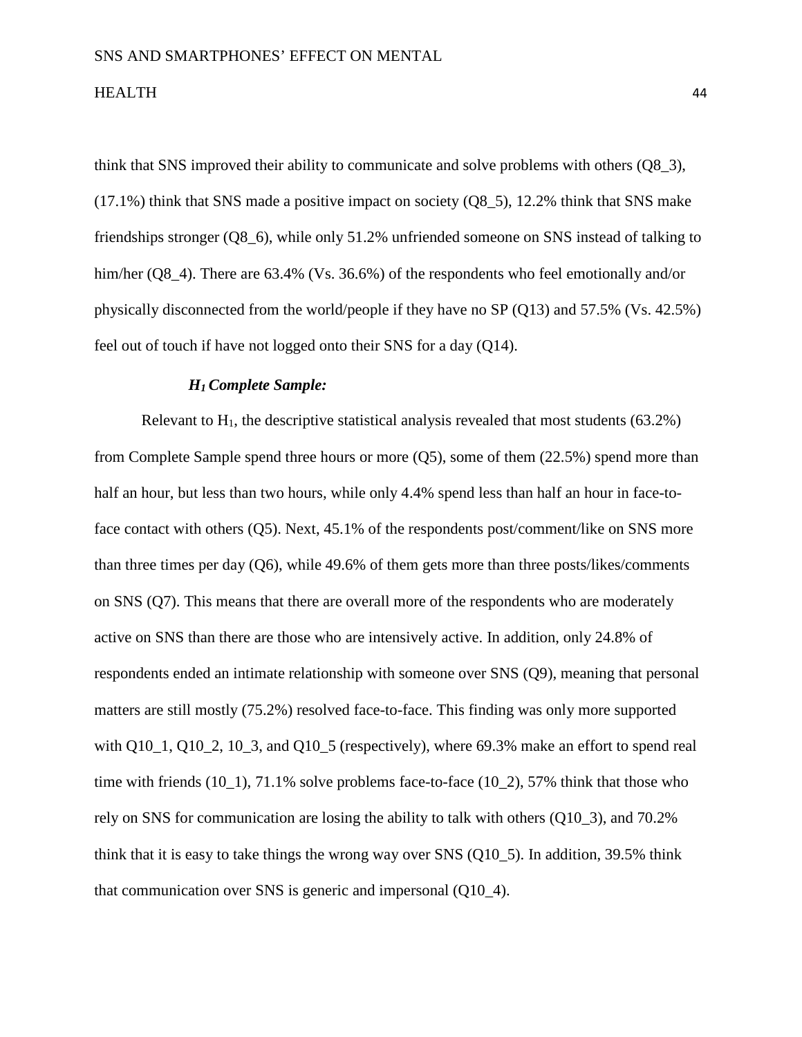think that SNS improved their ability to communicate and solve problems with others (Q8_3), (17.1%) think that SNS made a positive impact on society (Q8_5), 12.2% think that SNS make friendships stronger (Q8_6), while only 51.2% unfriended someone on SNS instead of talking to him/her (Q8_4). There are 63.4% (Vs. 36.6%) of the respondents who feel emotionally and/or physically disconnected from the world/people if they have no SP (Q13) and 57.5% (Vs. 42.5%) feel out of touch if have not logged onto their SNS for a day (Q14).

***$H_1$ Complete Sample:***

Relevant to $H_1$, the descriptive statistical analysis revealed that most students (63.2%) from Complete Sample spend three hours or more (Q5), some of them (22.5%) spend more than half an hour, but less than two hours, while only 4.4% spend less than half an hour in face-to-face contact with others (Q5). Next, 45.1% of the respondents post/comment/like on SNS more than three times per day (Q6), while 49.6% of them gets more than three posts/likes/comments on SNS (Q7). This means that there are overall more of the respondents who are moderately active on SNS than there are those who are intensively active. In addition, only 24.8% of respondents ended an intimate relationship with someone over SNS (Q9), meaning that personal matters are still mostly (75.2%) resolved face-to-face. This finding was only more supported with Q10_1, Q10_2, 10_3, and Q10_5 (respectively), where 69.3% make an effort to spend real time with friends (10_1), 71.1% solve problems face-to-face (10_2), 57% think that those who rely on SNS for communication are losing the ability to talk with others (Q10_3), and 70.2% think that it is easy to take things the wrong way over SNS (Q10_5). In addition, 39.5% think that communication over SNS is generic and impersonal (Q10_4).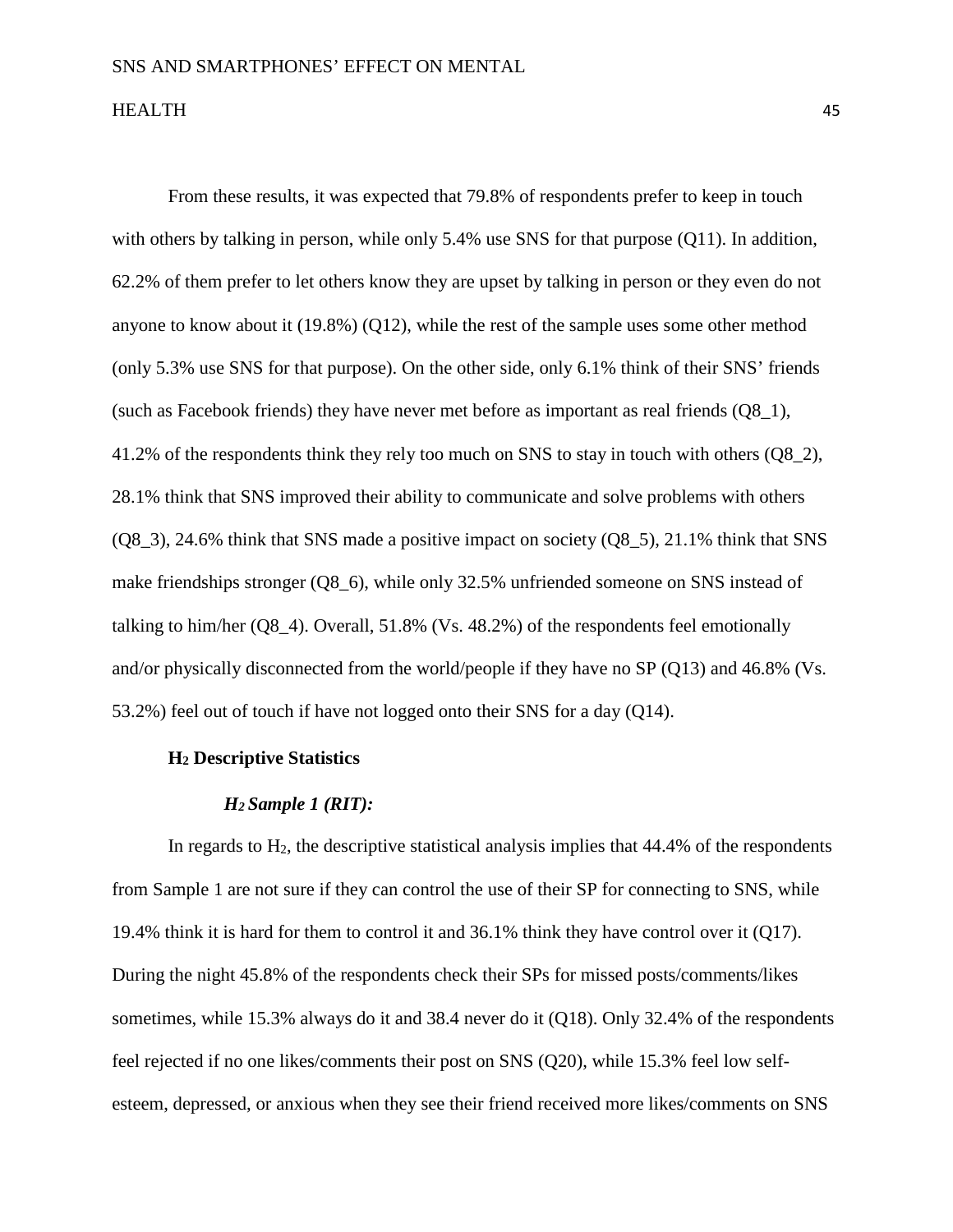From these results, it was expected that 79.8% of respondents prefer to keep in touch with others by talking in person, while only 5.4% use SNS for that purpose (Q11). In addition, 62.2% of them prefer to let others know they are upset by talking in person or they even do not anyone to know about it (19.8%) (Q12), while the rest of the sample uses some other method (only 5.3% use SNS for that purpose). On the other side, only 6.1% think of their SNS' friends (such as Facebook friends) they have never met before as important as real friends (Q8_1), 41.2% of the respondents think they rely too much on SNS to stay in touch with others (Q8_2), 28.1% think that SNS improved their ability to communicate and solve problems with others (Q8_3), 24.6% think that SNS made a positive impact on society (Q8_5), 21.1% think that SNS make friendships stronger (Q8_6), while only 32.5% unfriended someone on SNS instead of talking to him/her (Q8_4). Overall, 51.8% (Vs. 48.2%) of the respondents feel emotionally and/or physically disconnected from the world/people if they have no SP (Q13) and 46.8% (Vs. 53.2%) feel out of touch if have not logged onto their SNS for a day (Q14).

### $H_2$ Descriptive Statistics

#### ***$H_2$ Sample 1 (RIT):***

In regards to $H_2$, the descriptive statistical analysis implies that 44.4% of the respondents from Sample 1 are not sure if they can control the use of their SP for connecting to SNS, while 19.4% think it is hard for them to control it and 36.1% think they have control over it (Q17). During the night 45.8% of the respondents check their SPs for missed posts/comments/likes sometimes, while 15.3% always do it and 38.4 never do it (Q18). Only 32.4% of the respondents feel rejected if no one likes/comments their post on SNS (Q20), while 15.3% feel low self-esteem, depressed, or anxious when they see their friend received more likes/comments on SNS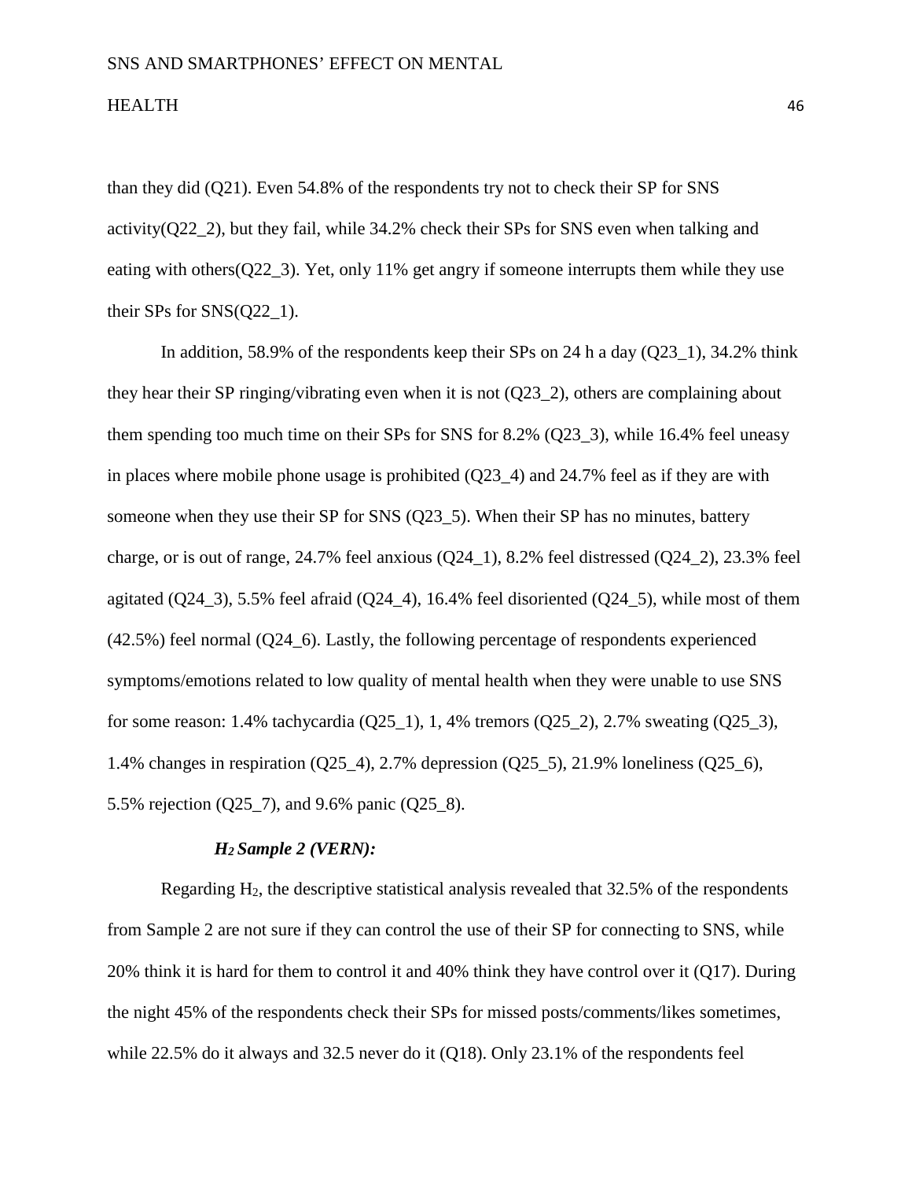than they did (Q21). Even 54.8% of the respondents try not to check their SP for SNS activity(Q22_2), but they fail, while 34.2% check their SPs for SNS even when talking and eating with others(Q22_3). Yet, only 11% get angry if someone interrupts them while they use their SPs for SNS(Q22_1).

In addition, 58.9% of the respondents keep their SPs on 24 h a day (Q23_1), 34.2% think they hear their SP ringing/vibrating even when it is not (Q23_2), others are complaining about them spending too much time on their SPs for SNS for 8.2% (Q23_3), while 16.4% feel uneasy in places where mobile phone usage is prohibited (Q23_4) and 24.7% feel as if they are with someone when they use their SP for SNS (Q23_5). When their SP has no minutes, battery charge, or is out of range, 24.7% feel anxious (Q24_1), 8.2% feel distressed (Q24_2), 23.3% feel agitated (Q24_3), 5.5% feel afraid (Q24_4), 16.4% feel disoriented (Q24_5), while most of them (42.5%) feel normal (Q24_6). Lastly, the following percentage of respondents experienced symptoms/emotions related to low quality of mental health when they were unable to use SNS for some reason: 1.4% tachycardia (Q25_1), 1, 4% tremors (Q25_2), 2.7% sweating (Q25_3), 1.4% changes in respiration (Q25_4), 2.7% depression (Q25_5), 21.9% loneliness (Q25_6), 5.5% rejection (Q25_7), and 9.6% panic (Q25_8).

***$H_2$ Sample 2 (VERN):***

Regarding $H_2$, the descriptive statistical analysis revealed that 32.5% of the respondents from Sample 2 are not sure if they can control the use of their SP for connecting to SNS, while 20% think it is hard for them to control it and 40% think they have control over it (Q17). During the night 45% of the respondents check their SPs for missed posts/comments/likes sometimes, while 22.5% do it always and 32.5 never do it (Q18). Only 23.1% of the respondents feel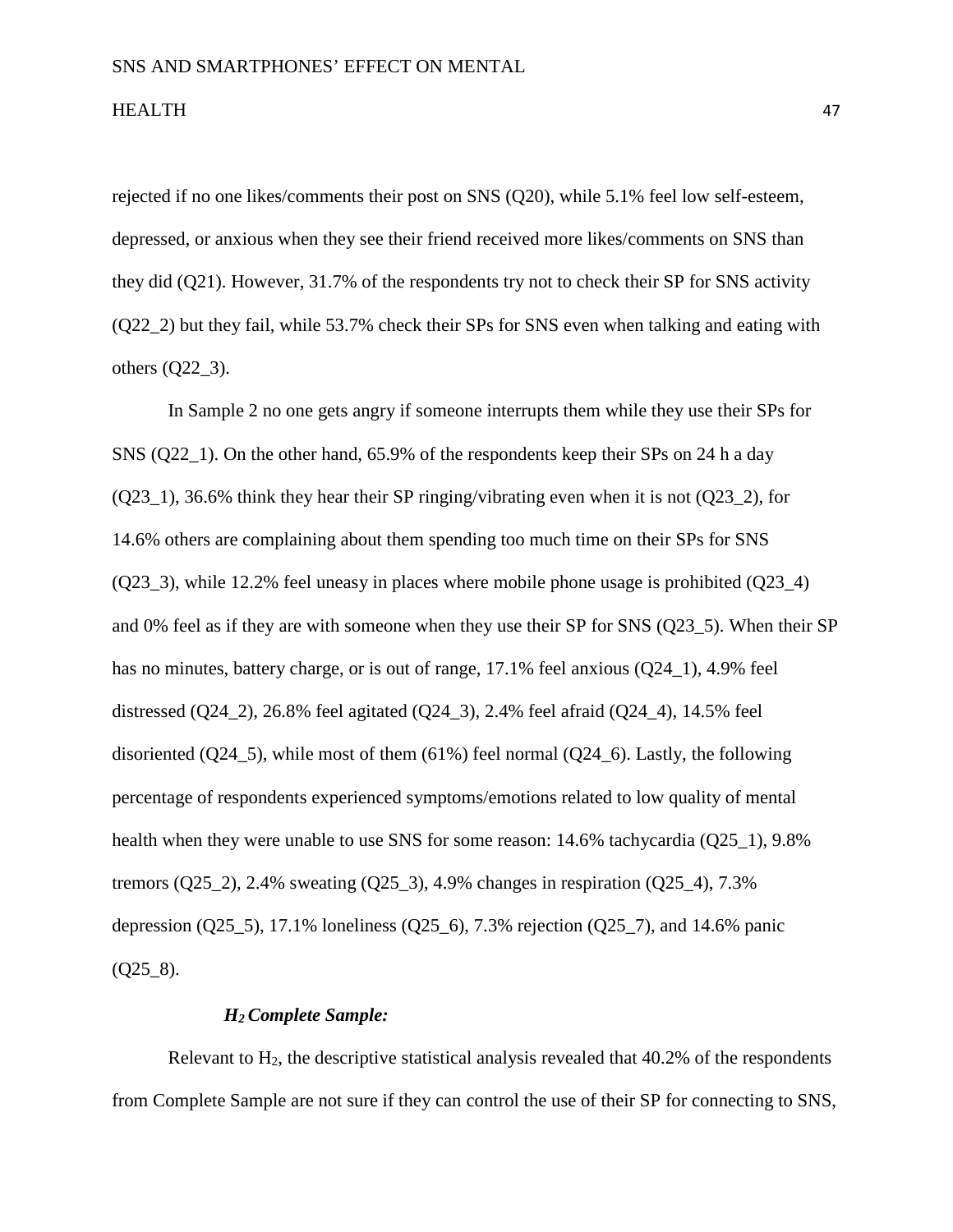rejected if no one likes/comments their post on SNS (Q20), while 5.1% feel low self-esteem, depressed, or anxious when they see their friend received more likes/comments on SNS than they did (Q21). However, 31.7% of the respondents try not to check their SP for SNS activity (Q22_2) but they fail, while 53.7% check their SPs for SNS even when talking and eating with others (Q22_3).

In Sample 2 no one gets angry if someone interrupts them while they use their SPs for SNS (Q22_1). On the other hand, 65.9% of the respondents keep their SPs on 24 h a day (Q23_1), 36.6% think they hear their SP ringing/vibrating even when it is not (Q23_2), for 14.6% others are complaining about them spending too much time on their SPs for SNS (Q23_3), while 12.2% feel uneasy in places where mobile phone usage is prohibited (Q23_4) and 0% feel as if they are with someone when they use their SP for SNS (Q23_5). When their SP has no minutes, battery charge, or is out of range, 17.1% feel anxious (Q24_1), 4.9% feel distressed (Q24_2), 26.8% feel agitated (Q24_3), 2.4% feel afraid (Q24_4), 14.5% feel disoriented (Q24_5), while most of them (61%) feel normal (Q24_6). Lastly, the following percentage of respondents experienced symptoms/emotions related to low quality of mental health when they were unable to use SNS for some reason: 14.6% tachycardia (Q25_1), 9.8% tremors (Q25_2), 2.4% sweating (Q25_3), 4.9% changes in respiration (Q25_4), 7.3% depression (Q25_5), 17.1% loneliness (Q25_6), 7.3% rejection (Q25_7), and 14.6% panic (Q25_8).

### *$H_2$ Complete Sample:*

Relevant to $H_2$, the descriptive statistical analysis revealed that 40.2% of the respondents from Complete Sample are not sure if they can control the use of their SP for connecting to SNS,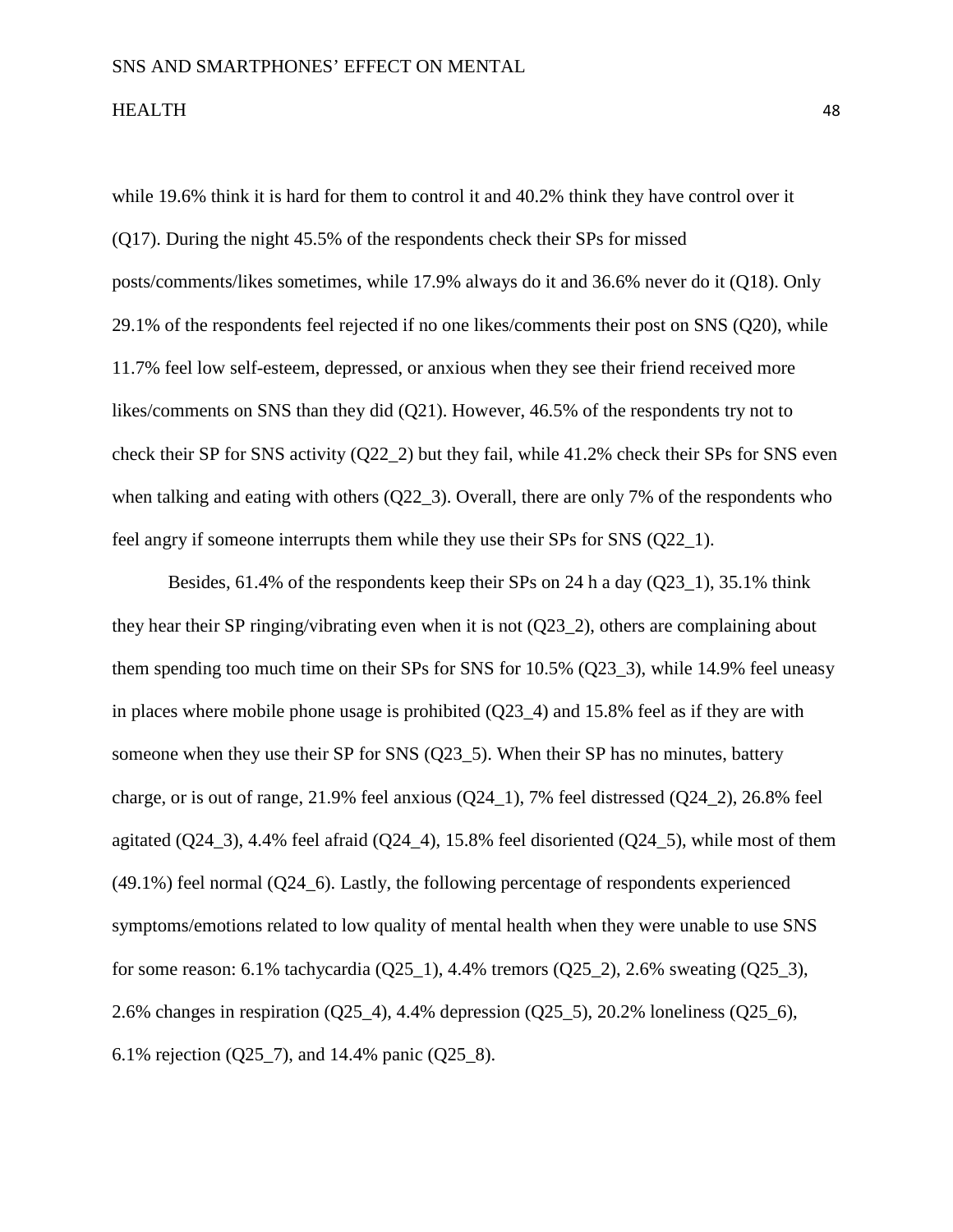while 19.6% think it is hard for them to control it and 40.2% think they have control over it (Q17). During the night 45.5% of the respondents check their SPs for missed posts/comments/likes sometimes, while 17.9% always do it and 36.6% never do it (Q18). Only 29.1% of the respondents feel rejected if no one likes/comments their post on SNS (Q20), while 11.7% feel low self-esteem, depressed, or anxious when they see their friend received more likes/comments on SNS than they did (Q21). However, 46.5% of the respondents try not to check their SP for SNS activity (Q22_2) but they fail, while 41.2% check their SPs for SNS even when talking and eating with others (Q22_3). Overall, there are only 7% of the respondents who feel angry if someone interrupts them while they use their SPs for SNS (Q22_1).

Besides, 61.4% of the respondents keep their SPs on 24 h a day (Q23_1), 35.1% think they hear their SP ringing/vibrating even when it is not (Q23_2), others are complaining about them spending too much time on their SPs for SNS for 10.5% (Q23_3), while 14.9% feel uneasy in places where mobile phone usage is prohibited (Q23_4) and 15.8% feel as if they are with someone when they use their SP for SNS (Q23_5). When their SP has no minutes, battery charge, or is out of range, 21.9% feel anxious (Q24_1), 7% feel distressed (Q24_2), 26.8% feel agitated (Q24_3), 4.4% feel afraid (Q24_4), 15.8% feel disoriented (Q24_5), while most of them (49.1%) feel normal (Q24_6). Lastly, the following percentage of respondents experienced symptoms/emotions related to low quality of mental health when they were unable to use SNS for some reason: 6.1% tachycardia (Q25_1), 4.4% tremors (Q25_2), 2.6% sweating (Q25_3), 2.6% changes in respiration (Q25_4), 4.4% depression (Q25_5), 20.2% loneliness (Q25_6), 6.1% rejection (Q25_7), and 14.4% panic (Q25_8).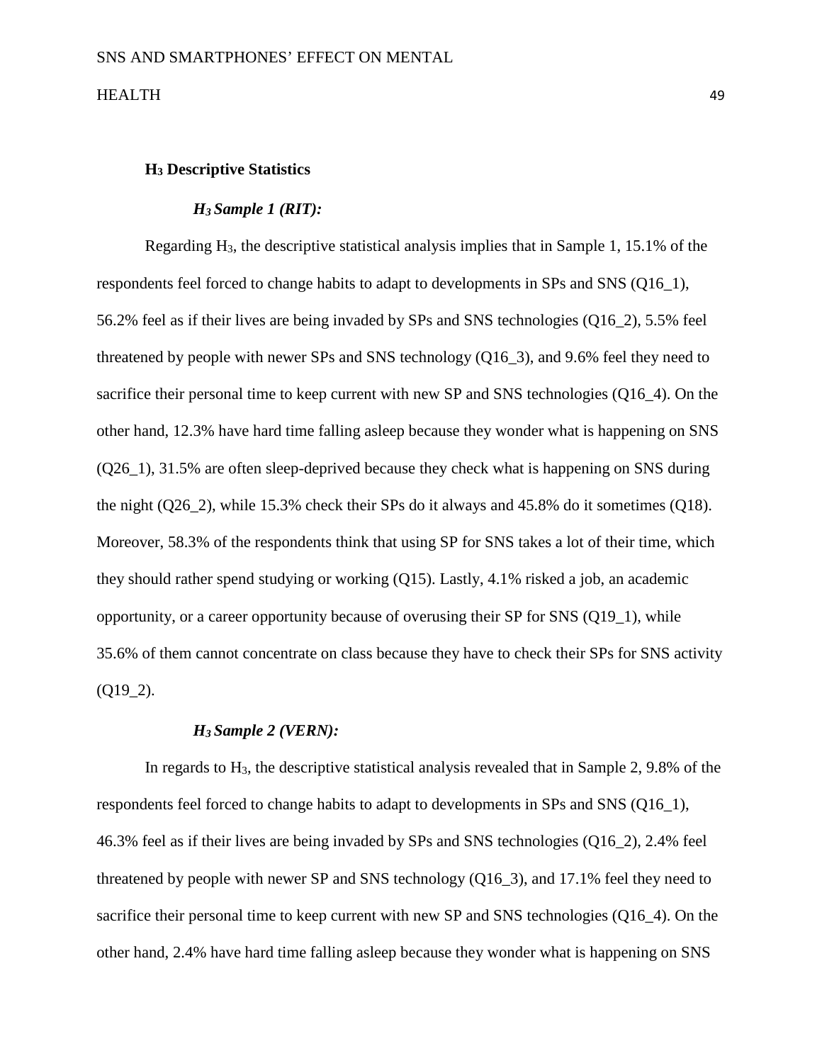## $H_3$ Descriptive Statistics

### *$H_3$ Sample 1 (RIT):*

Regarding $H_3$, the descriptive statistical analysis implies that in Sample 1, 15.1% of the respondents feel forced to change habits to adapt to developments in SPs and SNS (Q16_1), 56.2% feel as if their lives are being invaded by SPs and SNS technologies (Q16_2), 5.5% feel threatened by people with newer SPs and SNS technology (Q16_3), and 9.6% feel they need to sacrifice their personal time to keep current with new SP and SNS technologies (Q16_4). On the other hand, 12.3% have hard time falling asleep because they wonder what is happening on SNS (Q26_1), 31.5% are often sleep-deprived because they check what is happening on SNS during the night (Q26_2), while 15.3% check their SPs do it always and 45.8% do it sometimes (Q18). Moreover, 58.3% of the respondents think that using SP for SNS takes a lot of their time, which they should rather spend studying or working (Q15). Lastly, 4.1% risked a job, an academic opportunity, or a career opportunity because of overusing their SP for SNS (Q19_1), while 35.6% of them cannot concentrate on class because they have to check their SPs for SNS activity (Q19_2).

### *$H_3$ Sample 2 (VERN):*

In regards to $H_3$, the descriptive statistical analysis revealed that in Sample 2, 9.8% of the respondents feel forced to change habits to adapt to developments in SPs and SNS (Q16_1), 46.3% feel as if their lives are being invaded by SPs and SNS technologies (Q16_2), 2.4% feel threatened by people with newer SP and SNS technology (Q16_3), and 17.1% feel they need to sacrifice their personal time to keep current with new SP and SNS technologies (Q16_4). On the other hand, 2.4% have hard time falling asleep because they wonder what is happening on SNS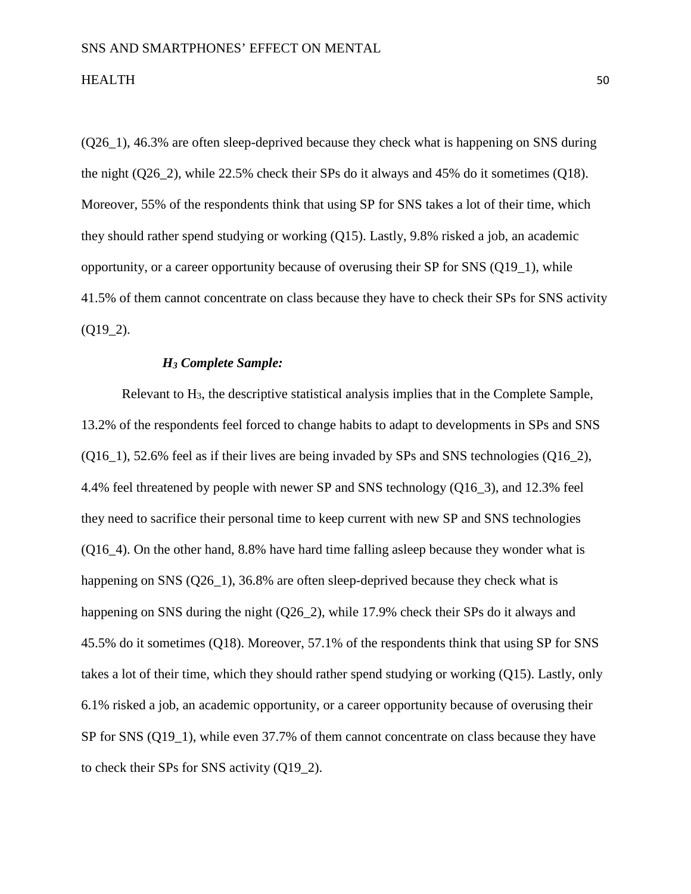(Q26_1), 46.3% are often sleep-deprived because they check what is happening on SNS during the night (Q26_2), while 22.5% check their SPs do it always and 45% do it sometimes (Q18). Moreover, 55% of the respondents think that using SP for SNS takes a lot of their time, which they should rather spend studying or working (Q15). Lastly, 9.8% risked a job, an academic opportunity, or a career opportunity because of overusing their SP for SNS (Q19_1), while 41.5% of them cannot concentrate on class because they have to check their SPs for SNS activity (Q19_2).

***$H_3$ Complete Sample:***

Relevant to $H_3$, the descriptive statistical analysis implies that in the Complete Sample, 13.2% of the respondents feel forced to change habits to adapt to developments in SPs and SNS (Q16_1), 52.6% feel as if their lives are being invaded by SPs and SNS technologies (Q16_2), 4.4% feel threatened by people with newer SP and SNS technology (Q16_3), and 12.3% feel they need to sacrifice their personal time to keep current with new SP and SNS technologies (Q16_4). On the other hand, 8.8% have hard time falling asleep because they wonder what is happening on SNS (Q26_1), 36.8% are often sleep-deprived because they check what is happening on SNS during the night (Q26_2), while 17.9% check their SPs do it always and 45.5% do it sometimes (Q18). Moreover, 57.1% of the respondents think that using SP for SNS takes a lot of their time, which they should rather spend studying or working (Q15). Lastly, only 6.1% risked a job, an academic opportunity, or a career opportunity because of overusing their SP for SNS (Q19_1), while even 37.7% of them cannot concentrate on class because they have to check their SPs for SNS activity (Q19_2).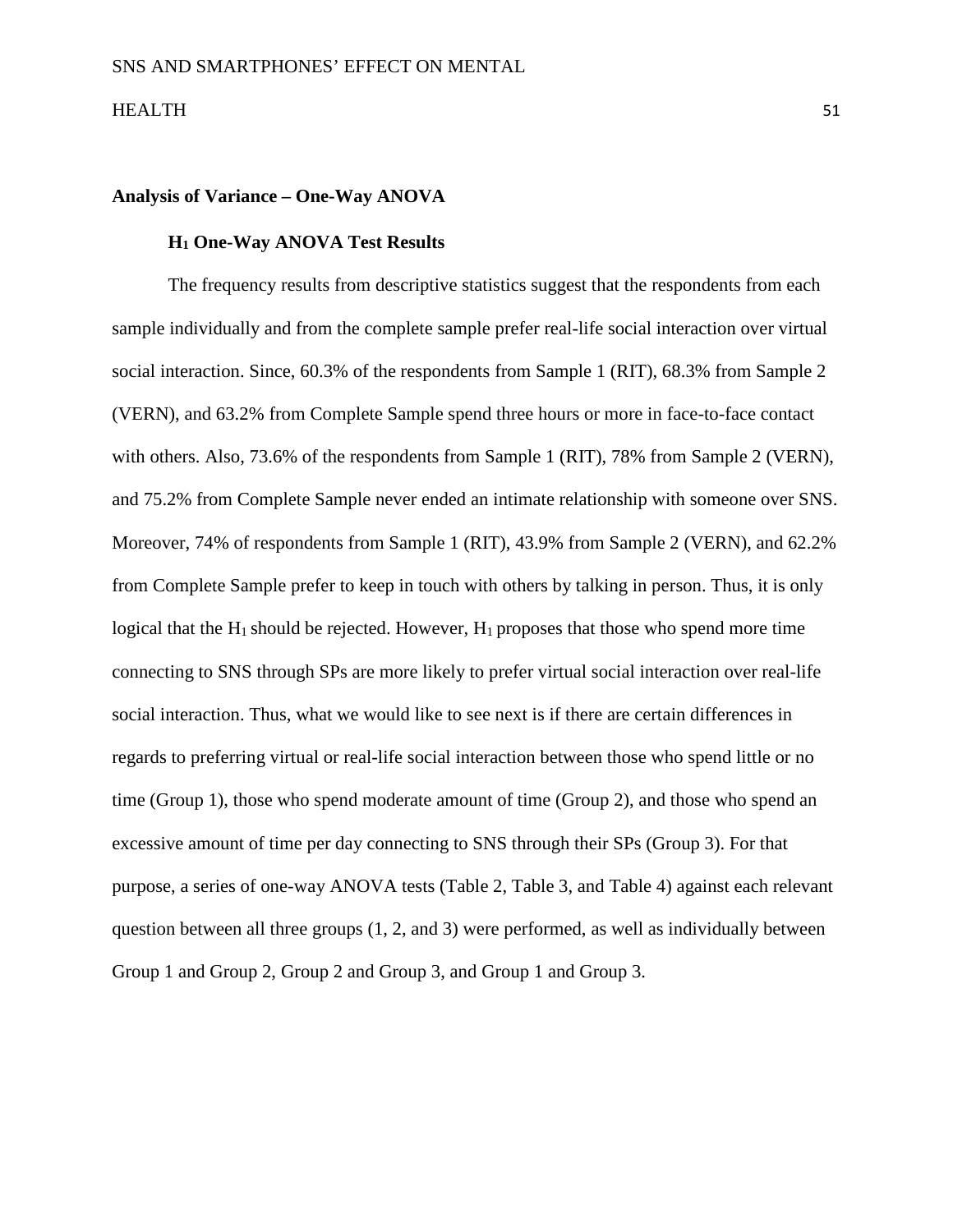## Analysis of Variance – One-Way ANOVA

### $H_1$ One-Way ANOVA Test Results

The frequency results from descriptive statistics suggest that the respondents from each sample individually and from the complete sample prefer real-life social interaction over virtual social interaction. Since, 60.3% of the respondents from Sample 1 (RIT), 68.3% from Sample 2 (VERN), and 63.2% from Complete Sample spend three hours or more in face-to-face contact with others. Also, 73.6% of the respondents from Sample 1 (RIT), 78% from Sample 2 (VERN), and 75.2% from Complete Sample never ended an intimate relationship with someone over SNS. Moreover, 74% of respondents from Sample 1 (RIT), 43.9% from Sample 2 (VERN), and 62.2% from Complete Sample prefer to keep in touch with others by talking in person. Thus, it is only logical that the $H_1$ should be rejected. However, $H_1$ proposes that those who spend more time connecting to SNS through SPs are more likely to prefer virtual social interaction over real-life social interaction. Thus, what we would like to see next is if there are certain differences in regards to preferring virtual or real-life social interaction between those who spend little or no time (Group 1), those who spend moderate amount of time (Group 2), and those who spend an excessive amount of time per day connecting to SNS through their SPs (Group 3). For that purpose, a series of one-way ANOVA tests (Table 2, Table 3, and Table 4) against each relevant question between all three groups (1, 2, and 3) were performed, as well as individually between Group 1 and Group 2, Group 2 and Group 3, and Group 1 and Group 3.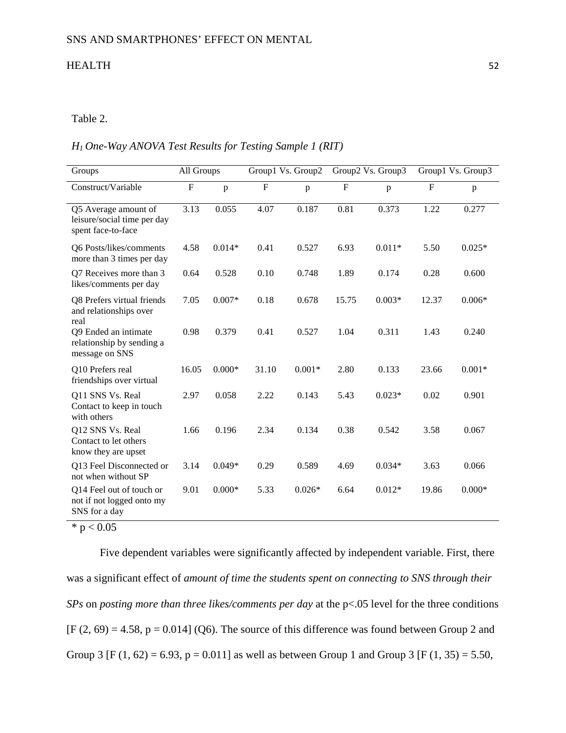Table 2.

*$H_1$ One-Way ANOVA Test Results for Testing Sample 1 (RIT)*

| Groups | All Groups | | Group1 Vs. Group2 | | Group2 Vs. Group3 | | Group1 Vs. Group3 | |
|---|---|---|---|---|---|---|---|---|
| Construct/Variable | F | p | F | p | F | p | F | p |
| Q5 Average amount of leisure/social time per day spent face-to-face | 3.13 | 0.055 | 4.07 | 0.187 | 0.81 | 0.373 | 1.22 | 0.277 |
| Q6 Posts/likes/comments more than 3 times per day | 4.58 | 0.014* | 0.41 | 0.527 | 6.93 | 0.011* | 5.50 | 0.025* |
| Q7 Receives more than 3 likes/comments per day | 0.64 | 0.528 | 0.10 | 0.748 | 1.89 | 0.174 | 0.28 | 0.600 |
| Q8 Prefers virtual friends and relationships over real | 7.05 | 0.007* | 0.18 | 0.678 | 15.75 | 0.003* | 12.37 | 0.006* |
| Q9 Ended an intimate relationship by sending a message on SNS | 0.98 | 0.379 | 0.41 | 0.527 | 1.04 | 0.311 | 1.43 | 0.240 |
| Q10 Prefers real friendships over virtual | 16.05 | 0.000* | 31.10 | 0.001* | 2.80 | 0.133 | 23.66 | 0.001* |
| Q11 SNS Vs. Real Contact to keep in touch with others | 2.97 | 0.058 | 2.22 | 0.143 | 5.43 | 0.023* | 0.02 | 0.901 |
| Q12 SNS Vs. Real Contact to let others know they are upset | 1.66 | 0.196 | 2.34 | 0.134 | 0.38 | 0.542 | 3.58 | 0.067 |
| Q13 Feel Disconnected or not when without SP | 3.14 | 0.049* | 0.29 | 0.589 | 4.69 | 0.034* | 3.63 | 0.066 |
| Q14 Feel out of touch or not if not logged onto my SNS for a day | 9.01 | 0.000* | 5.33 | 0.026* | 6.64 | 0.012* | 19.86 | 0.000* |

* $p < 0.05$

Five dependent variables were significantly affected by independent variable. First, there was a significant effect of *amount of time the students spent on connecting to SNS through their SPs* on *posting more than three likes/comments per day* at the $p<.05$ level for the three conditions [$F(2, 69) = 4.58$, $p = 0.014$] (Q6). The source of this difference was found between Group 2 and Group 3 [$F(1, 62) = 6.93$, $p = 0.011$] as well as between Group 1 and Group 3 [$F(1, 35) = 5.50$,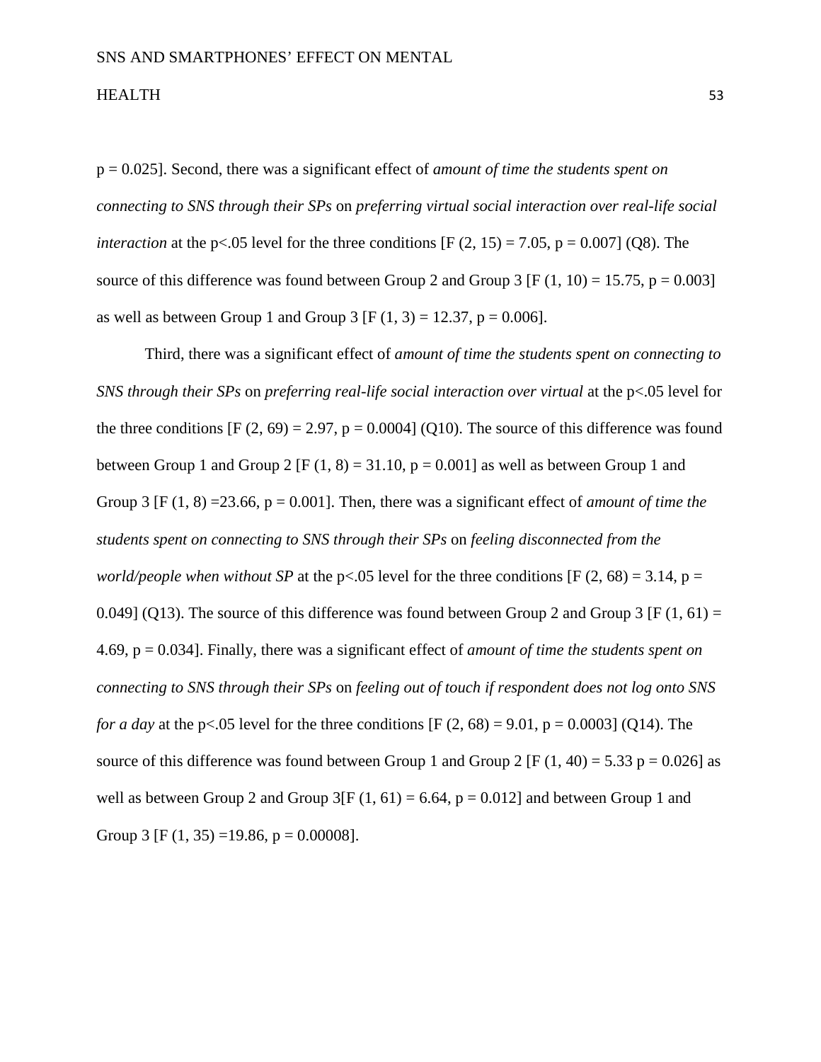$p = 0.025$]. Second, there was a significant effect of *amount of time the students spent on connecting to SNS through their SPs* on *preferring virtual social interaction over real-life social interaction* at the $p<.05$ level for the three conditions [$F(2, 15) = 7.05$, $p = 0.007$] (Q8). The source of this difference was found between Group 2 and Group 3 [$F(1, 10) = 15.75$, $p = 0.003$] as well as between Group 1 and Group 3 [$F(1, 3) = 12.37$, $p = 0.006$].

Third, there was a significant effect of *amount of time the students spent on connecting to SNS through their SPs* on *preferring real-life social interaction over virtual* at the $p<.05$ level for the three conditions [$F(2, 69) = 2.97$, $p = 0.0004$] (Q10). The source of this difference was found between Group 1 and Group 2 [$F(1, 8) = 31.10$, $p = 0.001$] as well as between Group 1 and Group 3 [$F(1, 8) = 23.66$, $p = 0.001$]. Then, there was a significant effect of *amount of time the students spent on connecting to SNS through their SPs* on *feeling disconnected from the world/people when without SP* at the $p<.05$ level for the three conditions [$F(2, 68) = 3.14$, $p = 0.049$] (Q13). The source of this difference was found between Group 2 and Group 3 [$F(1, 61) = 4.69$, $p = 0.034$]. Finally, there was a significant effect of *amount of time the students spent on connecting to SNS through their SPs* on *feeling out of touch if respondent does not log onto SNS for a day* at the $p<.05$ level for the three conditions [$F(2, 68) = 9.01$, $p = 0.0003$] (Q14). The source of this difference was found between Group 1 and Group 2 [$F(1, 40) = 5.33$ $p = 0.026$] as well as between Group 2 and Group 3[$F(1, 61) = 6.64$, $p = 0.012$] and between Group 1 and Group 3 [$F(1, 35) = 19.86$, $p = 0.00008$].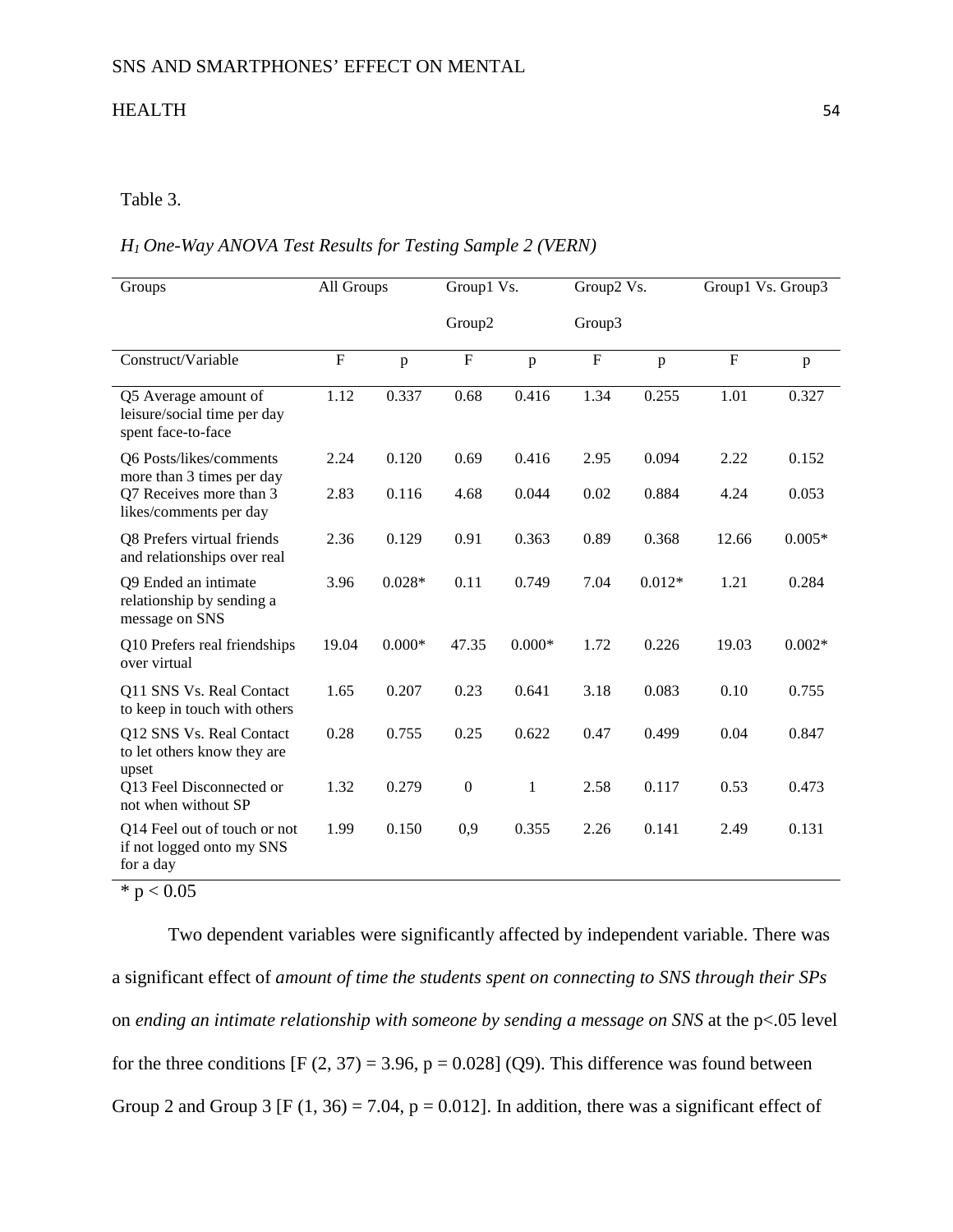Table 3.

*$H_1$ One-Way ANOVA Test Results for Testing Sample 2 (VERN)*

| Groups | All Groups | | Group1 Vs. Group2 | | Group2 Vs. Group3 | | Group1 Vs. Group3 | |
|---|---|---|---|---|---|---|---|---|
| Construct/Variable | F | p | F | p | F | p | F | p |
| Q5 Average amount of leisure/social time per day spent face-to-face | 1.12 | 0.337 | 0.68 | 0.416 | 1.34 | 0.255 | 1.01 | 0.327 |
| Q6 Posts/likes/comments more than 3 times per day | 2.24 | 0.120 | 0.69 | 0.416 | 2.95 | 0.094 | 2.22 | 0.152 |
| Q7 Receives more than 3 likes/comments per day | 2.83 | 0.116 | 4.68 | 0.044 | 0.02 | 0.884 | 4.24 | 0.053 |
| Q8 Prefers virtual friends and relationships over real | 2.36 | 0.129 | 0.91 | 0.363 | 0.89 | 0.368 | 12.66 | 0.005* |
| Q9 Ended an intimate relationship by sending a message on SNS | 3.96 | 0.028* | 0.11 | 0.749 | 7.04 | 0.012* | 1.21 | 0.284 |
| Q10 Prefers real friendships over virtual | 19.04 | 0.000* | 47.35 | 0.000* | 1.72 | 0.226 | 19.03 | 0.002* |
| Q11 SNS Vs. Real Contact to keep in touch with others | 1.65 | 0.207 | 0.23 | 0.641 | 3.18 | 0.083 | 0.10 | 0.755 |
| Q12 SNS Vs. Real Contact to let others know they are upset | 0.28 | 0.755 | 0.25 | 0.622 | 0.47 | 0.499 | 0.04 | 0.847 |
| Q13 Feel Disconnected or not when without SP | 1.32 | 0.279 | 0 | 1 | 2.58 | 0.117 | 0.53 | 0.473 |
| Q14 Feel out of touch or not if not logged onto my SNS for a day | 1.99 | 0.150 | 0,9 | 0.355 | 2.26 | 0.141 | 2.49 | 0.131 |

$* \ p < 0.05$

Two dependent variables were significantly affected by independent variable. There was a significant effect of *amount of time the students spent on connecting to SNS through their SPs* on *ending an intimate relationship with someone by sending a message on SNS* at the $p<.05$ level for the three conditions [$F(2, 37) = 3.96$, $p = 0.028$] (Q9). This difference was found between Group 2 and Group 3 [$F(1, 36) = 7.04$, $p = 0.012$]. In addition, there was a significant effect of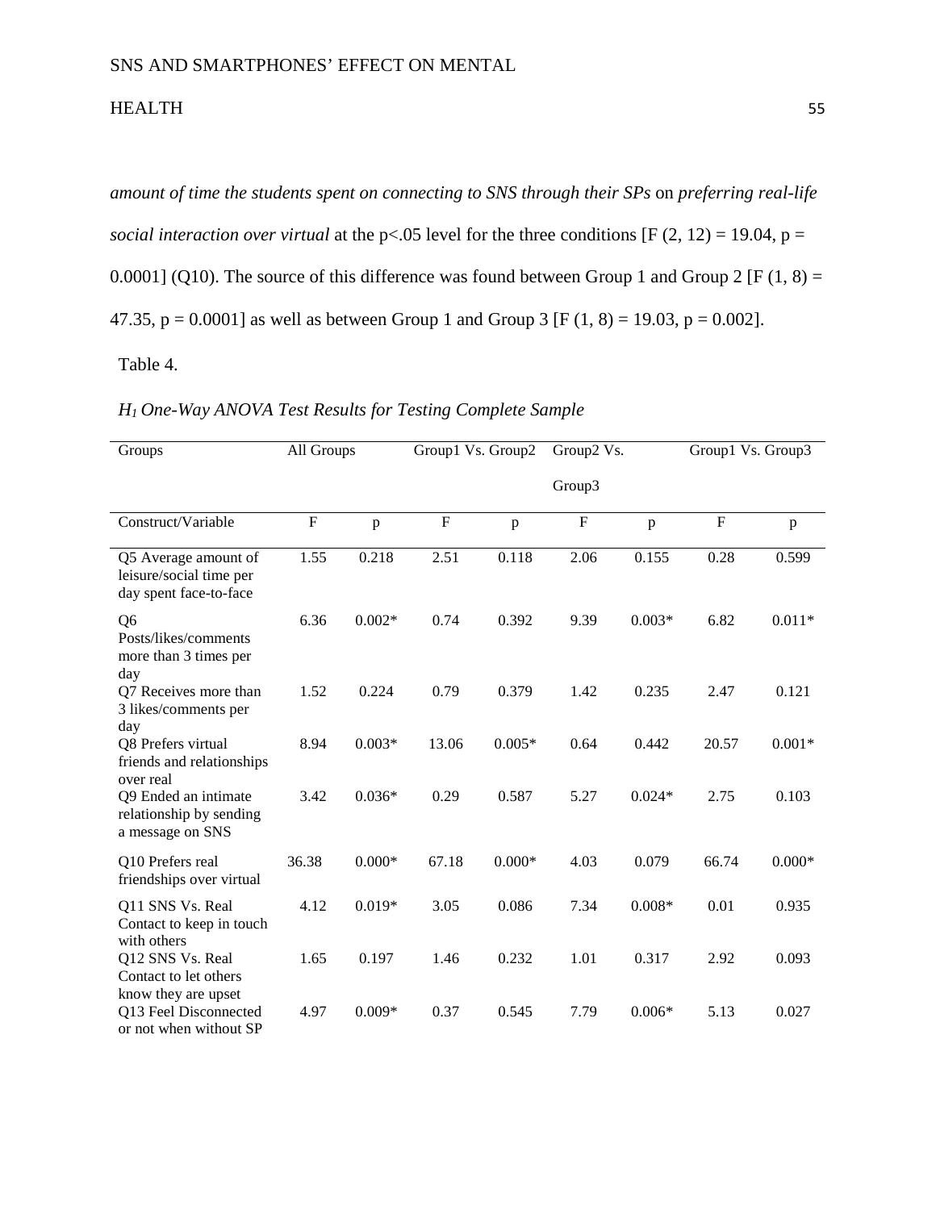*amount of time the students spent on connecting to SNS through their SPs* on *preferring real-life social interaction over virtual* at the p<.05 level for the three conditions [$F(2, 12) = 19.04$, $p = 0.0001$] (Q10). The source of this difference was found between Group 1 and Group 2 [$F(1, 8) = 47.35$, $p = 0.0001$] as well as between Group 1 and Group 3 [$F(1, 8) = 19.03$, $p = 0.002$].

Table 4.

*$H_1$ One-Way ANOVA Test Results for Testing Complete Sample*

| Groups | All Groups | | Group1 Vs. Group2 | | Group2 Vs. Group3 | | Group1 Vs. Group3 | |
|---|---|---|---|---|---|---|---|---|
| Construct/Variable | F | p | F | p | F | p | F | p |
| Q5 Average amount of leisure/social time per day spent face-to-face | 1.55 | 0.218 | 2.51 | 0.118 | 2.06 | 0.155 | 0.28 | 0.599 |
| Q6 Posts/likes/comments more than 3 times per day | 6.36 | 0.002* | 0.74 | 0.392 | 9.39 | 0.003* | 6.82 | 0.011* |
| Q7 Receives more than 3 likes/comments per day | 1.52 | 0.224 | 0.79 | 0.379 | 1.42 | 0.235 | 2.47 | 0.121 |
| Q8 Prefers virtual friends and relationships over real | 8.94 | 0.003* | 13.06 | 0.005* | 0.64 | 0.442 | 20.57 | 0.001* |
| Q9 Ended an intimate relationship by sending a message on SNS | 3.42 | 0.036* | 0.29 | 0.587 | 5.27 | 0.024* | 2.75 | 0.103 |
| Q10 Prefers real friendships over virtual | 36.38 | 0.000* | 67.18 | 0.000* | 4.03 | 0.079 | 66.74 | 0.000* |
| Q11 SNS Vs. Real Contact to keep in touch with others | 4.12 | 0.019* | 3.05 | 0.086 | 7.34 | 0.008* | 0.01 | 0.935 |
| Q12 SNS Vs. Real Contact to let others know they are upset | 1.65 | 0.197 | 1.46 | 0.232 | 1.01 | 0.317 | 2.92 | 0.093 |
| Q13 Feel Disconnected or not when without SP | 4.97 | 0.009* | 0.37 | 0.545 | 7.79 | 0.006* | 5.13 | 0.027 |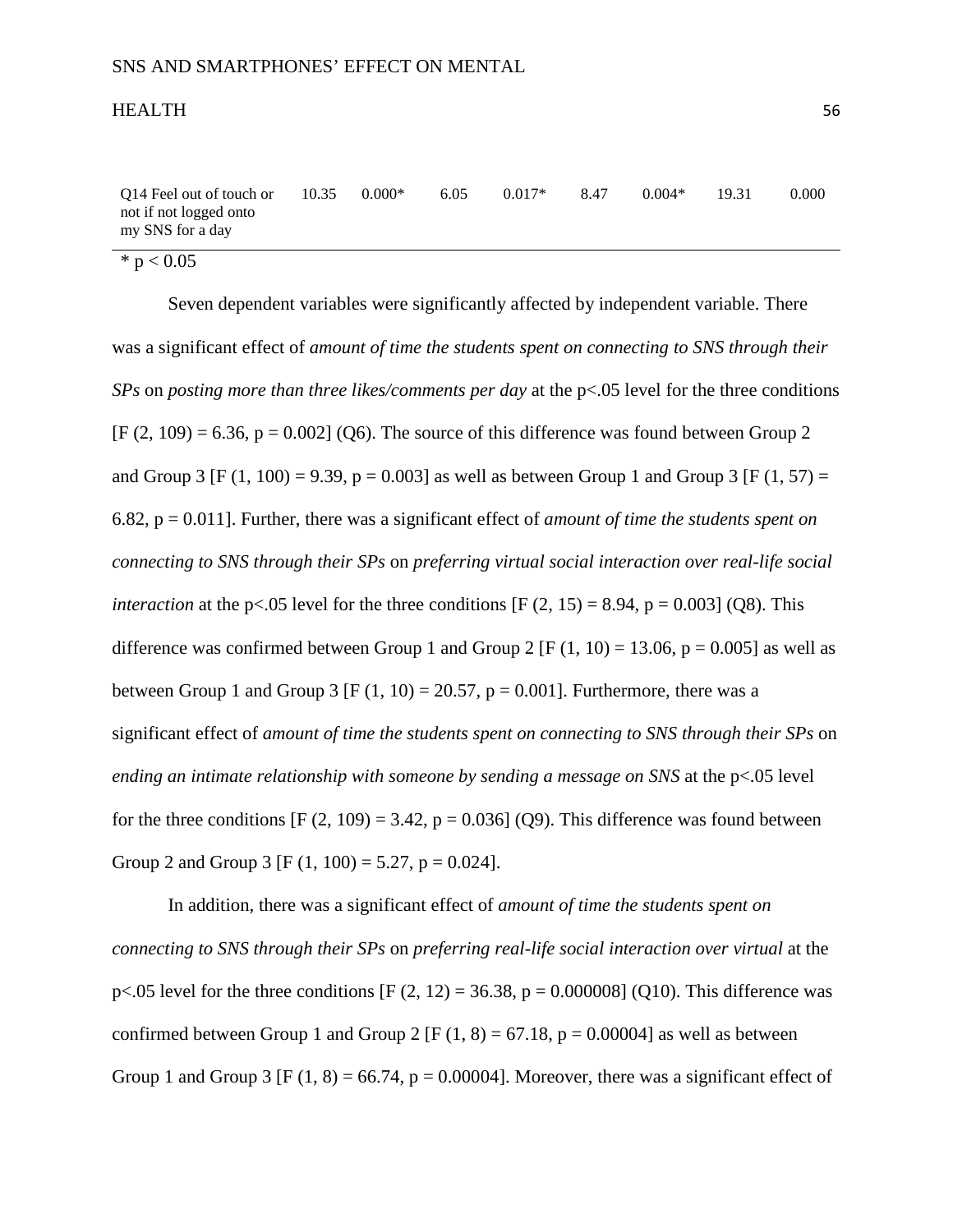| Q14 Feel out of touch or not if not logged onto my SNS for a day | 10.35 | 0.000* | 6.05 | 0.017* | 8.47 | 0.004* | 19.31 | 0.000 |
|---|---|---|---|---|---|---|---|---|

* $p < 0.05$

Seven dependent variables were significantly affected by independent variable. There was a significant effect of *amount of time the students spent on connecting to SNS through their SPs* on *posting more than three likes/comments per day* at the $p<.05$ level for the three conditions [$F(2, 109) = 6.36$, $p = 0.002$] (Q6). The source of this difference was found between Group 2 and Group 3 [$F(1, 100) = 9.39$, $p = 0.003$] as well as between Group 1 and Group 3 [$F(1, 57) = 6.82$, $p = 0.011$]. Further, there was a significant effect of *amount of time the students spent on connecting to SNS through their SPs* on *preferring virtual social interaction over real-life social interaction* at the $p<.05$ level for the three conditions [$F(2, 15) = 8.94$, $p = 0.003$] (Q8). This difference was confirmed between Group 1 and Group 2 [$F(1, 10) = 13.06$, $p = 0.005$] as well as between Group 1 and Group 3 [$F(1, 10) = 20.57$, $p = 0.001$]. Furthermore, there was a significant effect of *amount of time the students spent on connecting to SNS through their SPs* on *ending an intimate relationship with someone by sending a message on SNS* at the $p<.05$ level for the three conditions [$F(2, 109) = 3.42$, $p = 0.036$] (Q9). This difference was found between Group 2 and Group 3 [$F(1, 100) = 5.27$, $p = 0.024$].

In addition, there was a significant effect of *amount of time the students spent on connecting to SNS through their SPs* on *preferring real-life social interaction over virtual* at the $p<.05$ level for the three conditions [$F(2, 12) = 36.38$, $p = 0.000008$] (Q10). This difference was confirmed between Group 1 and Group 2 [$F(1, 8) = 67.18$, $p = 0.00004$] as well as between Group 1 and Group 3 [$F(1, 8) = 66.74$, $p = 0.00004$]. Moreover, there was a significant effect of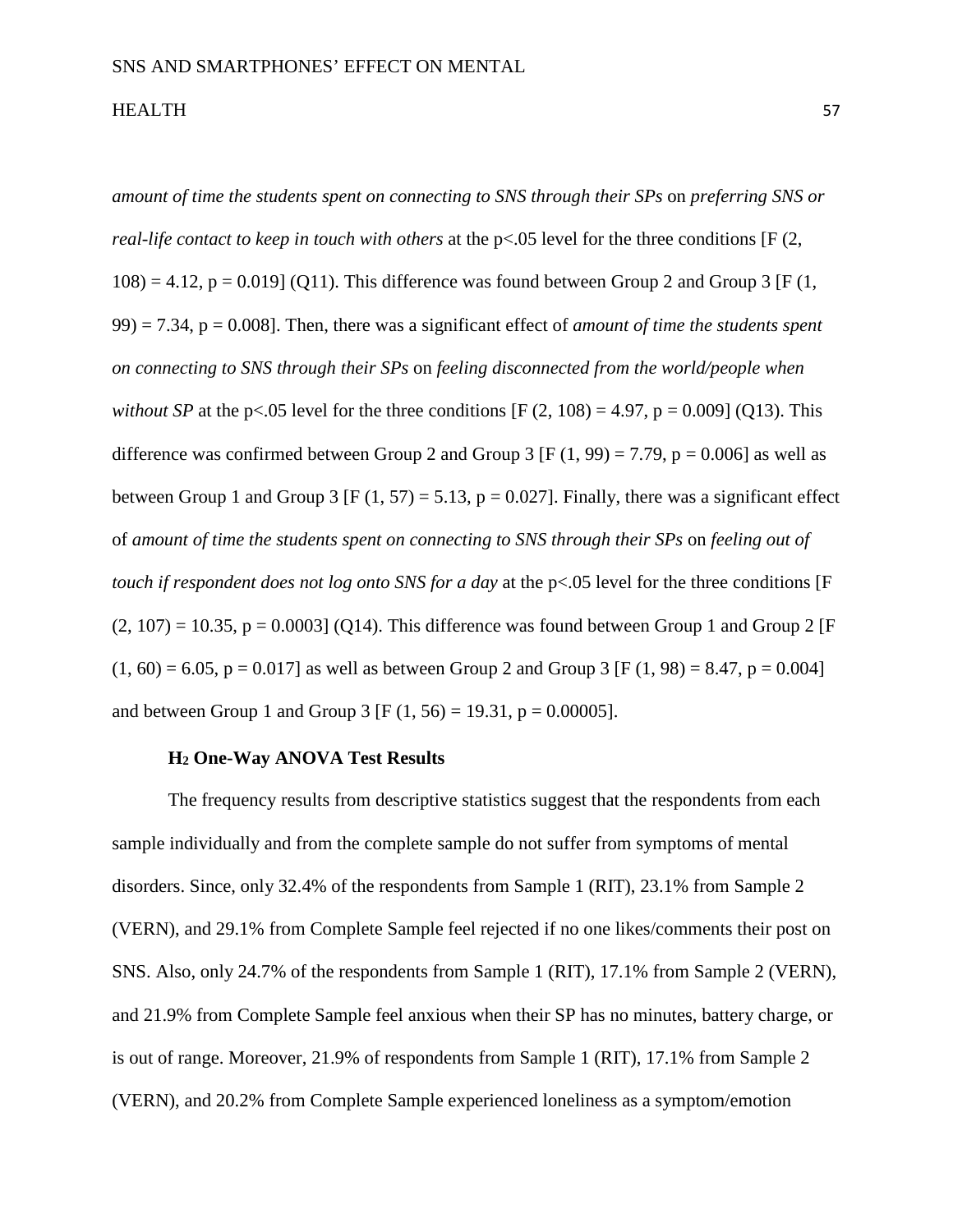*amount of time the students spent on connecting to SNS through their SPs* on *preferring SNS or real-life contact to keep in touch with others* at the $p<.05$ level for the three conditions [$F(2, 108) = 4.12$, $p = 0.019$] (Q11). This difference was found between Group 2 and Group 3 [$F(1, 99) = 7.34$, $p = 0.008$]. Then, there was a significant effect of *amount of time the students spent on connecting to SNS through their SPs* on *feeling disconnected from the world/people when without SP* at the $p<.05$ level for the three conditions [$F(2, 108) = 4.97$, $p = 0.009$] (Q13). This difference was confirmed between Group 2 and Group 3 [$F(1, 99) = 7.79$, $p = 0.006$] as well as between Group 1 and Group 3 [$F(1, 57) = 5.13$, $p = 0.027$]. Finally, there was a significant effect of *amount of time the students spent on connecting to SNS through their SPs* on *feeling out of touch if respondent does not log onto SNS for a day* at the $p<.05$ level for the three conditions [$F(2, 107) = 10.35$, $p = 0.0003$] (Q14). This difference was found between Group 1 and Group 2 [$F(1, 60) = 6.05$, $p = 0.017$] as well as between Group 2 and Group 3 [$F(1, 98) = 8.47$, $p = 0.004$] and between Group 1 and Group 3 [$F(1, 56) = 19.31$, $p = 0.00005$].

### $H_2$ One-Way ANOVA Test Results

The frequency results from descriptive statistics suggest that the respondents from each sample individually and from the complete sample do not suffer from symptoms of mental disorders. Since, only 32.4% of the respondents from Sample 1 (RIT), 23.1% from Sample 2 (VERN), and 29.1% from Complete Sample feel rejected if no one likes/comments their post on SNS. Also, only 24.7% of the respondents from Sample 1 (RIT), 17.1% from Sample 2 (VERN), and 21.9% from Complete Sample feel anxious when their SP has no minutes, battery charge, or is out of range. Moreover, 21.9% of respondents from Sample 1 (RIT), 17.1% from Sample 2 (VERN), and 20.2% from Complete Sample experienced loneliness as a symptom/emotion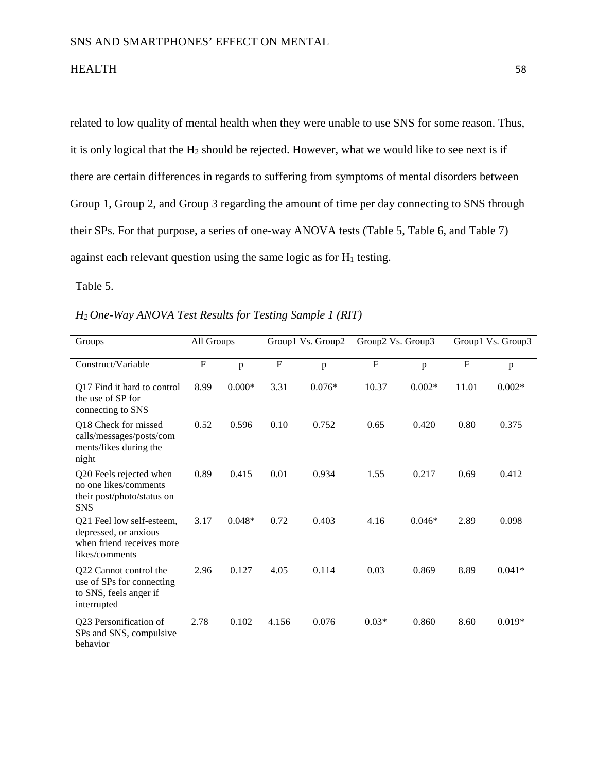related to low quality of mental health when they were unable to use SNS for some reason. Thus, it is only logical that the $H_2$ should be rejected. However, what we would like to see next is if there are certain differences in regards to suffering from symptoms of mental disorders between Group 1, Group 2, and Group 3 regarding the amount of time per day connecting to SNS through their SPs. For that purpose, a series of one-way ANOVA tests (Table 5, Table 6, and Table 7) against each relevant question using the same logic as for $H_1$ testing.

Table 5.

*$H_2$ One-Way ANOVA Test Results for Testing Sample 1 (RIT)*

| Groups | All Groups | | Group1 Vs. Group2 | | Group2 Vs. Group3 | | Group1 Vs. Group3 | |
|---|---|---|---|---|---|---|---|---|
| Construct/Variable | F | p | F | p | F | p | F | p |
| Q17 Find it hard to control the use of SP for connecting to SNS | 8.99 | 0.000* | 3.31 | 0.076* | 10.37 | 0.002* | 11.01 | 0.002* |
| Q18 Check for missed calls/messages/posts/comments/likes during the night | 0.52 | 0.596 | 0.10 | 0.752 | 0.65 | 0.420 | 0.80 | 0.375 |
| Q20 Feels rejected when no one likes/comments their post/photo/status on SNS | 0.89 | 0.415 | 0.01 | 0.934 | 1.55 | 0.217 | 0.69 | 0.412 |
| Q21 Feel low self-esteem, depressed, or anxious when friend receives more likes/comments | 3.17 | 0.048* | 0.72 | 0.403 | 4.16 | 0.046* | 2.89 | 0.098 |
| Q22 Cannot control the use of SPs for connecting to SNS, feels anger if interrupted | 2.96 | 0.127 | 4.05 | 0.114 | 0.03 | 0.869 | 8.89 | 0.041* |
| Q23 Personification of SPs and SNS, compulsive behavior | 2.78 | 0.102 | 4.156 | 0.076 | 0.03* | 0.860 | 8.60 | 0.019* |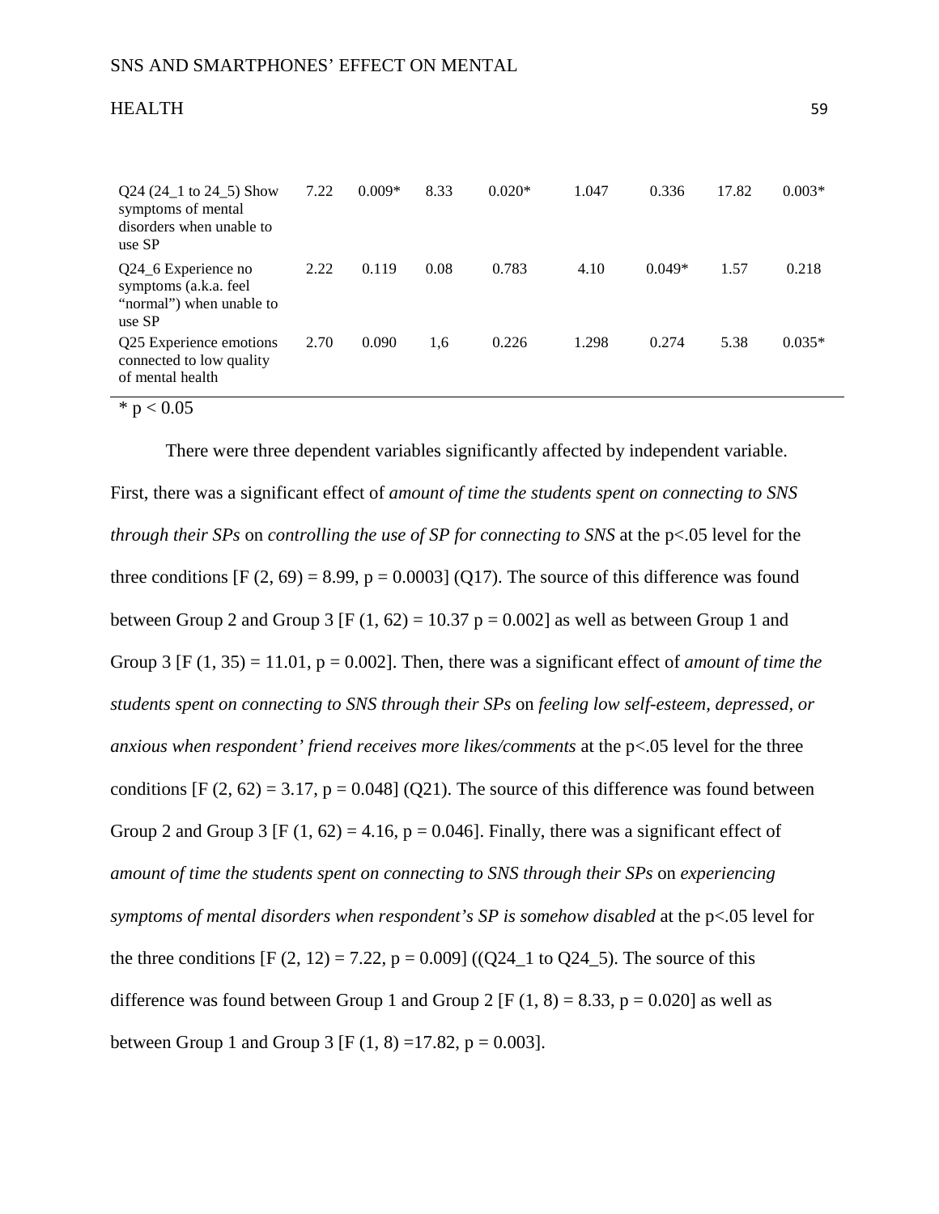| | | | | | | | | |
|---|---|---|---|---|---|---|---|---|
| Q24 (24_1 to 24_5) Show symptoms of mental disorders when unable to use SP | 7.22 | 0.009* | 8.33 | 0.020* | 1.047 | 0.336 | 17.82 | 0.003* |
| Q24_6 Experience no symptoms (a.k.a. feel "normal") when unable to use SP | 2.22 | 0.119 | 0.08 | 0.783 | 4.10 | 0.049* | 1.57 | 0.218 |
| Q25 Experience emotions connected to low quality of mental health | 2.70 | 0.090 | 1,6 | 0.226 | 1.298 | 0.274 | 5.38 | 0.035* |

* $p < 0.05$

There were three dependent variables significantly affected by independent variable. First, there was a significant effect of *amount of time the students spent on connecting to SNS through their SPs* on *controlling the use of SP for connecting to SNS* at the $p<.05$ level for the three conditions [$F (2, 69) = 8.99$, $p = 0.0003$] (Q17). The source of this difference was found between Group 2 and Group 3 [$F (1, 62) = 10.37$ $p = 0.002$] as well as between Group 1 and Group 3 [$F (1, 35) = 11.01$, $p = 0.002$]. Then, there was a significant effect of *amount of time the students spent on connecting to SNS through their SPs* on *feeling low self-esteem, depressed, or anxious when respondent' friend receives more likes/comments* at the $p<.05$ level for the three conditions [$F (2, 62) = 3.17$, $p = 0.048$] (Q21). The source of this difference was found between Group 2 and Group 3 [$F (1, 62) = 4.16$, $p = 0.046$]. Finally, there was a significant effect of *amount of time the students spent on connecting to SNS through their SPs* on *experiencing symptoms of mental disorders when respondent's SP is somehow disabled* at the $p<.05$ level for the three conditions [$F (2, 12) = 7.22$, $p = 0.009$] ((Q24_1 to Q24_5). The source of this difference was found between Group 1 and Group 2 [$F (1, 8) = 8.33$, $p = 0.020$] as well as between Group 1 and Group 3 [$F (1, 8) =17.82$, $p = 0.003$].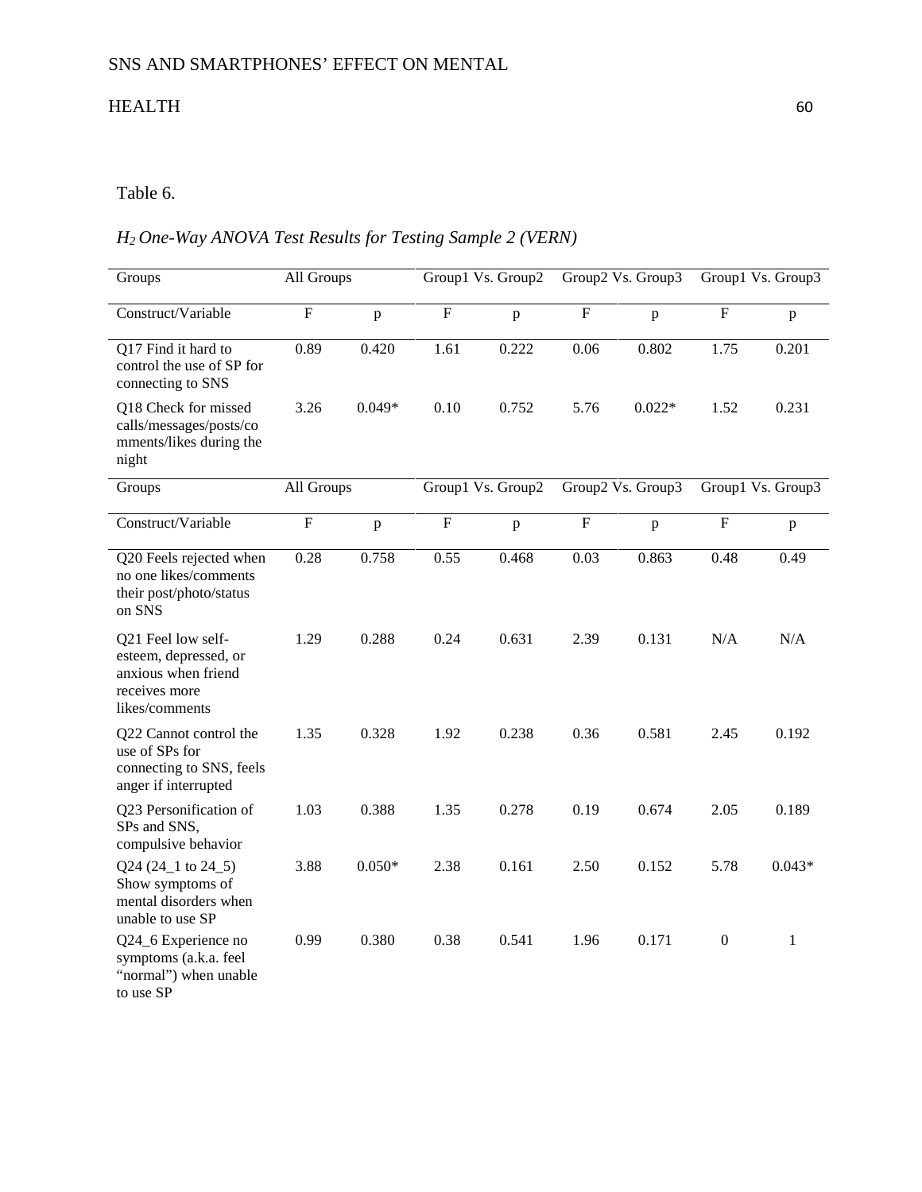Table 6.

*$H_2$ One-Way ANOVA Test Results for Testing Sample 2 (VERN)*

| Groups | All Groups | | Group1 Vs. Group2 | | Group2 Vs. Group3 | | Group1 Vs. Group3 | |
|---|---|---|---|---|---|---|---|---|
| Construct/Variable | F | p | F | p | F | p | F | p |
| Q17 Find it hard to control the use of SP for connecting to SNS | 0.89 | 0.420 | 1.61 | 0.222 | 0.06 | 0.802 | 1.75 | 0.201 |
| Q18 Check for missed calls/messages/posts/comments/likes during the night | 3.26 | 0.049* | 0.10 | 0.752 | 5.76 | 0.022* | 1.52 | 0.231 |
| Q20 Feels rejected when no one likes/comments their post/photo/status on SNS | 0.28 | 0.758 | 0.55 | 0.468 | 0.03 | 0.863 | 0.48 | 0.49 |
| Q21 Feel low self-esteem, depressed, or anxious when friend receives more likes/comments | 1.29 | 0.288 | 0.24 | 0.631 | 2.39 | 0.131 | N/A | N/A |
| Q22 Cannot control the use of SPs for connecting to SNS, feels anger if interrupted | 1.35 | 0.328 | 1.92 | 0.238 | 0.36 | 0.581 | 2.45 | 0.192 |
| Q23 Personification of SPs and SNS, compulsive behavior | 1.03 | 0.388 | 1.35 | 0.278 | 0.19 | 0.674 | 2.05 | 0.189 |
| Q24 (24_1 to 24_5) Show symptoms of mental disorders when unable to use SP | 3.88 | 0.050* | 2.38 | 0.161 | 2.50 | 0.152 | 5.78 | 0.043* |
| Q24_6 Experience no symptoms (a.k.a. feel "normal") when unable to use SP | 0.99 | 0.380 | 0.38 | 0.541 | 1.96 | 0.171 | 0 | 1 |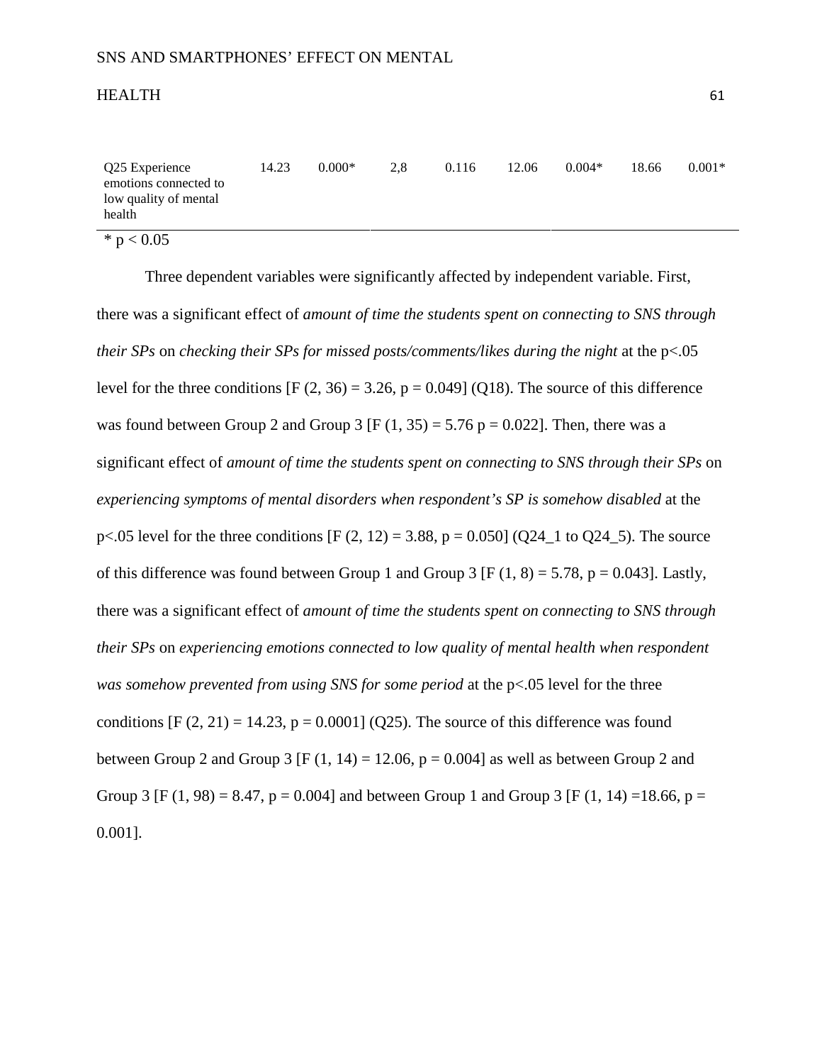| | | | | | | | | |
|---|---|---|---|---|---|---|---|---|
| Q25 Experience emotions connected to low quality of mental health | 14.23 | 0.000* | 2,8 | 0.116 | 12.06 | 0.004* | 18.66 | 0.001* |

* $p < 0.05$

Three dependent variables were significantly affected by independent variable. First, there was a significant effect of *amount of time the students spent on connecting to SNS through their SPs* on *checking their SPs for missed posts/comments/likes during the night* at the $p<.05$ level for the three conditions [$F(2, 36) = 3.26$, $p = 0.049$] (Q18). The source of this difference was found between Group 2 and Group 3 [$F(1, 35) = 5.76$ $p = 0.022$]. Then, there was a significant effect of *amount of time the students spent on connecting to SNS through their SPs* on *experiencing symptoms of mental disorders when respondent's SP is somehow disabled* at the $p<.05$ level for the three conditions [$F(2, 12) = 3.88$, $p = 0.050$] (Q24_1 to Q24_5). The source of this difference was found between Group 1 and Group 3 [$F(1, 8) = 5.78$, $p = 0.043$]. Lastly, there was a significant effect of *amount of time the students spent on connecting to SNS through their SPs* on *experiencing emotions connected to low quality of mental health when respondent was somehow prevented from using SNS for some period* at the $p<.05$ level for the three conditions [$F(2, 21) = 14.23$, $p = 0.0001$] (Q25). The source of this difference was found between Group 2 and Group 3 [$F(1, 14) = 12.06$, $p = 0.004$] as well as between Group 2 and Group 3 [$F(1, 98) = 8.47$, $p = 0.004$] and between Group 1 and Group 3 [$F(1, 14) =18.66$, $p = 0.001$].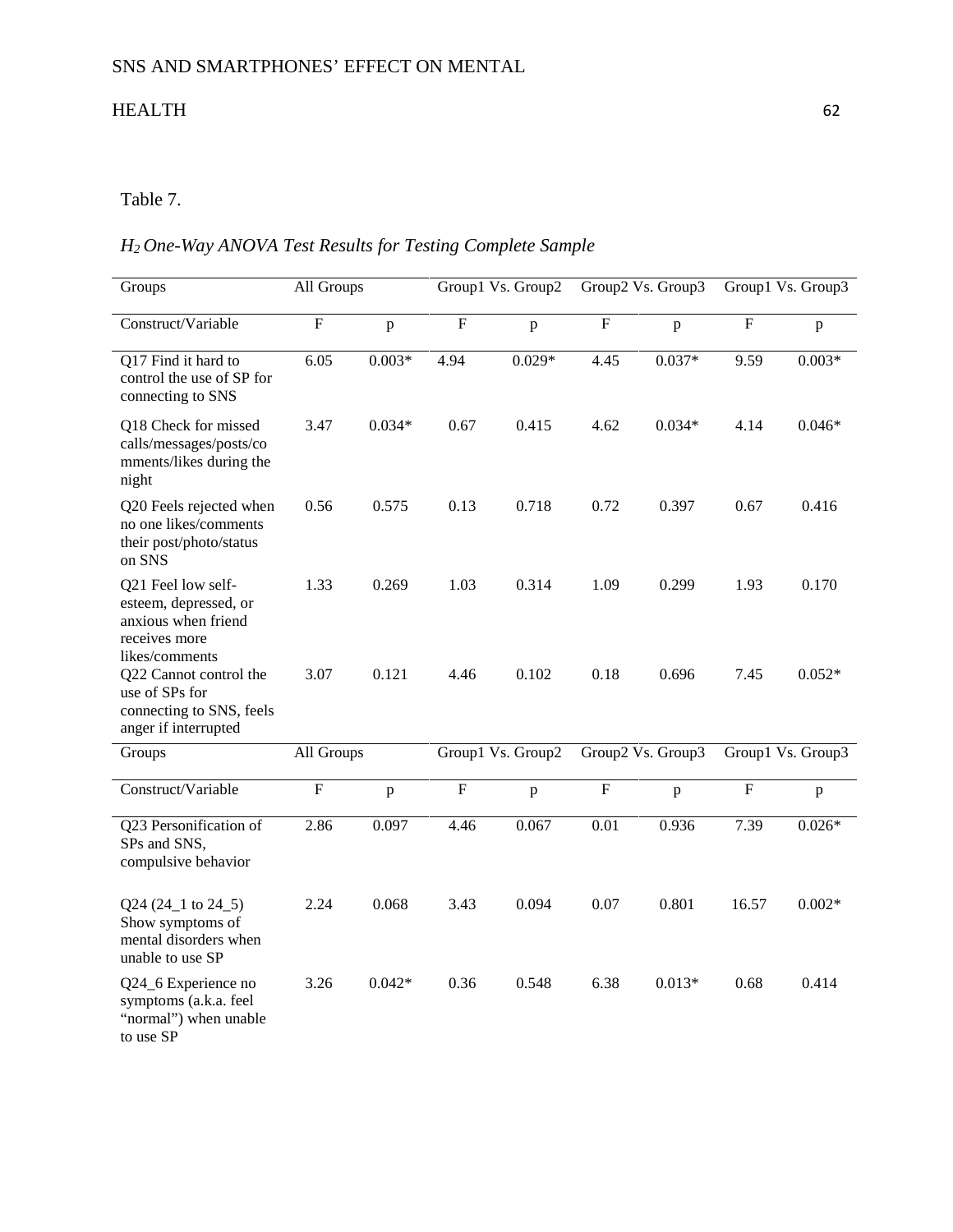Table 7.

*$H_2$ One-Way ANOVA Test Results for Testing Complete Sample*

| Groups | All Groups | | Group1 Vs. Group2 | | Group2 Vs. Group3 | | Group1 Vs. Group3 | |
|---|---|---|---|---|---|---|---|---|
| Construct/Variable | F | p | F | p | F | p | F | p |
| Q17 Find it hard to control the use of SP for connecting to SNS | 6.05 | 0.003* | 4.94 | 0.029* | 4.45 | 0.037* | 9.59 | 0.003* |
| Q18 Check for missed calls/messages/posts/comments/likes during the night | 3.47 | 0.034* | 0.67 | 0.415 | 4.62 | 0.034* | 4.14 | 0.046* |
| Q20 Feels rejected when no one likes/comments their post/photo/status on SNS | 0.56 | 0.575 | 0.13 | 0.718 | 0.72 | 0.397 | 0.67 | 0.416 |
| Q21 Feel low self-esteem, depressed, or anxious when friend receives more likes/comments | 1.33 | 0.269 | 1.03 | 0.314 | 1.09 | 0.299 | 1.93 | 0.170 |
| Q22 Cannot control the use of SPs for connecting to SNS, feels anger if interrupted | 3.07 | 0.121 | 4.46 | 0.102 | 0.18 | 0.696 | 7.45 | 0.052* |
| Q23 Personification of SPs and SNS, compulsive behavior | 2.86 | 0.097 | 4.46 | 0.067 | 0.01 | 0.936 | 7.39 | 0.026* |
| Q24 (24_1 to 24_5) Show symptoms of mental disorders when unable to use SP | 2.24 | 0.068 | 3.43 | 0.094 | 0.07 | 0.801 | 16.57 | 0.002* |
| Q24_6 Experience no symptoms (a.k.a. feel "normal") when unable to use SP | 3.26 | 0.042* | 0.36 | 0.548 | 6.38 | 0.013* | 0.68 | 0.414 |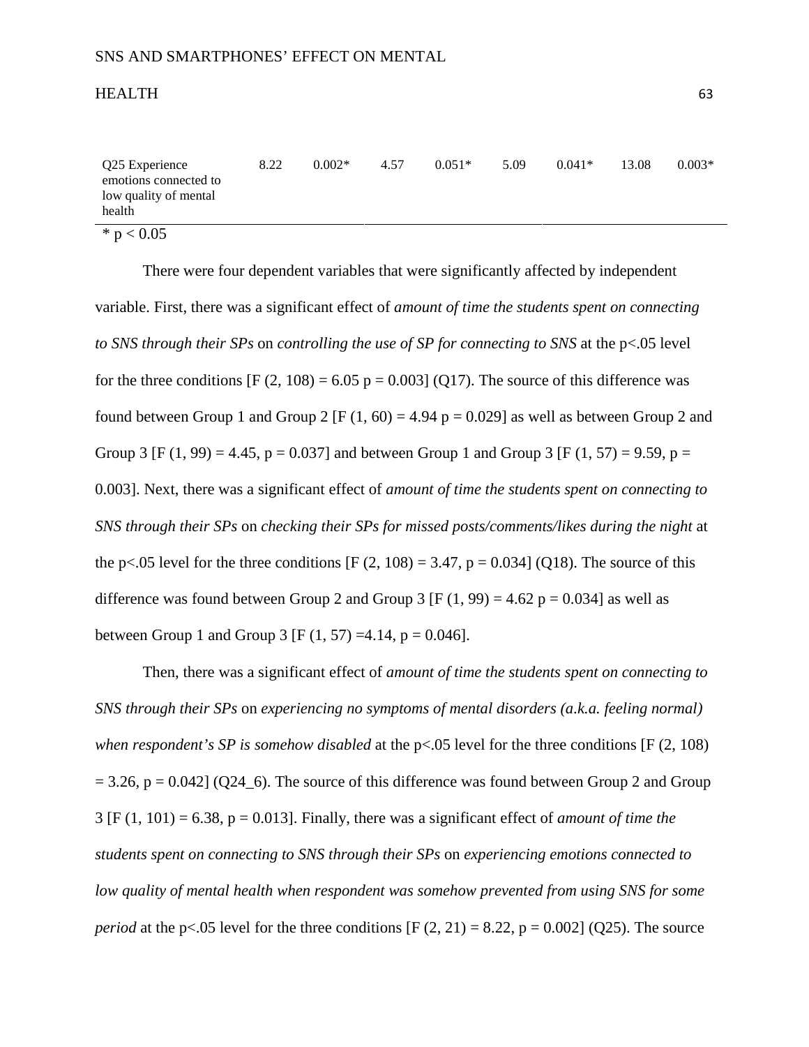| Q25 Experience emotions connected to low quality of mental health | 8.22 | 0.002* | 4.57 | 0.051* | 5.09 | 0.041* | 13.08 | 0.003* |
|---|---|---|---|---|---|---|---|---|

* $p < 0.05$

There were four dependent variables that were significantly affected by independent variable. First, there was a significant effect of *amount of time the students spent on connecting to SNS through their SPs* on *controlling the use of SP for connecting to SNS* at the $p<.05$ level for the three conditions [$F(2, 108) = 6.05$ $p = 0.003$] (Q17). The source of this difference was found between Group 1 and Group 2 [$F(1, 60) = 4.94$ $p = 0.029$] as well as between Group 2 and Group 3 [$F(1, 99) = 4.45$, $p = 0.037$] and between Group 1 and Group 3 [$F(1, 57) = 9.59$, $p = 0.003$]. Next, there was a significant effect of *amount of time the students spent on connecting to SNS through their SPs* on *checking their SPs for missed posts/comments/likes during the night* at the $p<.05$ level for the three conditions [$F(2, 108) = 3.47$, $p = 0.034$] (Q18). The source of this difference was found between Group 2 and Group 3 [$F(1, 99) = 4.62$ $p = 0.034$] as well as between Group 1 and Group 3 [$F(1, 57) =4.14$, $p = 0.046$].

Then, there was a significant effect of *amount of time the students spent on connecting to SNS through their SPs* on *experiencing no symptoms of mental disorders (a.k.a. feeling normal) when respondent's SP is somehow disabled* at the $p<.05$ level for the three conditions [$F(2, 108) = 3.26$, $p = 0.042$] (Q24_6). The source of this difference was found between Group 2 and Group 3 [$F(1, 101) = 6.38$, $p = 0.013$]. Finally, there was a significant effect of *amount of time the students spent on connecting to SNS through their SPs* on *experiencing emotions connected to low quality of mental health when respondent was somehow prevented from using SNS for some period* at the $p<.05$ level for the three conditions [$F(2, 21) = 8.22$, $p = 0.002$] (Q25). The source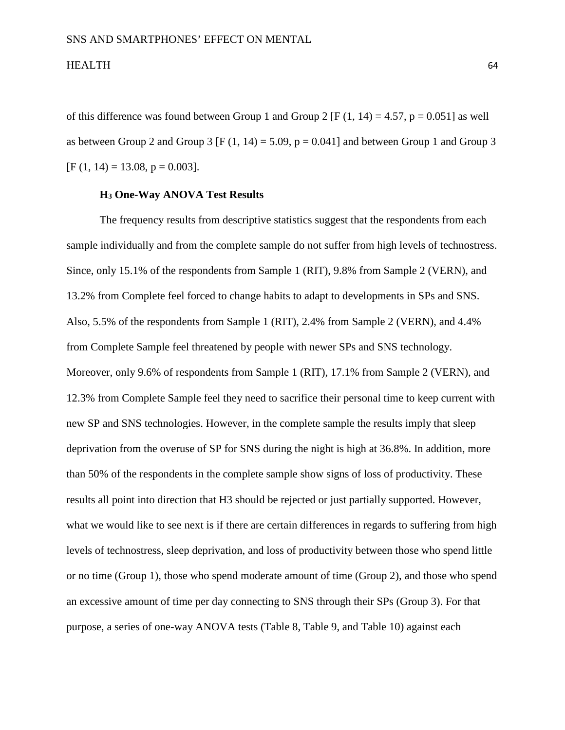of this difference was found between Group 1 and Group 2 [$F(1, 14) = 4.57$, $p = 0.051$] as well as between Group 2 and Group 3 [$F(1, 14) = 5.09$, $p = 0.041$] and between Group 1 and Group 3 [$F(1, 14) = 13.08$, $p = 0.003$].

### $H_3$ One-Way ANOVA Test Results

The frequency results from descriptive statistics suggest that the respondents from each sample individually and from the complete sample do not suffer from high levels of technostress. Since, only 15.1% of the respondents from Sample 1 (RIT), 9.8% from Sample 2 (VERN), and 13.2% from Complete feel forced to change habits to adapt to developments in SPs and SNS. Also, 5.5% of the respondents from Sample 1 (RIT), 2.4% from Sample 2 (VERN), and 4.4% from Complete Sample feel threatened by people with newer SPs and SNS technology. Moreover, only 9.6% of respondents from Sample 1 (RIT), 17.1% from Sample 2 (VERN), and 12.3% from Complete Sample feel they need to sacrifice their personal time to keep current with new SP and SNS technologies. However, in the complete sample the results imply that sleep deprivation from the overuse of SP for SNS during the night is high at 36.8%. In addition, more than 50% of the respondents in the complete sample show signs of loss of productivity. These results all point into direction that H3 should be rejected or just partially supported. However, what we would like to see next is if there are certain differences in regards to suffering from high levels of technostress, sleep deprivation, and loss of productivity between those who spend little or no time (Group 1), those who spend moderate amount of time (Group 2), and those who spend an excessive amount of time per day connecting to SNS through their SPs (Group 3). For that purpose, a series of one-way ANOVA tests (Table 8, Table 9, and Table 10) against each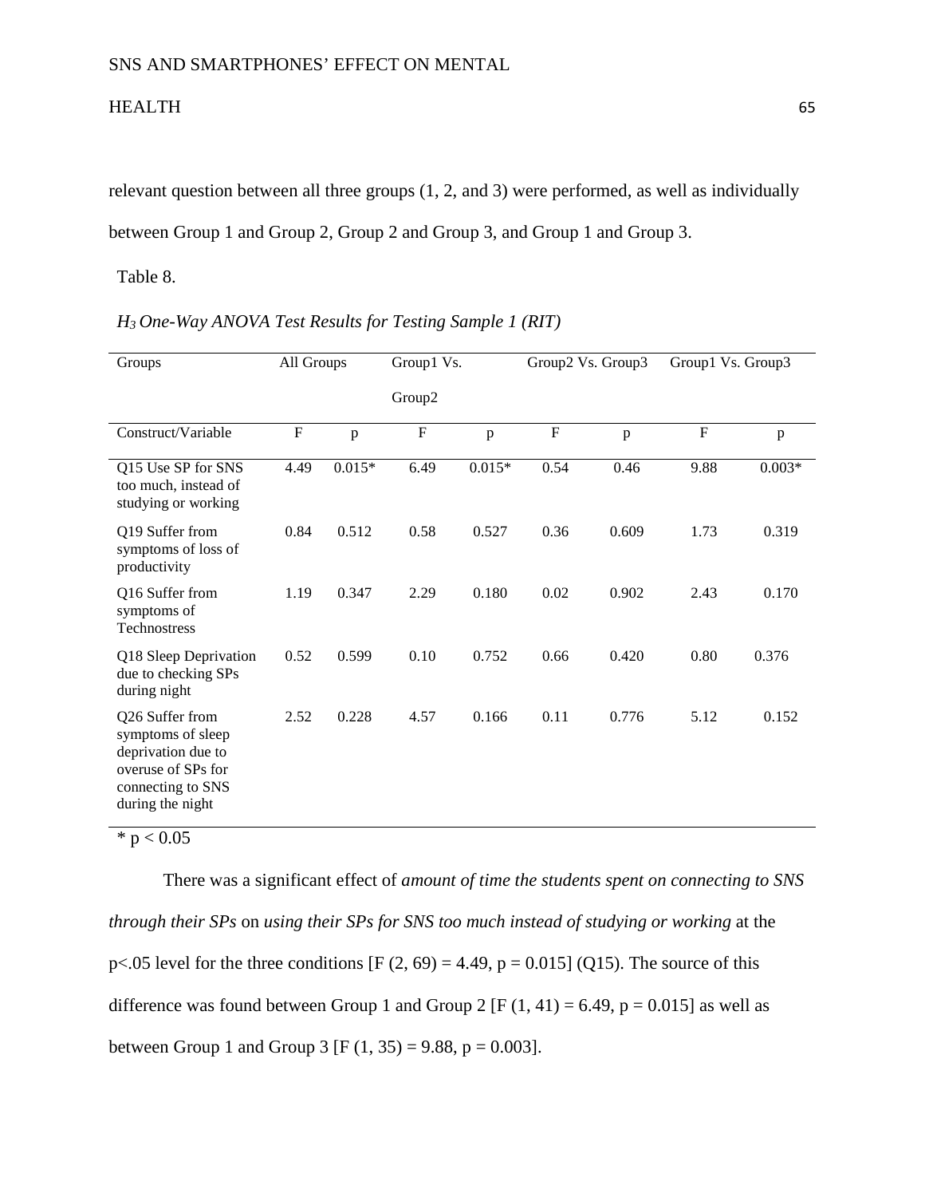relevant question between all three groups (1, 2, and 3) were performed, as well as individually between Group 1 and Group 2, Group 2 and Group 3, and Group 1 and Group 3.

Table 8.

*$H_3$ One-Way ANOVA Test Results for Testing Sample 1 (RIT)*

| Groups | All Groups | | Group1 Vs. Group2 | | Group2 Vs. Group3 | | Group1 Vs. Group3 | |
|---|---|---|---|---|---|---|---|---|
| Construct/Variable | F | p | F | p | F | p | F | p |
| Q15 Use SP for SNS too much, instead of studying or working | 4.49 | 0.015* | 6.49 | 0.015* | 0.54 | 0.46 | 9.88 | 0.003* |
| Q19 Suffer from symptoms of loss of productivity | 0.84 | 0.512 | 0.58 | 0.527 | 0.36 | 0.609 | 1.73 | 0.319 |
| Q16 Suffer from symptoms of Technostress | 1.19 | 0.347 | 2.29 | 0.180 | 0.02 | 0.902 | 2.43 | 0.170 |
| Q18 Sleep Deprivation due to checking SPs during night | 0.52 | 0.599 | 0.10 | 0.752 | 0.66 | 0.420 | 0.80 | 0.376 |
| Q26 Suffer from symptoms of sleep deprivation due to overuse of SPs for connecting to SNS during the night | 2.52 | 0.228 | 4.57 | 0.166 | 0.11 | 0.776 | 5.12 | 0.152 |

* $p < 0.05$

There was a significant effect of *amount of time the students spent on connecting to SNS through their SPs* on *using their SPs for SNS too much instead of studying or working* at the $p<.05$ level for the three conditions [$F(2, 69) = 4.49$, $p = 0.015$] (Q15). The source of this difference was found between Group 1 and Group 2 [$F(1, 41) = 6.49$, $p = 0.015$] as well as between Group 1 and Group 3 [$F(1, 35) = 9.88$, $p = 0.003$].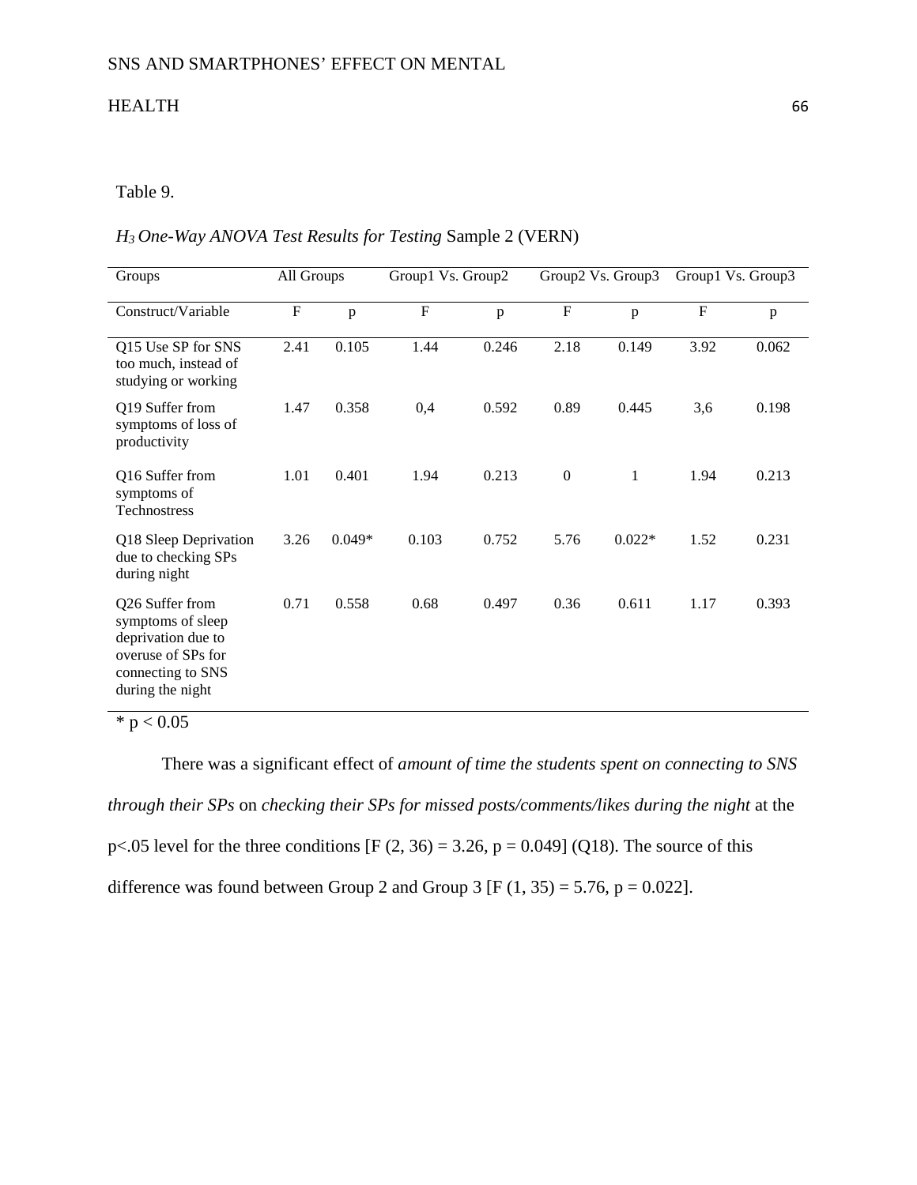Table 9.

*$H_3$ One-Way ANOVA Test Results for Testing* Sample 2 (VERN)

| Groups | All Groups | | Group1 Vs. Group2 | | Group2 Vs. Group3 | | Group1 Vs. Group3 | |
|---|---|---|---|---|---|---|---|---|
| Construct/Variable | F | p | F | p | F | p | F | p |
| Q15 Use SP for SNS too much, instead of studying or working | 2.41 | 0.105 | 1.44 | 0.246 | 2.18 | 0.149 | 3.92 | 0.062 |
| Q19 Suffer from symptoms of loss of productivity | 1.47 | 0.358 | 0,4 | 0.592 | 0.89 | 0.445 | 3,6 | 0.198 |
| Q16 Suffer from symptoms of Technostress | 1.01 | 0.401 | 1.94 | 0.213 | 0 | 1 | 1.94 | 0.213 |
| Q18 Sleep Deprivation due to checking SPs during night | 3.26 | 0.049* | 0.103 | 0.752 | 5.76 | 0.022* | 1.52 | 0.231 |
| Q26 Suffer from symptoms of sleep deprivation due to overuse of SPs for connecting to SNS during the night | 0.71 | 0.558 | 0.68 | 0.497 | 0.36 | 0.611 | 1.17 | 0.393 |

* $p < 0.05$

There was a significant effect of *amount of time the students spent on connecting to SNS through their SPs* on *checking their SPs for missed posts/comments/likes during the night* at the $p<.05$ level for the three conditions [$F(2, 36) = 3.26$, $p = 0.049$] (Q18). The source of this difference was found between Group 2 and Group 3 [$F(1, 35) = 5.76$, $p = 0.022$].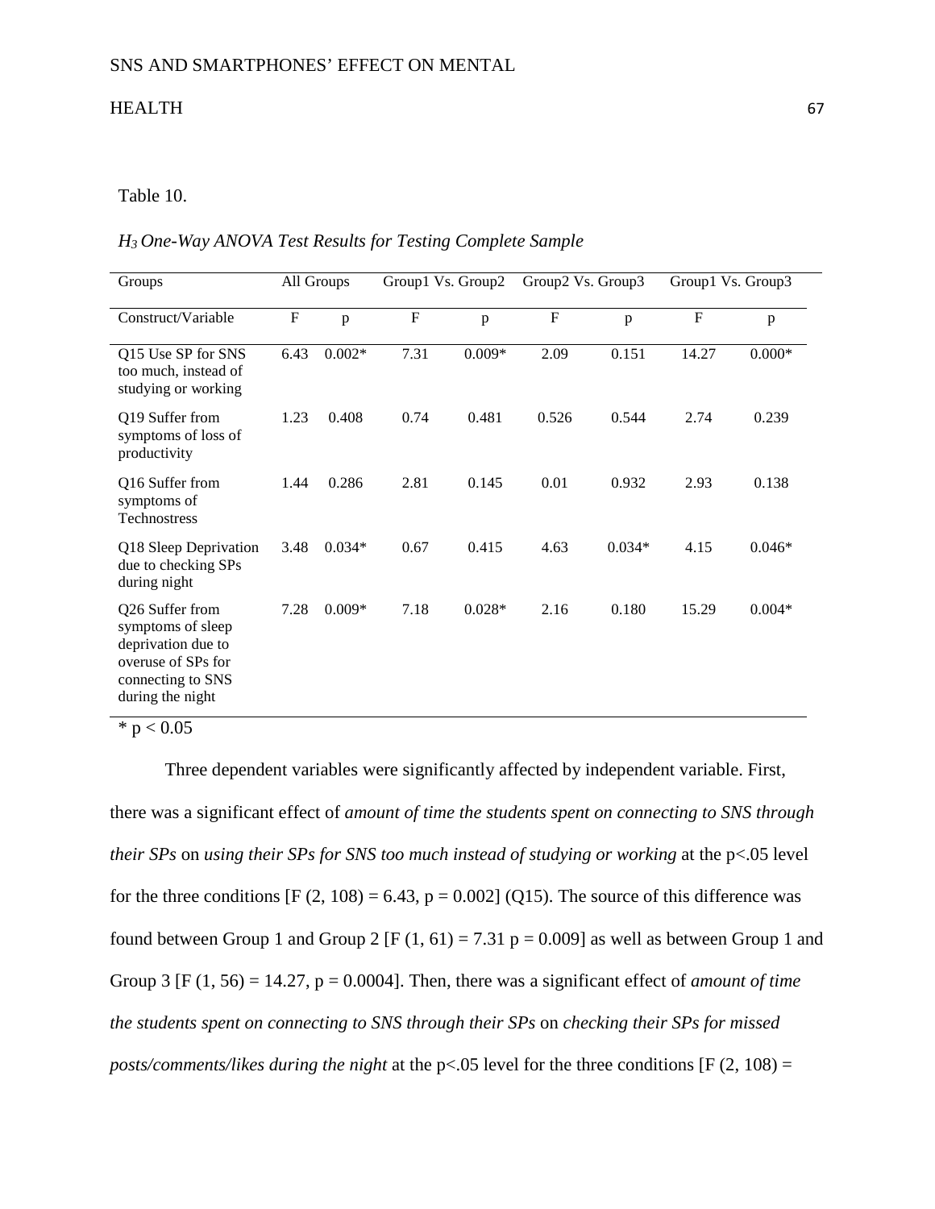Table 10.

*$H_3$ One-Way ANOVA Test Results for Testing Complete Sample*

| Groups | All Groups | | Group1 Vs. Group2 | | Group2 Vs. Group3 | | Group1 Vs. Group3 | |
|---|---|---|---|---|---|---|---|---|
| Construct/Variable | F | p | F | p | F | p | F | p |
| Q15 Use SP for SNS too much, instead of studying or working | 6.43 | 0.002* | 7.31 | 0.009* | 2.09 | 0.151 | 14.27 | 0.000* |
| Q19 Suffer from symptoms of loss of productivity | 1.23 | 0.408 | 0.74 | 0.481 | 0.526 | 0.544 | 2.74 | 0.239 |
| Q16 Suffer from symptoms of Technostress | 1.44 | 0.286 | 2.81 | 0.145 | 0.01 | 0.932 | 2.93 | 0.138 |
| Q18 Sleep Deprivation due to checking SPs during night | 3.48 | 0.034* | 0.67 | 0.415 | 4.63 | 0.034* | 4.15 | 0.046* |
| Q26 Suffer from symptoms of sleep deprivation due to overuse of SPs for connecting to SNS during the night | 7.28 | 0.009* | 7.18 | 0.028* | 2.16 | 0.180 | 15.29 | 0.004* |

\* $p < 0.05$

Three dependent variables were significantly affected by independent variable. First, there was a significant effect of *amount of time the students spent on connecting to SNS through their SPs* on *using their SPs for SNS too much instead of studying or working* at the $p<.05$ level for the three conditions [$F(2, 108) = 6.43$, $p = 0.002$] (Q15). The source of this difference was found between Group 1 and Group 2 [$F(1, 61) = 7.31$ $p = 0.009$] as well as between Group 1 and Group 3 [$F(1, 56) = 14.27$, $p = 0.0004$]. Then, there was a significant effect of *amount of time the students spent on connecting to SNS through their SPs* on *checking their SPs for missed posts/comments/likes during the night* at the $p<.05$ level for the three conditions [$F(2, 108) =$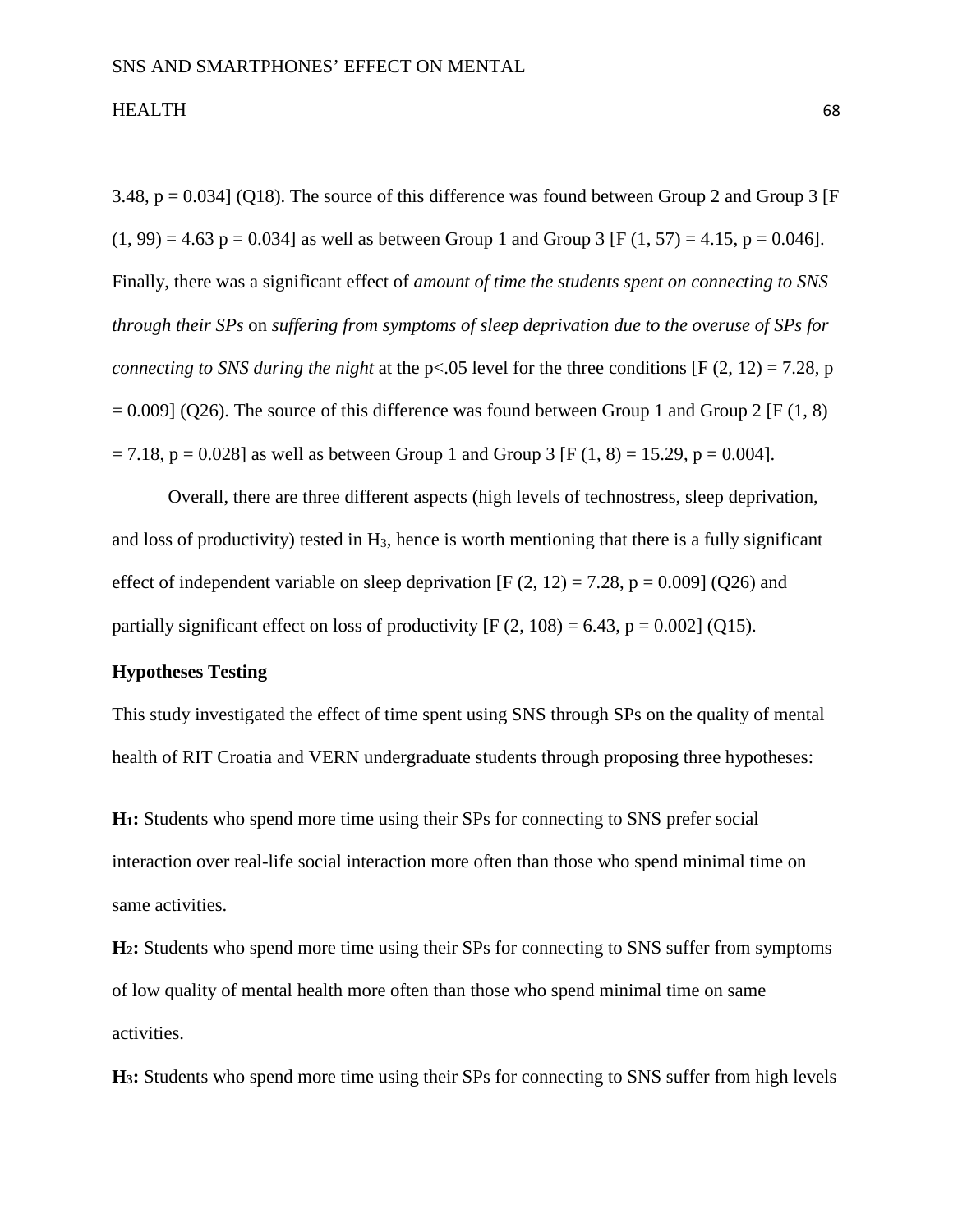3.48, $p = 0.034$] (Q18). The source of this difference was found between Group 2 and Group 3 [$F(1, 99) = 4.63$ $p = 0.034$] as well as between Group 1 and Group 3 [$F(1, 57) = 4.15$, $p = 0.046$]. Finally, there was a significant effect of *amount of time the students spent on connecting to SNS through their SPs* on *suffering from symptoms of sleep deprivation due to the overuse of SPs for connecting to SNS during the night* at the $p<.05$ level for the three conditions [$F(2, 12) = 7.28$, $p = 0.009$] (Q26). The source of this difference was found between Group 1 and Group 2 [$F(1, 8) = 7.18$, $p = 0.028$] as well as between Group 1 and Group 3 [$F(1, 8) = 15.29$, $p = 0.004$].

Overall, there are three different aspects (high levels of technostress, sleep deprivation, and loss of productivity) tested in $H_3$, hence is worth mentioning that there is a fully significant effect of independent variable on sleep deprivation [$F(2, 12) = 7.28$, $p = 0.009$] (Q26) and partially significant effect on loss of productivity [$F(2, 108) = 6.43$, $p = 0.002$] (Q15).

**Hypotheses Testing**

This study investigated the effect of time spent using SNS through SPs on the quality of mental health of RIT Croatia and VERN undergraduate students through proposing three hypotheses:

**$H_1$:** Students who spend more time using their SPs for connecting to SNS prefer social interaction over real-life social interaction more often than those who spend minimal time on same activities.

**$H_2$:** Students who spend more time using their SPs for connecting to SNS suffer from symptoms of low quality of mental health more often than those who spend minimal time on same activities.

**$H_3$:** Students who spend more time using their SPs for connecting to SNS suffer from high levels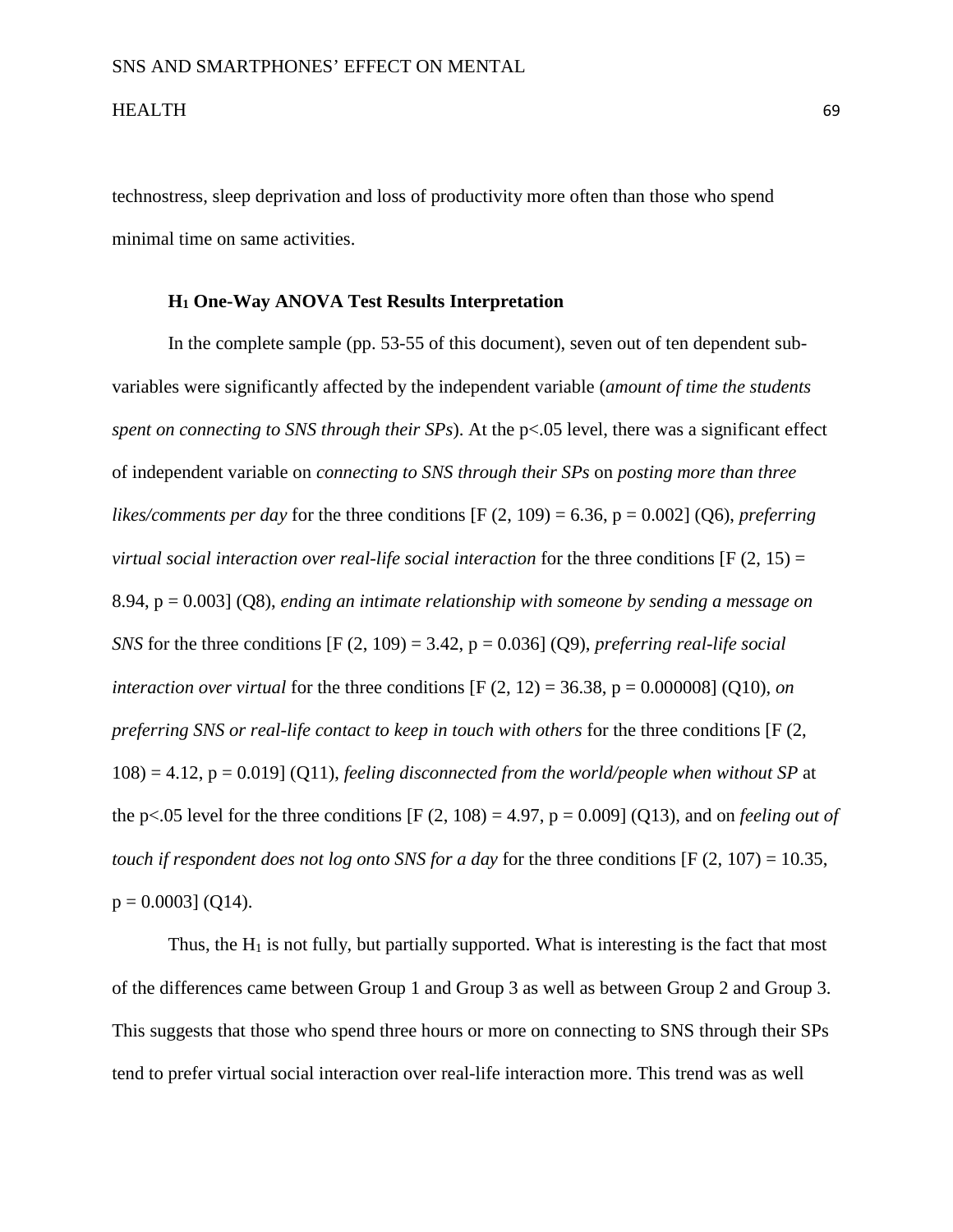technostress, sleep deprivation and loss of productivity more often than those who spend minimal time on same activities.

### $H_1$ One-Way ANOVA Test Results Interpretation

In the complete sample (pp. 53-55 of this document), seven out of ten dependent sub-variables were significantly affected by the independent variable (*amount of time the students spent on connecting to SNS through their SPs*). At the $p<.05$ level, there was a significant effect of independent variable on *connecting to SNS through their SPs* on *posting more than three likes/comments per day* for the three conditions [$F(2, 109) = 6.36$, $p = 0.002$] (Q6), *preferring virtual social interaction over real-life social interaction* for the three conditions [$F(2, 15) = 8.94$, $p = 0.003$] (Q8), *ending an intimate relationship with someone by sending a message on SNS* for the three conditions [$F(2, 109) = 3.42$, $p = 0.036$] (Q9), *preferring real-life social interaction over virtual* for the three conditions [$F(2, 12) = 36.38$, $p = 0.000008$] (Q10), *on preferring SNS or real-life contact to keep in touch with others* for the three conditions [$F(2, 108) = 4.12$, $p = 0.019$] (Q11), *feeling disconnected from the world/people when without SP* at the $p<.05$ level for the three conditions [$F(2, 108) = 4.97$, $p = 0.009$] (Q13), and on *feeling out of touch if respondent does not log onto SNS for a day* for the three conditions [$F(2, 107) = 10.35$, $p = 0.0003$] (Q14).

Thus, the $H_1$ is not fully, but partially supported. What is interesting is the fact that most of the differences came between Group 1 and Group 3 as well as between Group 2 and Group 3. This suggests that those who spend three hours or more on connecting to SNS through their SPs tend to prefer virtual social interaction over real-life interaction more. This trend was as well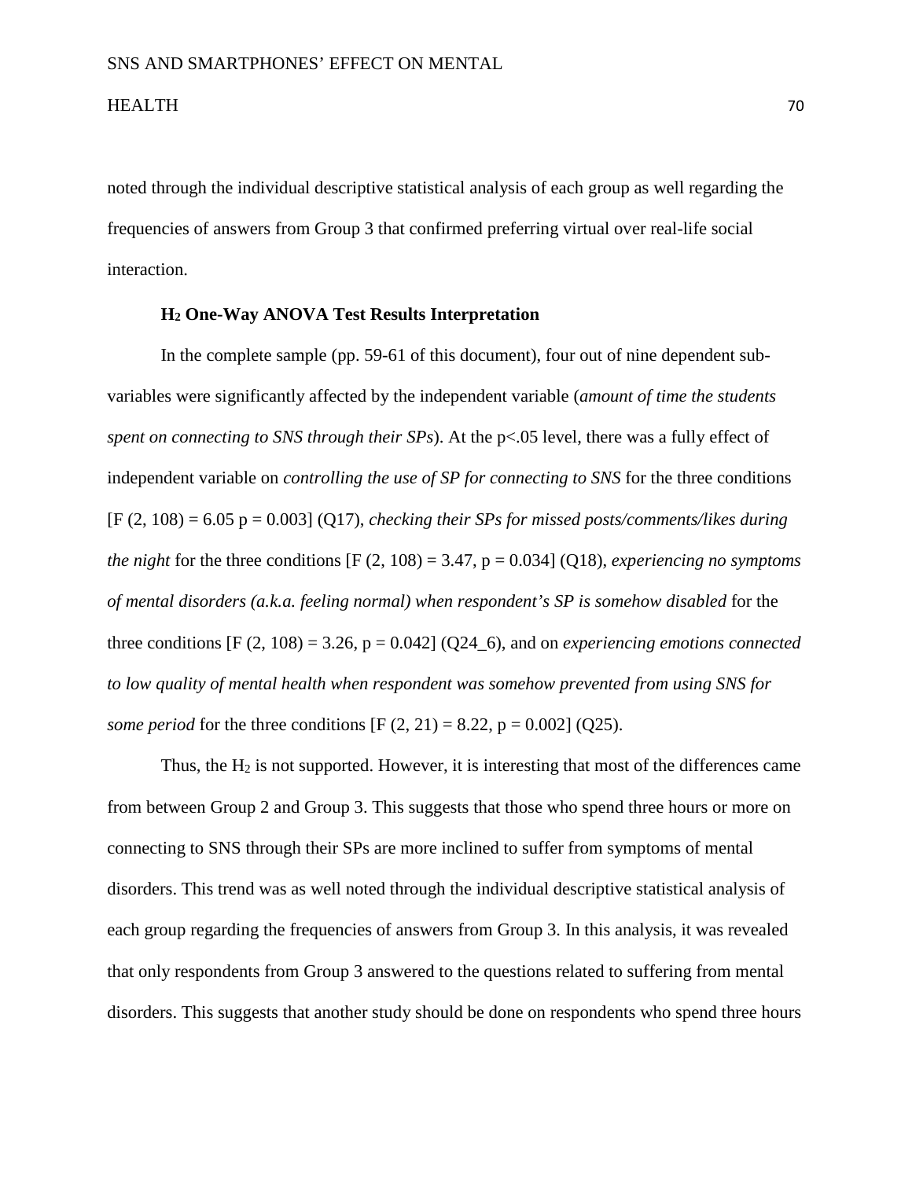noted through the individual descriptive statistical analysis of each group as well regarding the frequencies of answers from Group 3 that confirmed preferring virtual over real-life social interaction.

### $H_2$ One-Way ANOVA Test Results Interpretation

In the complete sample (pp. 59-61 of this document), four out of nine dependent sub-variables were significantly affected by the independent variable (*amount of time the students spent on connecting to SNS through their SPs*). At the $p<.05$ level, there was a fully effect of independent variable on *controlling the use of SP for connecting to SNS* for the three conditions [$F (2, 108) = 6.05$ $p = 0.003$] (Q17), *checking their SPs for missed posts/comments/likes during the night* for the three conditions [$F (2, 108) = 3.47$, $p = 0.034$] (Q18), *experiencing no symptoms of mental disorders (a.k.a. feeling normal) when respondent's SP is somehow disabled* for the three conditions [$F (2, 108) = 3.26$, $p = 0.042$] (Q24_6), and on *experiencing emotions connected to low quality of mental health when respondent was somehow prevented from using SNS for some period* for the three conditions [$F (2, 21) = 8.22$, $p = 0.002$] (Q25).

Thus, the $H_2$ is not supported. However, it is interesting that most of the differences came from between Group 2 and Group 3. This suggests that those who spend three hours or more on connecting to SNS through their SPs are more inclined to suffer from symptoms of mental disorders. This trend was as well noted through the individual descriptive statistical analysis of each group regarding the frequencies of answers from Group 3. In this analysis, it was revealed that only respondents from Group 3 answered to the questions related to suffering from mental disorders. This suggests that another study should be done on respondents who spend three hours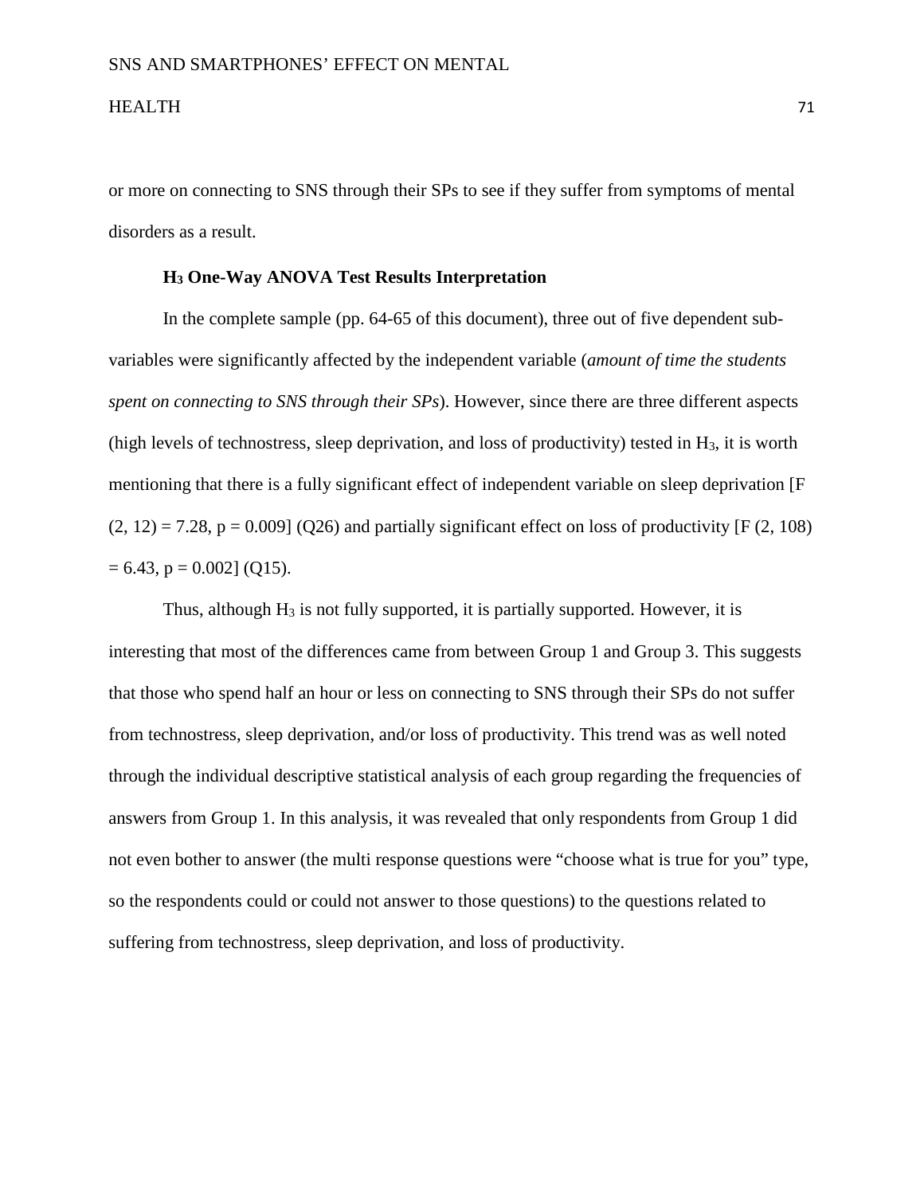or more on connecting to SNS through their SPs to see if they suffer from symptoms of mental disorders as a result.

### $H_3$ One-Way ANOVA Test Results Interpretation

In the complete sample (pp. 64-65 of this document), three out of five dependent sub-variables were significantly affected by the independent variable (*amount of time the students spent on connecting to SNS through their SPs*). However, since there are three different aspects (high levels of technostress, sleep deprivation, and loss of productivity) tested in $H_3$, it is worth mentioning that there is a fully significant effect of independent variable on sleep deprivation [$F(2, 12) = 7.28$, $p = 0.009$] (Q26) and partially significant effect on loss of productivity [$F(2, 108) = 6.43$, $p = 0.002$] (Q15).

Thus, although $H_3$ is not fully supported, it is partially supported. However, it is interesting that most of the differences came from between Group 1 and Group 3. This suggests that those who spend half an hour or less on connecting to SNS through their SPs do not suffer from technostress, sleep deprivation, and/or loss of productivity. This trend was as well noted through the individual descriptive statistical analysis of each group regarding the frequencies of answers from Group 1. In this analysis, it was revealed that only respondents from Group 1 did not even bother to answer (the multi response questions were "choose what is true for you" type, so the respondents could or could not answer to those questions) to the questions related to suffering from technostress, sleep deprivation, and loss of productivity.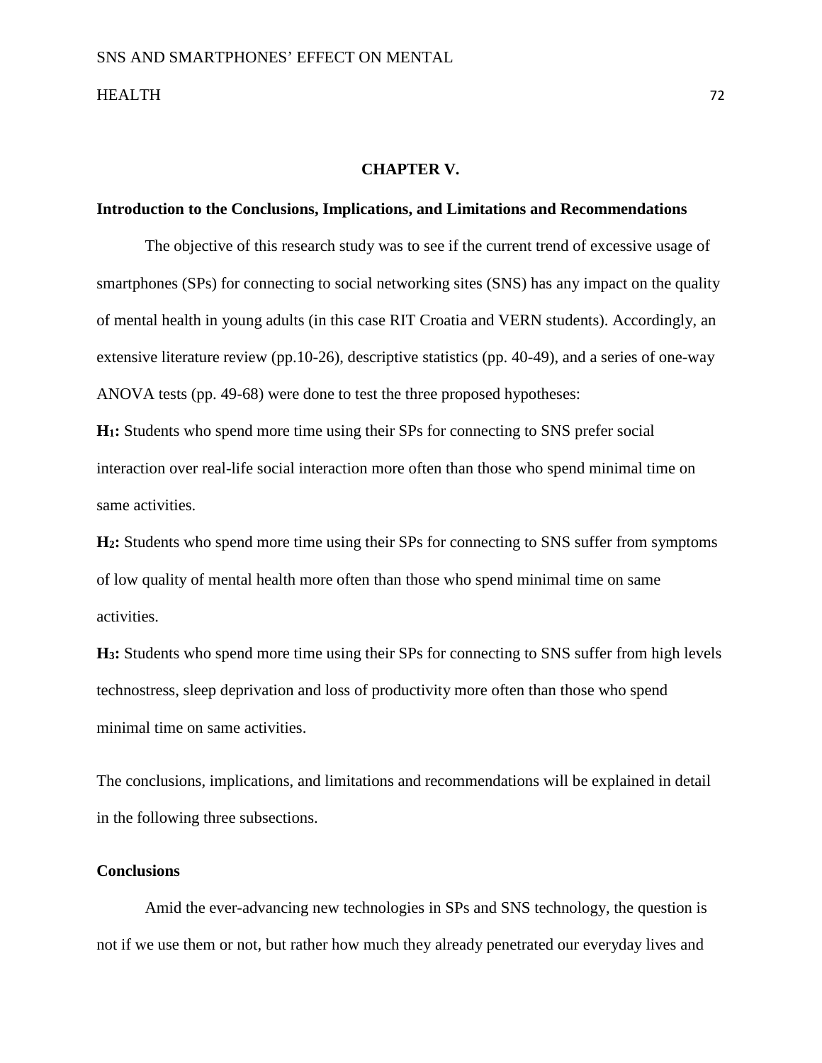## CHAPTER V.

### Introduction to the Conclusions, Implications, and Limitations and Recommendations

The objective of this research study was to see if the current trend of excessive usage of smartphones (SPs) for connecting to social networking sites (SNS) has any impact on the quality of mental health in young adults (in this case RIT Croatia and VERN students). Accordingly, an extensive literature review (pp.10-26), descriptive statistics (pp. 40-49), and a series of one-way ANOVA tests (pp. 49-68) were done to test the three proposed hypotheses:

**$H_1$:** Students who spend more time using their SPs for connecting to SNS prefer social interaction over real-life social interaction more often than those who spend minimal time on same activities.

**$H_2$:** Students who spend more time using their SPs for connecting to SNS suffer from symptoms of low quality of mental health more often than those who spend minimal time on same activities.

**$H_3$:** Students who spend more time using their SPs for connecting to SNS suffer from high levels technostress, sleep deprivation and loss of productivity more often than those who spend minimal time on same activities.

The conclusions, implications, and limitations and recommendations will be explained in detail in the following three subsections.

### Conclusions

Amid the ever-advancing new technologies in SPs and SNS technology, the question is not if we use them or not, but rather how much they already penetrated our everyday lives and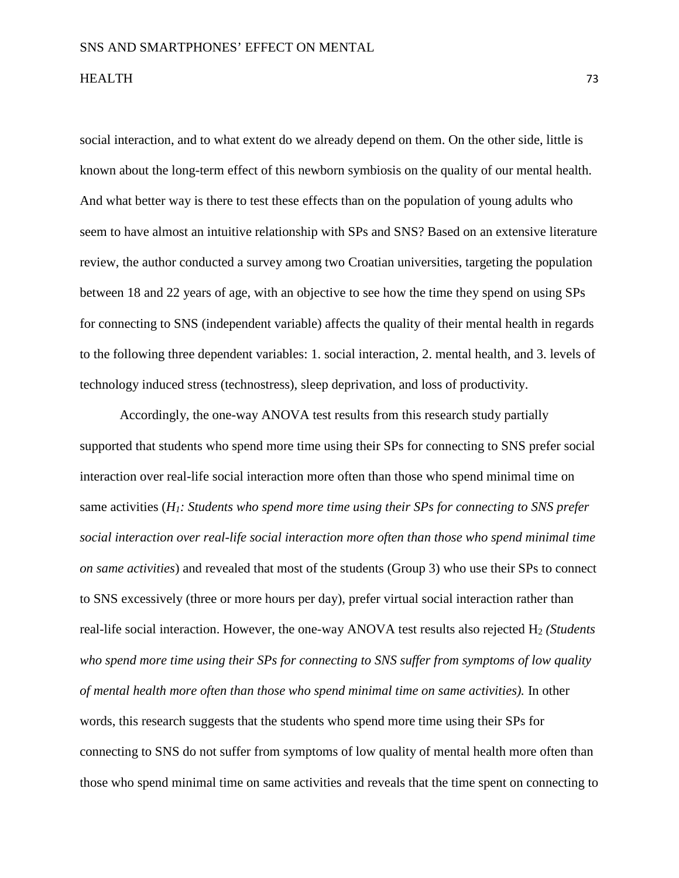social interaction, and to what extent do we already depend on them. On the other side, little is known about the long-term effect of this newborn symbiosis on the quality of our mental health. And what better way is there to test these effects than on the population of young adults who seem to have almost an intuitive relationship with SPs and SNS? Based on an extensive literature review, the author conducted a survey among two Croatian universities, targeting the population between 18 and 22 years of age, with an objective to see how the time they spend on using SPs for connecting to SNS (independent variable) affects the quality of their mental health in regards to the following three dependent variables: 1. social interaction, 2. mental health, and 3. levels of technology induced stress (technostress), sleep deprivation, and loss of productivity.

Accordingly, the one-way ANOVA test results from this research study partially supported that students who spend more time using their SPs for connecting to SNS prefer social interaction over real-life social interaction more often than those who spend minimal time on same activities (*$H_1$: Students who spend more time using their SPs for connecting to SNS prefer social interaction over real-life social interaction more often than those who spend minimal time on same activities*) and revealed that most of the students (Group 3) who use their SPs to connect to SNS excessively (three or more hours per day), prefer virtual social interaction rather than real-life social interaction. However, the one-way ANOVA test results also rejected $H_2$ *(Students who spend more time using their SPs for connecting to SNS suffer from symptoms of low quality of mental health more often than those who spend minimal time on same activities).* In other words, this research suggests that the students who spend more time using their SPs for connecting to SNS do not suffer from symptoms of low quality of mental health more often than those who spend minimal time on same activities and reveals that the time spent on connecting to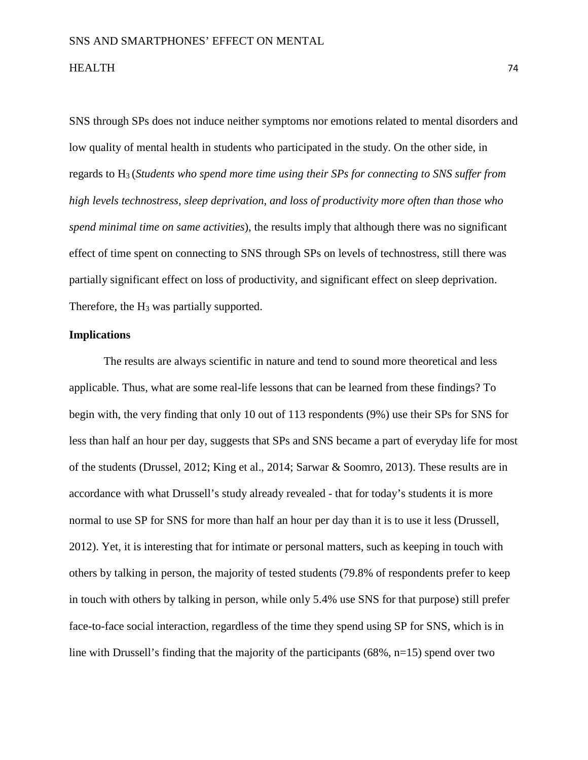SNS through SPs does not induce neither symptoms nor emotions related to mental disorders and low quality of mental health in students who participated in the study. On the other side, in regards to $H_3$ (*Students who spend more time using their SPs for connecting to SNS suffer from high levels technostress, sleep deprivation, and loss of productivity more often than those who spend minimal time on same activities*), the results imply that although there was no significant effect of time spent on connecting to SNS through SPs on levels of technostress, still there was partially significant effect on loss of productivity, and significant effect on sleep deprivation. Therefore, the $H_3$ was partially supported.

## Implications

The results are always scientific in nature and tend to sound more theoretical and less applicable. Thus, what are some real-life lessons that can be learned from these findings? To begin with, the very finding that only 10 out of 113 respondents (9%) use their SPs for SNS for less than half an hour per day, suggests that SPs and SNS became a part of everyday life for most of the students (Drussel, 2012; King et al., 2014; Sarwar & Soomro, 2013). These results are in accordance with what Drussell's study already revealed - that for today's students it is more normal to use SP for SNS for more than half an hour per day than it is to use it less (Drussell, 2012). Yet, it is interesting that for intimate or personal matters, such as keeping in touch with others by talking in person, the majority of tested students (79.8% of respondents prefer to keep in touch with others by talking in person, while only 5.4% use SNS for that purpose) still prefer face-to-face social interaction, regardless of the time they spend using SP for SNS, which is in line with Drussell's finding that the majority of the participants (68%, n=15) spend over two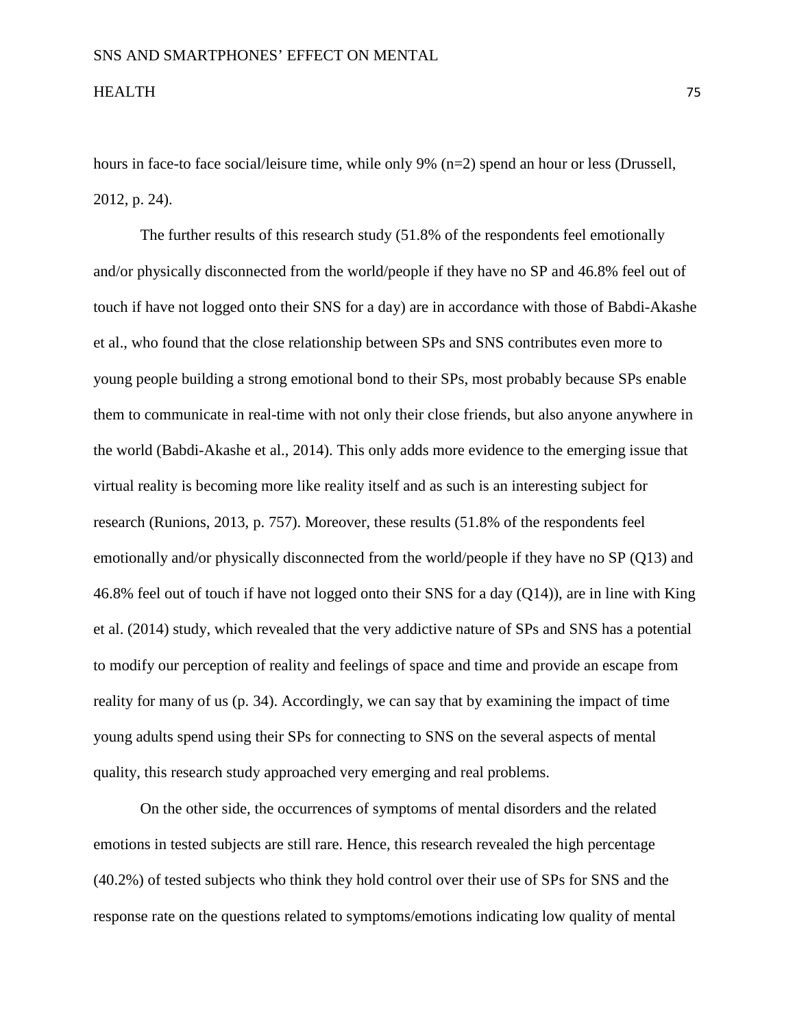hours in face-to face social/leisure time, while only 9% (n=2) spend an hour or less (Drussell, 2012, p. 24).

The further results of this research study (51.8% of the respondents feel emotionally and/or physically disconnected from the world/people if they have no SP and 46.8% feel out of touch if have not logged onto their SNS for a day) are in accordance with those of Babdi-Akashe et al., who found that the close relationship between SPs and SNS contributes even more to young people building a strong emotional bond to their SPs, most probably because SPs enable them to communicate in real-time with not only their close friends, but also anyone anywhere in the world (Babdi-Akashe et al., 2014). This only adds more evidence to the emerging issue that virtual reality is becoming more like reality itself and as such is an interesting subject for research (Runions, 2013, p. 757). Moreover, these results (51.8% of the respondents feel emotionally and/or physically disconnected from the world/people if they have no SP (Q13) and 46.8% feel out of touch if have not logged onto their SNS for a day (Q14)), are in line with King et al. (2014) study, which revealed that the very addictive nature of SPs and SNS has a potential to modify our perception of reality and feelings of space and time and provide an escape from reality for many of us (p. 34). Accordingly, we can say that by examining the impact of time young adults spend using their SPs for connecting to SNS on the several aspects of mental quality, this research study approached very emerging and real problems.

On the other side, the occurrences of symptoms of mental disorders and the related emotions in tested subjects are still rare. Hence, this research revealed the high percentage (40.2%) of tested subjects who think they hold control over their use of SPs for SNS and the response rate on the questions related to symptoms/emotions indicating low quality of mental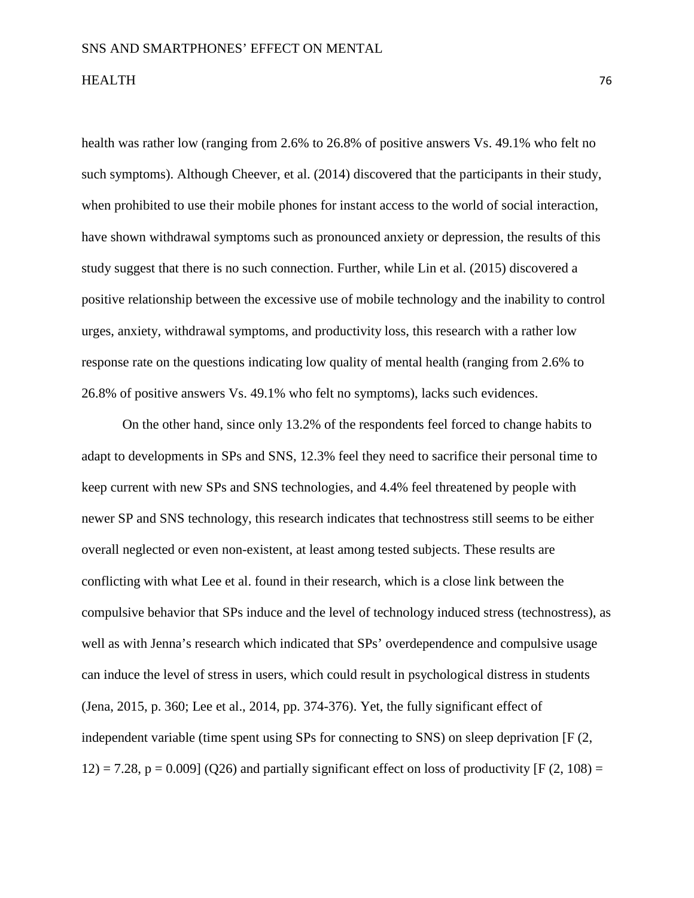health was rather low (ranging from 2.6% to 26.8% of positive answers Vs. 49.1% who felt no such symptoms). Although Cheever, et al. (2014) discovered that the participants in their study, when prohibited to use their mobile phones for instant access to the world of social interaction, have shown withdrawal symptoms such as pronounced anxiety or depression, the results of this study suggest that there is no such connection. Further, while Lin et al. (2015) discovered a positive relationship between the excessive use of mobile technology and the inability to control urges, anxiety, withdrawal symptoms, and productivity loss, this research with a rather low response rate on the questions indicating low quality of mental health (ranging from 2.6% to 26.8% of positive answers Vs. 49.1% who felt no symptoms), lacks such evidences.

On the other hand, since only 13.2% of the respondents feel forced to change habits to adapt to developments in SPs and SNS, 12.3% feel they need to sacrifice their personal time to keep current with new SPs and SNS technologies, and 4.4% feel threatened by people with newer SP and SNS technology, this research indicates that technostress still seems to be either overall neglected or even non-existent, at least among tested subjects. These results are conflicting with what Lee et al. found in their research, which is a close link between the compulsive behavior that SPs induce and the level of technology induced stress (technostress), as well as with Jenna's research which indicated that SPs' overdependence and compulsive usage can induce the level of stress in users, which could result in psychological distress in students (Jena, 2015, p. 360; Lee et al., 2014, pp. 374-376). Yet, the fully significant effect of independent variable (time spent using SPs for connecting to SNS) on sleep deprivation [$F(2, 12) = 7.28$, $p = 0.009$] (Q26) and partially significant effect on loss of productivity [$F(2, 108) =$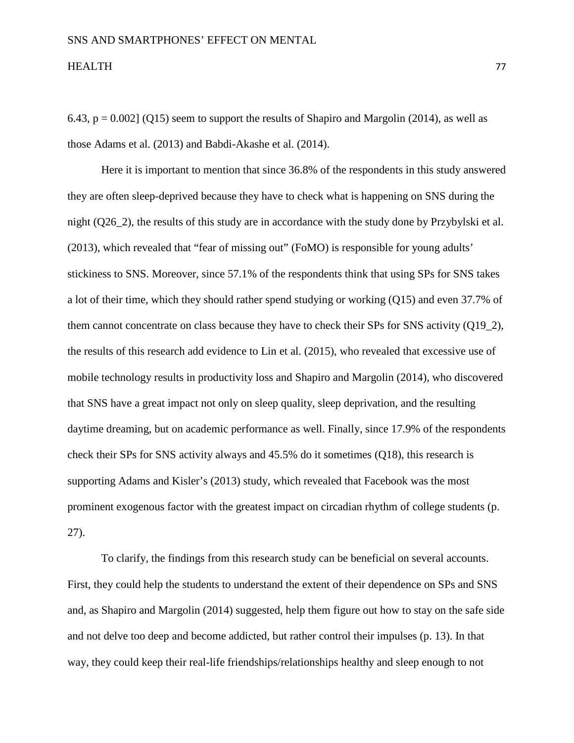6.43, $p = 0.002$] (Q15) seem to support the results of Shapiro and Margolin (2014), as well as those Adams et al. (2013) and Babdi-Akashe et al. (2014).

Here it is important to mention that since 36.8% of the respondents in this study answered they are often sleep-deprived because they have to check what is happening on SNS during the night (Q26_2), the results of this study are in accordance with the study done by Przybylski et al. (2013), which revealed that "fear of missing out" (FoMO) is responsible for young adults' stickiness to SNS. Moreover, since 57.1% of the respondents think that using SPs for SNS takes a lot of their time, which they should rather spend studying or working (Q15) and even 37.7% of them cannot concentrate on class because they have to check their SPs for SNS activity (Q19_2), the results of this research add evidence to Lin et al. (2015), who revealed that excessive use of mobile technology results in productivity loss and Shapiro and Margolin (2014), who discovered that SNS have a great impact not only on sleep quality, sleep deprivation, and the resulting daytime dreaming, but on academic performance as well. Finally, since 17.9% of the respondents check their SPs for SNS activity always and 45.5% do it sometimes (Q18), this research is supporting Adams and Kisler's (2013) study, which revealed that Facebook was the most prominent exogenous factor with the greatest impact on circadian rhythm of college students (p. 27).

To clarify, the findings from this research study can be beneficial on several accounts. First, they could help the students to understand the extent of their dependence on SPs and SNS and, as Shapiro and Margolin (2014) suggested, help them figure out how to stay on the safe side and not delve too deep and become addicted, but rather control their impulses (p. 13). In that way, they could keep their real-life friendships/relationships healthy and sleep enough to not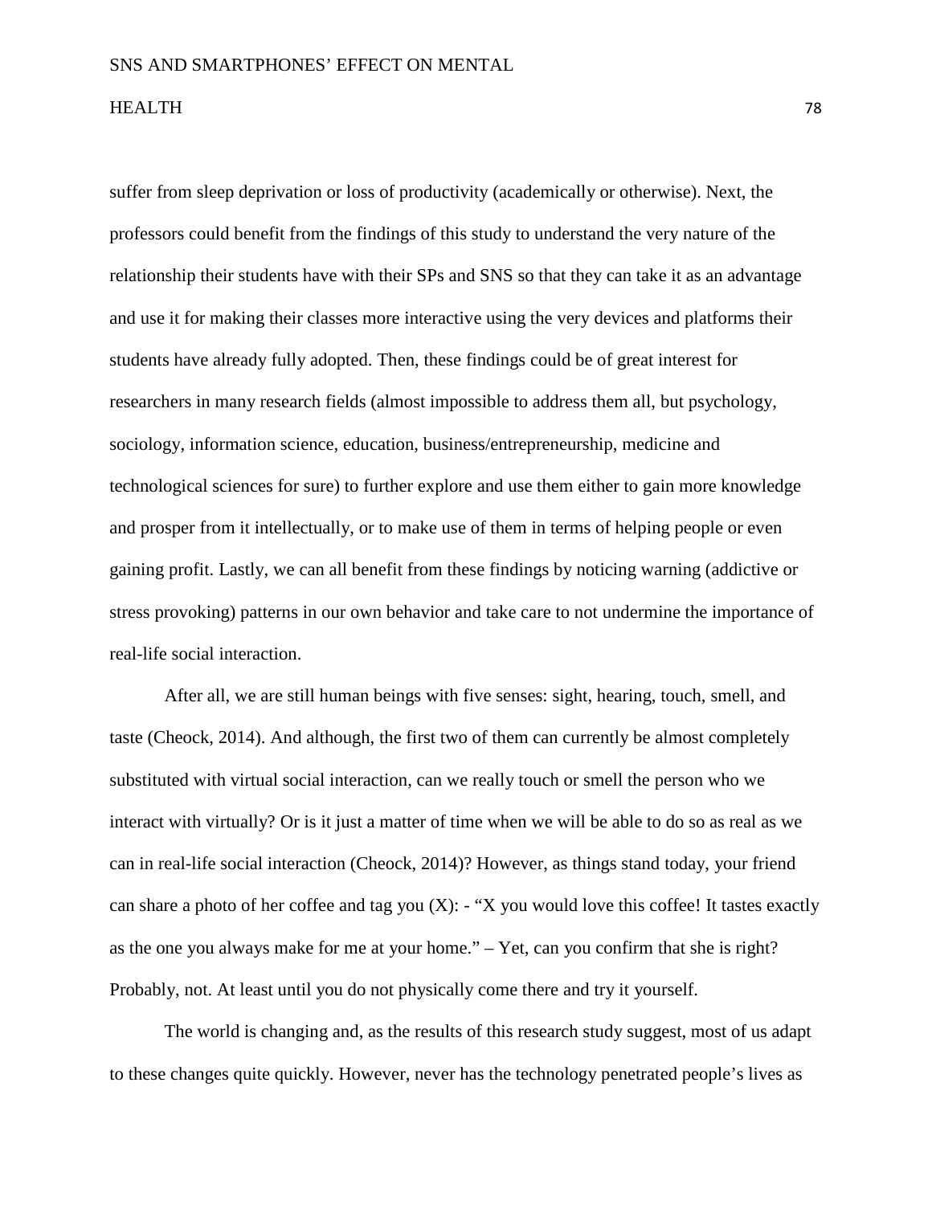suffer from sleep deprivation or loss of productivity (academically or otherwise). Next, the professors could benefit from the findings of this study to understand the very nature of the relationship their students have with their SPs and SNS so that they can take it as an advantage and use it for making their classes more interactive using the very devices and platforms their students have already fully adopted. Then, these findings could be of great interest for researchers in many research fields (almost impossible to address them all, but psychology, sociology, information science, education, business/entrepreneurship, medicine and technological sciences for sure) to further explore and use them either to gain more knowledge and prosper from it intellectually, or to make use of them in terms of helping people or even gaining profit. Lastly, we can all benefit from these findings by noticing warning (addictive or stress provoking) patterns in our own behavior and take care to not undermine the importance of real-life social interaction.

After all, we are still human beings with five senses: sight, hearing, touch, smell, and taste (Cheock, 2014). And although, the first two of them can currently be almost completely substituted with virtual social interaction, can we really touch or smell the person who we interact with virtually? Or is it just a matter of time when we will be able to do so as real as we can in real-life social interaction (Cheock, 2014)? However, as things stand today, your friend can share a photo of her coffee and tag you (X): - "X you would love this coffee! It tastes exactly as the one you always make for me at your home." – Yet, can you confirm that she is right? Probably, not. At least until you do not physically come there and try it yourself.

The world is changing and, as the results of this research study suggest, most of us adapt to these changes quite quickly. However, never has the technology penetrated people's lives as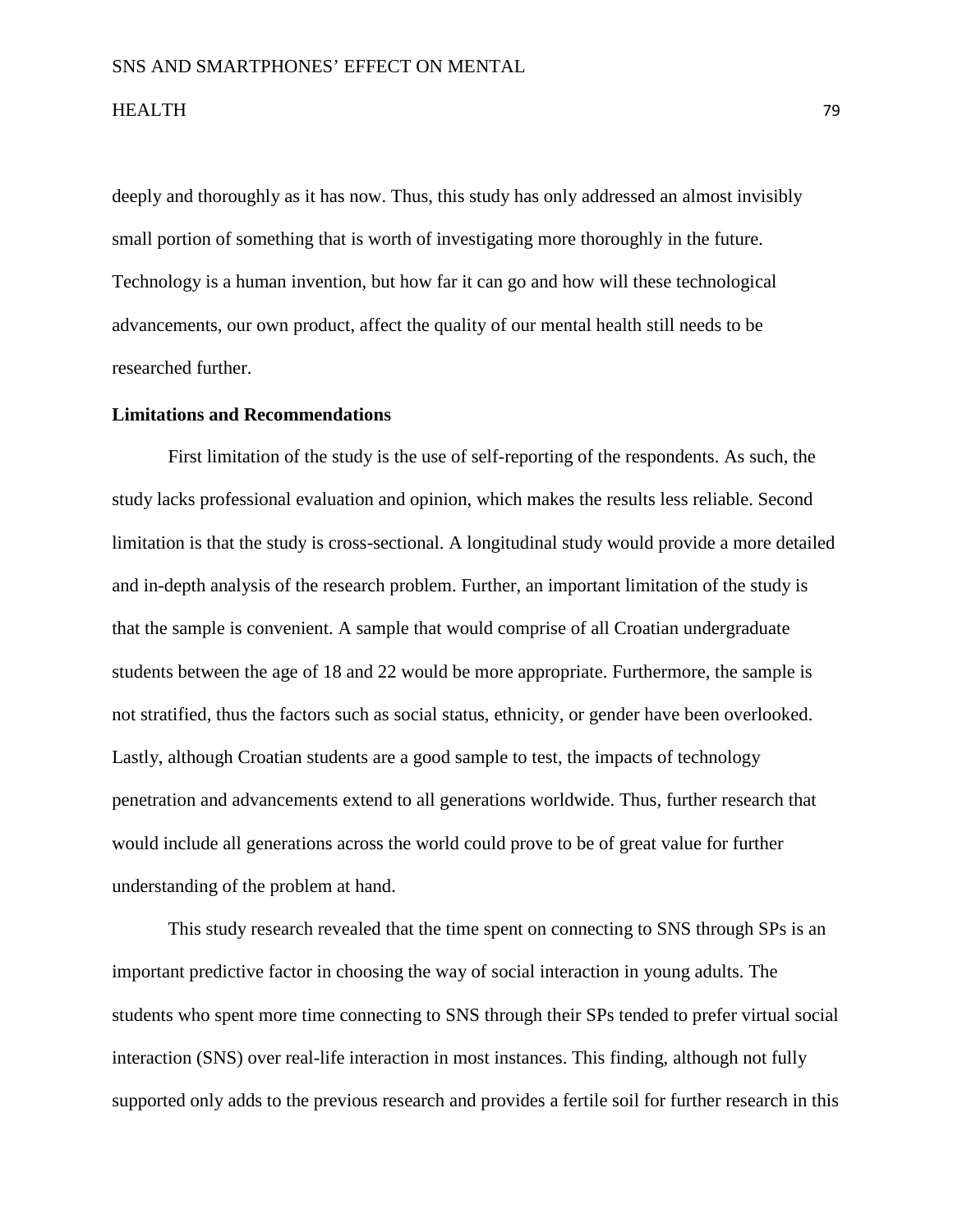deeply and thoroughly as it has now. Thus, this study has only addressed an almost invisibly small portion of something that is worth of investigating more thoroughly in the future. Technology is a human invention, but how far it can go and how will these technological advancements, our own product, affect the quality of our mental health still needs to be researched further.

**Limitations and Recommendations**

First limitation of the study is the use of self-reporting of the respondents. As such, the study lacks professional evaluation and opinion, which makes the results less reliable. Second limitation is that the study is cross-sectional. A longitudinal study would provide a more detailed and in-depth analysis of the research problem. Further, an important limitation of the study is that the sample is convenient. A sample that would comprise of all Croatian undergraduate students between the age of 18 and 22 would be more appropriate. Furthermore, the sample is not stratified, thus the factors such as social status, ethnicity, or gender have been overlooked. Lastly, although Croatian students are a good sample to test, the impacts of technology penetration and advancements extend to all generations worldwide. Thus, further research that would include all generations across the world could prove to be of great value for further understanding of the problem at hand.

This study research revealed that the time spent on connecting to SNS through SPs is an important predictive factor in choosing the way of social interaction in young adults. The students who spent more time connecting to SNS through their SPs tended to prefer virtual social interaction (SNS) over real-life interaction in most instances. This finding, although not fully supported only adds to the previous research and provides a fertile soil for further research in this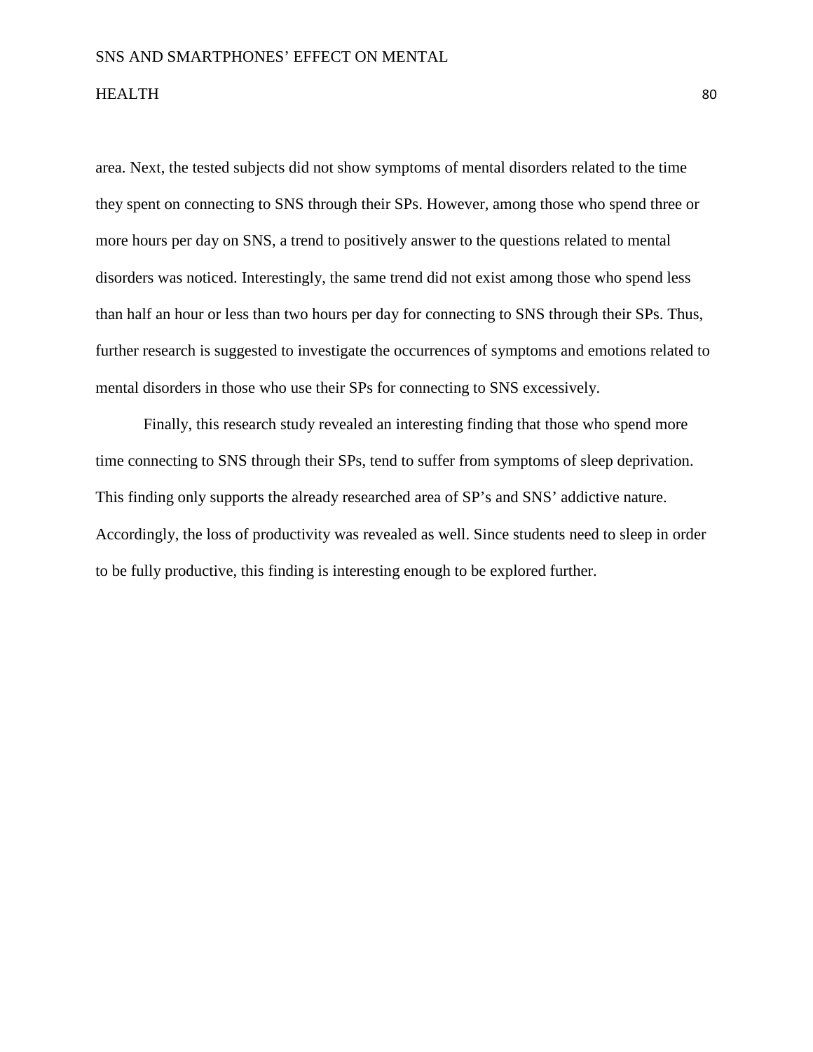area. Next, the tested subjects did not show symptoms of mental disorders related to the time they spent on connecting to SNS through their SPs. However, among those who spend three or more hours per day on SNS, a trend to positively answer to the questions related to mental disorders was noticed. Interestingly, the same trend did not exist among those who spend less than half an hour or less than two hours per day for connecting to SNS through their SPs. Thus, further research is suggested to investigate the occurrences of symptoms and emotions related to mental disorders in those who use their SPs for connecting to SNS excessively.

Finally, this research study revealed an interesting finding that those who spend more time connecting to SNS through their SPs, tend to suffer from symptoms of sleep deprivation. This finding only supports the already researched area of SP's and SNS' addictive nature. Accordingly, the loss of productivity was revealed as well. Since students need to sleep in order to be fully productive, this finding is interesting enough to be explored further.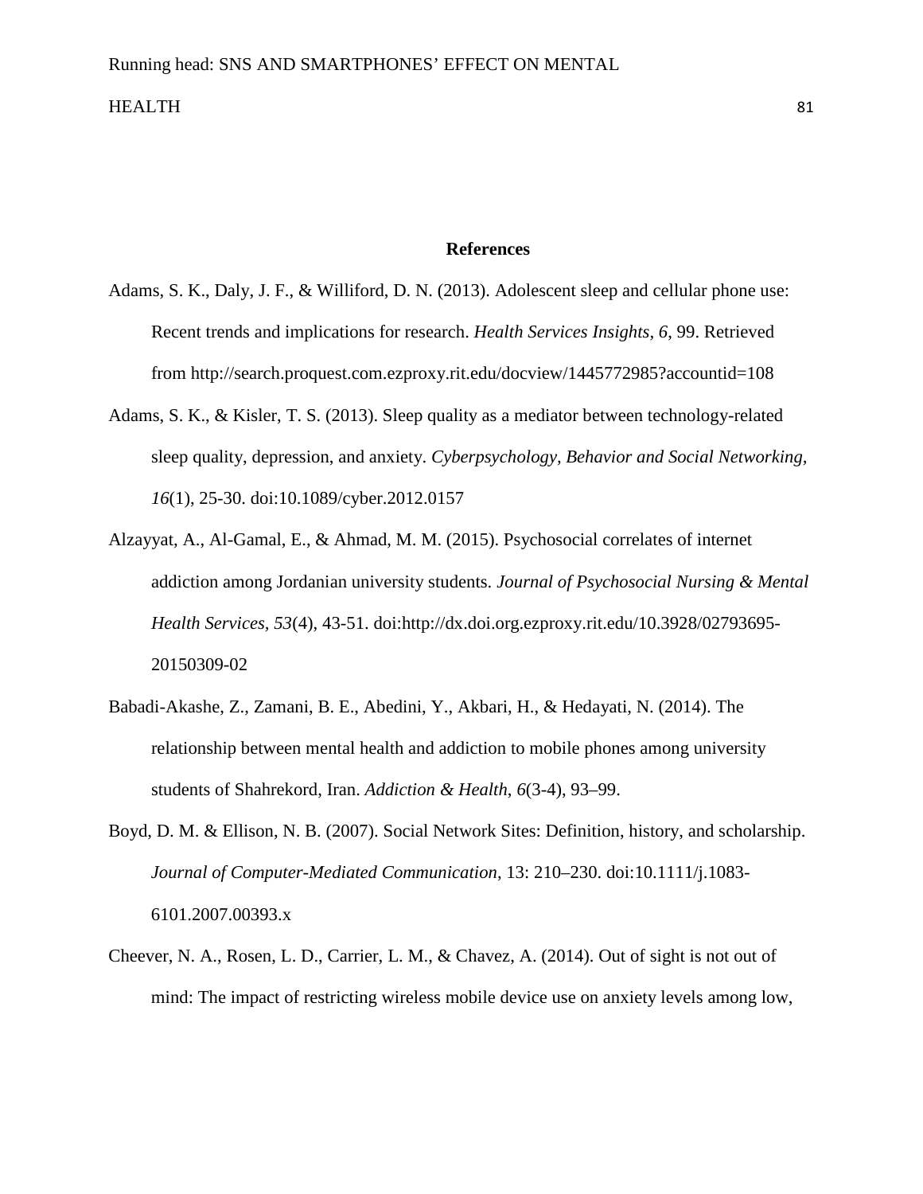## References

Adams, S. K., Daly, J. F., & Williford, D. N. (2013). Adolescent sleep and cellular phone use: Recent trends and implications for research. *Health Services Insights*, *6*, 99. Retrieved from http://search.proquest.com.ezproxy.rit.edu/docview/1445772985?accountid=108

Adams, S. K., & Kisler, T. S. (2013). Sleep quality as a mediator between technology-related sleep quality, depression, and anxiety. *Cyberpsychology, Behavior and Social Networking*, *16*(1), 25-30. doi:10.1089/cyber.2012.0157

Alzayyat, A., Al-Gamal, E., & Ahmad, M. M. (2015). Psychosocial correlates of internet addiction among Jordanian university students. *Journal of Psychosocial Nursing & Mental Health Services, 53*(4), 43-51. doi:http://dx.doi.org.ezproxy.rit.edu/10.3928/02793695-20150309-02

Babadi-Akashe, Z., Zamani, B. E., Abedini, Y., Akbari, H., & Hedayati, N. (2014). The relationship between mental health and addiction to mobile phones among university students of Shahrekord, Iran. *Addiction & Health*, *6*(3-4), 93–99.

Boyd, D. M. & Ellison, N. B. (2007). Social Network Sites: Definition, history, and scholarship. *Journal of Computer-Mediated Communication*, 13: 210–230. doi:10.1111/j.1083-6101.2007.00393.x

Cheever, N. A., Rosen, L. D., Carrier, L. M., & Chavez, A. (2014). Out of sight is not out of mind: The impact of restricting wireless mobile device use on anxiety levels among low,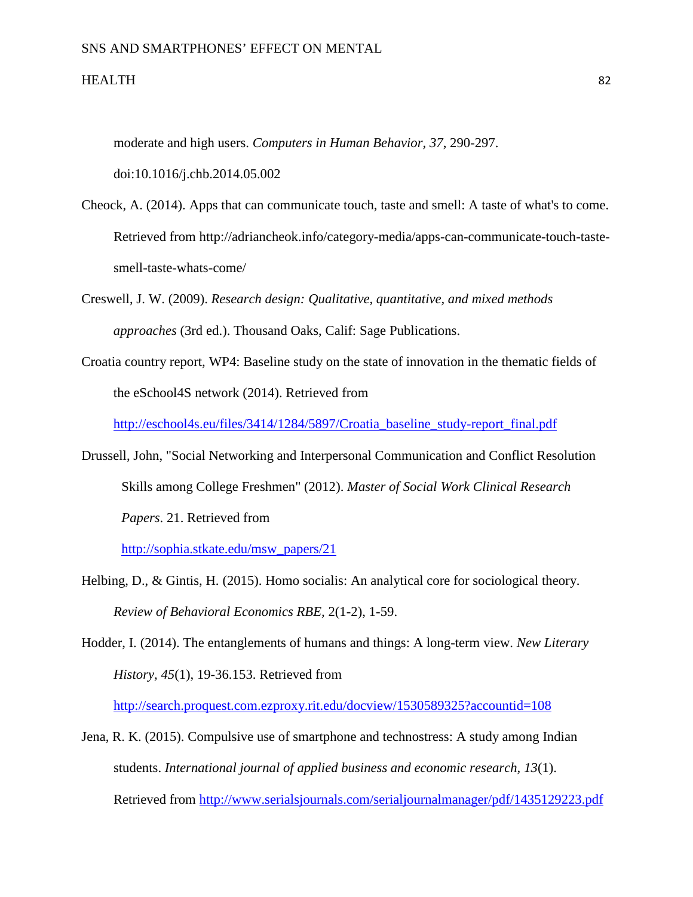moderate and high users. *Computers in Human Behavior*, *37*, 290-297. doi:10.1016/j.chb.2014.05.002

Cheock, A. (2014). Apps that can communicate touch, taste and smell: A taste of what's to come. Retrieved from http://adriancheok.info/category-media/apps-can-communicate-touch-taste-smell-taste-whats-come/

Creswell, J. W. (2009). *Research design: Qualitative, quantitative, and mixed methods approaches* (3rd ed.). Thousand Oaks, Calif: Sage Publications.

Croatia country report, WP4: Baseline study on the state of innovation in the thematic fields of the eSchool4S network (2014). Retrieved from http://eschool4s.eu/files/3414/1284/5897/Croatia_baseline_study-report_final.pdf

Drussell, John, "Social Networking and Interpersonal Communication and Conflict Resolution Skills among College Freshmen" (2012). *Master of Social Work Clinical Research Papers*. 21. Retrieved from http://sophia.stkate.edu/msw_papers/21

Helbing, D., & Gintis, H. (2015). Homo socialis: An analytical core for sociological theory. *Review of Behavioral Economics RBE,* 2(1-2), 1-59.

Hodder, I. (2014). The entanglements of humans and things: A long-term view. *New Literary History*, *45*(1), 19-36.153. Retrieved from http://search.proquest.com.ezproxy.rit.edu/docview/1530589325?accountid=108

Jena, R. K. (2015). Compulsive use of smartphone and technostress: A study among Indian students. *International journal of applied business and economic research*, *13*(1). Retrieved from http://www.serialsjournals.com/serialjournalmanager/pdf/1435129223.pdf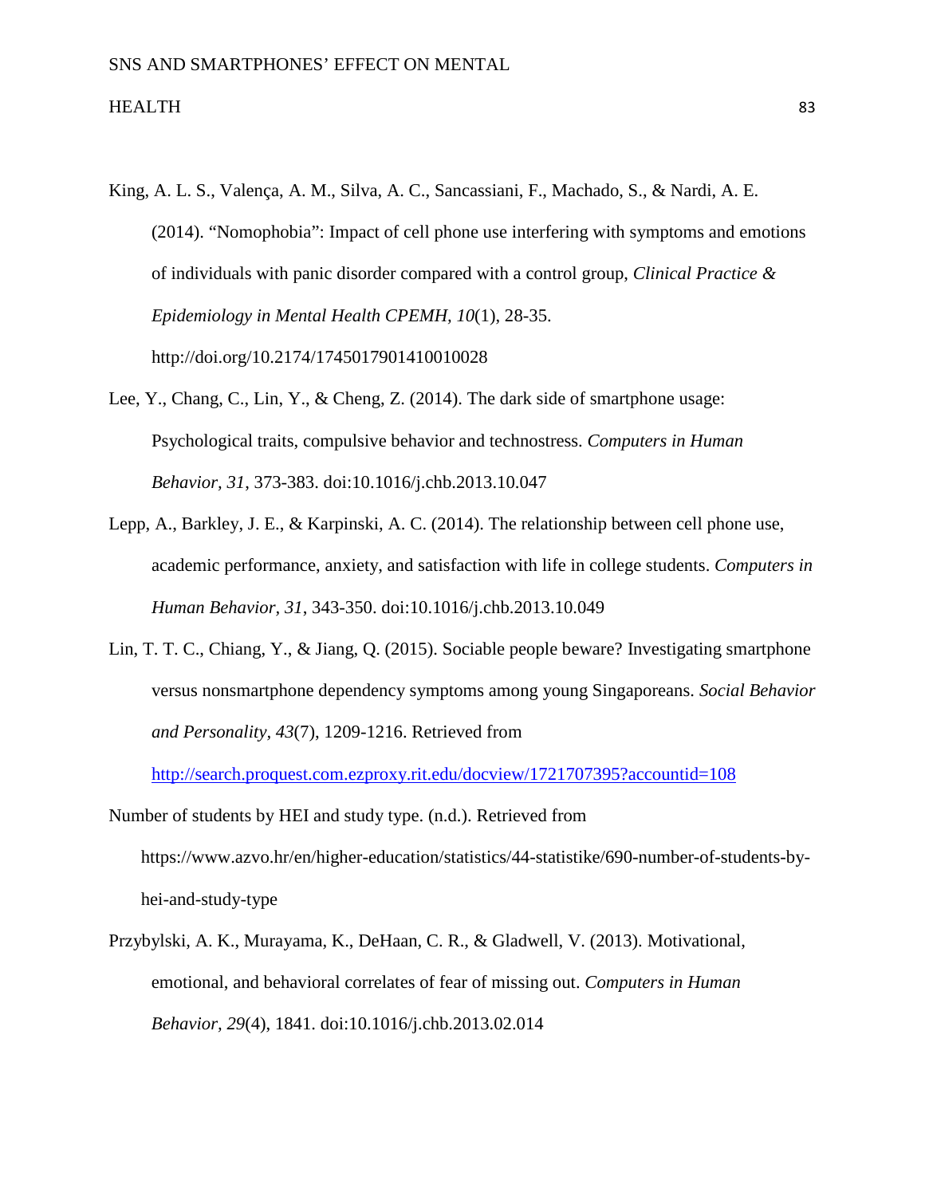King, A. L. S., Valença, A. M., Silva, A. C., Sancassiani, F., Machado, S., & Nardi, A. E. (2014). "Nomophobia": Impact of cell phone use interfering with symptoms and emotions of individuals with panic disorder compared with a control group, *Clinical Practice & Epidemiology in Mental Health CPEMH, 10*(1), 28-35. http://doi.org/10.2174/1745017901410010028

Lee, Y., Chang, C., Lin, Y., & Cheng, Z. (2014). The dark side of smartphone usage: Psychological traits, compulsive behavior and technostress. *Computers in Human Behavior, 31*, 373-383. doi:10.1016/j.chb.2013.10.047

Lepp, A., Barkley, J. E., & Karpinski, A. C. (2014). The relationship between cell phone use, academic performance, anxiety, and satisfaction with life in college students. *Computers in Human Behavior, 31*, 343-350. doi:10.1016/j.chb.2013.10.049

Lin, T. T. C., Chiang, Y., & Jiang, Q. (2015). Sociable people beware? Investigating smartphone versus nonsmartphone dependency symptoms among young Singaporeans. *Social Behavior and Personality, 43*(7), 1209-1216. Retrieved from http://search.proquest.com.ezproxy.rit.edu/docview/1721707395?accountid=108

Number of students by HEI and study type. (n.d.). Retrieved from https://www.azvo.hr/en/higher-education/statistics/44-statistike/690-number-of-students-by-hei-and-study-type

Przybylski, A. K., Murayama, K., DeHaan, C. R., & Gladwell, V. (2013). Motivational, emotional, and behavioral correlates of fear of missing out. *Computers in Human Behavior, 29*(4), 1841. doi:10.1016/j.chb.2013.02.014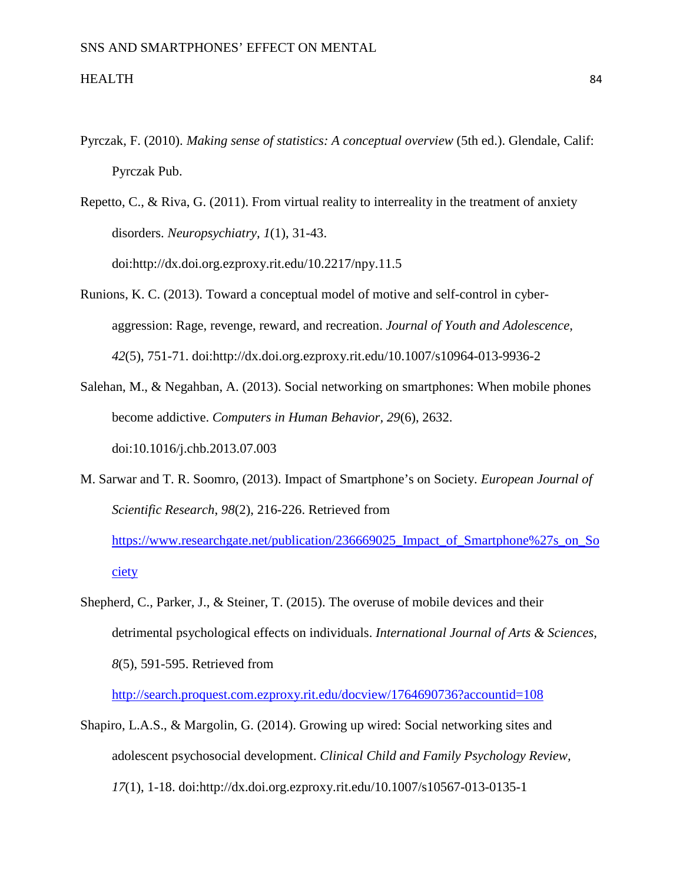Pyrczak, F. (2010). *Making sense of statistics: A conceptual overview* (5th ed.). Glendale, Calif: Pyrczak Pub.

Repetto, C., & Riva, G. (2011). From virtual reality to interreality in the treatment of anxiety disorders. *Neuropsychiatry, 1*(1), 31-43. doi:http://dx.doi.org.ezproxy.rit.edu/10.2217/npy.11.5

Runions, K. C. (2013). Toward a conceptual model of motive and self-control in cyber-aggression: Rage, revenge, reward, and recreation. *Journal of Youth and Adolescence, 42*(5), 751-71. doi:http://dx.doi.org.ezproxy.rit.edu/10.1007/s10964-013-9936-2

Salehan, M., & Negahban, A. (2013). Social networking on smartphones: When mobile phones become addictive. *Computers in Human Behavior, 29*(6), 2632. doi:10.1016/j.chb.2013.07.003

M. Sarwar and T. R. Soomro, (2013). Impact of Smartphone's on Society. *European Journal of Scientific Research*, *98*(2), 216-226. Retrieved from https://www.researchgate.net/publication/236669025_Impact_of_Smartphone%27s_on_Society

Shepherd, C., Parker, J., & Steiner, T. (2015). The overuse of mobile devices and their detrimental psychological effects on individuals. *International Journal of Arts & Sciences, 8*(5), 591-595. Retrieved from http://search.proquest.com.ezproxy.rit.edu/docview/1764690736?accountid=108

Shapiro, L.A.S., & Margolin, G. (2014). Growing up wired: Social networking sites and adolescent psychosocial development. *Clinical Child and Family Psychology Review, 17*(1), 1-18. doi:http://dx.doi.org.ezproxy.rit.edu/10.1007/s10567-013-0135-1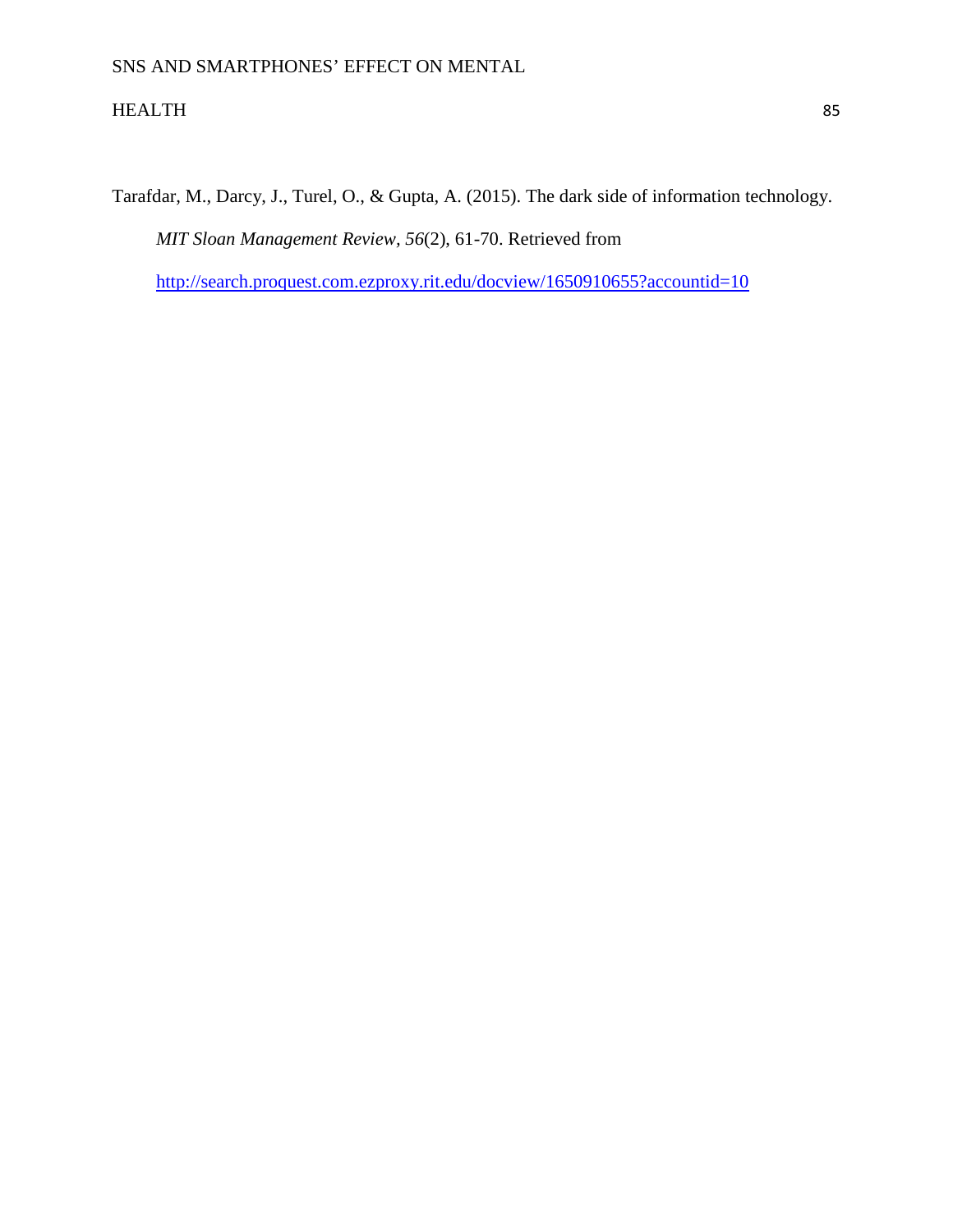Tarafdar, M., Darcy, J., Turel, O., & Gupta, A. (2015). The dark side of information technology. *MIT Sloan Management Review, 56*(2), 61-70. Retrieved from http://search.proquest.com.ezproxy.rit.edu/docview/1650910655?accountid=10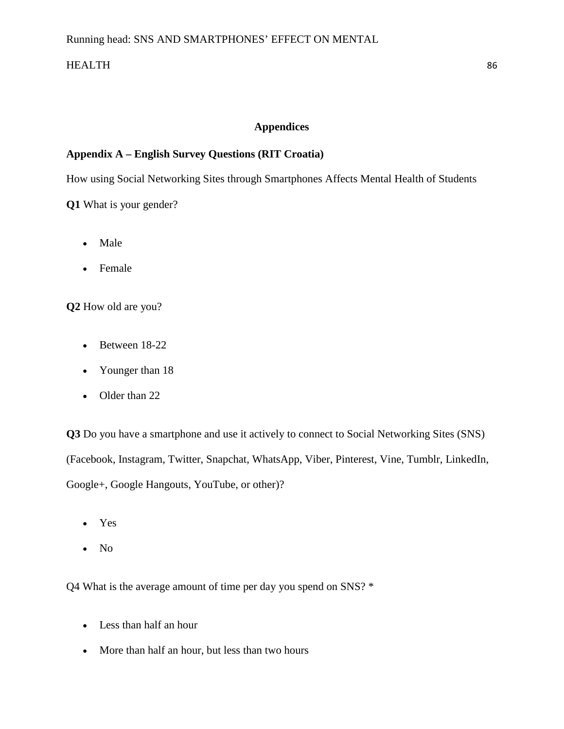## Appendices

### Appendix A – English Survey Questions (RIT Croatia)

How using Social Networking Sites through Smartphones Affects Mental Health of Students

**Q1** What is your gender?

- Male
- Female

**Q2** How old are you?

- Between 18-22
- Younger than 18
- Older than 22

**Q3** Do you have a smartphone and use it actively to connect to Social Networking Sites (SNS) (Facebook, Instagram, Twitter, Snapchat, WhatsApp, Viber, Pinterest, Vine, Tumblr, LinkedIn, Google+, Google Hangouts, YouTube, or other)?

- Yes
- No

Q4 What is the average amount of time per day you spend on SNS? *

- Less than half an hour
- More than half an hour, but less than two hours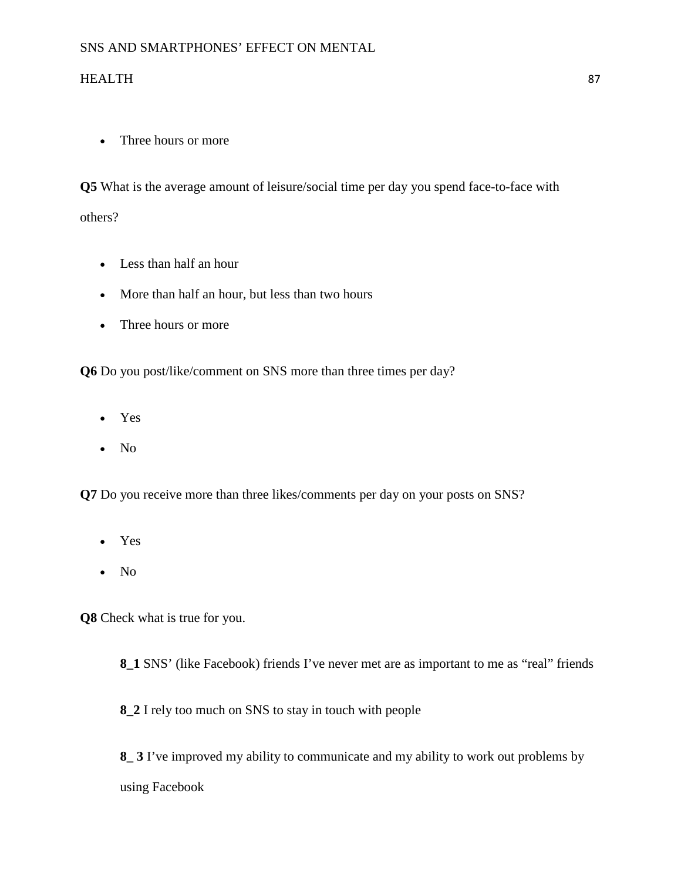- Three hours or more

**Q5** What is the average amount of leisure/social time per day you spend face-to-face with others?

- Less than half an hour
- More than half an hour, but less than two hours
- Three hours or more

**Q6** Do you post/like/comment on SNS more than three times per day?

- Yes
- No

**Q7** Do you receive more than three likes/comments per day on your posts on SNS?

- Yes
- No

**Q8** Check what is true for you.

**8_1** SNS' (like Facebook) friends I've never met are as important to me as "real" friends

**8_2** I rely too much on SNS to stay in touch with people

**8_ 3** I've improved my ability to communicate and my ability to work out problems by using Facebook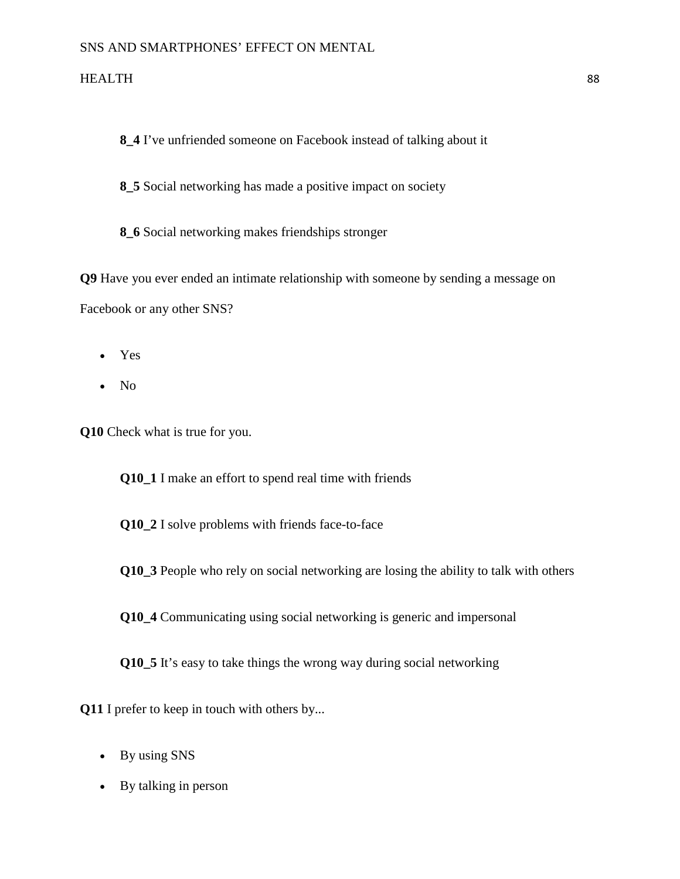**8_4** I’ve unfriended someone on Facebook instead of talking about it

**8_5** Social networking has made a positive impact on society

**8_6** Social networking makes friendships stronger

**Q9** Have you ever ended an intimate relationship with someone by sending a message on Facebook or any other SNS?

- Yes
- No

**Q10** Check what is true for you.

**Q10_1** I make an effort to spend real time with friends

**Q10_2** I solve problems with friends face-to-face

**Q10_3** People who rely on social networking are losing the ability to talk with others

**Q10_4** Communicating using social networking is generic and impersonal

**Q10_5** It’s easy to take things the wrong way during social networking

**Q11** I prefer to keep in touch with others by...

- By using SNS
- By talking in person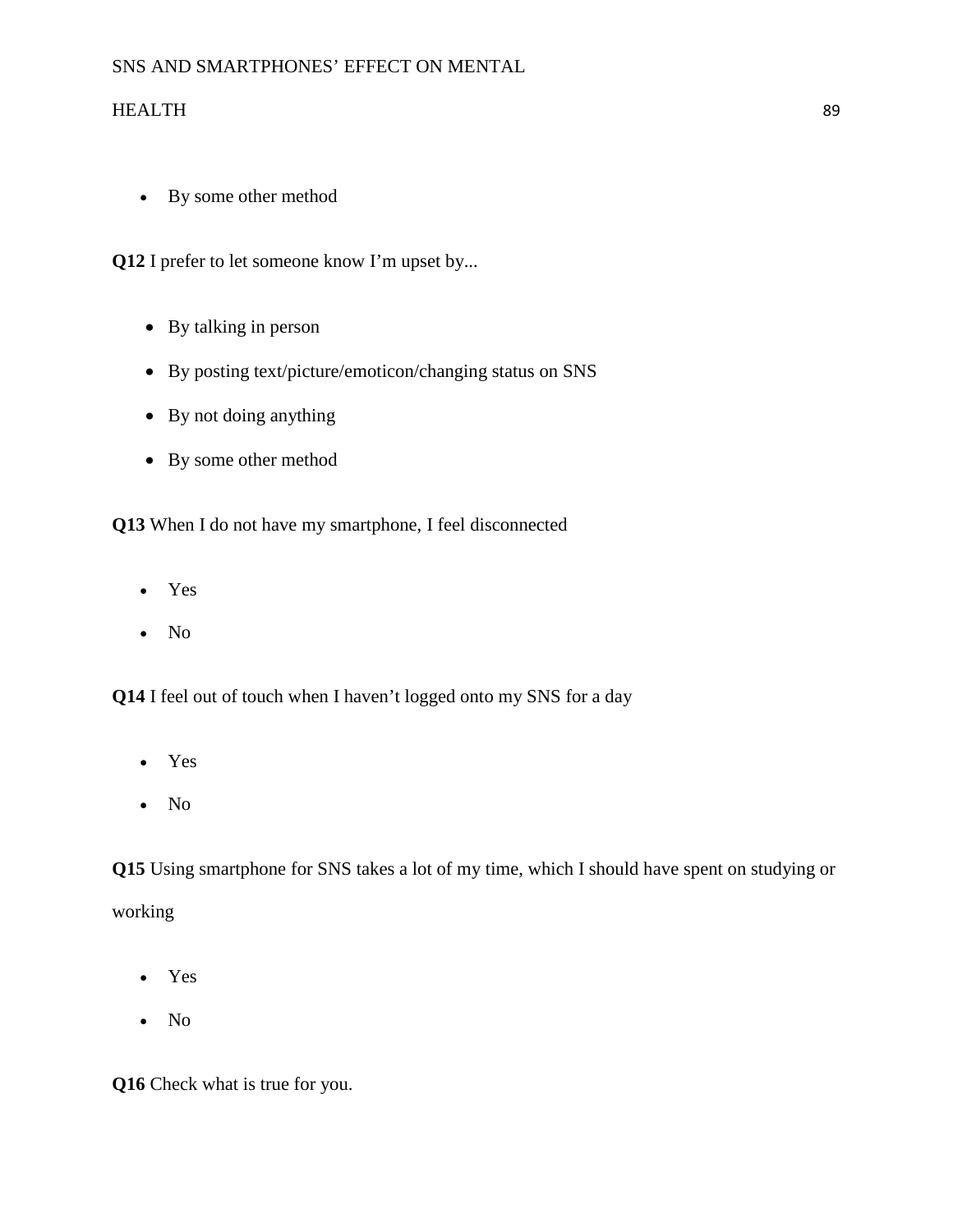- By some other method

**Q12** I prefer to let someone know I'm upset by...

- By talking in person
- By posting text/picture/emoticon/changing status on SNS
- By not doing anything
- By some other method

**Q13** When I do not have my smartphone, I feel disconnected

- Yes
- No

**Q14** I feel out of touch when I haven't logged onto my SNS for a day

- Yes
- No

**Q15** Using smartphone for SNS takes a lot of my time, which I should have spent on studying or working

- Yes
- No

**Q16** Check what is true for you.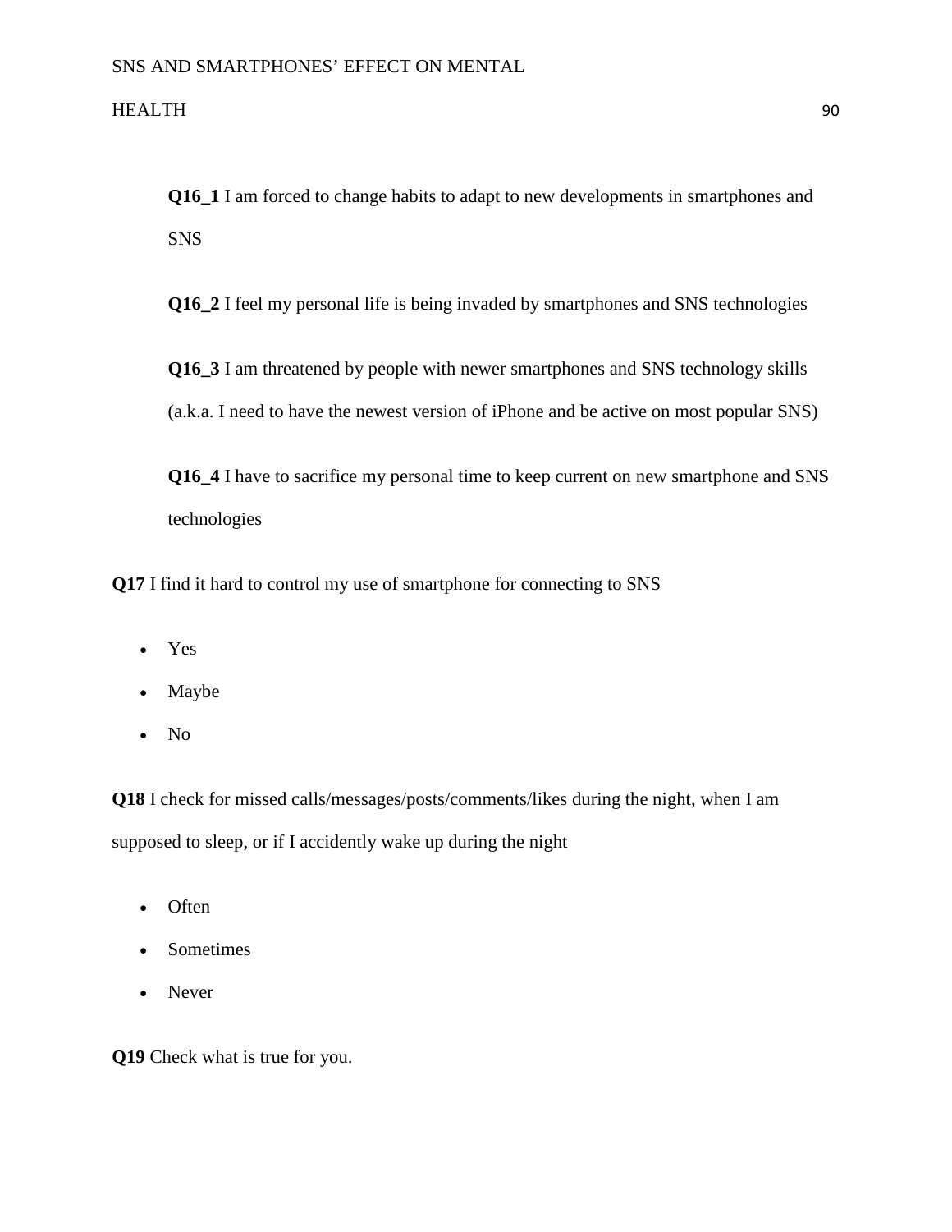**Q16_1** I am forced to change habits to adapt to new developments in smartphones and SNS

**Q16_2** I feel my personal life is being invaded by smartphones and SNS technologies

**Q16_3** I am threatened by people with newer smartphones and SNS technology skills (a.k.a. I need to have the newest version of iPhone and be active on most popular SNS)

**Q16_4** I have to sacrifice my personal time to keep current on new smartphone and SNS technologies

**Q17** I find it hard to control my use of smartphone for connecting to SNS

- Yes
- Maybe
- No

**Q18** I check for missed calls/messages/posts/comments/likes during the night, when I am supposed to sleep, or if I accidently wake up during the night

- Often
- Sometimes
- Never

**Q19** Check what is true for you.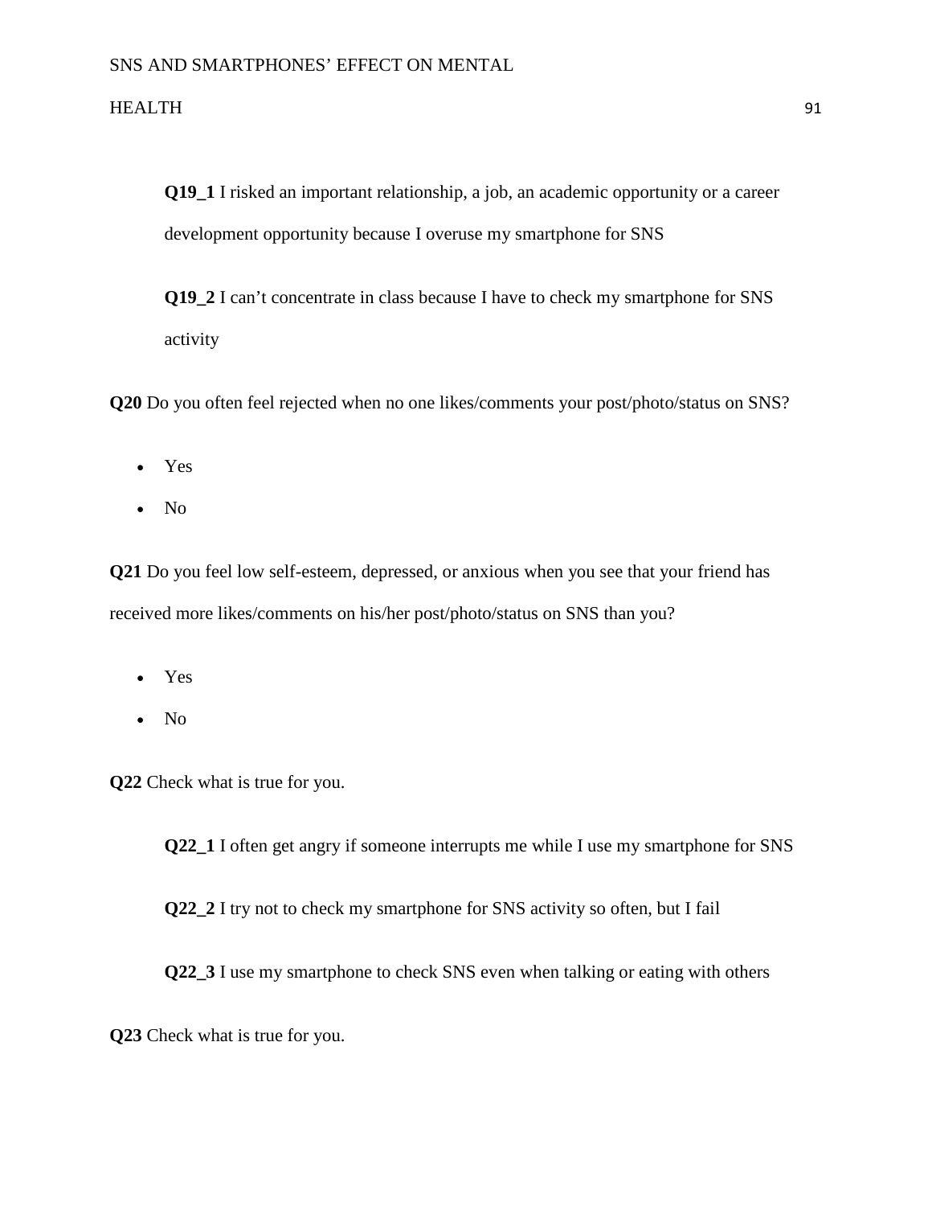**Q19_1** I risked an important relationship, a job, an academic opportunity or a career development opportunity because I overuse my smartphone for SNS

**Q19_2** I can't concentrate in class because I have to check my smartphone for SNS activity

**Q20** Do you often feel rejected when no one likes/comments your post/photo/status on SNS?

- Yes
- No

**Q21** Do you feel low self-esteem, depressed, or anxious when you see that your friend has received more likes/comments on his/her post/photo/status on SNS than you?

- Yes
- No

**Q22** Check what is true for you.

**Q22_1** I often get angry if someone interrupts me while I use my smartphone for SNS

**Q22_2** I try not to check my smartphone for SNS activity so often, but I fail

**Q22_3** I use my smartphone to check SNS even when talking or eating with others

**Q23** Check what is true for you.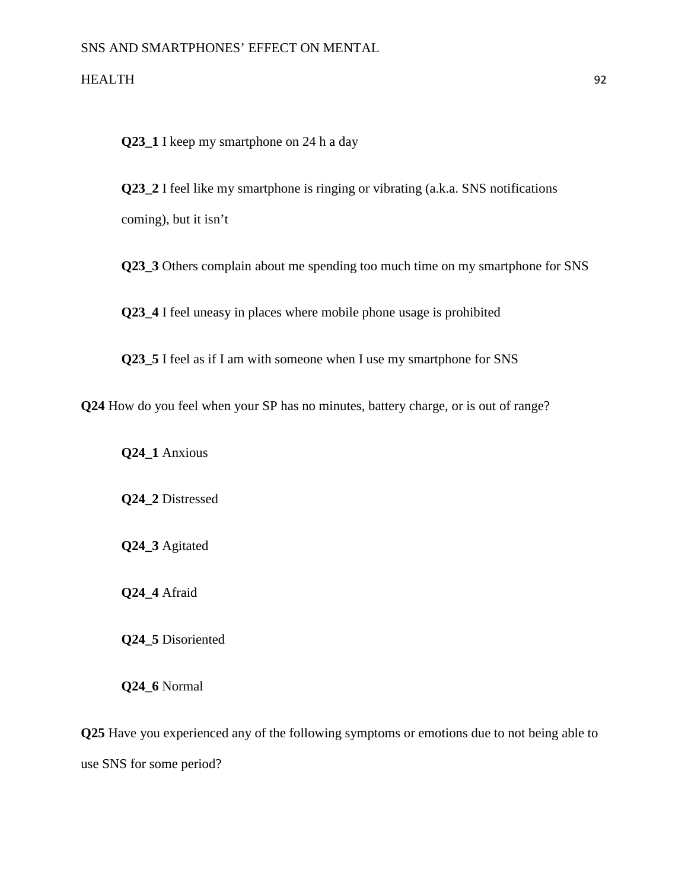**Q23_1** I keep my smartphone on 24 h a day

**Q23_2** I feel like my smartphone is ringing or vibrating (a.k.a. SNS notifications coming), but it isn't

**Q23_3** Others complain about me spending too much time on my smartphone for SNS

**Q23_4** I feel uneasy in places where mobile phone usage is prohibited

**Q23_5** I feel as if I am with someone when I use my smartphone for SNS

**Q24** How do you feel when your SP has no minutes, battery charge, or is out of range?

**Q24_1** Anxious

**Q24_2** Distressed

**Q24_3** Agitated

**Q24_4** Afraid

**Q24_5** Disoriented

**Q24_6** Normal

**Q25** Have you experienced any of the following symptoms or emotions due to not being able to use SNS for some period?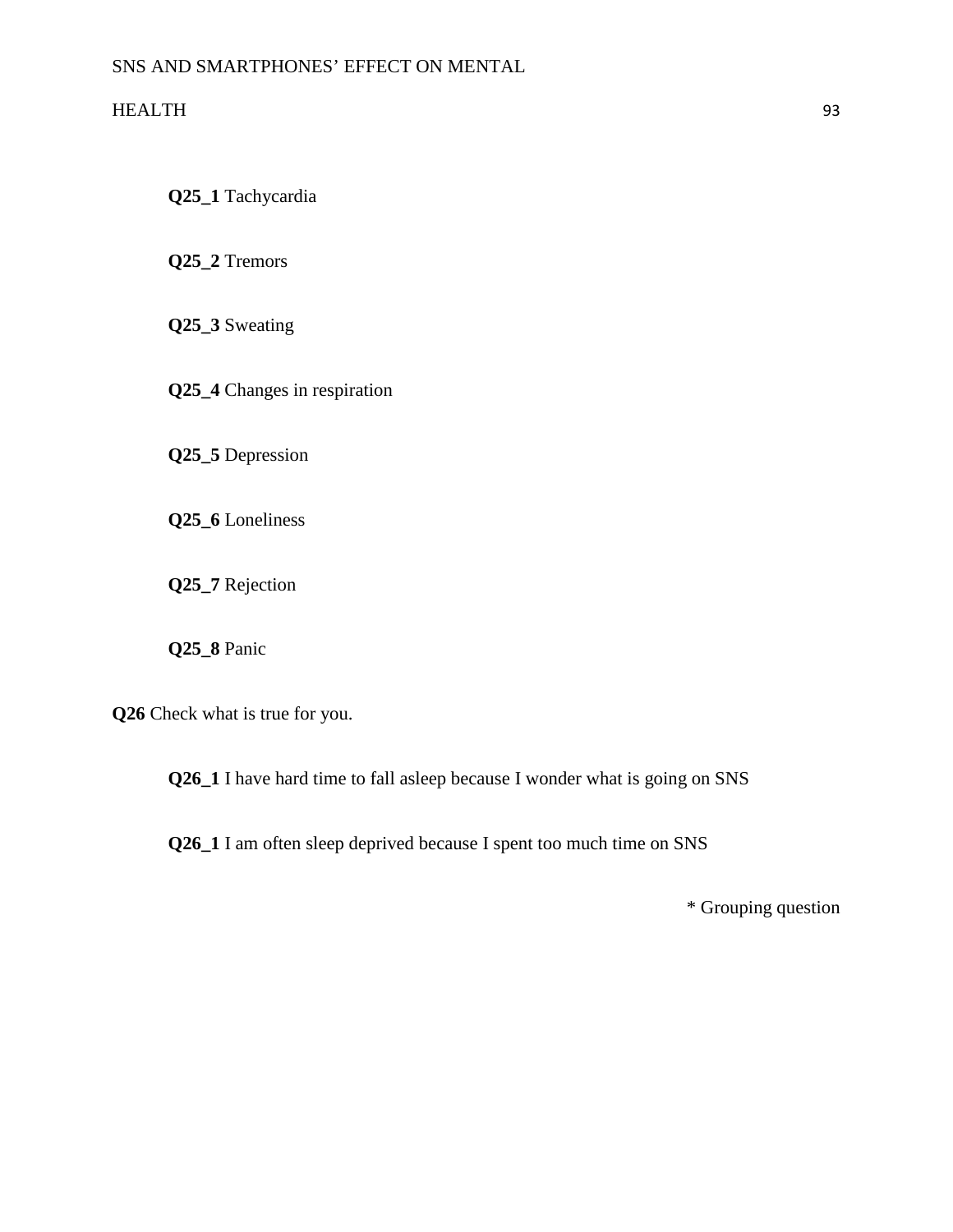**Q25_1** Tachycardia

**Q25_2** Tremors

**Q25_3** Sweating

**Q25_4** Changes in respiration

**Q25_5** Depression

**Q25_6** Loneliness

**Q25_7** Rejection

**Q25_8** Panic

**Q26** Check what is true for you.

**Q26_1** I have hard time to fall asleep because I wonder what is going on SNS

**Q26_1** I am often sleep deprived because I spent too much time on SNS

\* Grouping question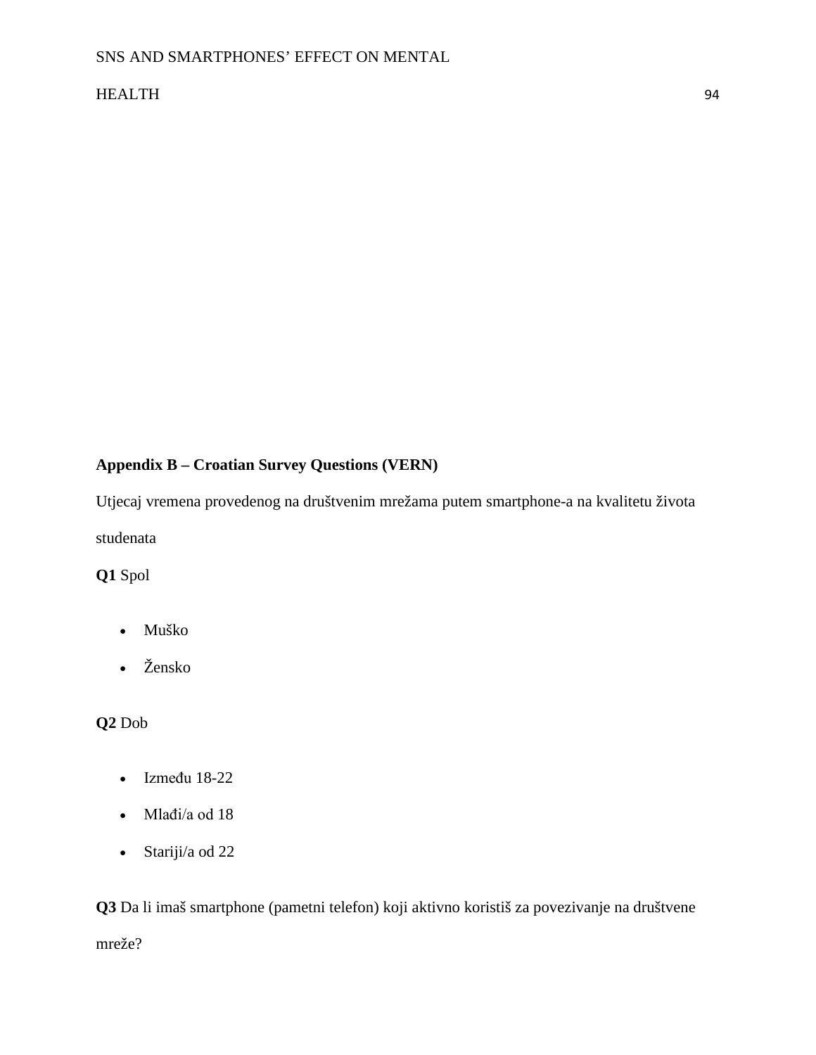**Appendix B – Croatian Survey Questions (VERN)**

Utjecaj vremena provedenog na društvenim mrežama putem smartphone-a na kvalitetu života studenata

**Q1** Spol

- Muško
- Žensko

**Q2** Dob

- Između 18-22
- Mlađi/a od 18
- Stariji/a od 22

**Q3** Da li imaš smartphone (pametni telefon) koji aktivno koristiš za povezivanje na društvene mreže?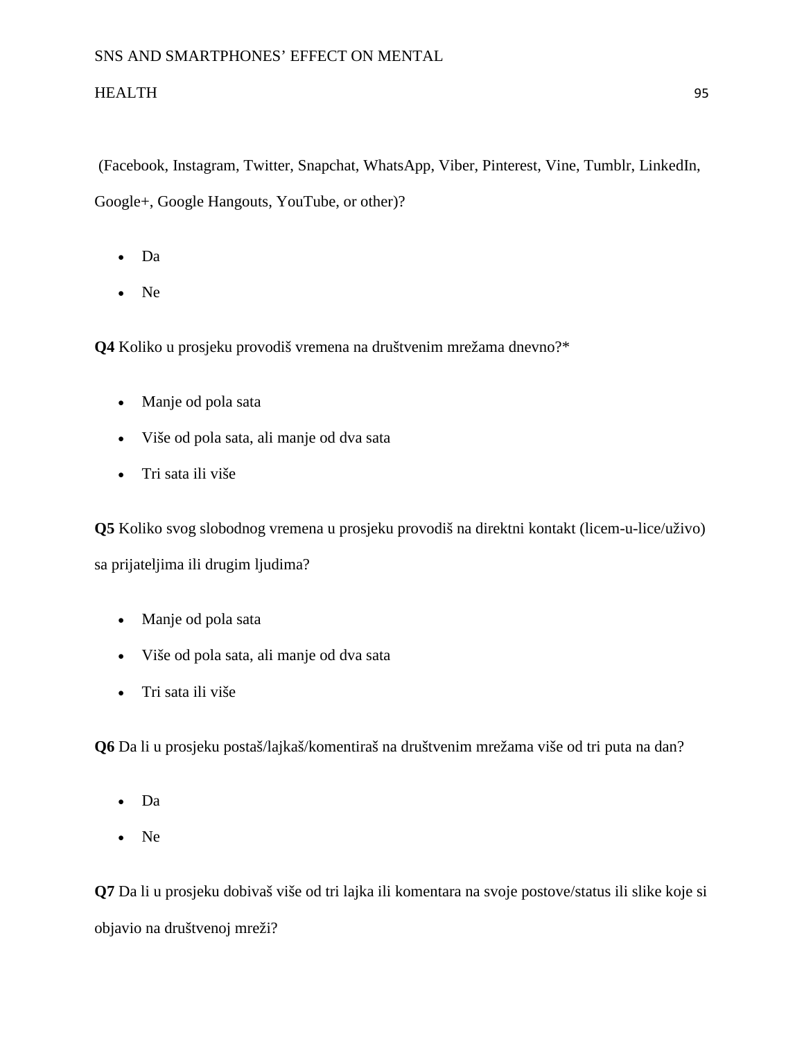(Facebook, Instagram, Twitter, Snapchat, WhatsApp, Viber, Pinterest, Vine, Tumblr, LinkedIn, Google+, Google Hangouts, YouTube, or other)?

- Da
- Ne

**Q4** Koliko u prosjeku provodiš vremena na društvenim mrežama dnevno?*

- Manje od pola sata
- Više od pola sata, ali manje od dva sata
- Tri sata ili više

**Q5** Koliko svog slobodnog vremena u prosjeku provodiš na direktni kontakt (licem-u-lice/uživo) sa prijateljima ili drugim ljudima?

- Manje od pola sata
- Više od pola sata, ali manje od dva sata
- Tri sata ili više

**Q6** Da li u prosjeku postaš/lajkaš/komentiraš na društvenim mrežama više od tri puta na dan?

- Da
- Ne

**Q7** Da li u prosjeku dobivaš više od tri lajka ili komentara na svoje postove/status ili slike koje si objavio na društvenoj mreži?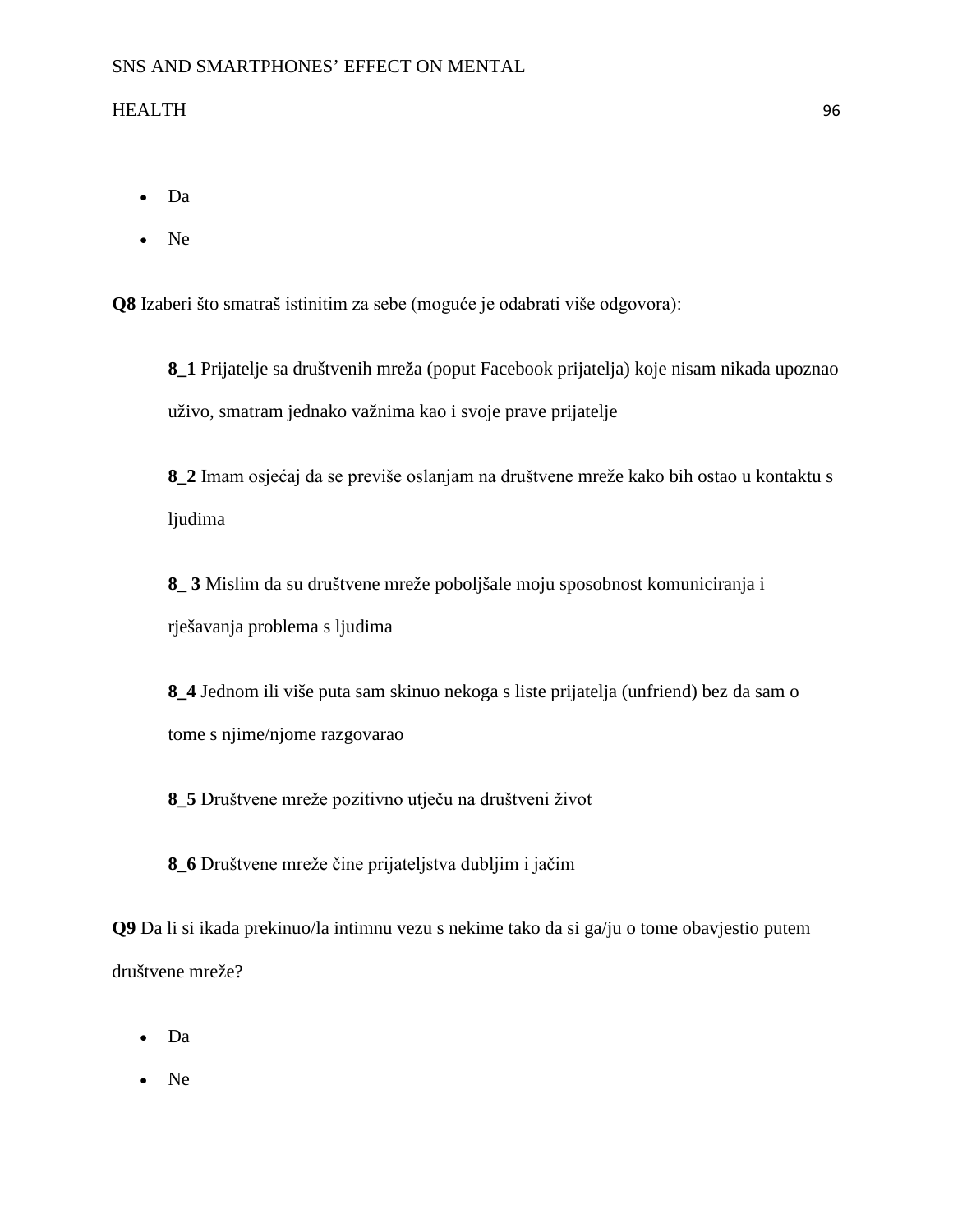- Da
- Ne

**Q8** Izaberi što smatraš istinitim za sebe (moguće je odabrati više odgovora):

> **8_1** Prijatelje sa društvenih mreža (poput Facebook prijatelja) koje nisam nikada upoznao uživo, smatram jednako važnima kao i svoje prave prijatelje
>
> **8_2** Imam osjećaj da se previše oslanjam na društvene mreže kako bih ostao u kontaktu s ljudima
>
> **8_ 3** Mislim da su društvene mreže poboljšale moju sposobnost komuniciranja i rješavanja problema s ljudima
>
> **8_4** Jednom ili više puta sam skinuo nekoga s liste prijatelja (unfriend) bez da sam o tome s njime/njome razgovarao
>
> **8_5** Društvene mreže pozitivno utječu na društveni život
>
> **8_6** Društvene mreže čine prijateljstva dubljim i jačim

**Q9** Da li si ikada prekinuo/la intimnu vezu s nekime tako da si ga/ju o tome obavjestio putem društvene mreže?

- Da
- Ne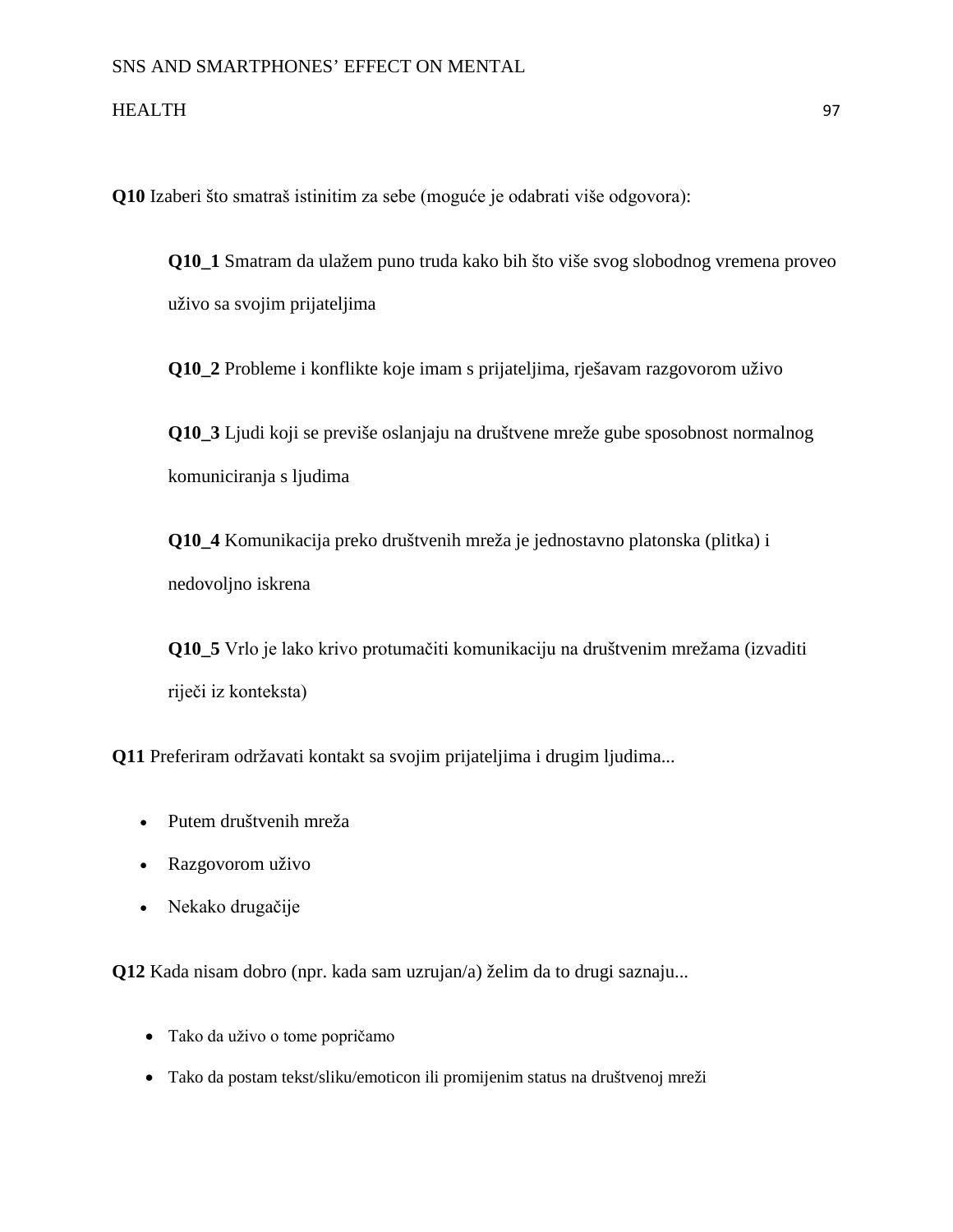**Q10** Izaberi što smatraš istinitim za sebe (moguće je odabrati više odgovora):

> **Q10_1** Smatram da ulažem puno truda kako bih što više svog slobodnog vremena proveo uživo sa svojim prijateljima
>
> **Q10_2** Probleme i konflikte koje imam s prijateljima, rješavam razgovorom uživo
>
> **Q10_3** Ljudi koji se previše oslanjaju na društvene mreže gube sposobnost normalnog komuniciranja s ljudima
>
> **Q10_4** Komunikacija preko društvenih mreža je jednostavno platonska (plitka) i nedovoljno iskrena
>
> **Q10_5** Vrlo je lako krivo protumačiti komunikaciju na društvenim mrežama (izvaditi riječi iz konteksta)

**Q11** Preferiram održavati kontakt sa svojim prijateljima i drugim ljudima...

- Putem društvenih mreža
- Razgovorom uživo
- Nekako drugačije

**Q12** Kada nisam dobro (npr. kada sam uzrujan/a) želim da to drugi saznaju...

- Tako da uživo o tome popričamo
- Tako da postam tekst/sliku/emoticon ili promijenim status na društvenoj mreži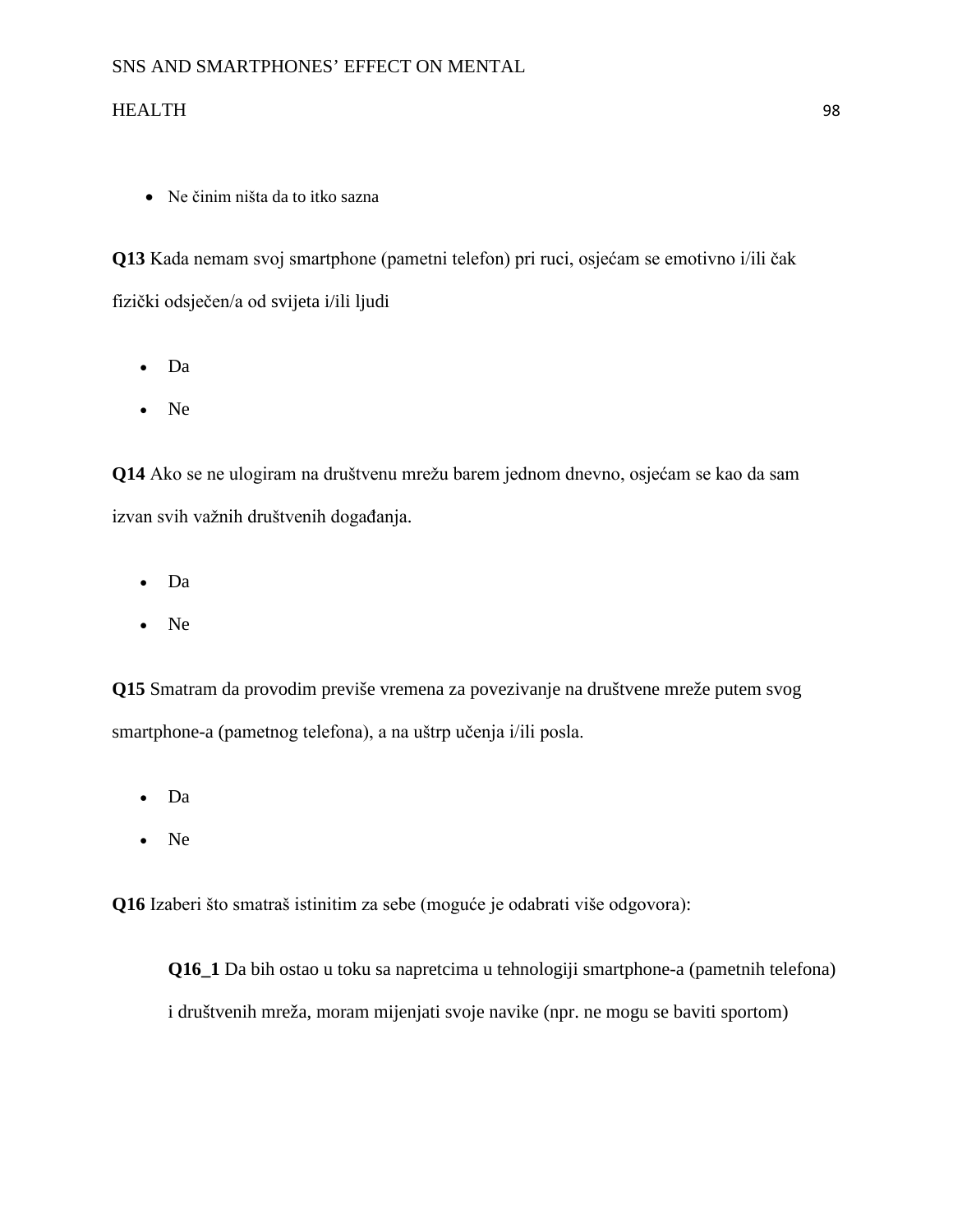- Ne činim ništa da to itko sazna

**Q13** Kada nemam svoj smartphone (pametni telefon) pri ruci, osjećam se emotivno i/ili čak fizički odsječen/a od svijeta i/ili ljudi

- Da
- Ne

**Q14** Ako se ne ulogiram na društvenu mrežu barem jednom dnevno, osjećam se kao da sam izvan svih važnih društvenih događanja.

- Da
- Ne

**Q15** Smatram da provodim previše vremena za povezivanje na društvene mreže putem svog smartphone-a (pametnog telefona), a na uštrp učenja i/ili posla.

- Da
- Ne

**Q16** Izaberi što smatraš istinitim za sebe (moguće je odabrati više odgovora):

> **Q16_1** Da bih ostao u toku sa napretcima u tehnologiji smartphone-a (pametnih telefona) i društvenih mreža, moram mijenjati svoje navike (npr. ne mogu se baviti sportom)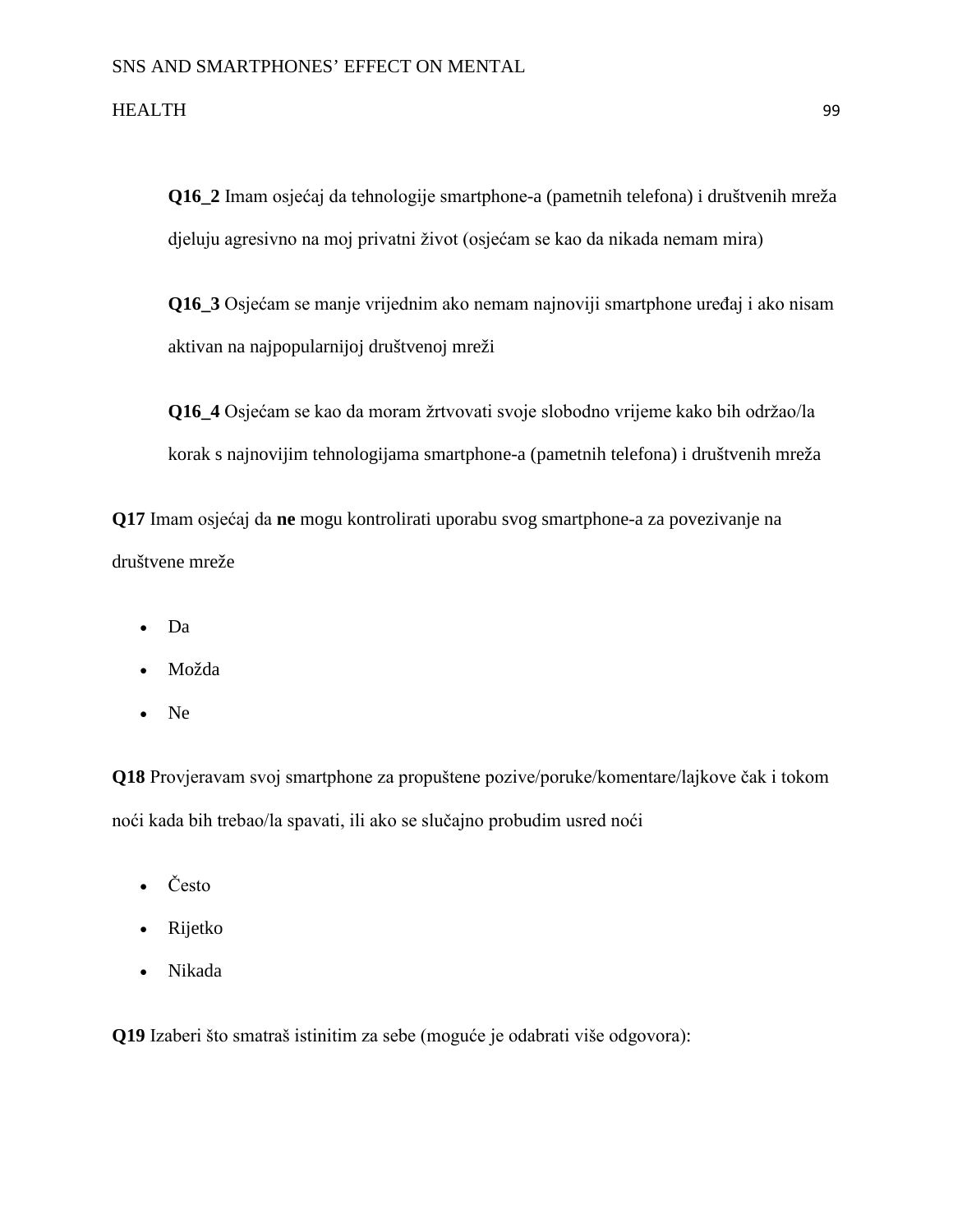**Q16_2** Imam osjećaj da tehnologije smartphone-a (pametnih telefona) i društvenih mreža djeluju agresivno na moj privatni život (osjećam se kao da nikada nemam mira)

**Q16_3** Osjećam se manje vrijednim ako nemam najnoviji smartphone uređaj i ako nisam aktivan na najpopularnijoj društvenoj mreži

**Q16_4** Osjećam se kao da moram žrtvovati svoje slobodno vrijeme kako bih održao/la korak s najnovijim tehnologijama smartphone-a (pametnih telefona) i društvenih mreža

**Q17** Imam osjećaj da **ne** mogu kontrolirati uporabu svog smartphone-a za povezivanje na društvene mreže

- Da
- Možda
- Ne

**Q18** Provjeravam svoj smartphone za propuštene pozive/poruke/komentare/lajkove čak i tokom noći kada bih trebao/la spavati, ili ako se slučajno probudim usred noći

- Često
- Rijetko
- Nikada

**Q19** Izaberi što smatraš istinitim za sebe (moguće je odabrati više odgovora):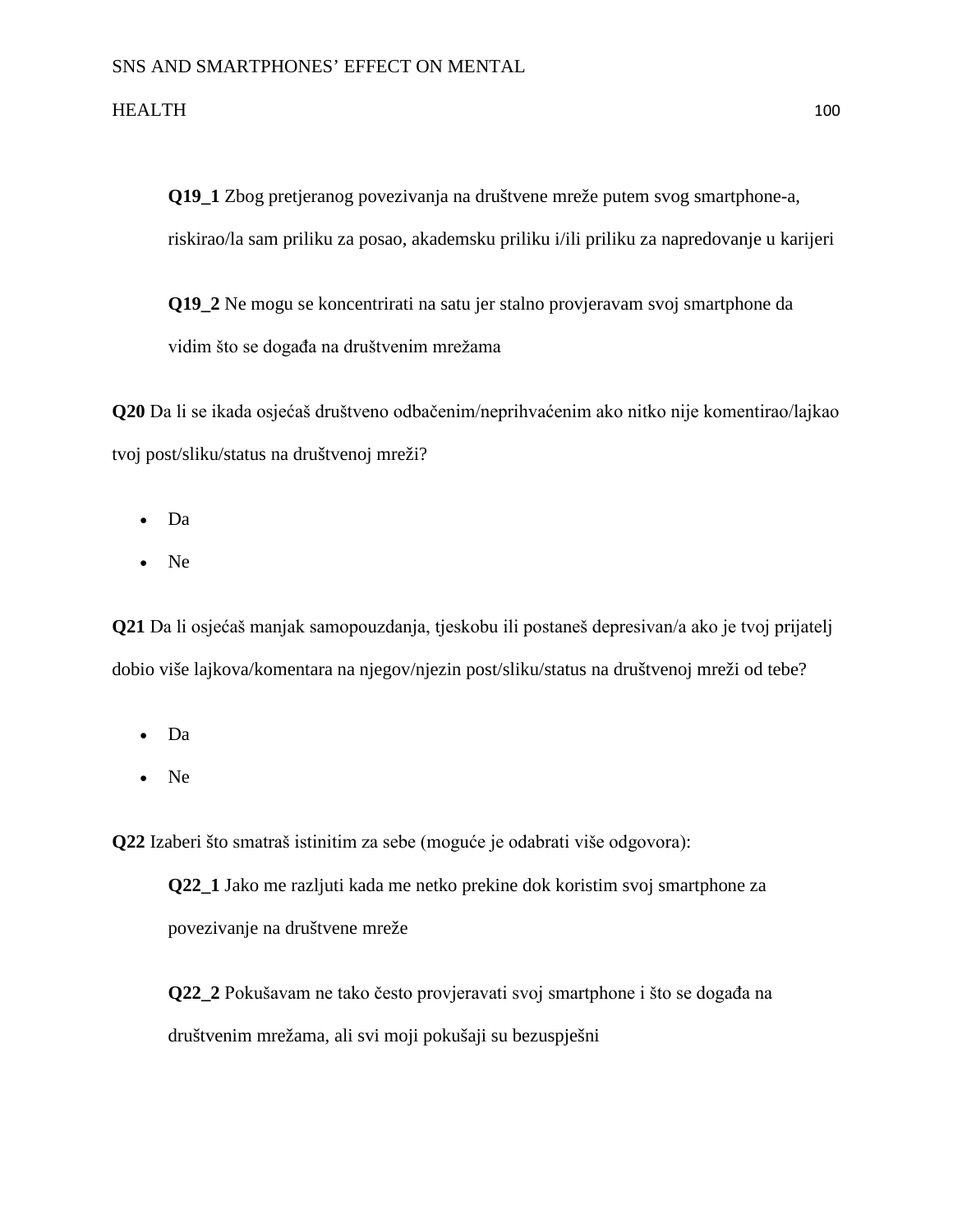**Q19_1** Zbog pretjeranog povezivanja na društvene mreže putem svog smartphone-a, riskirao/la sam priliku za posao, akademsku priliku i/ili priliku za napredovanje u karijeri

**Q19_2** Ne mogu se koncentrirati na satu jer stalno provjeravam svoj smartphone da vidim što se događa na društvenim mrežama

**Q20** Da li se ikada osjećaš društveno odbačenim/neprihvaćenim ako nitko nije komentirao/lajkao tvoj post/sliku/status na društvenoj mreži?

- Da
- Ne

**Q21** Da li osjećaš manjak samopouzdanja, tjeskobu ili postaneš depresivan/a ako je tvoj prijatelj dobio više lajkova/komentara na njegov/njezin post/sliku/status na društvenoj mreži od tebe?

- Da
- Ne

**Q22** Izaberi što smatraš istinitim za sebe (moguće je odabrati više odgovora):

**Q22_1** Jako me razljuti kada me netko prekine dok koristim svoj smartphone za povezivanje na društvene mreže

**Q22_2** Pokušavam ne tako često provjeravati svoj smartphone i što se događa na društvenim mrežama, ali svi moji pokušaji su bezuspješni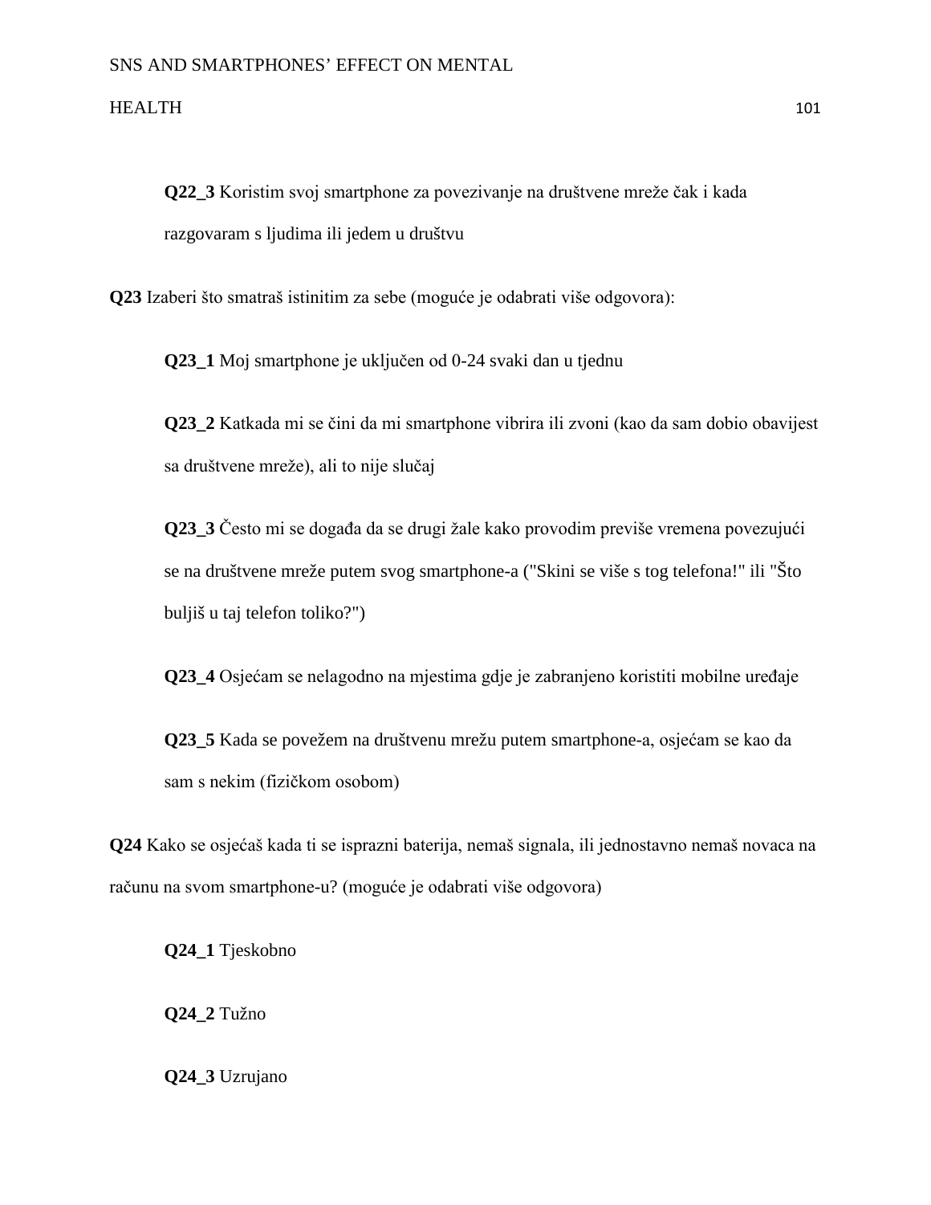**Q22_3** Koristim svoj smartphone za povezivanje na društvene mreže čak i kada razgovaram s ljudima ili jedem u društvu

**Q23** Izaberi što smatraš istinitim za sebe (moguće je odabrati više odgovora):

**Q23_1** Moj smartphone je uključen od 0-24 svaki dan u tjednu

**Q23_2** Katkada mi se čini da mi smartphone vibrira ili zvoni (kao da sam dobio obavijest sa društvene mreže), ali to nije slučaj

**Q23_3** Često mi se događa da se drugi žale kako provodim previše vremena povezujući se na društvene mreže putem svog smartphone-a ("Skini se više s tog telefona!" ili "Što buljiš u taj telefon toliko?")

**Q23_4** Osjećam se nelagodno na mjestima gdje je zabranjeno koristiti mobilne uređaje

**Q23_5** Kada se povežem na društvenu mrežu putem smartphone-a, osjećam se kao da sam s nekim (fizičkom osobom)

**Q24** Kako se osjećaš kada ti se isprazni baterija, nemaš signala, ili jednostavno nemaš novaca na računu na svom smartphone-u? (moguće je odabrati više odgovora)

**Q24_1** Tjeskobno

**Q24_2** Tužno

**Q24_3** Uzrujano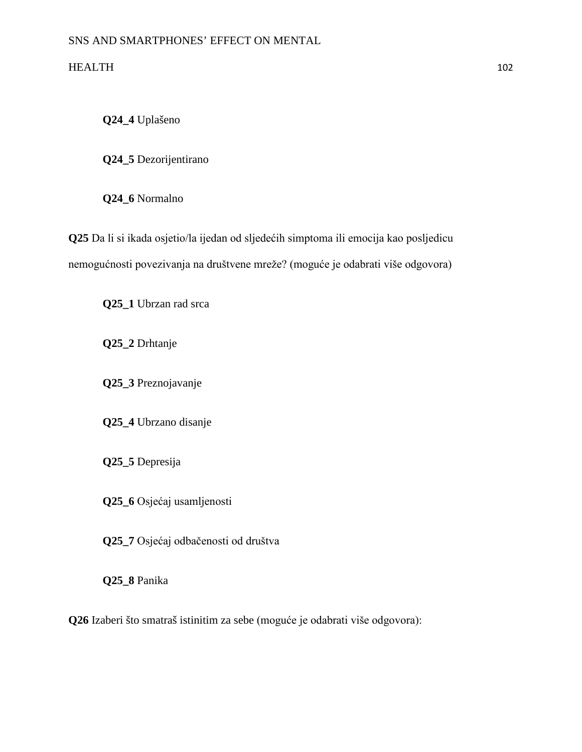**Q24_4** Uplašeno

**Q24_5** Dezorijentirano

**Q24_6** Normalno

**Q25** Da li si ikada osjetio/la ijedan od sljedećih simptoma ili emocija kao posljedicu nemogućnosti povezivanja na društvene mreže? (moguće je odabrati više odgovora)

**Q25_1** Ubrzan rad srca

**Q25_2** Drhtanje

**Q25_3** Preznojavanje

**Q25_4** Ubrzano disanje

**Q25_5** Depresija

**Q25_6** Osjećaj usamljenosti

**Q25_7** Osjećaj odbačenosti od društva

**Q25_8** Panika

**Q26** Izaberi što smatraš istinitim za sebe (moguće je odabrati više odgovora):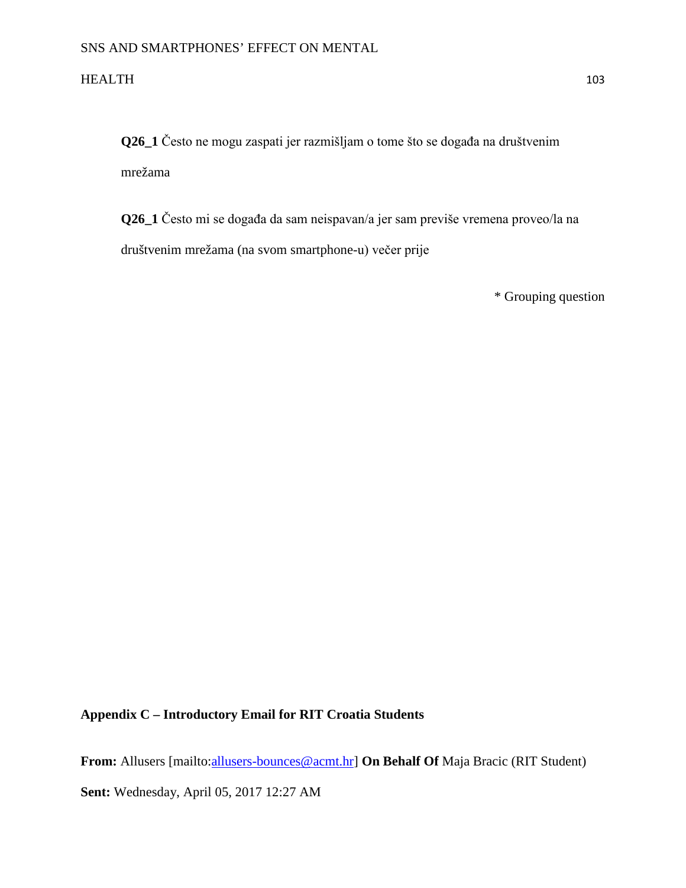**Q26_1** Često ne mogu zaspati jer razmišljam o tome što se događa na društvenim mrežama

**Q26_1** Često mi se događa da sam neispavan/a jer sam previše vremena proveo/la na društvenim mrežama (na svom smartphone-u) večer prije

\* Grouping question

**Appendix C – Introductory Email for RIT Croatia Students**

**From:** Allusers [mailto:allusers-bounces@acmt.hr] **On Behalf Of** Maja Bracic (RIT Student)

**Sent:** Wednesday, April 05, 2017 12:27 AM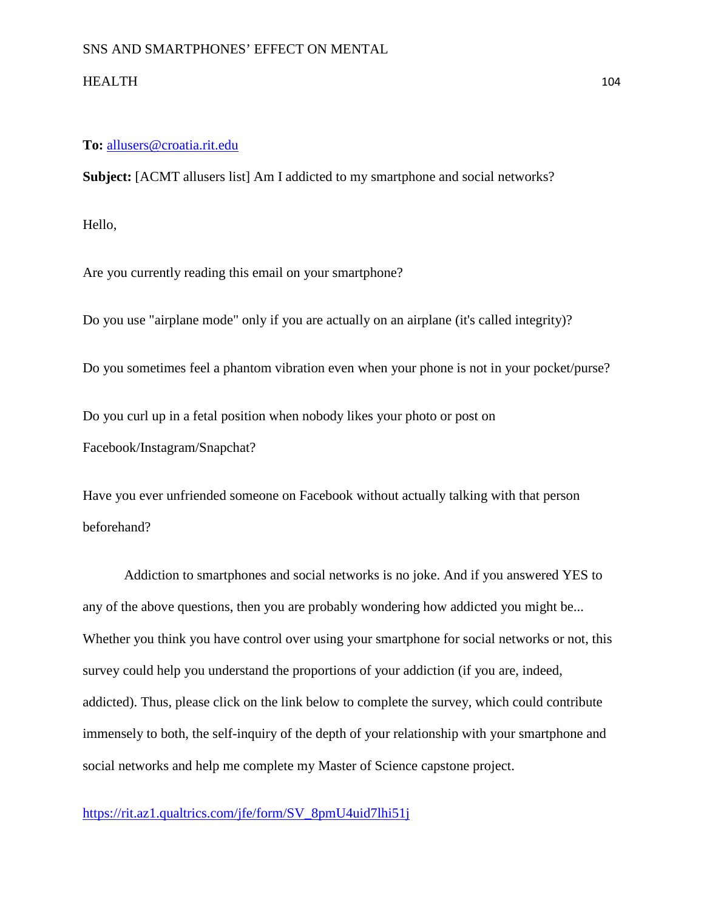**To:** allusers@croatia.rit.edu

**Subject:** [ACMT allusers list] Am I addicted to my smartphone and social networks?

Hello,

Are you currently reading this email on your smartphone?

Do you use "airplane mode" only if you are actually on an airplane (it's called integrity)?

Do you sometimes feel a phantom vibration even when your phone is not in your pocket/purse?

Do you curl up in a fetal position when nobody likes your photo or post on Facebook/Instagram/Snapchat?

Have you ever unfriended someone on Facebook without actually talking with that person beforehand?

Addiction to smartphones and social networks is no joke. And if you answered YES to any of the above questions, then you are probably wondering how addicted you might be... Whether you think you have control over using your smartphone for social networks or not, this survey could help you understand the proportions of your addiction (if you are, indeed, addicted). Thus, please click on the link below to complete the survey, which could contribute immensely to both, the self-inquiry of the depth of your relationship with your smartphone and social networks and help me complete my Master of Science capstone project.

https://rit.az1.qualtrics.com/jfe/form/SV_8pmU4uid7lhi51j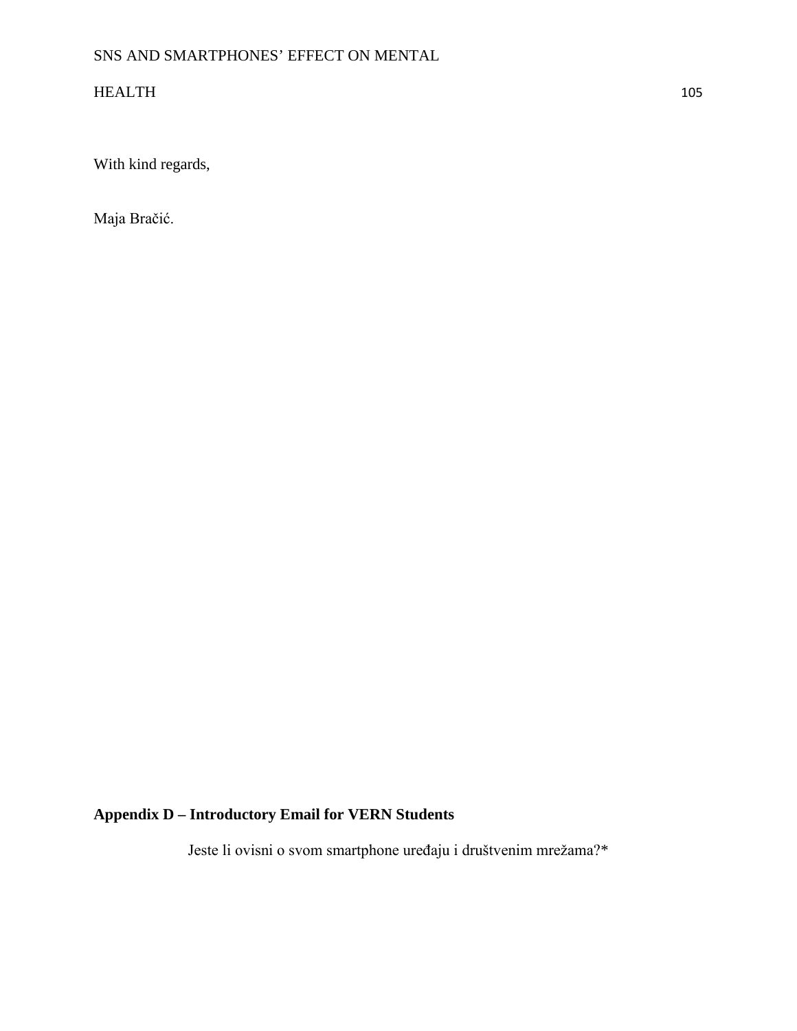With kind regards,

Maja Bračić.

## Appendix D – Introductory Email for VERN Students

Jeste li ovisni o svom smartphone uređaju i društvenim mrežama?*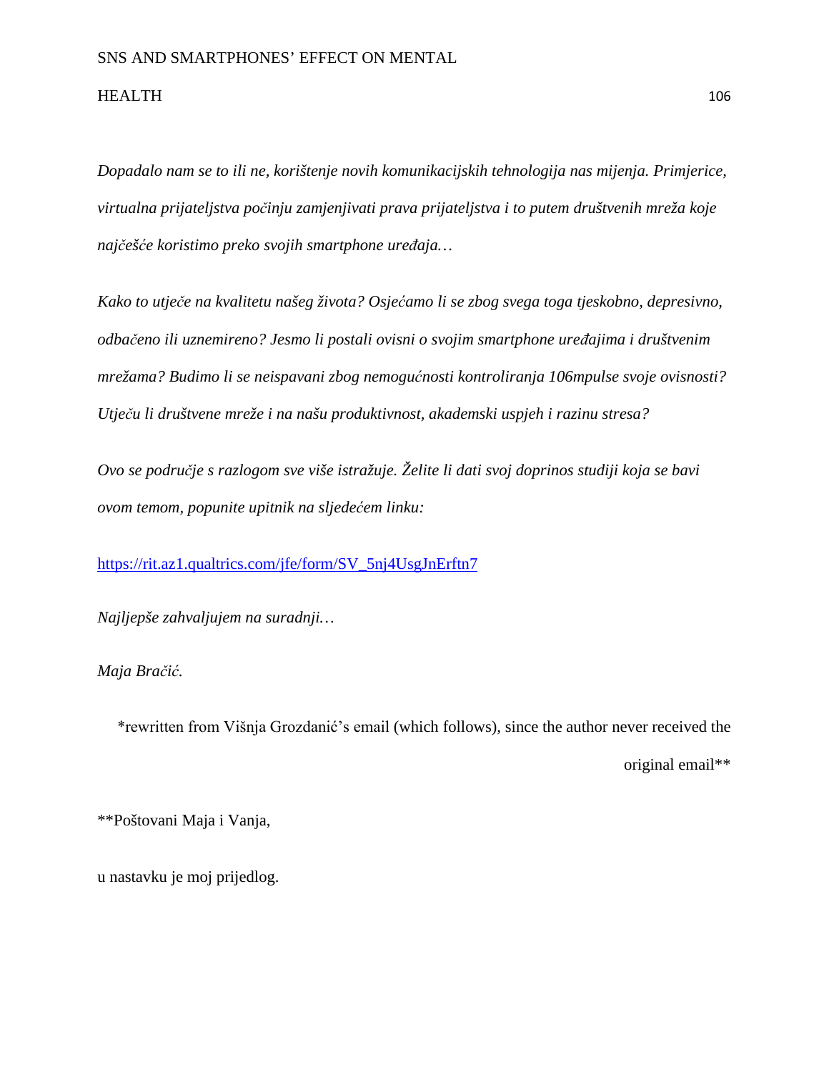*Dopadalo nam se to ili ne, korištenje novih komunikacijskih tehnologija nas mijenja. Primjerice, virtualna prijateljstva počinju zamjenjivati prava prijateljstva i to putem društvenih mreža koje najčešće koristimo preko svojih smartphone uređaja…*

*Kako to utječe na kvalitetu našeg života? Osjećamo li se zbog svega toga tjeskobno, depresivno, odbačeno ili uznemireno? Jesmo li postali ovisni o svojim smartphone uređajima i društvenim mrežama? Budimo li se neispavani zbog nemogućnosti kontroliranja 106mpulse svoje ovisnosti? Utječu li društvene mreže i na našu produktivnost, akademski uspjeh i razinu stresa?*

*Ovo se područje s razlogom sve više istražuje. Želite li dati svoj doprinos studiji koja se bavi ovom temom, popunite upitnik na sljedećem linku:*

https://rit.az1.qualtrics.com/jfe/form/SV_5nj4UsgJnErftn7

*Najljepše zahvaljujem na suradnji…*

*Maja Bračić.*

*rewritten from Višnja Grozdanić's email (which follows), since the author never received the original email**

**Poštovani Maja i Vanja,

u nastavku je moj prijedlog.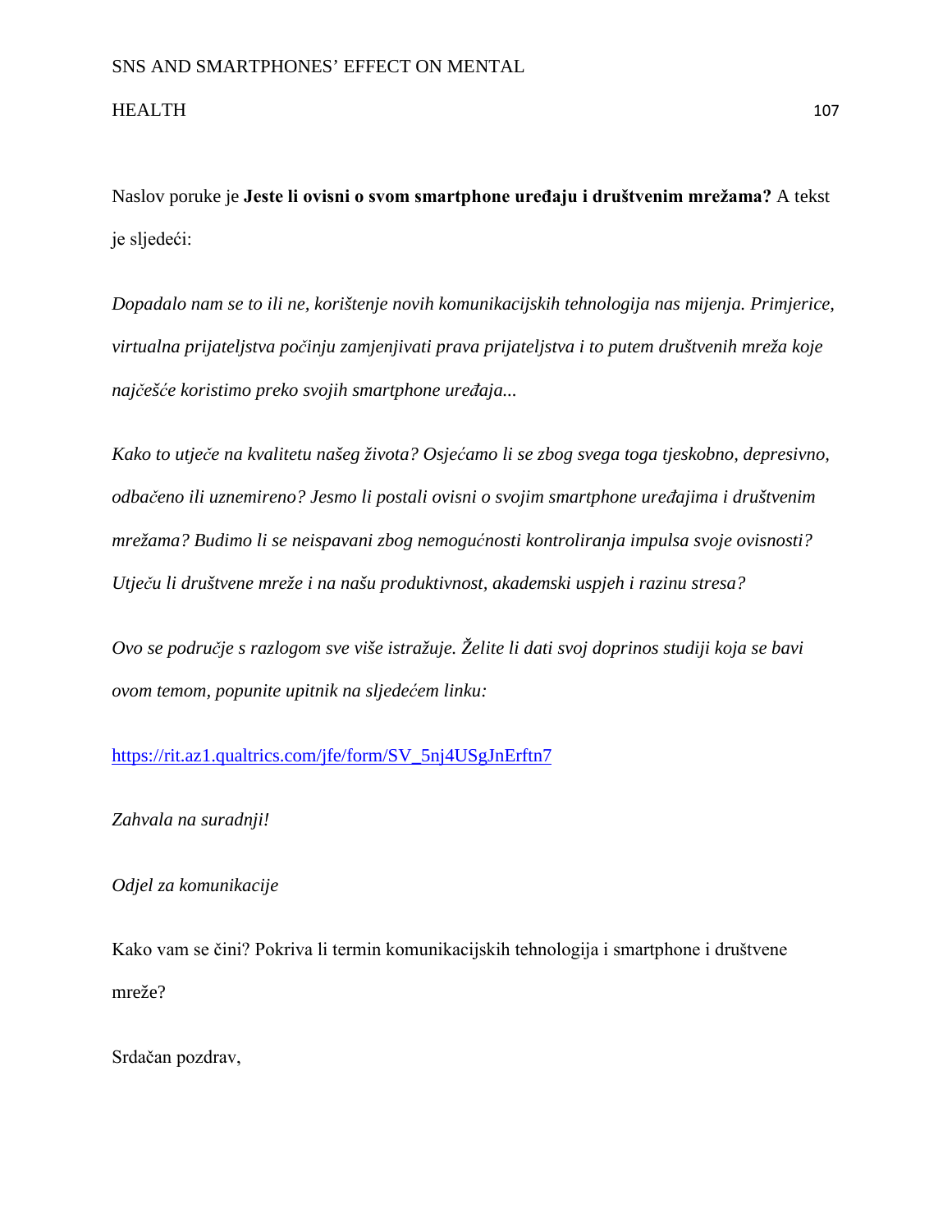Naslov poruke je **Jeste li ovisni o svom smartphone uređaju i društvenim mrežama?** A tekst je sljedeći:

*Dopadalo nam se to ili ne, korištenje novih komunikacijskih tehnologija nas mijenja. Primjerice, virtualna prijateljstva počinju zamjenjivati prava prijateljstva i to putem društvenih mreža koje najčešće koristimo preko svojih smartphone uređaja...*

*Kako to utječe na kvalitetu našeg života? Osjećamo li se zbog svega toga tjeskobno, depresivno, odbačeno ili uznemireno? Jesmo li postali ovisni o svojim smartphone uređajima i društvenim mrežama? Budimo li se neispavani zbog nemogućnosti kontroliranja impulsa svoje ovisnosti? Utječu li društvene mreže i na našu produktivnost, akademski uspjeh i razinu stresa?*

*Ovo se područje s razlogom sve više istražuje. Želite li dati svoj doprinos studiji koja se bavi ovom temom, popunite upitnik na sljedećem linku:*

https://rit.az1.qualtrics.com/jfe/form/SV_5nj4USgJnErftn7

*Zahvala na suradnji!*

*Odjel za komunikacije*

Kako vam se čini? Pokriva li termin komunikacijskih tehnologija i smartphone i društvene mreže?

Srdačan pozdrav,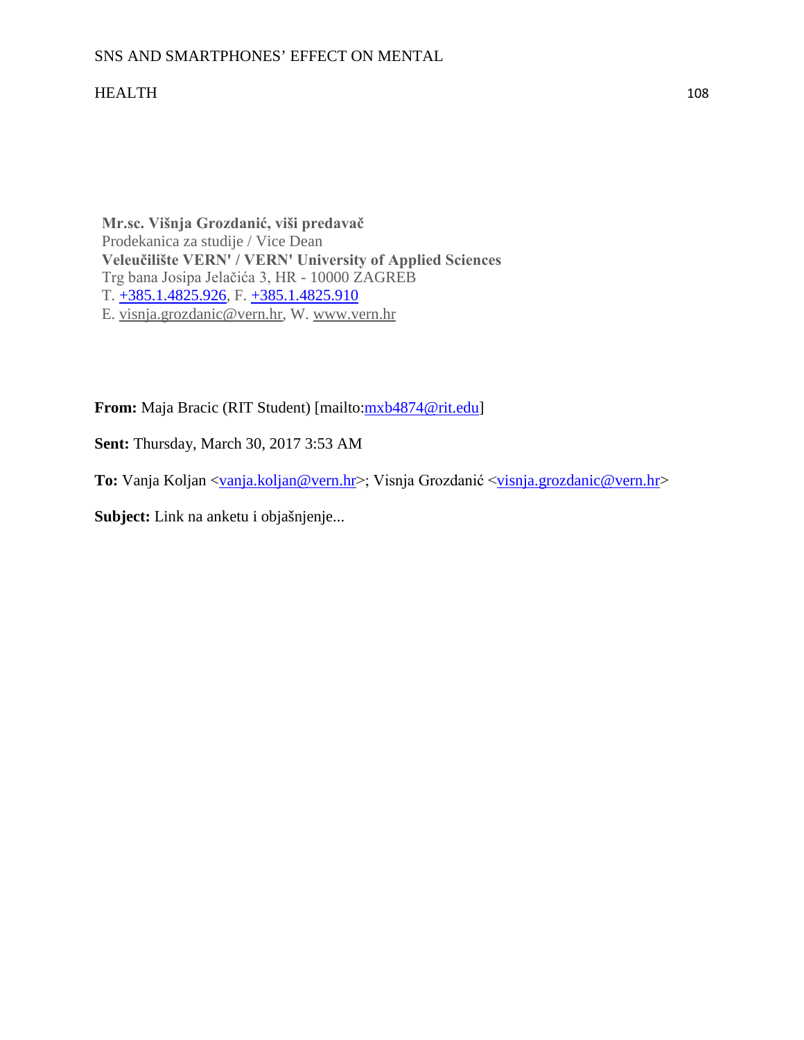**Mr.sc. Višnja Grozdanić, viši predavač**
Prodekanica za studije / Vice Dean
**Veleučilište VERN' / VERN' University of Applied Sciences**
Trg bana Josipa Jelačića 3, HR - 10000 ZAGREB
T. +385.1.4825.926, F. +385.1.4825.910
E. visnja.grozdanic@vern.hr, W. www.vern.hr

**From:** Maja Bracic (RIT Student) [mailto:mxb4874@rit.edu]

**Sent:** Thursday, March 30, 2017 3:53 AM

**To:** Vanja Koljan <vanja.koljan@vern.hr>; Visnja Grozdanić <visnja.grozdanic@vern.hr>

**Subject:** Link na anketu i objašnjenje...